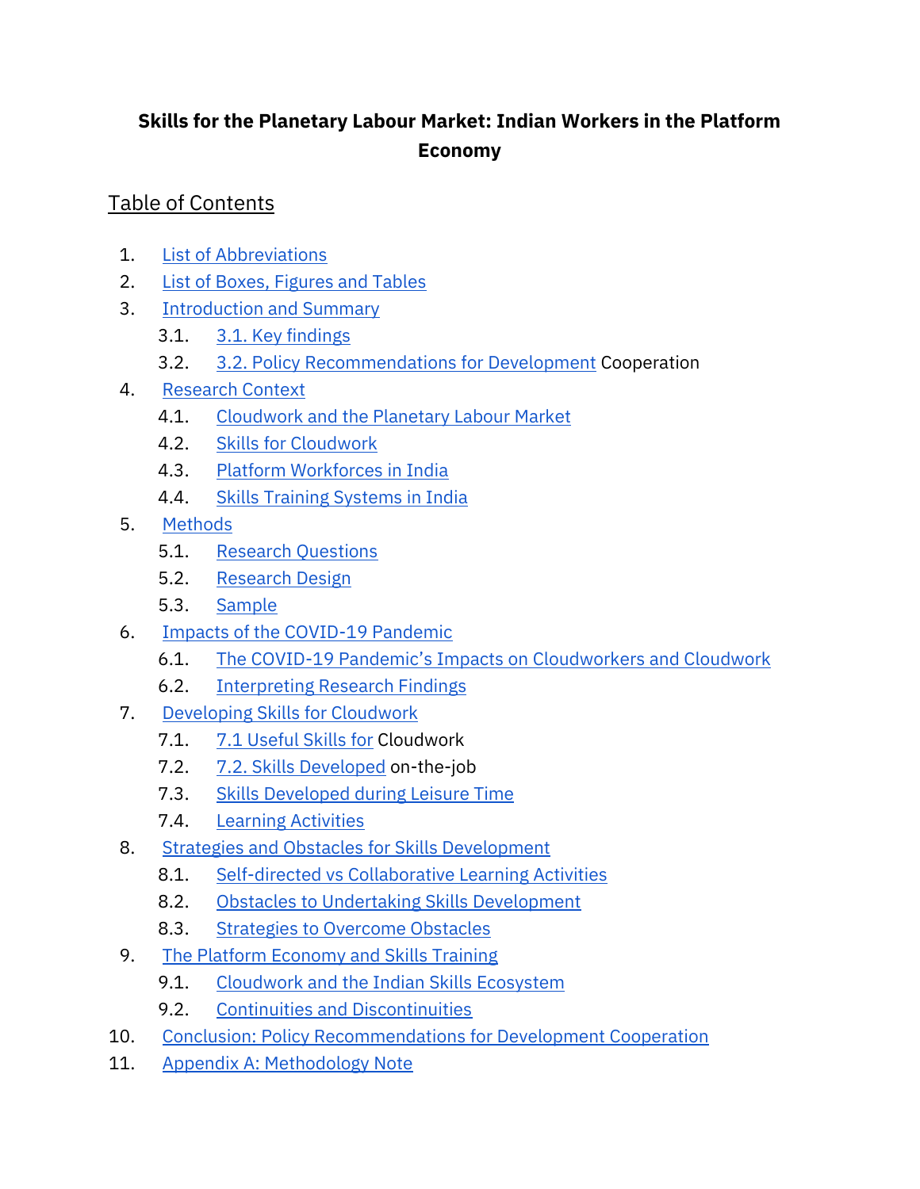# Skills for the Planetary Labour Market: Indian Workers in the Platform Economy

## Table of Contents

1. List of Abbreviations
2. List of Boxes, Figures and Tables
3. Introduction and Summary
    - 3.1. 3.1. Key findings
    - 3.2. 3.2. Policy Recommendations for Development Cooperation
4. Research Context
    - 4.1. Cloudwork and the Planetary Labour Market
    - 4.2. Skills for Cloudwork
    - 4.3. Platform Workforces in India
    - 4.4. Skills Training Systems in India
5. Methods
    - 5.1. Research Questions
    - 5.2. Research Design
    - 5.3. Sample
6. Impacts of the COVID-19 Pandemic
    - 6.1. The COVID-19 Pandemic's Impacts on Cloudworkers and Cloudwork
    - 6.2. Interpreting Research Findings
7. Developing Skills for Cloudwork
    - 7.1. 7.1 Useful Skills for Cloudwork
    - 7.2. 7.2. Skills Developed on-the-job
    - 7.3. Skills Developed during Leisure Time
    - 7.4. Learning Activities
8. Strategies and Obstacles for Skills Development
    - 8.1. Self-directed vs Collaborative Learning Activities
    - 8.2. Obstacles to Undertaking Skills Development
    - 8.3. Strategies to Overcome Obstacles
9. The Platform Economy and Skills Training
    - 9.1. Cloudwork and the Indian Skills Ecosystem
    - 9.2. Continuities and Discontinuities
10. Conclusion: Policy Recommendations for Development Cooperation
11. Appendix A: Methodology Note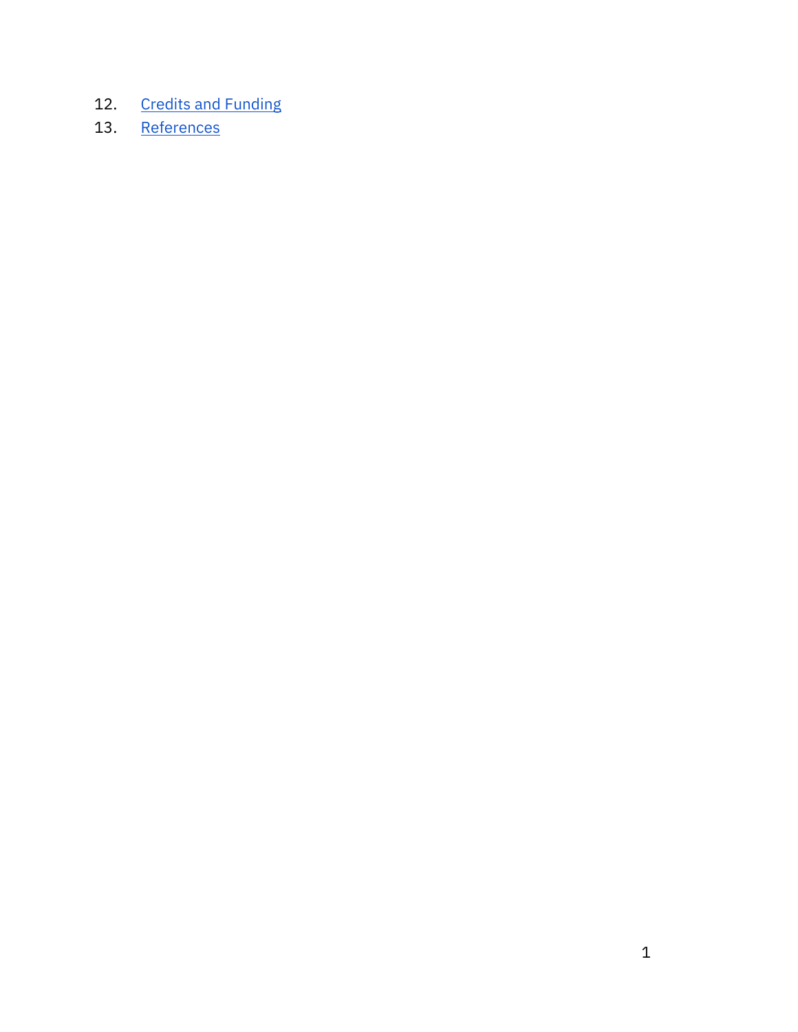12. [Credits and Funding]
13. [References]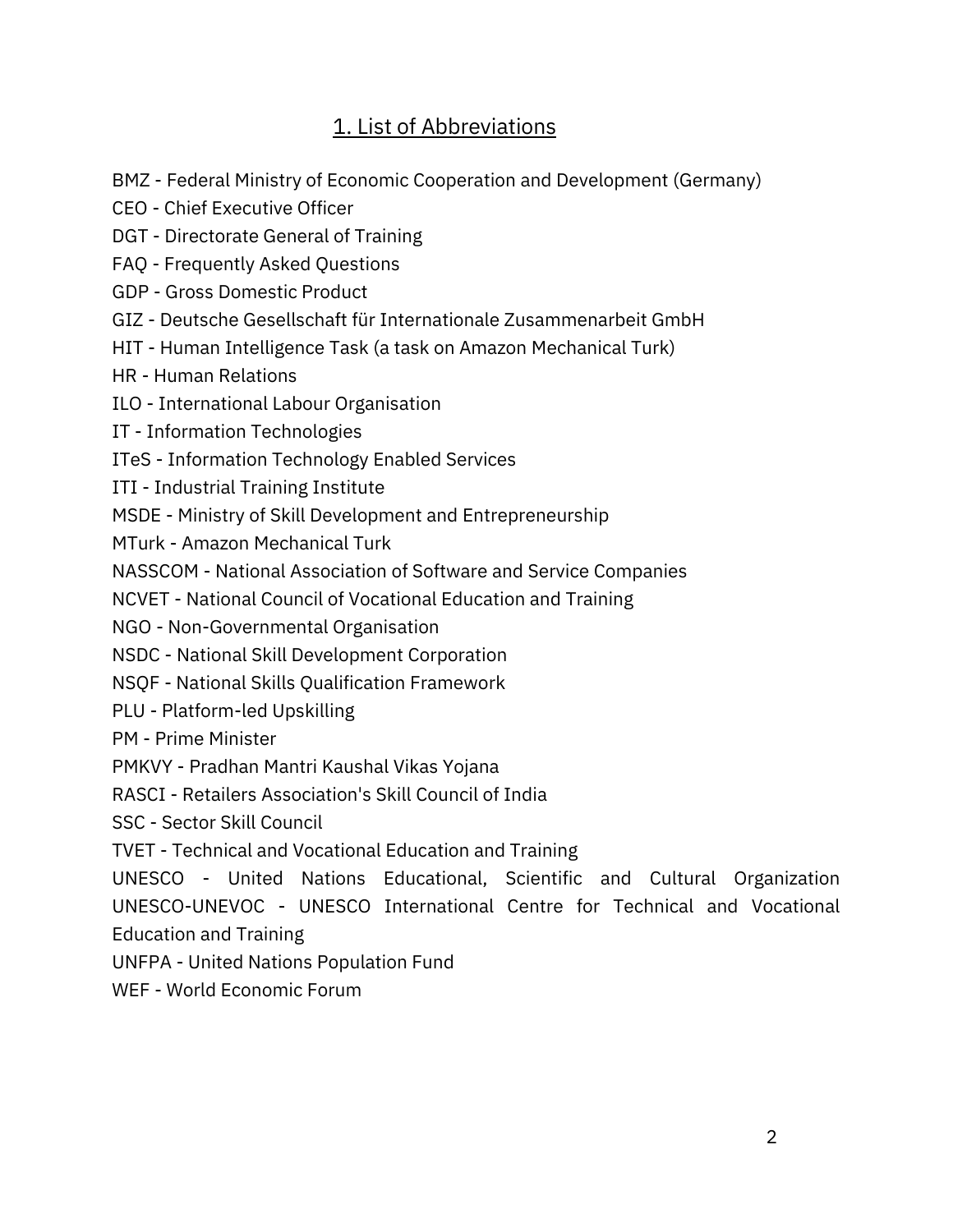## 1. List of Abbreviations

BMZ - Federal Ministry of Economic Cooperation and Development (Germany)
CEO - Chief Executive Officer
DGT - Directorate General of Training
FAQ - Frequently Asked Questions
GDP - Gross Domestic Product
GIZ - Deutsche Gesellschaft für Internationale Zusammenarbeit GmbH
HIT - Human Intelligence Task (a task on Amazon Mechanical Turk)
HR - Human Relations
ILO - International Labour Organisation
IT - Information Technologies
ITeS - Information Technology Enabled Services
ITI - Industrial Training Institute
MSDE - Ministry of Skill Development and Entrepreneurship
MTurk - Amazon Mechanical Turk
NASSCOM - National Association of Software and Service Companies
NCVET - National Council of Vocational Education and Training
NGO - Non-Governmental Organisation
NSDC - National Skill Development Corporation
NSQF - National Skills Qualification Framework
PLU - Platform-led Upskilling
PM - Prime Minister
PMKVY - Pradhan Mantri Kaushal Vikas Yojana
RASCI - Retailers Association's Skill Council of India
SSC - Sector Skill Council
TVET - Technical and Vocational Education and Training
UNESCO - United Nations Educational, Scientific and Cultural Organization
UNESCO-UNEVOC - UNESCO International Centre for Technical and Vocational Education and Training
UNFPA - United Nations Population Fund
WEF - World Economic Forum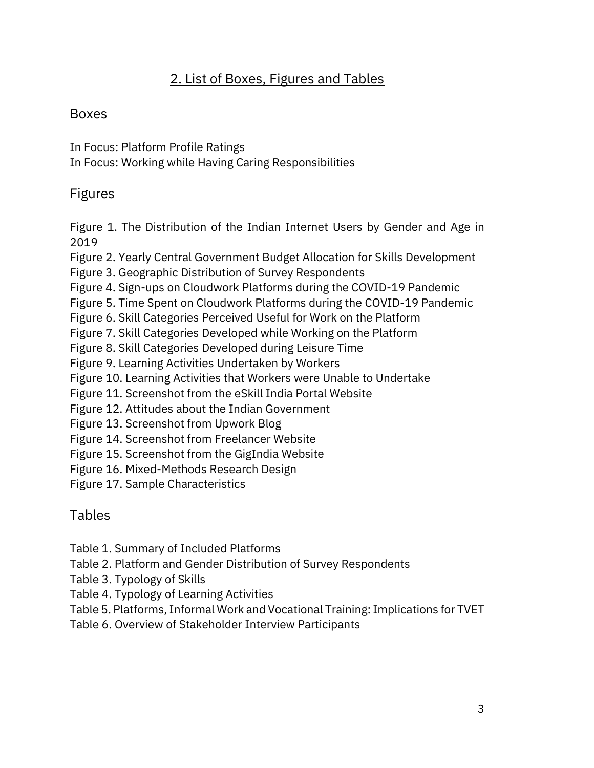## 2. List of Boxes, Figures and Tables

### Boxes

In Focus: Platform Profile Ratings
In Focus: Working while Having Caring Responsibilities

### Figures

Figure 1. The Distribution of the Indian Internet Users by Gender and Age in 2019
Figure 2. Yearly Central Government Budget Allocation for Skills Development
Figure 3. Geographic Distribution of Survey Respondents
Figure 4. Sign-ups on Cloudwork Platforms during the COVID-19 Pandemic
Figure 5. Time Spent on Cloudwork Platforms during the COVID-19 Pandemic
Figure 6. Skill Categories Perceived Useful for Work on the Platform
Figure 7. Skill Categories Developed while Working on the Platform
Figure 8. Skill Categories Developed during Leisure Time
Figure 9. Learning Activities Undertaken by Workers
Figure 10. Learning Activities that Workers were Unable to Undertake
Figure 11. Screenshot from the eSkill India Portal Website
Figure 12. Attitudes about the Indian Government
Figure 13. Screenshot from Upwork Blog
Figure 14. Screenshot from Freelancer Website
Figure 15. Screenshot from the GigIndia Website
Figure 16. Mixed-Methods Research Design
Figure 17. Sample Characteristics

### Tables

Table 1. Summary of Included Platforms
Table 2. Platform and Gender Distribution of Survey Respondents
Table 3. Typology of Skills
Table 4. Typology of Learning Activities
Table 5. Platforms, Informal Work and Vocational Training: Implications for TVET
Table 6. Overview of Stakeholder Interview Participants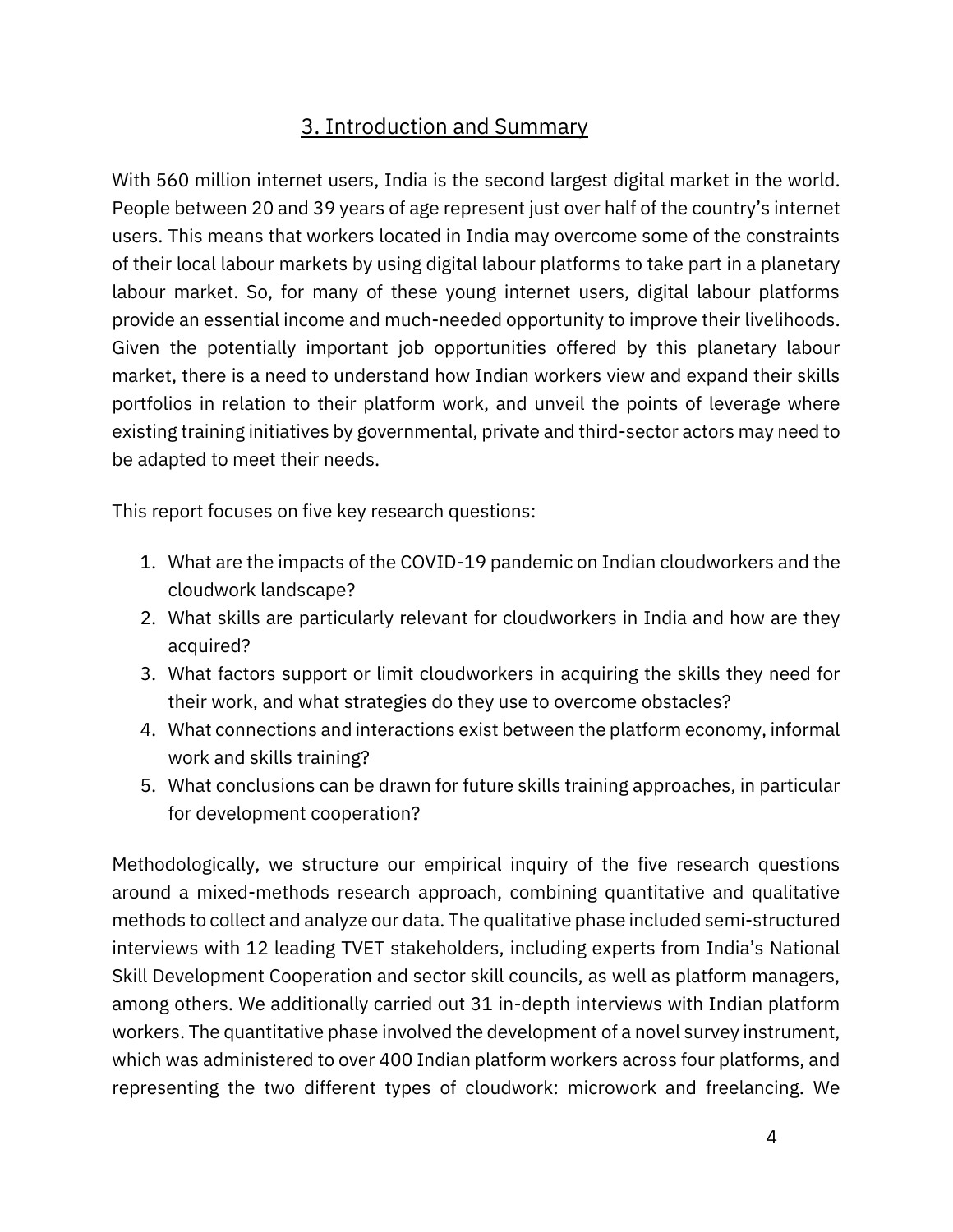## 3. Introduction and Summary

With 560 million internet users, India is the second largest digital market in the world. People between 20 and 39 years of age represent just over half of the country's internet users. This means that workers located in India may overcome some of the constraints of their local labour markets by using digital labour platforms to take part in a planetary labour market. So, for many of these young internet users, digital labour platforms provide an essential income and much-needed opportunity to improve their livelihoods. Given the potentially important job opportunities offered by this planetary labour market, there is a need to understand how Indian workers view and expand their skills portfolios in relation to their platform work, and unveil the points of leverage where existing training initiatives by governmental, private and third-sector actors may need to be adapted to meet their needs.

This report focuses on five key research questions:

1. What are the impacts of the COVID-19 pandemic on Indian cloudworkers and the cloudwork landscape?
2. What skills are particularly relevant for cloudworkers in India and how are they acquired?
3. What factors support or limit cloudworkers in acquiring the skills they need for their work, and what strategies do they use to overcome obstacles?
4. What connections and interactions exist between the platform economy, informal work and skills training?
5. What conclusions can be drawn for future skills training approaches, in particular for development cooperation?

Methodologically, we structure our empirical inquiry of the five research questions around a mixed-methods research approach, combining quantitative and qualitative methods to collect and analyze our data. The qualitative phase included semi-structured interviews with 12 leading TVET stakeholders, including experts from India's National Skill Development Cooperation and sector skill councils, as well as platform managers, among others. We additionally carried out 31 in-depth interviews with Indian platform workers. The quantitative phase involved the development of a novel survey instrument, which was administered to over 400 Indian platform workers across four platforms, and representing the two different types of cloudwork: microwork and freelancing. We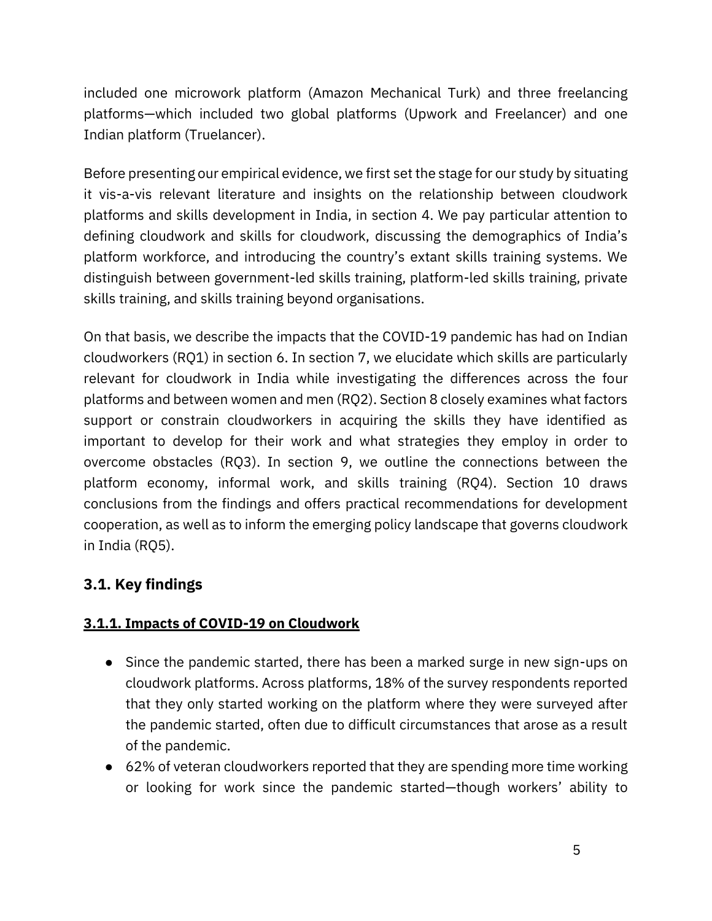included one microwork platform (Amazon Mechanical Turk) and three freelancing platforms—which included two global platforms (Upwork and Freelancer) and one Indian platform (Truelancer).

Before presenting our empirical evidence, we first set the stage for our study by situating it vis-a-vis relevant literature and insights on the relationship between cloudwork platforms and skills development in India, in section 4. We pay particular attention to defining cloudwork and skills for cloudwork, discussing the demographics of India's platform workforce, and introducing the country's extant skills training systems. We distinguish between government-led skills training, platform-led skills training, private skills training, and skills training beyond organisations.

On that basis, we describe the impacts that the COVID-19 pandemic has had on Indian cloudworkers (RQ1) in section 6. In section 7, we elucidate which skills are particularly relevant for cloudwork in India while investigating the differences across the four platforms and between women and men (RQ2). Section 8 closely examines what factors support or constrain cloudworkers in acquiring the skills they have identified as important to develop for their work and what strategies they employ in order to overcome obstacles (RQ3). In section 9, we outline the connections between the platform economy, informal work, and skills training (RQ4). Section 10 draws conclusions from the findings and offers practical recommendations for development cooperation, as well as to inform the emerging policy landscape that governs cloudwork in India (RQ5).

## 3.1. Key findings

### 3.1.1. Impacts of COVID-19 on Cloudwork

- Since the pandemic started, there has been a marked surge in new sign-ups on cloudwork platforms. Across platforms, 18% of the survey respondents reported that they only started working on the platform where they were surveyed after the pandemic started, often due to difficult circumstances that arose as a result of the pandemic.
- 62% of veteran cloudworkers reported that they are spending more time working or looking for work since the pandemic started—though workers' ability to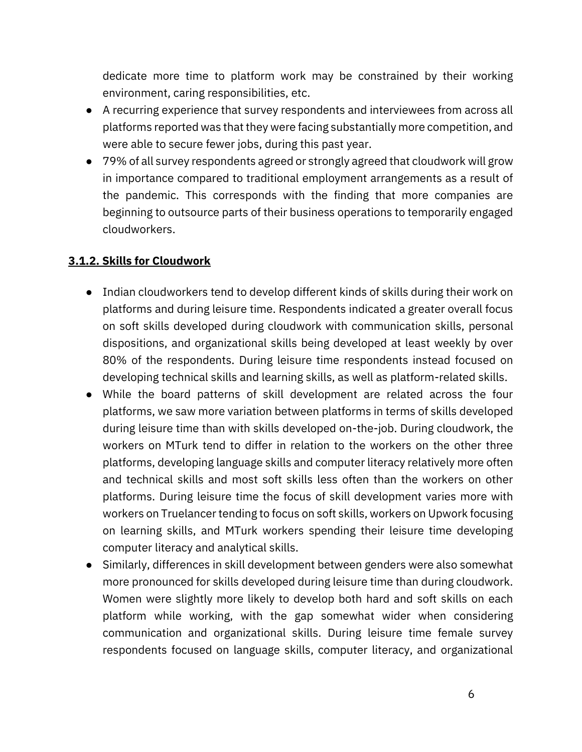dedicate more time to platform work may be constrained by their working environment, caring responsibilities, etc.

- A recurring experience that survey respondents and interviewees from across all platforms reported was that they were facing substantially more competition, and were able to secure fewer jobs, during this past year.
- 79% of all survey respondents agreed or strongly agreed that cloudwork will grow in importance compared to traditional employment arrangements as a result of the pandemic. This corresponds with the finding that more companies are beginning to outsource parts of their business operations to temporarily engaged cloudworkers.

#### 3.1.2. Skills for Cloudwork

- Indian cloudworkers tend to develop different kinds of skills during their work on platforms and during leisure time. Respondents indicated a greater overall focus on soft skills developed during cloudwork with communication skills, personal dispositions, and organizational skills being developed at least weekly by over 80% of the respondents. During leisure time respondents instead focused on developing technical skills and learning skills, as well as platform-related skills.
- While the board patterns of skill development are related across the four platforms, we saw more variation between platforms in terms of skills developed during leisure time than with skills developed on-the-job. During cloudwork, the workers on MTurk tend to differ in relation to the workers on the other three platforms, developing language skills and computer literacy relatively more often and technical skills and most soft skills less often than the workers on other platforms. During leisure time the focus of skill development varies more with workers on Truelancer tending to focus on soft skills, workers on Upwork focusing on learning skills, and MTurk workers spending their leisure time developing computer literacy and analytical skills.
- Similarly, differences in skill development between genders were also somewhat more pronounced for skills developed during leisure time than during cloudwork. Women were slightly more likely to develop both hard and soft skills on each platform while working, with the gap somewhat wider when considering communication and organizational skills. During leisure time female survey respondents focused on language skills, computer literacy, and organizational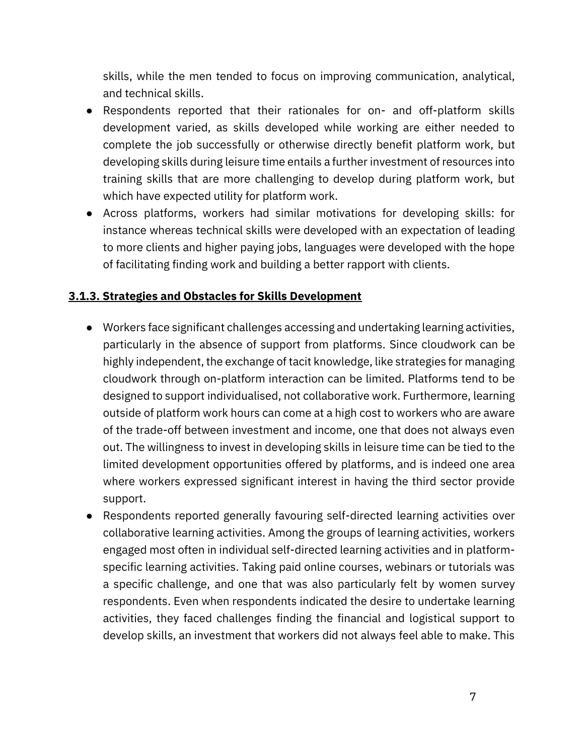skills, while the men tended to focus on improving communication, analytical, and technical skills.

- Respondents reported that their rationales for on- and off-platform skills development varied, as skills developed while working are either needed to complete the job successfully or otherwise directly benefit platform work, but developing skills during leisure time entails a further investment of resources into training skills that are more challenging to develop during platform work, but which have expected utility for platform work.
- Across platforms, workers had similar motivations for developing skills: for instance whereas technical skills were developed with an expectation of leading to more clients and higher paying jobs, languages were developed with the hope of facilitating finding work and building a better rapport with clients.

### **3.1.3. Strategies and Obstacles for Skills Development**

- Workers face significant challenges accessing and undertaking learning activities, particularly in the absence of support from platforms. Since cloudwork can be highly independent, the exchange of tacit knowledge, like strategies for managing cloudwork through on-platform interaction can be limited. Platforms tend to be designed to support individualised, not collaborative work. Furthermore, learning outside of platform work hours can come at a high cost to workers who are aware of the trade-off between investment and income, one that does not always even out. The willingness to invest in developing skills in leisure time can be tied to the limited development opportunities offered by platforms, and is indeed one area where workers expressed significant interest in having the third sector provide support.
- Respondents reported generally favouring self-directed learning activities over collaborative learning activities. Among the groups of learning activities, workers engaged most often in individual self-directed learning activities and in platform-specific learning activities. Taking paid online courses, webinars or tutorials was a specific challenge, and one that was also particularly felt by women survey respondents. Even when respondents indicated the desire to undertake learning activities, they faced challenges finding the financial and logistical support to develop skills, an investment that workers did not always feel able to make. This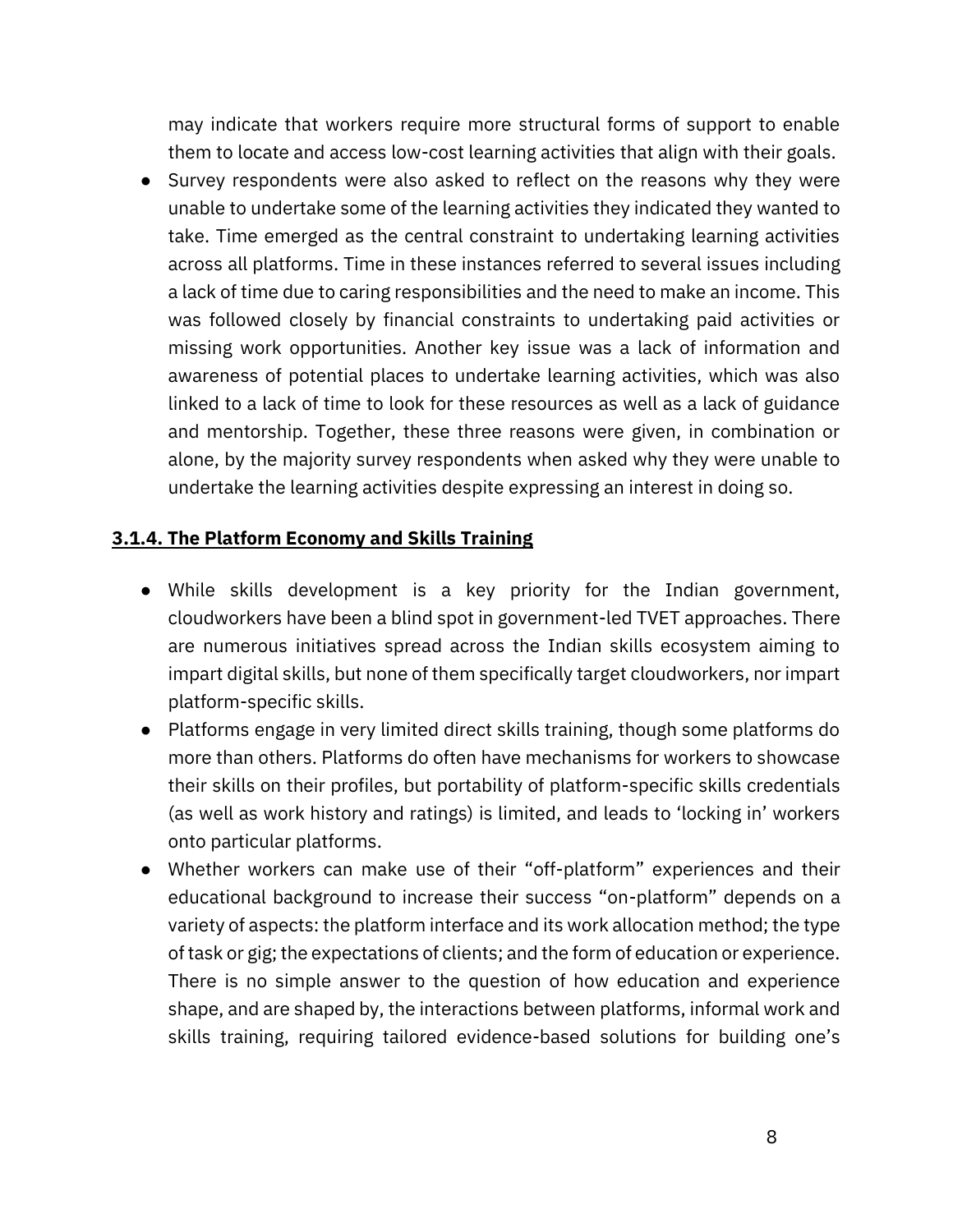may indicate that workers require more structural forms of support to enable them to locate and access low-cost learning activities that align with their goals.

- Survey respondents were also asked to reflect on the reasons why they were unable to undertake some of the learning activities they indicated they wanted to take. Time emerged as the central constraint to undertaking learning activities across all platforms. Time in these instances referred to several issues including a lack of time due to caring responsibilities and the need to make an income. This was followed closely by financial constraints to undertaking paid activities or missing work opportunities. Another key issue was a lack of information and awareness of potential places to undertake learning activities, which was also linked to a lack of time to look for these resources as well as a lack of guidance and mentorship. Together, these three reasons were given, in combination or alone, by the majority survey respondents when asked why they were unable to undertake the learning activities despite expressing an interest in doing so.

### 3.1.4. The Platform Economy and Skills Training

- While skills development is a key priority for the Indian government, cloudworkers have been a blind spot in government-led TVET approaches. There are numerous initiatives spread across the Indian skills ecosystem aiming to impart digital skills, but none of them specifically target cloudworkers, nor impart platform-specific skills.
- Platforms engage in very limited direct skills training, though some platforms do more than others. Platforms do often have mechanisms for workers to showcase their skills on their profiles, but portability of platform-specific skills credentials (as well as work history and ratings) is limited, and leads to 'locking in' workers onto particular platforms.
- Whether workers can make use of their "off-platform" experiences and their educational background to increase their success "on-platform" depends on a variety of aspects: the platform interface and its work allocation method; the type of task or gig; the expectations of clients; and the form of education or experience. There is no simple answer to the question of how education and experience shape, and are shaped by, the interactions between platforms, informal work and skills training, requiring tailored evidence-based solutions for building one's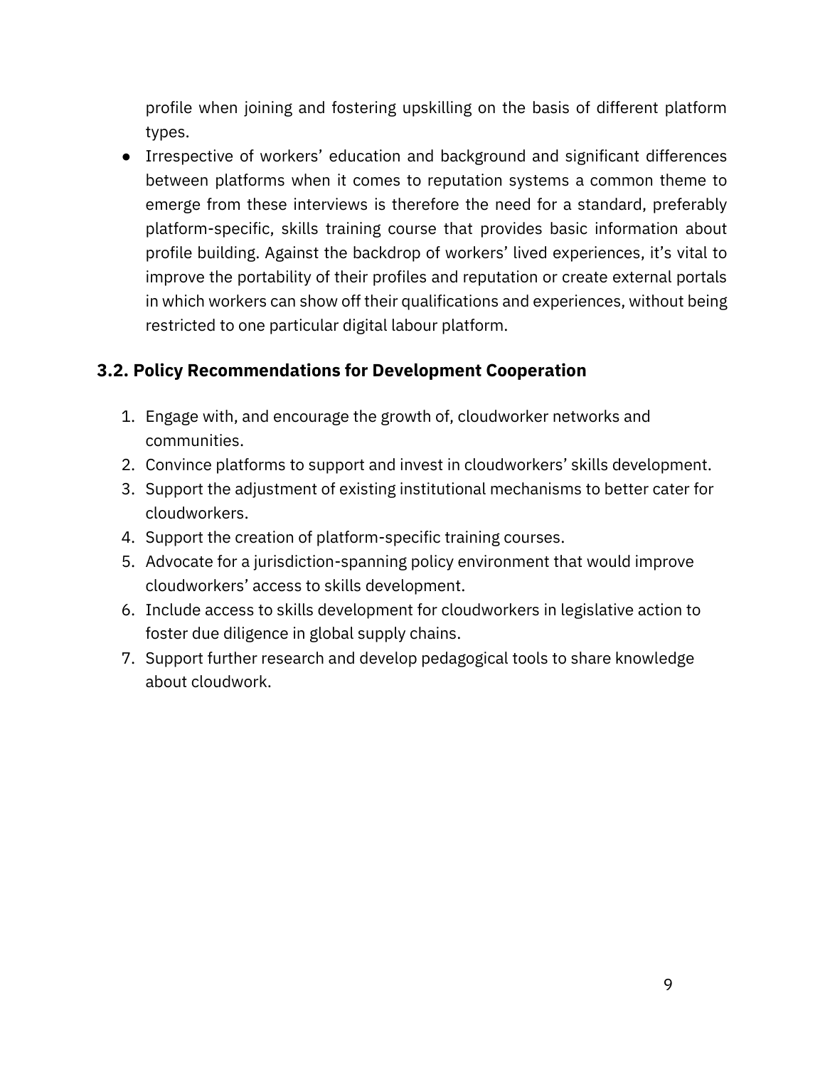profile when joining and fostering upskilling on the basis of different platform types.

- Irrespective of workers' education and background and significant differences between platforms when it comes to reputation systems a common theme to emerge from these interviews is therefore the need for a standard, preferably platform-specific, skills training course that provides basic information about profile building. Against the backdrop of workers' lived experiences, it's vital to improve the portability of their profiles and reputation or create external portals in which workers can show off their qualifications and experiences, without being restricted to one particular digital labour platform.

### 3.2. Policy Recommendations for Development Cooperation

1. Engage with, and encourage the growth of, cloudworker networks and communities.
2. Convince platforms to support and invest in cloudworkers' skills development.
3. Support the adjustment of existing institutional mechanisms to better cater for cloudworkers.
4. Support the creation of platform-specific training courses.
5. Advocate for a jurisdiction-spanning policy environment that would improve cloudworkers' access to skills development.
6. Include access to skills development for cloudworkers in legislative action to foster due diligence in global supply chains.
7. Support further research and develop pedagogical tools to share knowledge about cloudwork.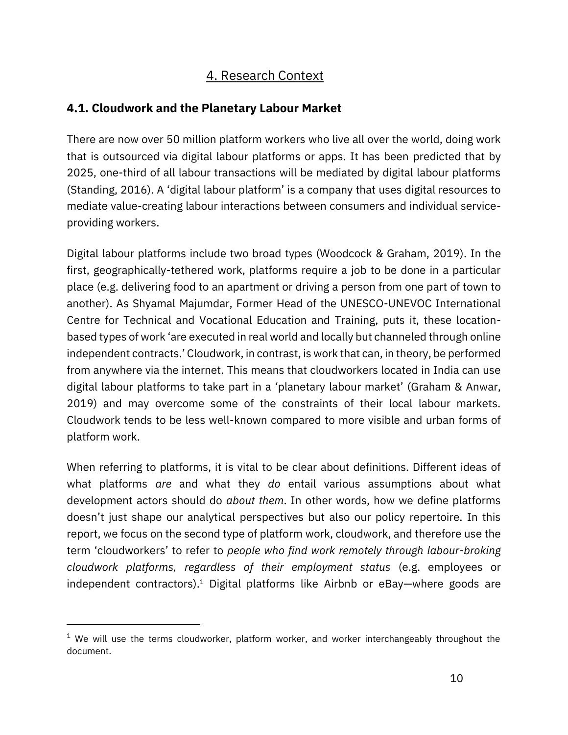# 4. Research Context

## 4.1. Cloudwork and the Planetary Labour Market

There are now over 50 million platform workers who live all over the world, doing work that is outsourced via digital labour platforms or apps. It has been predicted that by 2025, one-third of all labour transactions will be mediated by digital labour platforms (Standing, 2016). A 'digital labour platform' is a company that uses digital resources to mediate value-creating labour interactions between consumers and individual service-providing workers.

Digital labour platforms include two broad types (Woodcock & Graham, 2019). In the first, geographically-tethered work, platforms require a job to be done in a particular place (e.g. delivering food to an apartment or driving a person from one part of town to another). As Shyamal Majumdar, Former Head of the UNESCO-UNEVOC International Centre for Technical and Vocational Education and Training, puts it, these location-based types of work 'are executed in real world and locally but channeled through online independent contracts.' Cloudwork, in contrast, is work that can, in theory, be performed from anywhere via the internet. This means that cloudworkers located in India can use digital labour platforms to take part in a 'planetary labour market' (Graham & Anwar, 2019) and may overcome some of the constraints of their local labour markets. Cloudwork tends to be less well-known compared to more visible and urban forms of platform work.

When referring to platforms, it is vital to be clear about definitions. Different ideas of what platforms *are* and what they *do* entail various assumptions about what development actors should do *about them*. In other words, how we define platforms doesn't just shape our analytical perspectives but also our policy repertoire. In this report, we focus on the second type of platform work, cloudwork, and therefore use the term 'cloudworkers' to refer to *people who find work remotely through labour-broking cloudwork platforms, regardless of their employment status* (e.g. employees or independent contractors).[1] Digital platforms like Airbnb or eBay—where goods are

[1] We will use the terms cloudworker, platform worker, and worker interchangeably throughout the document.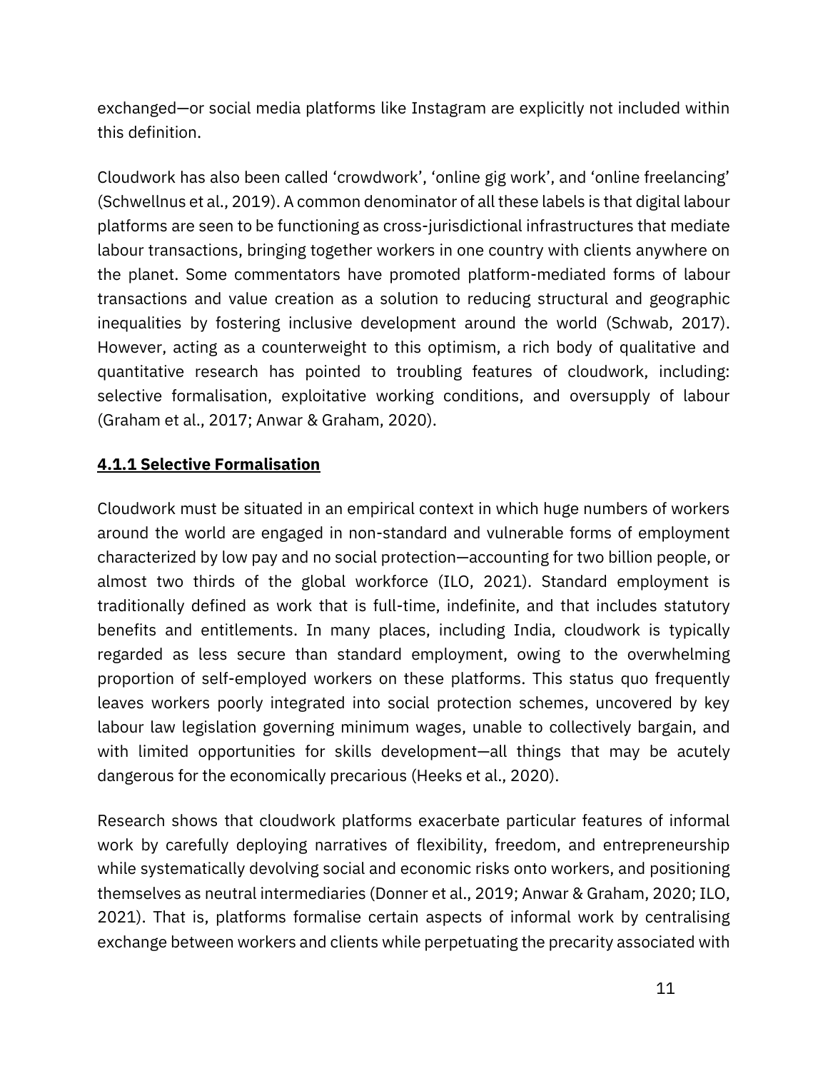exchanged—or social media platforms like Instagram are explicitly not included within this definition.

Cloudwork has also been called 'crowdwork', 'online gig work', and 'online freelancing' (Schwellnus et al., 2019). A common denominator of all these labels is that digital labour platforms are seen to be functioning as cross-jurisdictional infrastructures that mediate labour transactions, bringing together workers in one country with clients anywhere on the planet. Some commentators have promoted platform-mediated forms of labour transactions and value creation as a solution to reducing structural and geographic inequalities by fostering inclusive development around the world (Schwab, 2017). However, acting as a counterweight to this optimism, a rich body of qualitative and quantitative research has pointed to troubling features of cloudwork, including: selective formalisation, exploitative working conditions, and oversupply of labour (Graham et al., 2017; Anwar & Graham, 2020).

#### **4.1.1 Selective Formalisation**

Cloudwork must be situated in an empirical context in which huge numbers of workers around the world are engaged in non-standard and vulnerable forms of employment characterized by low pay and no social protection—accounting for two billion people, or almost two thirds of the global workforce (ILO, 2021). Standard employment is traditionally defined as work that is full-time, indefinite, and that includes statutory benefits and entitlements. In many places, including India, cloudwork is typically regarded as less secure than standard employment, owing to the overwhelming proportion of self-employed workers on these platforms. This status quo frequently leaves workers poorly integrated into social protection schemes, uncovered by key labour law legislation governing minimum wages, unable to collectively bargain, and with limited opportunities for skills development—all things that may be acutely dangerous for the economically precarious (Heeks et al., 2020).

Research shows that cloudwork platforms exacerbate particular features of informal work by carefully deploying narratives of flexibility, freedom, and entrepreneurship while systematically devolving social and economic risks onto workers, and positioning themselves as neutral intermediaries (Donner et al., 2019; Anwar & Graham, 2020; ILO, 2021). That is, platforms formalise certain aspects of informal work by centralising exchange between workers and clients while perpetuating the precarity associated with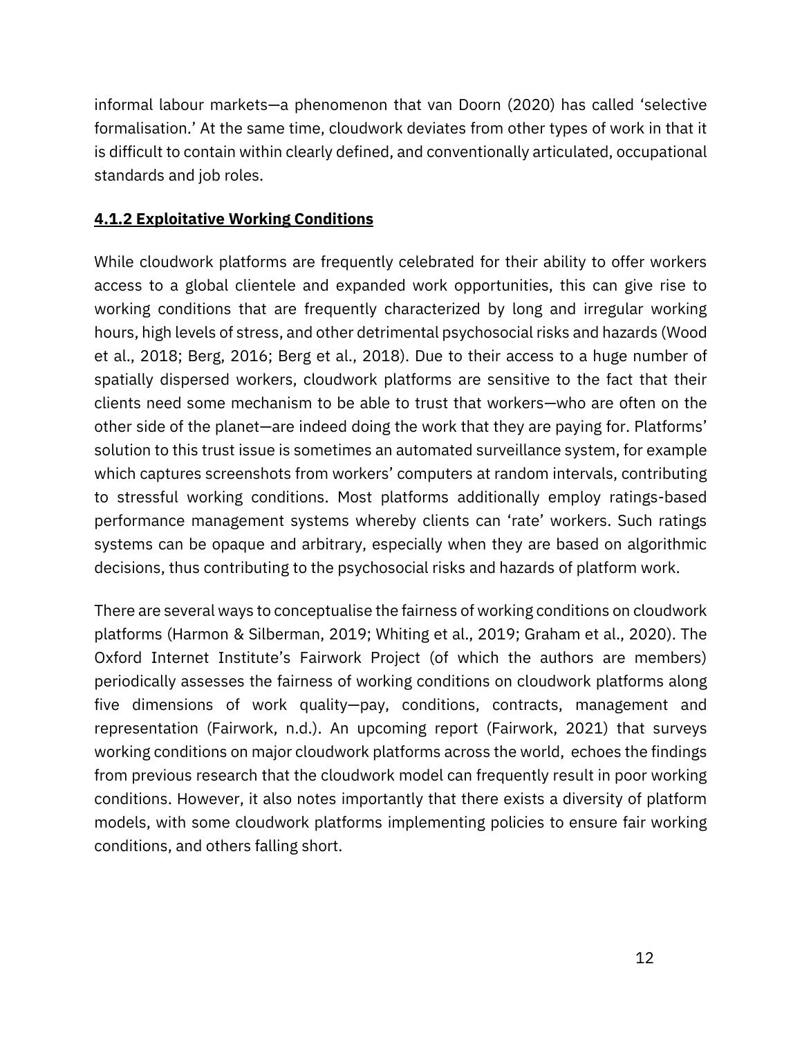informal labour markets—a phenomenon that van Doorn (2020) has called 'selective formalisation.' At the same time, cloudwork deviates from other types of work in that it is difficult to contain within clearly defined, and conventionally articulated, occupational standards and job roles.

#### 4.1.2 Exploitative Working Conditions

While cloudwork platforms are frequently celebrated for their ability to offer workers access to a global clientele and expanded work opportunities, this can give rise to working conditions that are frequently characterized by long and irregular working hours, high levels of stress, and other detrimental psychosocial risks and hazards (Wood et al., 2018; Berg, 2016; Berg et al., 2018). Due to their access to a huge number of spatially dispersed workers, cloudwork platforms are sensitive to the fact that their clients need some mechanism to be able to trust that workers—who are often on the other side of the planet—are indeed doing the work that they are paying for. Platforms' solution to this trust issue is sometimes an automated surveillance system, for example which captures screenshots from workers' computers at random intervals, contributing to stressful working conditions. Most platforms additionally employ ratings-based performance management systems whereby clients can 'rate' workers. Such ratings systems can be opaque and arbitrary, especially when they are based on algorithmic decisions, thus contributing to the psychosocial risks and hazards of platform work.

There are several ways to conceptualise the fairness of working conditions on cloudwork platforms (Harmon & Silberman, 2019; Whiting et al., 2019; Graham et al., 2020). The Oxford Internet Institute's Fairwork Project (of which the authors are members) periodically assesses the fairness of working conditions on cloudwork platforms along five dimensions of work quality—pay, conditions, contracts, management and representation (Fairwork, n.d.). An upcoming report (Fairwork, 2021) that surveys working conditions on major cloudwork platforms across the world, echoes the findings from previous research that the cloudwork model can frequently result in poor working conditions. However, it also notes importantly that there exists a diversity of platform models, with some cloudwork platforms implementing policies to ensure fair working conditions, and others falling short.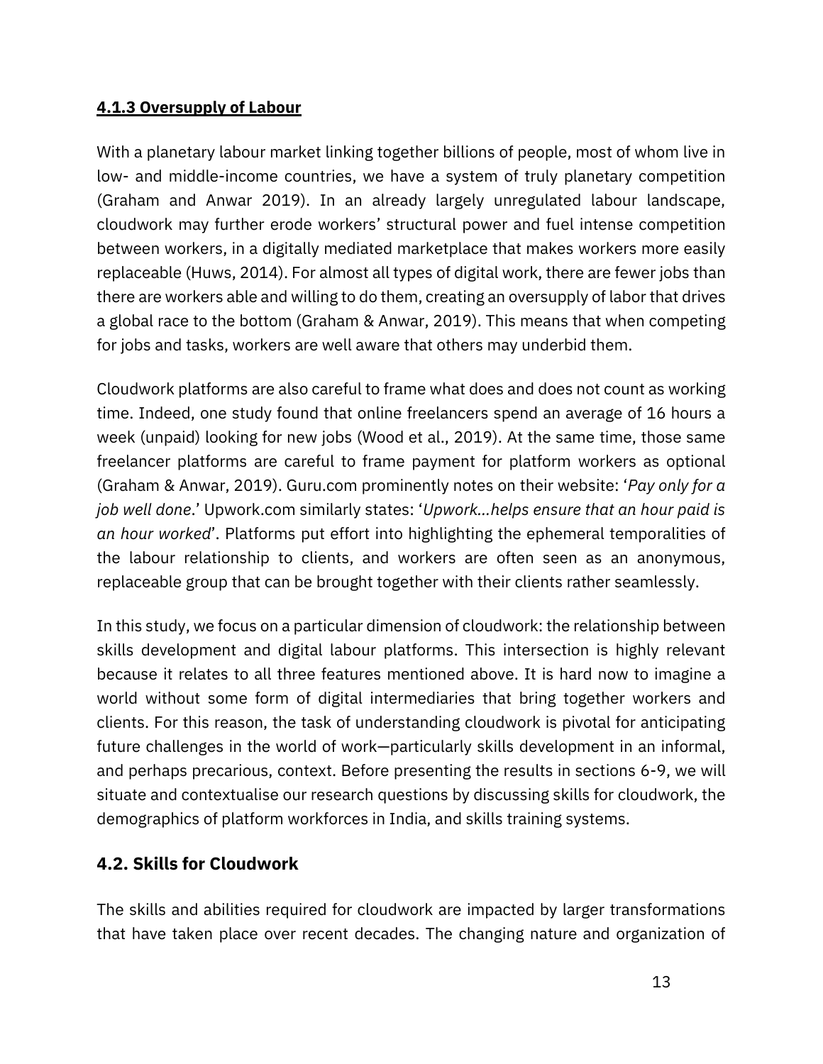#### 4.1.3 Oversupply of Labour

With a planetary labour market linking together billions of people, most of whom live in low- and middle-income countries, we have a system of truly planetary competition (Graham and Anwar 2019). In an already largely unregulated labour landscape, cloudwork may further erode workers' structural power and fuel intense competition between workers, in a digitally mediated marketplace that makes workers more easily replaceable (Huws, 2014). For almost all types of digital work, there are fewer jobs than there are workers able and willing to do them, creating an oversupply of labor that drives a global race to the bottom (Graham & Anwar, 2019). This means that when competing for jobs and tasks, workers are well aware that others may underbid them.

Cloudwork platforms are also careful to frame what does and does not count as working time. Indeed, one study found that online freelancers spend an average of 16 hours a week (unpaid) looking for new jobs (Wood et al., 2019). At the same time, those same freelancer platforms are careful to frame payment for platform workers as optional (Graham & Anwar, 2019). Guru.com prominently notes on their website: '*Pay only for a job well done*.' Upwork.com similarly states: '*Upwork...helps ensure that an hour paid is an hour worked*'. Platforms put effort into highlighting the ephemeral temporalities of the labour relationship to clients, and workers are often seen as an anonymous, replaceable group that can be brought together with their clients rather seamlessly.

In this study, we focus on a particular dimension of cloudwork: the relationship between skills development and digital labour platforms. This intersection is highly relevant because it relates to all three features mentioned above. It is hard now to imagine a world without some form of digital intermediaries that bring together workers and clients. For this reason, the task of understanding cloudwork is pivotal for anticipating future challenges in the world of work—particularly skills development in an informal, and perhaps precarious, context. Before presenting the results in sections 6-9, we will situate and contextualise our research questions by discussing skills for cloudwork, the demographics of platform workforces in India, and skills training systems.

### 4.2. Skills for Cloudwork

The skills and abilities required for cloudwork are impacted by larger transformations that have taken place over recent decades. The changing nature and organization of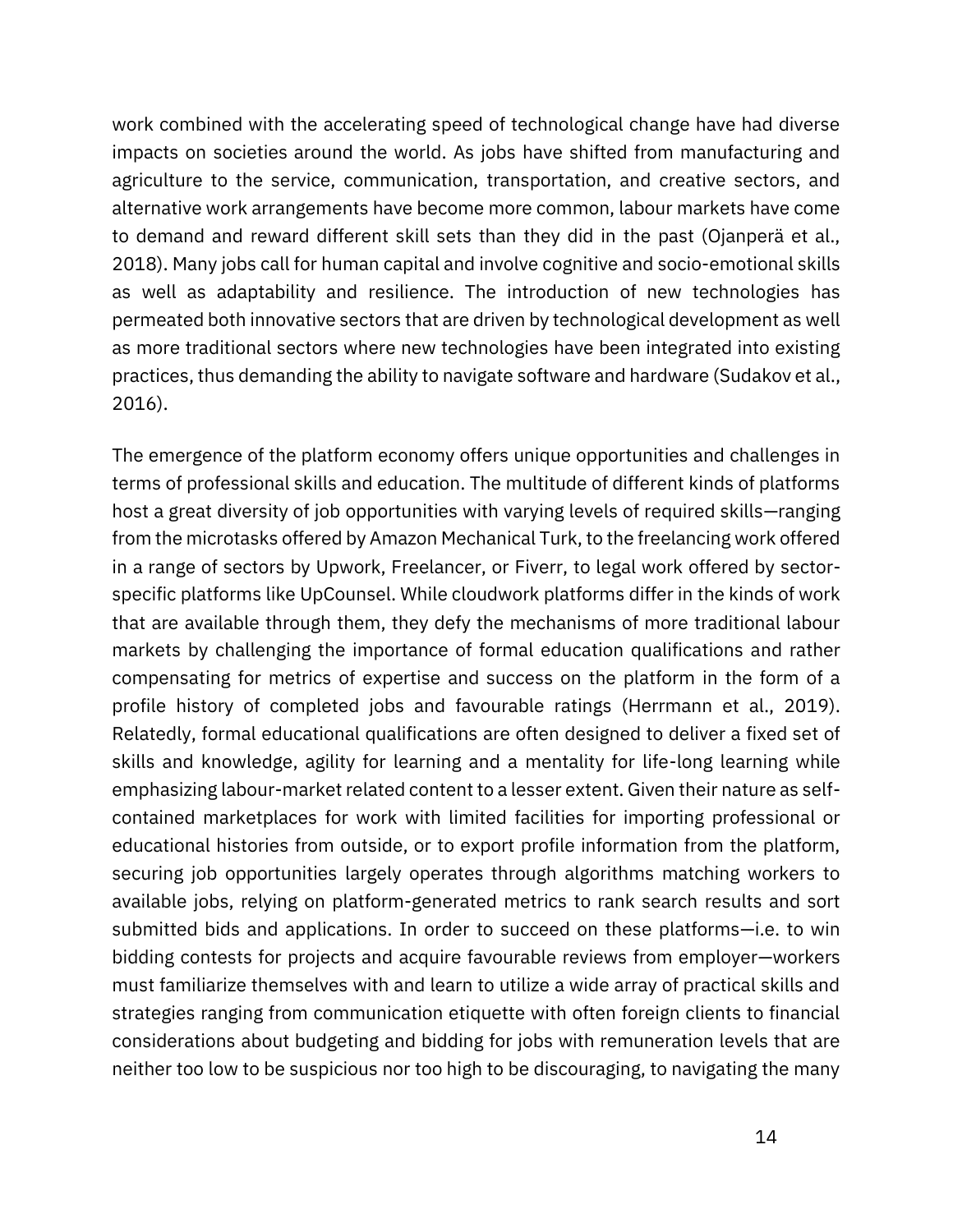work combined with the accelerating speed of technological change have had diverse impacts on societies around the world. As jobs have shifted from manufacturing and agriculture to the service, communication, transportation, and creative sectors, and alternative work arrangements have become more common, labour markets have come to demand and reward different skill sets than they did in the past (Ojanperä et al., 2018). Many jobs call for human capital and involve cognitive and socio-emotional skills as well as adaptability and resilience. The introduction of new technologies has permeated both innovative sectors that are driven by technological development as well as more traditional sectors where new technologies have been integrated into existing practices, thus demanding the ability to navigate software and hardware (Sudakov et al., 2016).

The emergence of the platform economy offers unique opportunities and challenges in terms of professional skills and education. The multitude of different kinds of platforms host a great diversity of job opportunities with varying levels of required skills—ranging from the microtasks offered by Amazon Mechanical Turk, to the freelancing work offered in a range of sectors by Upwork, Freelancer, or Fiverr, to legal work offered by sector-specific platforms like UpCounsel. While cloudwork platforms differ in the kinds of work that are available through them, they defy the mechanisms of more traditional labour markets by challenging the importance of formal education qualifications and rather compensating for metrics of expertise and success on the platform in the form of a profile history of completed jobs and favourable ratings (Herrmann et al., 2019). Relatedly, formal educational qualifications are often designed to deliver a fixed set of skills and knowledge, agility for learning and a mentality for life-long learning while emphasizing labour-market related content to a lesser extent. Given their nature as self-contained marketplaces for work with limited facilities for importing professional or educational histories from outside, or to export profile information from the platform, securing job opportunities largely operates through algorithms matching workers to available jobs, relying on platform-generated metrics to rank search results and sort submitted bids and applications. In order to succeed on these platforms—i.e. to win bidding contests for projects and acquire favourable reviews from employer—workers must familiarize themselves with and learn to utilize a wide array of practical skills and strategies ranging from communication etiquette with often foreign clients to financial considerations about budgeting and bidding for jobs with remuneration levels that are neither too low to be suspicious nor too high to be discouraging, to navigating the many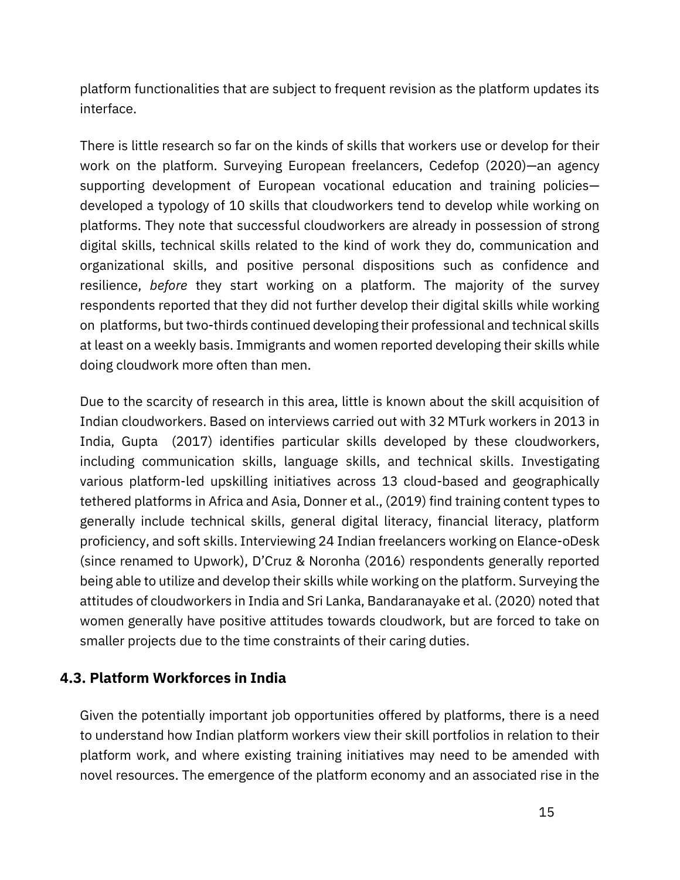platform functionalities that are subject to frequent revision as the platform updates its interface.

There is little research so far on the kinds of skills that workers use or develop for their work on the platform. Surveying European freelancers, Cedefop (2020)—an agency supporting development of European vocational education and training policies—developed a typology of 10 skills that cloudworkers tend to develop while working on platforms. They note that successful cloudworkers are already in possession of strong digital skills, technical skills related to the kind of work they do, communication and organizational skills, and positive personal dispositions such as confidence and resilience, *before* they start working on a platform. The majority of the survey respondents reported that they did not further develop their digital skills while working on platforms, but two-thirds continued developing their professional and technical skills at least on a weekly basis. Immigrants and women reported developing their skills while doing cloudwork more often than men.

Due to the scarcity of research in this area, little is known about the skill acquisition of Indian cloudworkers. Based on interviews carried out with 32 MTurk workers in 2013 in India, Gupta (2017) identifies particular skills developed by these cloudworkers, including communication skills, language skills, and technical skills. Investigating various platform-led upskilling initiatives across 13 cloud-based and geographically tethered platforms in Africa and Asia, Donner et al., (2019) find training content types to generally include technical skills, general digital literacy, financial literacy, platform proficiency, and soft skills. Interviewing 24 Indian freelancers working on Elance-oDesk (since renamed to Upwork), D'Cruz & Noronha (2016) respondents generally reported being able to utilize and develop their skills while working on the platform. Surveying the attitudes of cloudworkers in India and Sri Lanka, Bandaranayake et al. (2020) noted that women generally have positive attitudes towards cloudwork, but are forced to take on smaller projects due to the time constraints of their caring duties.

### 4.3. Platform Workforces in India

Given the potentially important job opportunities offered by platforms, there is a need to understand how Indian platform workers view their skill portfolios in relation to their platform work, and where existing training initiatives may need to be amended with novel resources. The emergence of the platform economy and an associated rise in the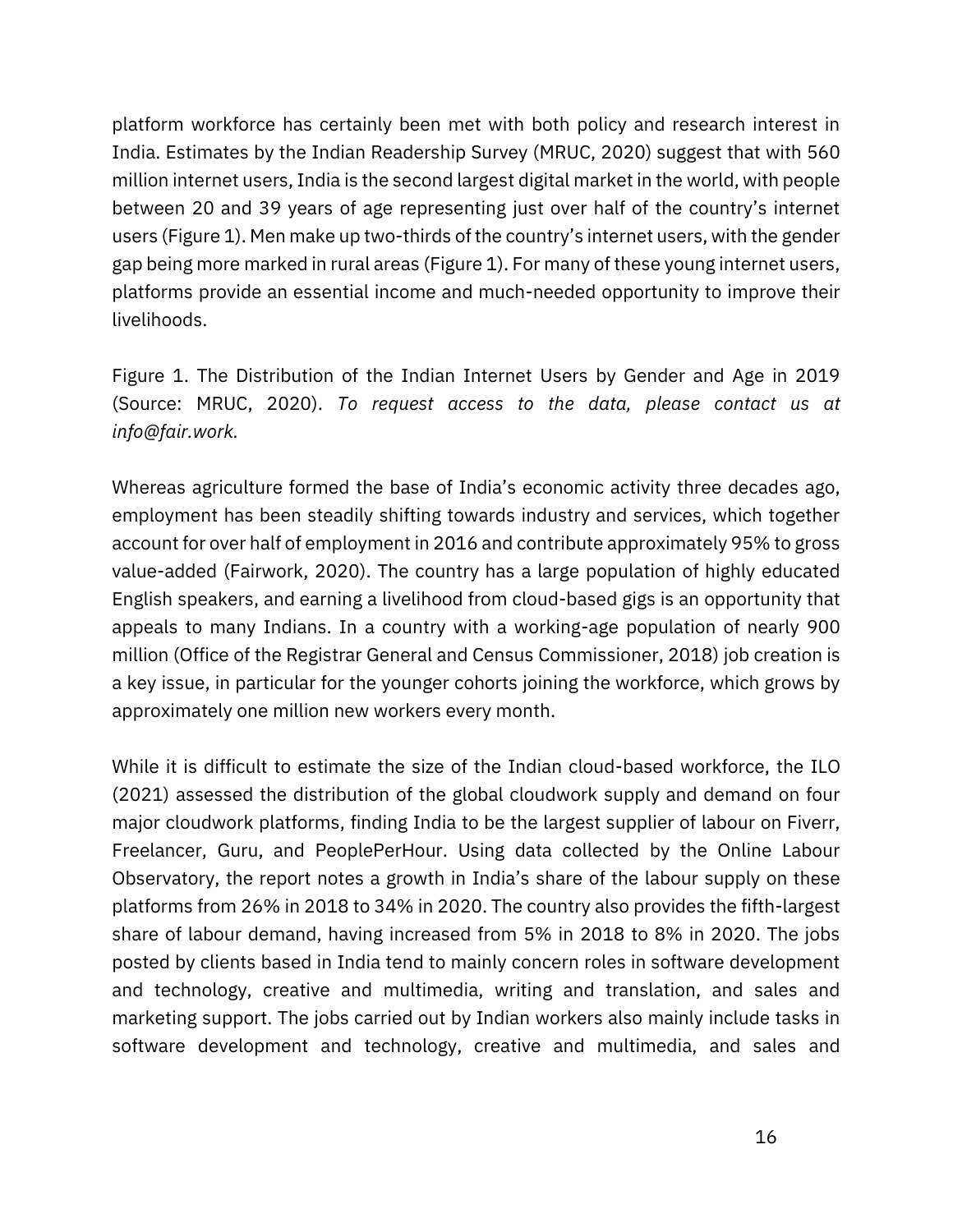platform workforce has certainly been met with both policy and research interest in India. Estimates by the Indian Readership Survey (MRUC, 2020) suggest that with 560 million internet users, India is the second largest digital market in the world, with people between 20 and 39 years of age representing just over half of the country's internet users (Figure 1). Men make up two-thirds of the country's internet users, with the gender gap being more marked in rural areas (Figure 1). For many of these young internet users, platforms provide an essential income and much-needed opportunity to improve their livelihoods.

Figure 1. The Distribution of the Indian Internet Users by Gender and Age in 2019 (Source: MRUC, 2020). *To request access to the data, please contact us at info@fair.work.*

Whereas agriculture formed the base of India's economic activity three decades ago, employment has been steadily shifting towards industry and services, which together account for over half of employment in 2016 and contribute approximately 95% to gross value-added (Fairwork, 2020). The country has a large population of highly educated English speakers, and earning a livelihood from cloud-based gigs is an opportunity that appeals to many Indians. In a country with a working-age population of nearly 900 million (Office of the Registrar General and Census Commissioner, 2018) job creation is a key issue, in particular for the younger cohorts joining the workforce, which grows by approximately one million new workers every month.

While it is difficult to estimate the size of the Indian cloud-based workforce, the ILO (2021) assessed the distribution of the global cloudwork supply and demand on four major cloudwork platforms, finding India to be the largest supplier of labour on Fiverr, Freelancer, Guru, and PeoplePerHour. Using data collected by the Online Labour Observatory, the report notes a growth in India's share of the labour supply on these platforms from 26% in 2018 to 34% in 2020. The country also provides the fifth-largest share of labour demand, having increased from 5% in 2018 to 8% in 2020. The jobs posted by clients based in India tend to mainly concern roles in software development and technology, creative and multimedia, writing and translation, and sales and marketing support. The jobs carried out by Indian workers also mainly include tasks in software development and technology, creative and multimedia, and sales and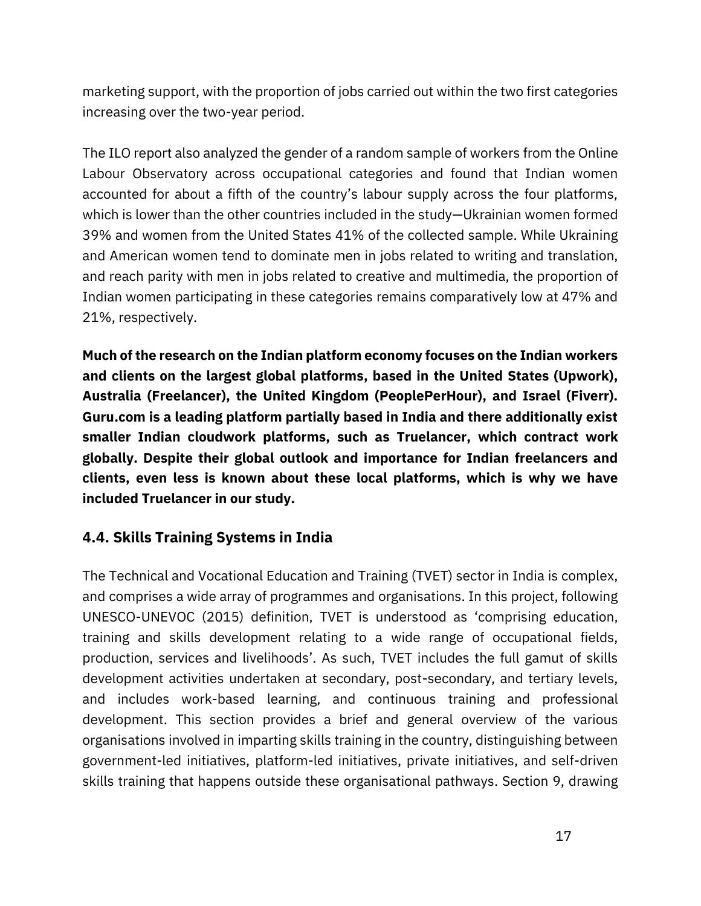marketing support, with the proportion of jobs carried out within the two first categories increasing over the two-year period.

The ILO report also analyzed the gender of a random sample of workers from the Online Labour Observatory across occupational categories and found that Indian women accounted for about a fifth of the country's labour supply across the four platforms, which is lower than the other countries included in the study—Ukrainian women formed 39% and women from the United States 41% of the collected sample. While Ukraining and American women tend to dominate men in jobs related to writing and translation, and reach parity with men in jobs related to creative and multimedia, the proportion of Indian women participating in these categories remains comparatively low at 47% and 21%, respectively.

**Much of the research on the Indian platform economy focuses on the Indian workers and clients on the largest global platforms, based in the United States (Upwork), Australia (Freelancer), the United Kingdom (PeoplePerHour), and Israel (Fiverr). Guru.com is a leading platform partially based in India and there additionally exist smaller Indian cloudwork platforms, such as Truelancer, which contract work globally. Despite their global outlook and importance for Indian freelancers and clients, even less is known about these local platforms, which is why we have included Truelancer in our study.**

## 4.4. Skills Training Systems in India

The Technical and Vocational Education and Training (TVET) sector in India is complex, and comprises a wide array of programmes and organisations. In this project, following UNESCO-UNEVOC (2015) definition, TVET is understood as 'comprising education, training and skills development relating to a wide range of occupational fields, production, services and livelihoods'. As such, TVET includes the full gamut of skills development activities undertaken at secondary, post-secondary, and tertiary levels, and includes work-based learning, and continuous training and professional development. This section provides a brief and general overview of the various organisations involved in imparting skills training in the country, distinguishing between government-led initiatives, platform-led initiatives, private initiatives, and self-driven skills training that happens outside these organisational pathways. Section 9, drawing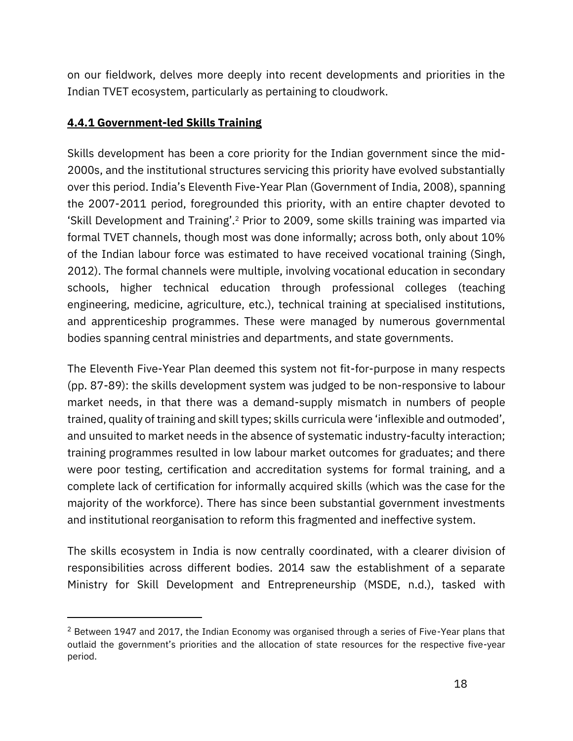on our fieldwork, delves more deeply into recent developments and priorities in the Indian TVET ecosystem, particularly as pertaining to cloudwork.

#### **4.4.1 Government-led Skills Training**

Skills development has been a core priority for the Indian government since the mid-2000s, and the institutional structures servicing this priority have evolved substantially over this period. India's Eleventh Five-Year Plan (Government of India, 2008), spanning the 2007-2011 period, foregrounded this priority, with an entire chapter devoted to 'Skill Development and Training'.[2] Prior to 2009, some skills training was imparted via formal TVET channels, though most was done informally; across both, only about 10% of the Indian labour force was estimated to have received vocational training (Singh, 2012). The formal channels were multiple, involving vocational education in secondary schools, higher technical education through professional colleges (teaching engineering, medicine, agriculture, etc.), technical training at specialised institutions, and apprenticeship programmes. These were managed by numerous governmental bodies spanning central ministries and departments, and state governments.

The Eleventh Five-Year Plan deemed this system not fit-for-purpose in many respects (pp. 87-89): the skills development system was judged to be non-responsive to labour market needs, in that there was a demand-supply mismatch in numbers of people trained, quality of training and skill types; skills curricula were 'inflexible and outmoded', and unsuited to market needs in the absence of systematic industry-faculty interaction; training programmes resulted in low labour market outcomes for graduates; and there were poor testing, certification and accreditation systems for formal training, and a complete lack of certification for informally acquired skills (which was the case for the majority of the workforce). There has since been substantial government investments and institutional reorganisation to reform this fragmented and ineffective system.

The skills ecosystem in India is now centrally coordinated, with a clearer division of responsibilities across different bodies. 2014 saw the establishment of a separate Ministry for Skill Development and Entrepreneurship (MSDE, n.d.), tasked with

---

[2] Between 1947 and 2017, the Indian Economy was organised through a series of Five-Year plans that outlaid the government's priorities and the allocation of state resources for the respective five-year period.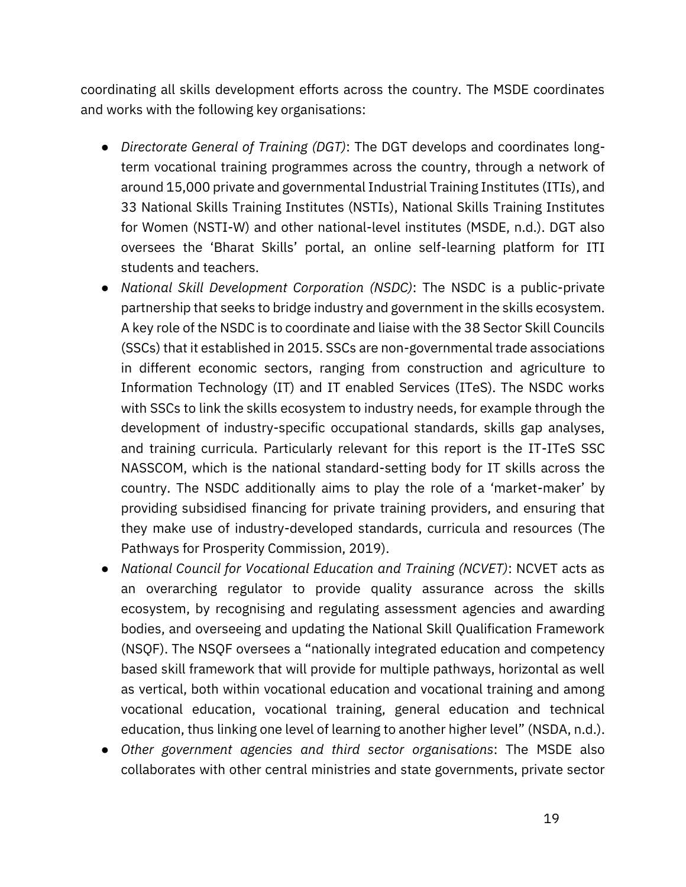coordinating all skills development efforts across the country. The MSDE coordinates and works with the following key organisations:

- *Directorate General of Training (DGT)*: The DGT develops and coordinates long-term vocational training programmes across the country, through a network of around 15,000 private and governmental Industrial Training Institutes (ITIs), and 33 National Skills Training Institutes (NSTIs), National Skills Training Institutes for Women (NSTI-W) and other national-level institutes (MSDE, n.d.). DGT also oversees the 'Bharat Skills' portal, an online self-learning platform for ITI students and teachers.
- *National Skill Development Corporation (NSDC)*: The NSDC is a public-private partnership that seeks to bridge industry and government in the skills ecosystem. A key role of the NSDC is to coordinate and liaise with the 38 Sector Skill Councils (SSCs) that it established in 2015. SSCs are non-governmental trade associations in different economic sectors, ranging from construction and agriculture to Information Technology (IT) and IT enabled Services (ITeS). The NSDC works with SSCs to link the skills ecosystem to industry needs, for example through the development of industry-specific occupational standards, skills gap analyses, and training curricula. Particularly relevant for this report is the IT-ITeS SSC NASSCOM, which is the national standard-setting body for IT skills across the country. The NSDC additionally aims to play the role of a 'market-maker' by providing subsidised financing for private training providers, and ensuring that they make use of industry-developed standards, curricula and resources (The Pathways for Prosperity Commission, 2019).
- *National Council for Vocational Education and Training (NCVET)*: NCVET acts as an overarching regulator to provide quality assurance across the skills ecosystem, by recognising and regulating assessment agencies and awarding bodies, and overseeing and updating the National Skill Qualification Framework (NSQF). The NSQF oversees a "nationally integrated education and competency based skill framework that will provide for multiple pathways, horizontal as well as vertical, both within vocational education and vocational training and among vocational education, vocational training, general education and technical education, thus linking one level of learning to another higher level" (NSDA, n.d.).
- *Other government agencies and third sector organisations*: The MSDE also collaborates with other central ministries and state governments, private sector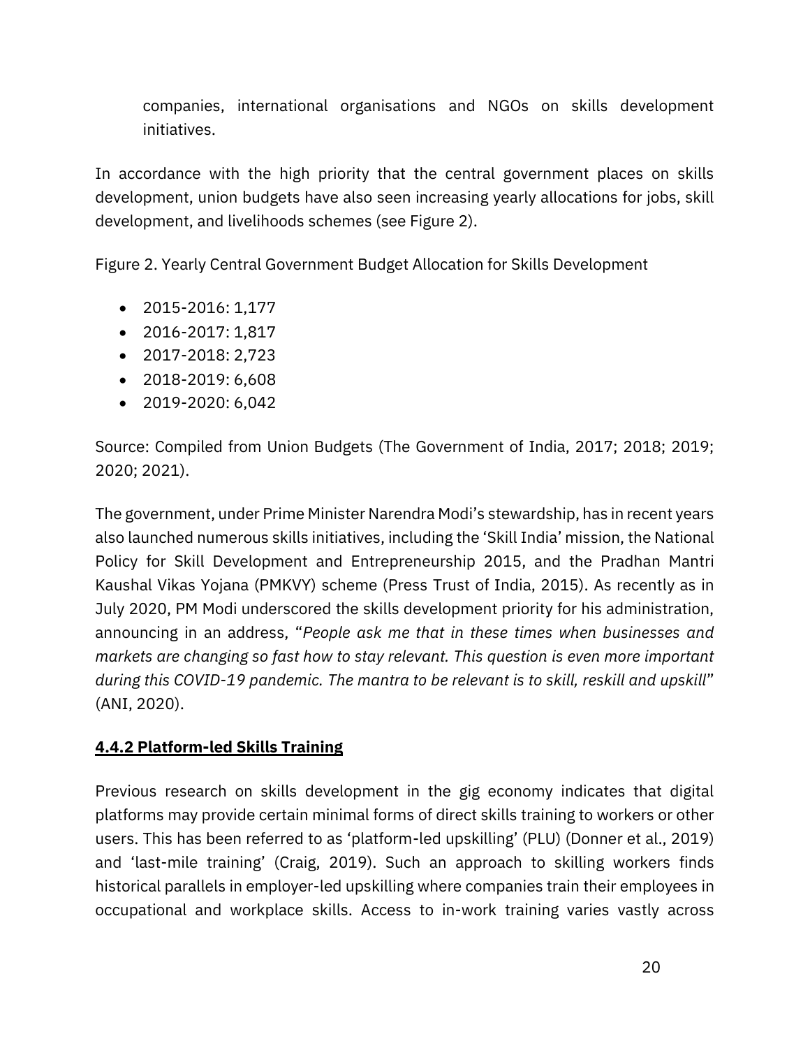companies, international organisations and NGOs on skills development initiatives.

In accordance with the high priority that the central government places on skills development, union budgets have also seen increasing yearly allocations for jobs, skill development, and livelihoods schemes (see Figure 2).

Figure 2. Yearly Central Government Budget Allocation for Skills Development

- 2015-2016: 1,177
- 2016-2017: 1,817
- 2017-2018: 2,723
- 2018-2019: 6,608
- 2019-2020: 6,042

Source: Compiled from Union Budgets (The Government of India, 2017; 2018; 2019; 2020; 2021).

The government, under Prime Minister Narendra Modi's stewardship, has in recent years also launched numerous skills initiatives, including the 'Skill India' mission, the National Policy for Skill Development and Entrepreneurship 2015, and the Pradhan Mantri Kaushal Vikas Yojana (PMKVY) scheme (Press Trust of India, 2015). As recently as in July 2020, PM Modi underscored the skills development priority for his administration, announcing in an address, "*People ask me that in these times when businesses and markets are changing so fast how to stay relevant. This question is even more important during this COVID-19 pandemic. The mantra to be relevant is to skill, reskill and upskill*" (ANI, 2020).

#### **4.4.2 Platform-led Skills Training**

Previous research on skills development in the gig economy indicates that digital platforms may provide certain minimal forms of direct skills training to workers or other users. This has been referred to as 'platform-led upskilling' (PLU) (Donner et al., 2019) and 'last-mile training' (Craig, 2019). Such an approach to skilling workers finds historical parallels in employer-led upskilling where companies train their employees in occupational and workplace skills. Access to in-work training varies vastly across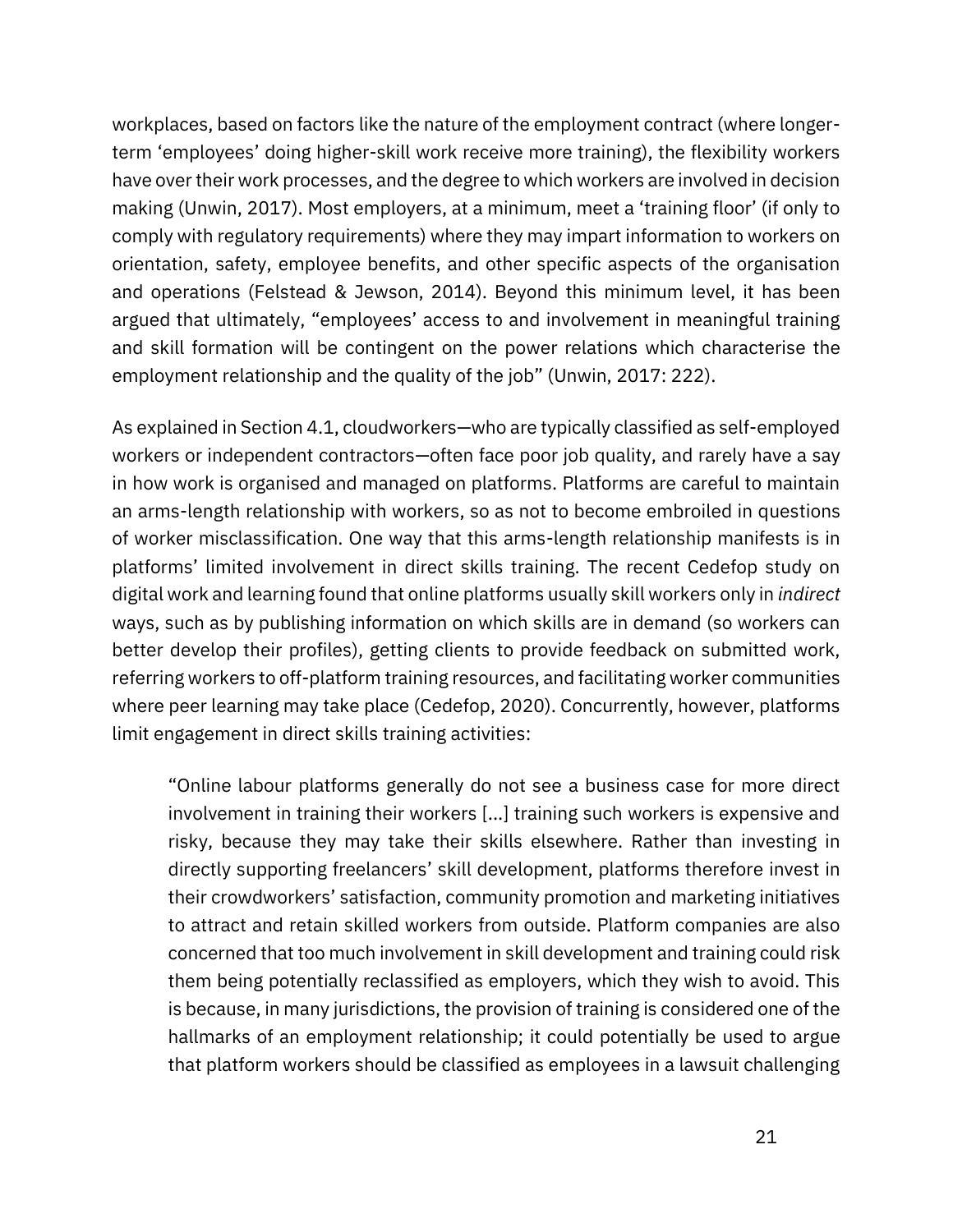workplaces, based on factors like the nature of the employment contract (where longer-term 'employees' doing higher-skill work receive more training), the flexibility workers have over their work processes, and the degree to which workers are involved in decision making (Unwin, 2017). Most employers, at a minimum, meet a 'training floor' (if only to comply with regulatory requirements) where they may impart information to workers on orientation, safety, employee benefits, and other specific aspects of the organisation and operations (Felstead & Jewson, 2014). Beyond this minimum level, it has been argued that ultimately, "employees' access to and involvement in meaningful training and skill formation will be contingent on the power relations which characterise the employment relationship and the quality of the job" (Unwin, 2017: 222).

As explained in Section 4.1, cloudworkers—who are typically classified as self-employed workers or independent contractors—often face poor job quality, and rarely have a say in how work is organised and managed on platforms. Platforms are careful to maintain an arms-length relationship with workers, so as not to become embroiled in questions of worker misclassification. One way that this arms-length relationship manifests is in platforms' limited involvement in direct skills training. The recent Cedefop study on digital work and learning found that online platforms usually skill workers only in *indirect* ways, such as by publishing information on which skills are in demand (so workers can better develop their profiles), getting clients to provide feedback on submitted work, referring workers to off-platform training resources, and facilitating worker communities where peer learning may take place (Cedefop, 2020). Concurrently, however, platforms limit engagement in direct skills training activities:

> "Online labour platforms generally do not see a business case for more direct involvement in training their workers [...] training such workers is expensive and risky, because they may take their skills elsewhere. Rather than investing in directly supporting freelancers' skill development, platforms therefore invest in their crowdworkers' satisfaction, community promotion and marketing initiatives to attract and retain skilled workers from outside. Platform companies are also concerned that too much involvement in skill development and training could risk them being potentially reclassified as employers, which they wish to avoid. This is because, in many jurisdictions, the provision of training is considered one of the hallmarks of an employment relationship; it could potentially be used to argue that platform workers should be classified as employees in a lawsuit challenging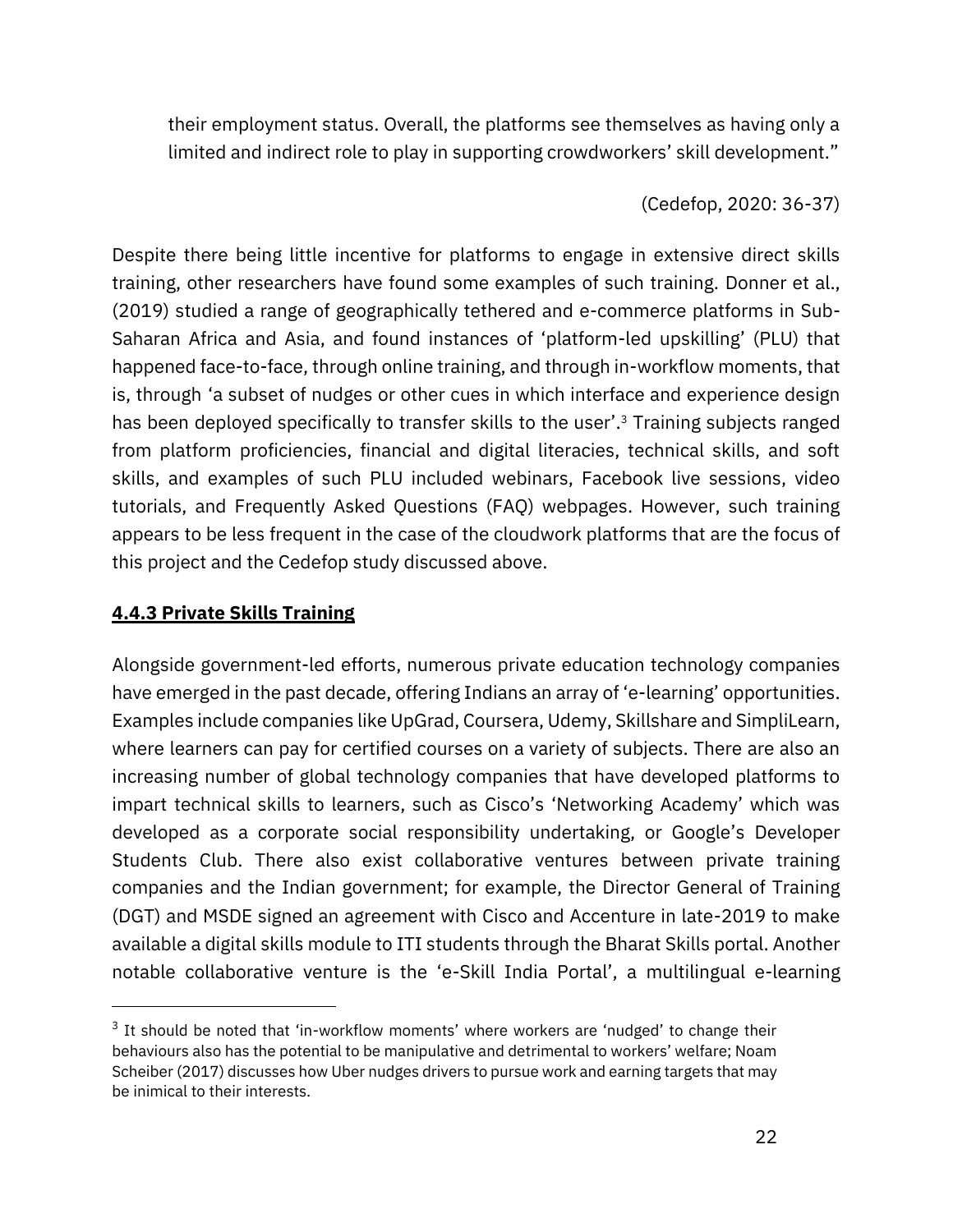their employment status. Overall, the platforms see themselves as having only a limited and indirect role to play in supporting crowdworkers' skill development."

(Cedefop, 2020: 36-37)

Despite there being little incentive for platforms to engage in extensive direct skills training, other researchers have found some examples of such training. Donner et al., (2019) studied a range of geographically tethered and e-commerce platforms in Sub-Saharan Africa and Asia, and found instances of 'platform-led upskilling' (PLU) that happened face-to-face, through online training, and through in-workflow moments, that is, through 'a subset of nudges or other cues in which interface and experience design has been deployed specifically to transfer skills to the user'.[3] Training subjects ranged from platform proficiencies, financial and digital literacies, technical skills, and soft skills, and examples of such PLU included webinars, Facebook live sessions, video tutorials, and Frequently Asked Questions (FAQ) webpages. However, such training appears to be less frequent in the case of the cloudwork platforms that are the focus of this project and the Cedefop study discussed above.

### 4.4.3 Private Skills Training

Alongside government-led efforts, numerous private education technology companies have emerged in the past decade, offering Indians an array of 'e-learning' opportunities. Examples include companies like UpGrad, Coursera, Udemy, Skillshare and SimpliLearn, where learners can pay for certified courses on a variety of subjects. There are also an increasing number of global technology companies that have developed platforms to impart technical skills to learners, such as Cisco's 'Networking Academy' which was developed as a corporate social responsibility undertaking, or Google's Developer Students Club. There also exist collaborative ventures between private training companies and the Indian government; for example, the Director General of Training (DGT) and MSDE signed an agreement with Cisco and Accenture in late-2019 to make available a digital skills module to ITI students through the Bharat Skills portal. Another notable collaborative venture is the 'e-Skill India Portal', a multilingual e-learning

---

[3] It should be noted that 'in-workflow moments' where workers are 'nudged' to change their behaviours also has the potential to be manipulative and detrimental to workers' welfare; Noam Scheiber (2017) discusses how Uber nudges drivers to pursue work and earning targets that may be inimical to their interests.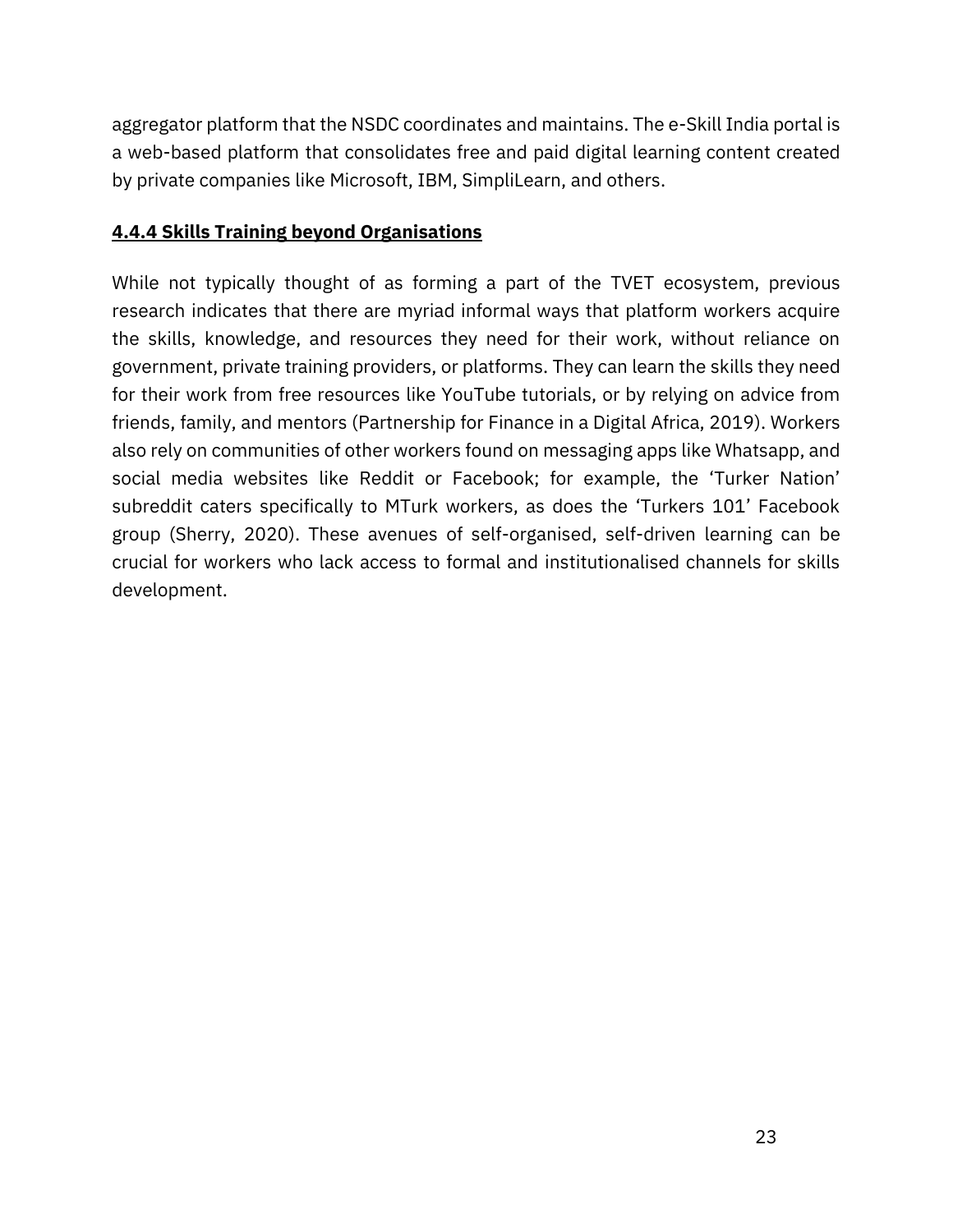aggregator platform that the NSDC coordinates and maintains. The e-Skill India portal is a web-based platform that consolidates free and paid digital learning content created by private companies like Microsoft, IBM, SimpliLearn, and others.

#### 4.4.4 Skills Training beyond Organisations

While not typically thought of as forming a part of the TVET ecosystem, previous research indicates that there are myriad informal ways that platform workers acquire the skills, knowledge, and resources they need for their work, without reliance on government, private training providers, or platforms. They can learn the skills they need for their work from free resources like YouTube tutorials, or by relying on advice from friends, family, and mentors (Partnership for Finance in a Digital Africa, 2019). Workers also rely on communities of other workers found on messaging apps like Whatsapp, and social media websites like Reddit or Facebook; for example, the 'Turker Nation' subreddit caters specifically to MTurk workers, as does the 'Turkers 101' Facebook group (Sherry, 2020). These avenues of self-organised, self-driven learning can be crucial for workers who lack access to formal and institutionalised channels for skills development.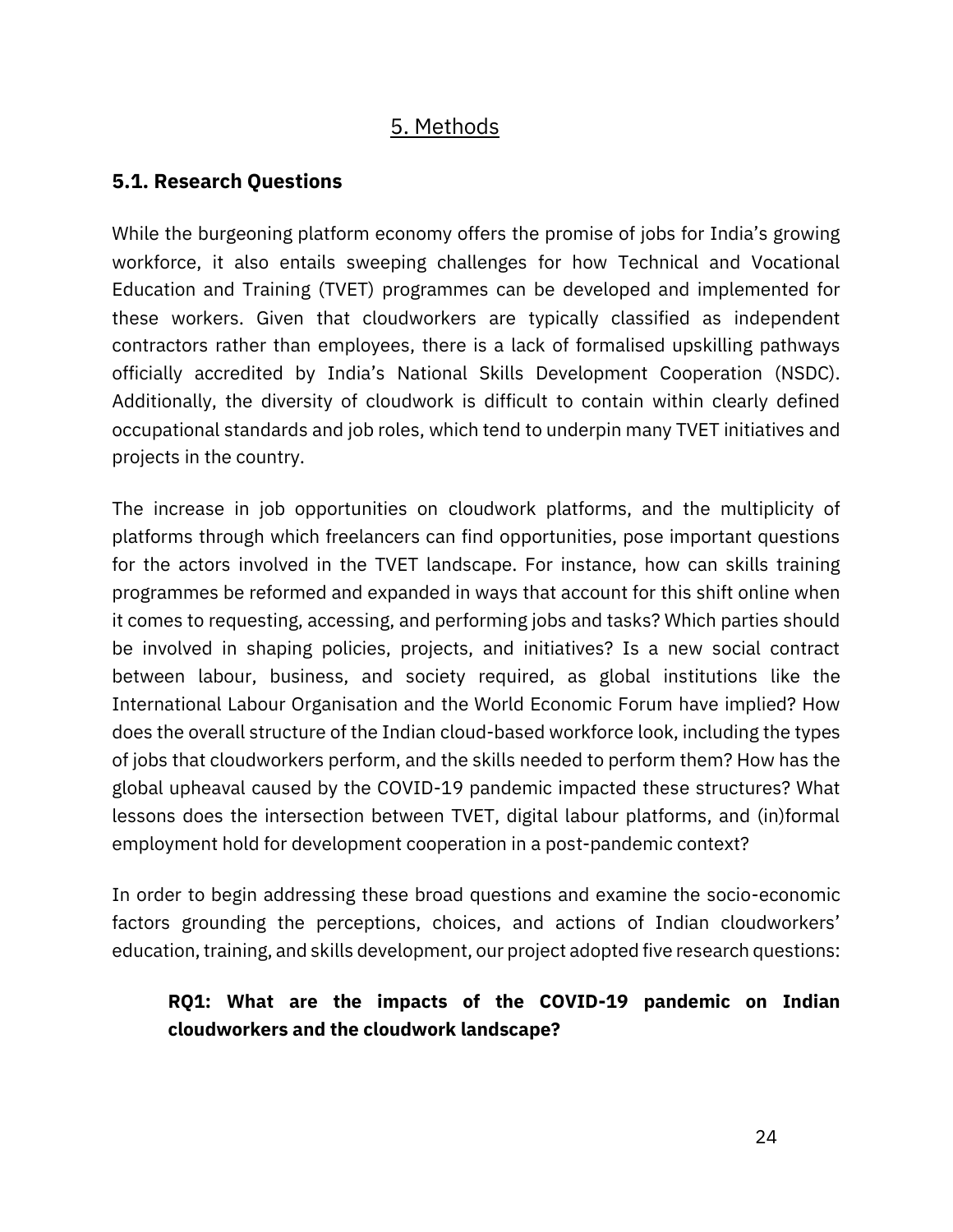## 5. Methods

### 5.1. Research Questions

While the burgeoning platform economy offers the promise of jobs for India's growing workforce, it also entails sweeping challenges for how Technical and Vocational Education and Training (TVET) programmes can be developed and implemented for these workers. Given that cloudworkers are typically classified as independent contractors rather than employees, there is a lack of formalised upskilling pathways officially accredited by India's National Skills Development Cooperation (NSDC). Additionally, the diversity of cloudwork is difficult to contain within clearly defined occupational standards and job roles, which tend to underpin many TVET initiatives and projects in the country.

The increase in job opportunities on cloudwork platforms, and the multiplicity of platforms through which freelancers can find opportunities, pose important questions for the actors involved in the TVET landscape. For instance, how can skills training programmes be reformed and expanded in ways that account for this shift online when it comes to requesting, accessing, and performing jobs and tasks? Which parties should be involved in shaping policies, projects, and initiatives? Is a new social contract between labour, business, and society required, as global institutions like the International Labour Organisation and the World Economic Forum have implied? How does the overall structure of the Indian cloud-based workforce look, including the types of jobs that cloudworkers perform, and the skills needed to perform them? How has the global upheaval caused by the COVID-19 pandemic impacted these structures? What lessons does the intersection between TVET, digital labour platforms, and (in)formal employment hold for development cooperation in a post-pandemic context?

In order to begin addressing these broad questions and examine the socio-economic factors grounding the perceptions, choices, and actions of Indian cloudworkers' education, training, and skills development, our project adopted five research questions:

> **RQ1: What are the impacts of the COVID-19 pandemic on Indian cloudworkers and the cloudwork landscape?**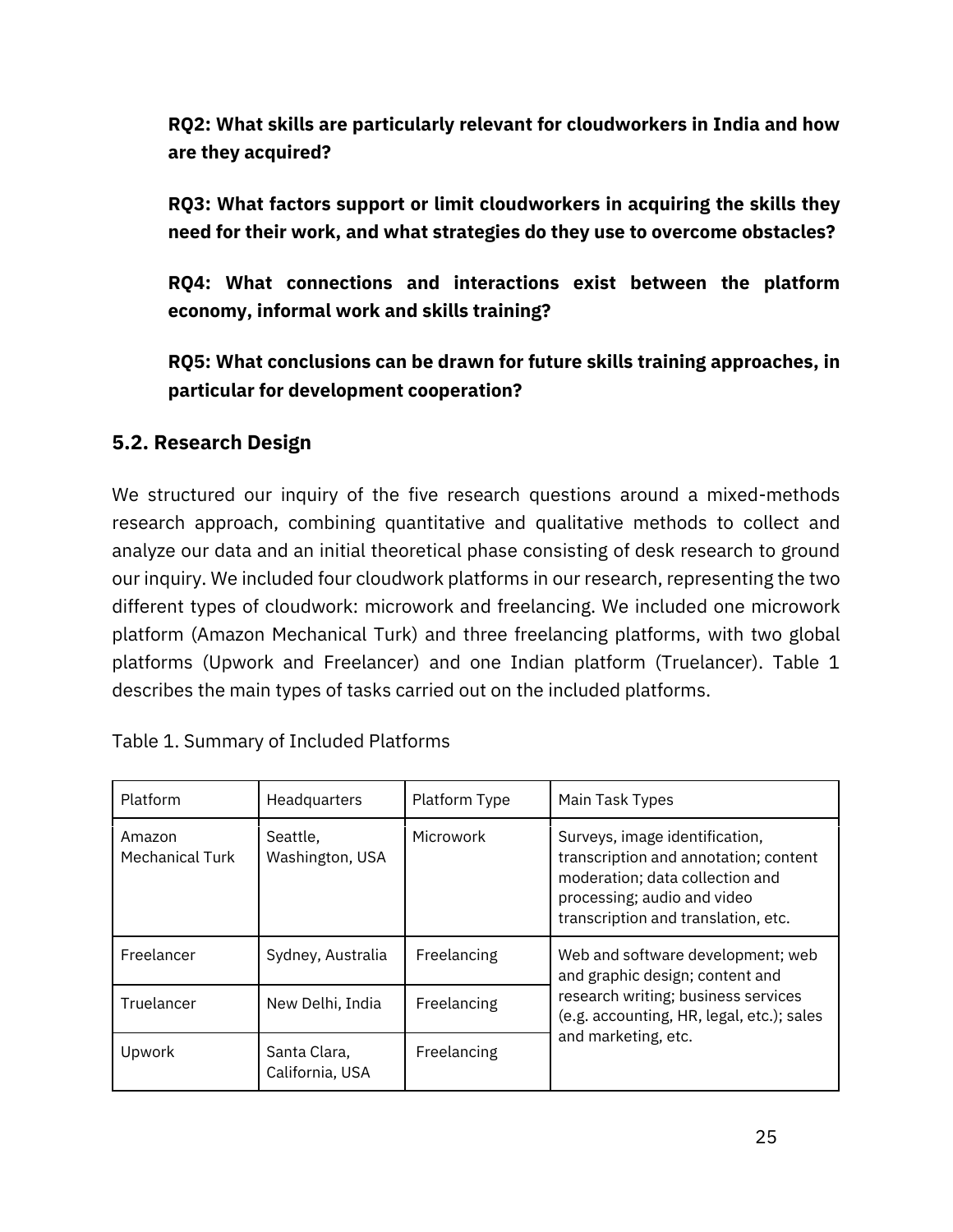**RQ2: What skills are particularly relevant for cloudworkers in India and how are they acquired?**

**RQ3: What factors support or limit cloudworkers in acquiring the skills they need for their work, and what strategies do they use to overcome obstacles?**

**RQ4: What connections and interactions exist between the platform economy, informal work and skills training?**

**RQ5: What conclusions can be drawn for future skills training approaches, in particular for development cooperation?**

## 5.2. Research Design

We structured our inquiry of the five research questions around a mixed-methods research approach, combining quantitative and qualitative methods to collect and analyze our data and an initial theoretical phase consisting of desk research to ground our inquiry. We included four cloudwork platforms in our research, representing the two different types of cloudwork: microwork and freelancing. We included one microwork platform (Amazon Mechanical Turk) and three freelancing platforms, with two global platforms (Upwork and Freelancer) and one Indian platform (Truelancer). Table 1 describes the main types of tasks carried out on the included platforms.

Table 1. Summary of Included Platforms

| Platform | Headquarters | Platform Type | Main Task Types |
|---|---|---|---|
| Amazon Mechanical Turk | Seattle, Washington, USA | Microwork | Surveys, image identification, transcription and annotation; content moderation; data collection and processing; audio and video transcription and translation, etc. |
| Freelancer | Sydney, Australia | Freelancing | Web and software development; web and graphic design; content and research writing; business services (e.g. accounting, HR, legal, etc.); sales and marketing, etc. |
| Truelancer | New Delhi, India | Freelancing | |
| Upwork | Santa Clara, California, USA | Freelancing | |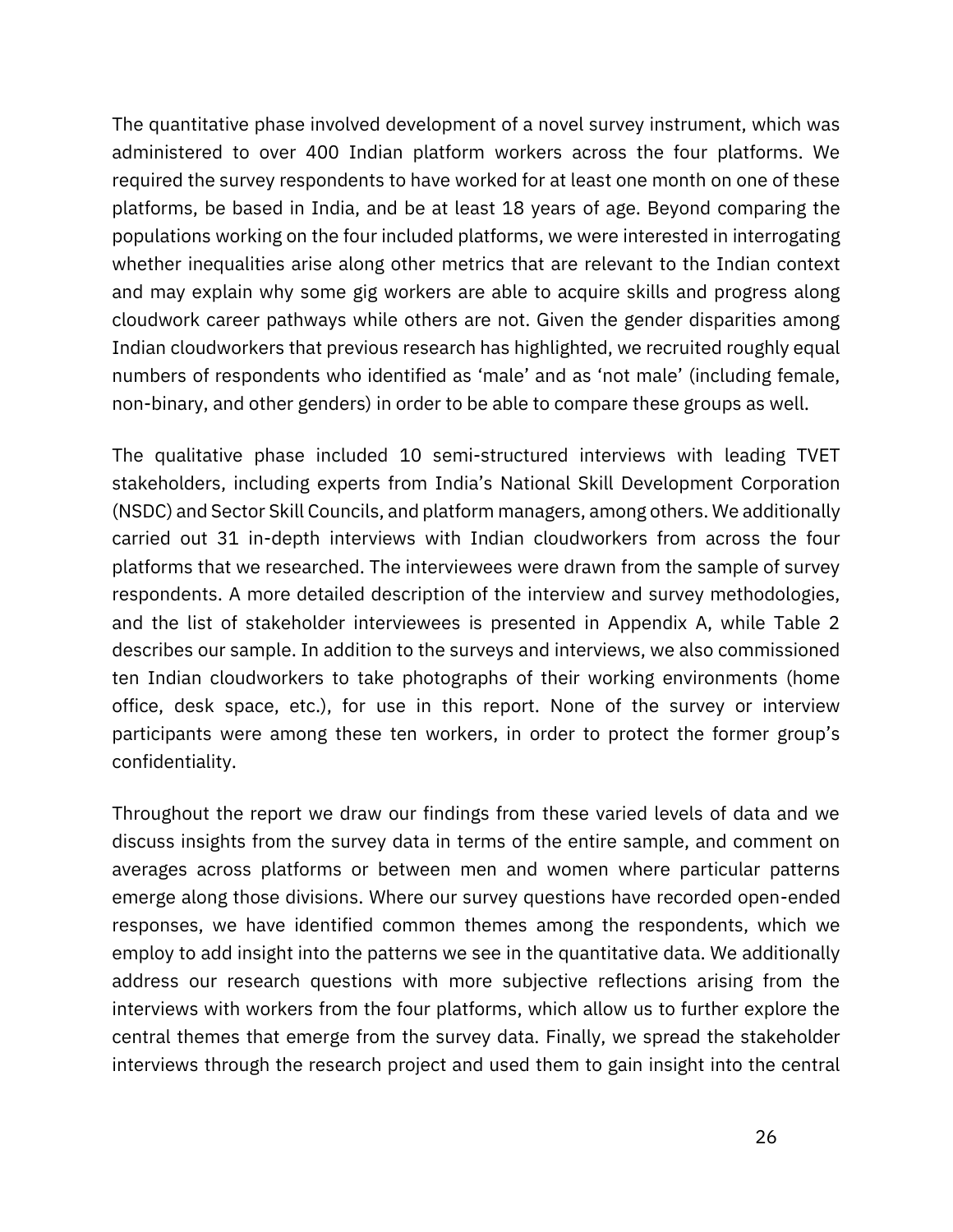The quantitative phase involved development of a novel survey instrument, which was administered to over 400 Indian platform workers across the four platforms. We required the survey respondents to have worked for at least one month on one of these platforms, be based in India, and be at least 18 years of age. Beyond comparing the populations working on the four included platforms, we were interested in interrogating whether inequalities arise along other metrics that are relevant to the Indian context and may explain why some gig workers are able to acquire skills and progress along cloudwork career pathways while others are not. Given the gender disparities among Indian cloudworkers that previous research has highlighted, we recruited roughly equal numbers of respondents who identified as 'male' and as 'not male' (including female, non-binary, and other genders) in order to be able to compare these groups as well.

The qualitative phase included 10 semi-structured interviews with leading TVET stakeholders, including experts from India's National Skill Development Corporation (NSDC) and Sector Skill Councils, and platform managers, among others. We additionally carried out 31 in-depth interviews with Indian cloudworkers from across the four platforms that we researched. The interviewees were drawn from the sample of survey respondents. A more detailed description of the interview and survey methodologies, and the list of stakeholder interviewees is presented in Appendix A, while Table 2 describes our sample. In addition to the surveys and interviews, we also commissioned ten Indian cloudworkers to take photographs of their working environments (home office, desk space, etc.), for use in this report. None of the survey or interview participants were among these ten workers, in order to protect the former group's confidentiality.

Throughout the report we draw our findings from these varied levels of data and we discuss insights from the survey data in terms of the entire sample, and comment on averages across platforms or between men and women where particular patterns emerge along those divisions. Where our survey questions have recorded open-ended responses, we have identified common themes among the respondents, which we employ to add insight into the patterns we see in the quantitative data. We additionally address our research questions with more subjective reflections arising from the interviews with workers from the four platforms, which allow us to further explore the central themes that emerge from the survey data. Finally, we spread the stakeholder interviews through the research project and used them to gain insight into the central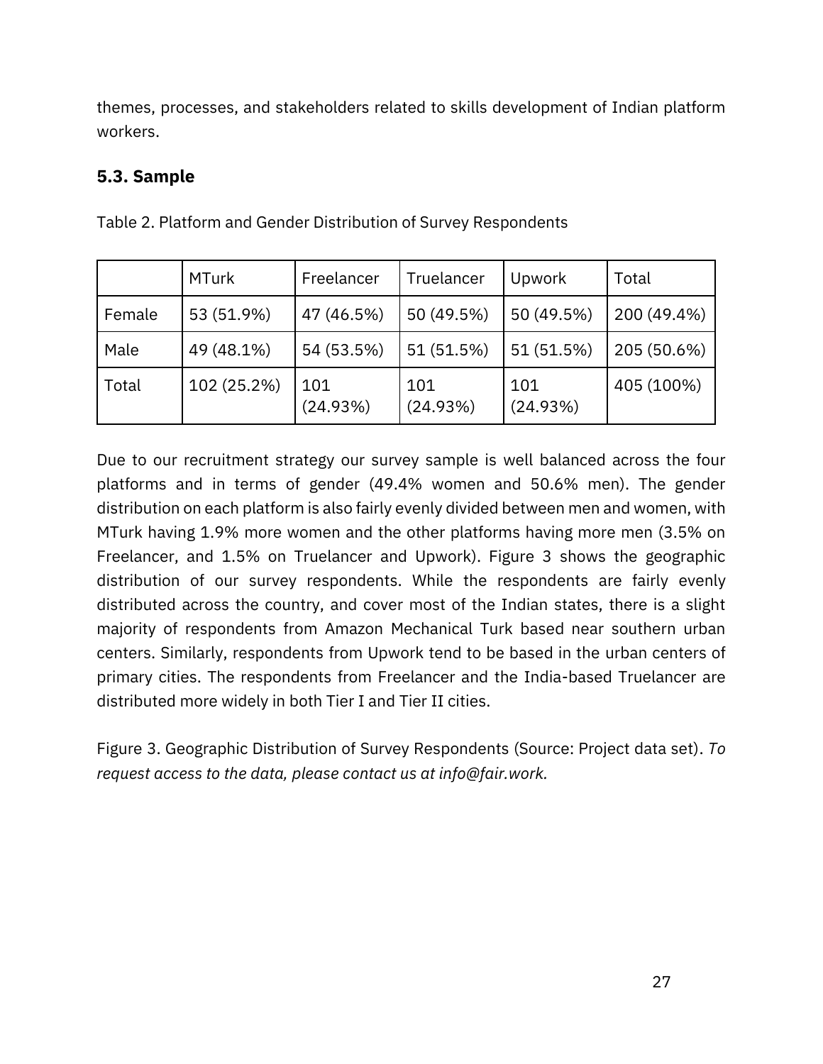themes, processes, and stakeholders related to skills development of Indian platform workers.

### 5.3. Sample

Table 2. Platform and Gender Distribution of Survey Respondents

| | MTurk | Freelancer | Truelancer | Upwork | Total |
|---|---|---|---|---|---|
| Female | 53 (51.9%) | 47 (46.5%) | 50 (49.5%) | 50 (49.5%) | 200 (49.4%) |
| Male | 49 (48.1%) | 54 (53.5%) | 51 (51.5%) | 51 (51.5%) | 205 (50.6%) |
| Total | 102 (25.2%) | 101 (24.93%) | 101 (24.93%) | 101 (24.93%) | 405 (100%) |

Due to our recruitment strategy our survey sample is well balanced across the four platforms and in terms of gender (49.4% women and 50.6% men). The gender distribution on each platform is also fairly evenly divided between men and women, with MTurk having 1.9% more women and the other platforms having more men (3.5% on Freelancer, and 1.5% on Truelancer and Upwork). Figure 3 shows the geographic distribution of our survey respondents. While the respondents are fairly evenly distributed across the country, and cover most of the Indian states, there is a slight majority of respondents from Amazon Mechanical Turk based near southern urban centers. Similarly, respondents from Upwork tend to be based in the urban centers of primary cities. The respondents from Freelancer and the India-based Truelancer are distributed more widely in both Tier I and Tier II cities.

Figure 3. Geographic Distribution of Survey Respondents (Source: Project data set). *To request access to the data, please contact us at info@fair.work.*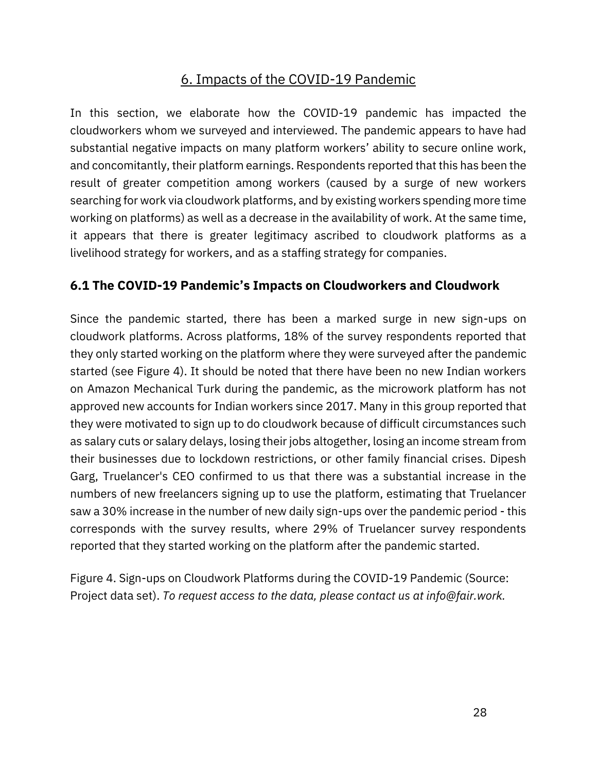# 6. Impacts of the COVID-19 Pandemic

In this section, we elaborate how the COVID-19 pandemic has impacted the cloudworkers whom we surveyed and interviewed. The pandemic appears to have had substantial negative impacts on many platform workers' ability to secure online work, and concomitantly, their platform earnings. Respondents reported that this has been the result of greater competition among workers (caused by a surge of new workers searching for work via cloudwork platforms, and by existing workers spending more time working on platforms) as well as a decrease in the availability of work. At the same time, it appears that there is greater legitimacy ascribed to cloudwork platforms as a livelihood strategy for workers, and as a staffing strategy for companies.

## 6.1 The COVID-19 Pandemic's Impacts on Cloudworkers and Cloudwork

Since the pandemic started, there has been a marked surge in new sign-ups on cloudwork platforms. Across platforms, 18% of the survey respondents reported that they only started working on the platform where they were surveyed after the pandemic started (see Figure 4). It should be noted that there have been no new Indian workers on Amazon Mechanical Turk during the pandemic, as the microwork platform has not approved new accounts for Indian workers since 2017. Many in this group reported that they were motivated to sign up to do cloudwork because of difficult circumstances such as salary cuts or salary delays, losing their jobs altogether, losing an income stream from their businesses due to lockdown restrictions, or other family financial crises. Dipesh Garg, Truelancer's CEO confirmed to us that there was a substantial increase in the numbers of new freelancers signing up to use the platform, estimating that Truelancer saw a 30% increase in the number of new daily sign-ups over the pandemic period - this corresponds with the survey results, where 29% of Truelancer survey respondents reported that they started working on the platform after the pandemic started.

Figure 4. Sign-ups on Cloudwork Platforms during the COVID-19 Pandemic (Source: Project data set). *To request access to the data, please contact us at info@fair.work.*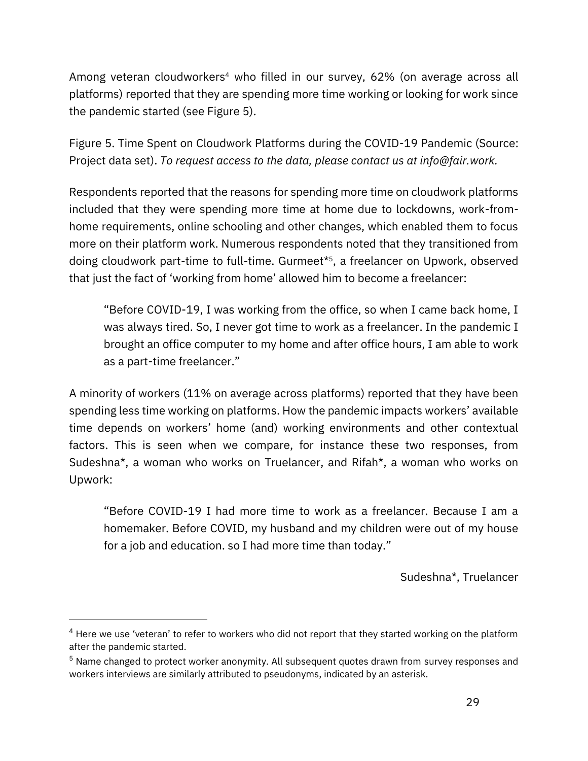Among veteran cloudworkers[4] who filled in our survey, 62% (on average across all platforms) reported that they are spending more time working or looking for work since the pandemic started (see Figure 5).

Figure 5. Time Spent on Cloudwork Platforms during the COVID-19 Pandemic (Source: Project data set). *To request access to the data, please contact us at info@fair.work.*

Respondents reported that the reasons for spending more time on cloudwork platforms included that they were spending more time at home due to lockdowns, work-from-home requirements, online schooling and other changes, which enabled them to focus more on their platform work. Numerous respondents noted that they transitioned from doing cloudwork part-time to full-time. Gurmeet*[5], a freelancer on Upwork, observed that just the fact of 'working from home' allowed him to become a freelancer:

> "Before COVID-19, I was working from the office, so when I came back home, I was always tired. So, I never got time to work as a freelancer. In the pandemic I brought an office computer to my home and after office hours, I am able to work as a part-time freelancer."

A minority of workers (11% on average across platforms) reported that they have been spending less time working on platforms. How the pandemic impacts workers' available time depends on workers' home (and) working environments and other contextual factors. This is seen when we compare, for instance these two responses, from Sudeshna*, a woman who works on Truelancer, and Rifah*, a woman who works on Upwork:

> "Before COVID-19 I had more time to work as a freelancer. Because I am a homemaker. Before COVID, my husband and my children were out of my house for a job and education. so I had more time than today."
>
> Sudeshna*, Truelancer

---

[4] Here we use 'veteran' to refer to workers who did not report that they started working on the platform after the pandemic started.

[5] Name changed to protect worker anonymity. All subsequent quotes drawn from survey responses and workers interviews are similarly attributed to pseudonyms, indicated by an asterisk.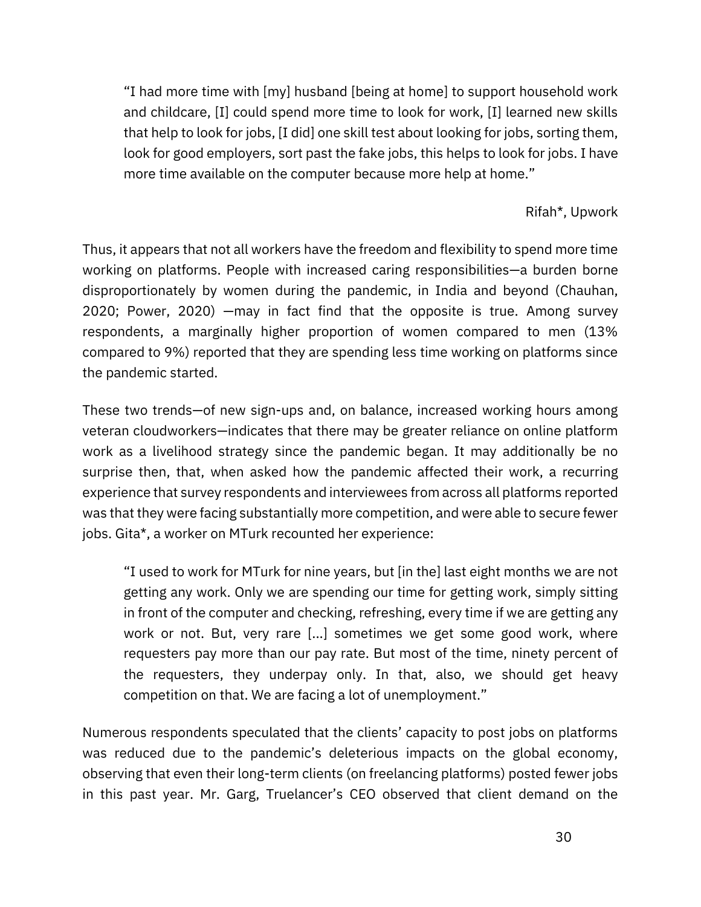> "I had more time with [my] husband [being at home] to support household work and childcare, [I] could spend more time to look for work, [I] learned new skills that help to look for jobs, [I did] one skill test about looking for jobs, sorting them, look for good employers, sort past the fake jobs, this helps to look for jobs. I have more time available on the computer because more help at home."
>
> Rifah*, Upwork

Thus, it appears that not all workers have the freedom and flexibility to spend more time working on platforms. People with increased caring responsibilities—a burden borne disproportionately by women during the pandemic, in India and beyond (Chauhan, 2020; Power, 2020) —may in fact find that the opposite is true. Among survey respondents, a marginally higher proportion of women compared to men (13% compared to 9%) reported that they are spending less time working on platforms since the pandemic started.

These two trends—of new sign-ups and, on balance, increased working hours among veteran cloudworkers—indicates that there may be greater reliance on online platform work as a livelihood strategy since the pandemic began. It may additionally be no surprise then, that, when asked how the pandemic affected their work, a recurring experience that survey respondents and interviewees from across all platforms reported was that they were facing substantially more competition, and were able to secure fewer jobs. Gita*, a worker on MTurk recounted her experience:

> "I used to work for MTurk for nine years, but [in the] last eight months we are not getting any work. Only we are spending our time for getting work, simply sitting in front of the computer and checking, refreshing, every time if we are getting any work or not. But, very rare [...] sometimes we get some good work, where requesters pay more than our pay rate. But most of the time, ninety percent of the requesters, they underpay only. In that, also, we should get heavy competition on that. We are facing a lot of unemployment."

Numerous respondents speculated that the clients' capacity to post jobs on platforms was reduced due to the pandemic's deleterious impacts on the global economy, observing that even their long-term clients (on freelancing platforms) posted fewer jobs in this past year. Mr. Garg, Truelancer's CEO observed that client demand on the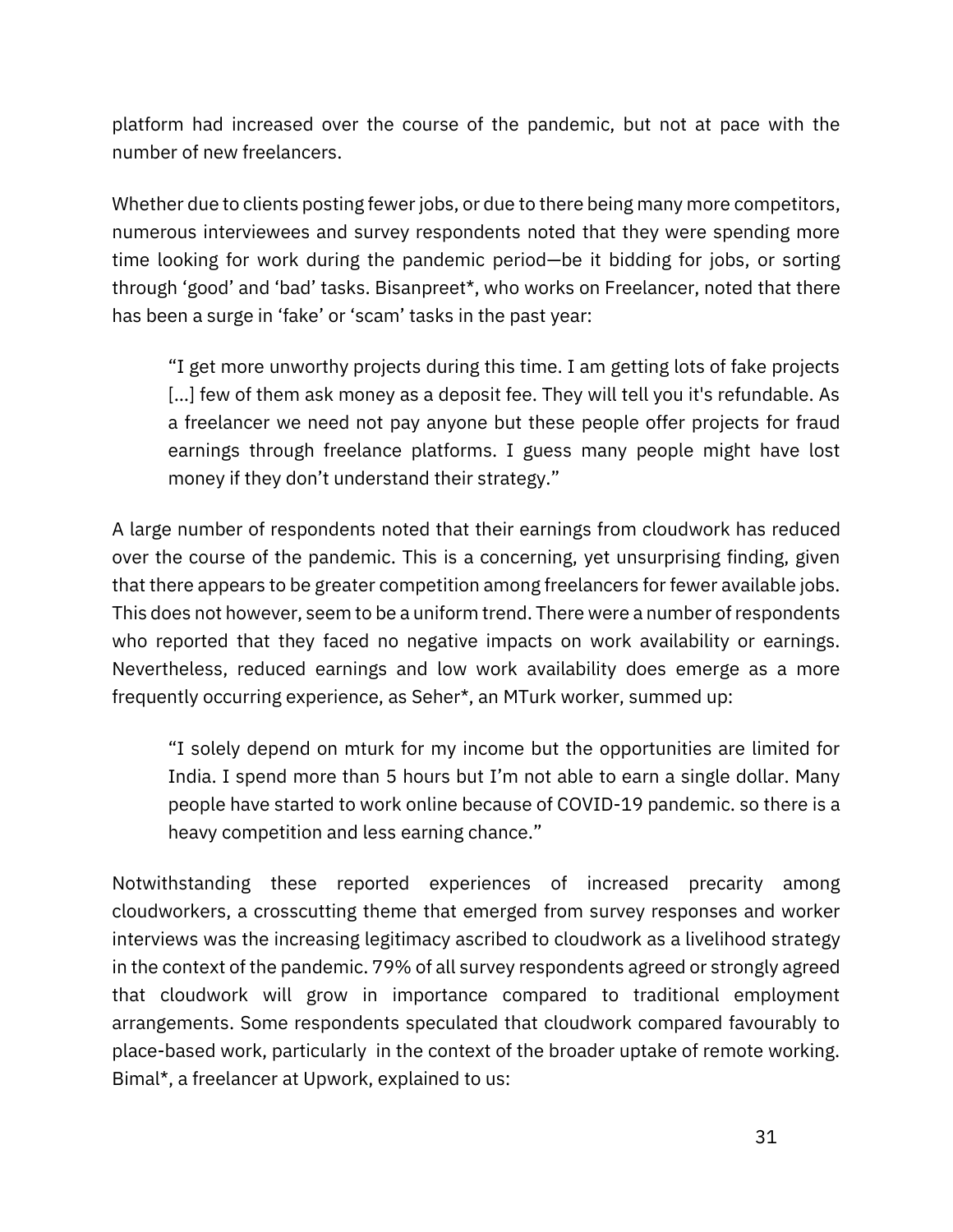platform had increased over the course of the pandemic, but not at pace with the number of new freelancers.

Whether due to clients posting fewer jobs, or due to there being many more competitors, numerous interviewees and survey respondents noted that they were spending more time looking for work during the pandemic period—be it bidding for jobs, or sorting through 'good' and 'bad' tasks. Bisanpreet*, who works on Freelancer, noted that there has been a surge in 'fake' or 'scam' tasks in the past year:

> "I get more unworthy projects during this time. I am getting lots of fake projects [...] few of them ask money as a deposit fee. They will tell you it's refundable. As a freelancer we need not pay anyone but these people offer projects for fraud earnings through freelance platforms. I guess many people might have lost money if they don't understand their strategy."

A large number of respondents noted that their earnings from cloudwork has reduced over the course of the pandemic. This is a concerning, yet unsurprising finding, given that there appears to be greater competition among freelancers for fewer available jobs. This does not however, seem to be a uniform trend. There were a number of respondents who reported that they faced no negative impacts on work availability or earnings. Nevertheless, reduced earnings and low work availability does emerge as a more frequently occurring experience, as Seher*, an MTurk worker, summed up:

> "I solely depend on mturk for my income but the opportunities are limited for India. I spend more than 5 hours but I'm not able to earn a single dollar. Many people have started to work online because of COVID-19 pandemic. so there is a heavy competition and less earning chance."

Notwithstanding these reported experiences of increased precarity among cloudworkers, a crosscutting theme that emerged from survey responses and worker interviews was the increasing legitimacy ascribed to cloudwork as a livelihood strategy in the context of the pandemic. 79% of all survey respondents agreed or strongly agreed that cloudwork will grow in importance compared to traditional employment arrangements. Some respondents speculated that cloudwork compared favourably to place-based work, particularly in the context of the broader uptake of remote working. Bimal*, a freelancer at Upwork, explained to us: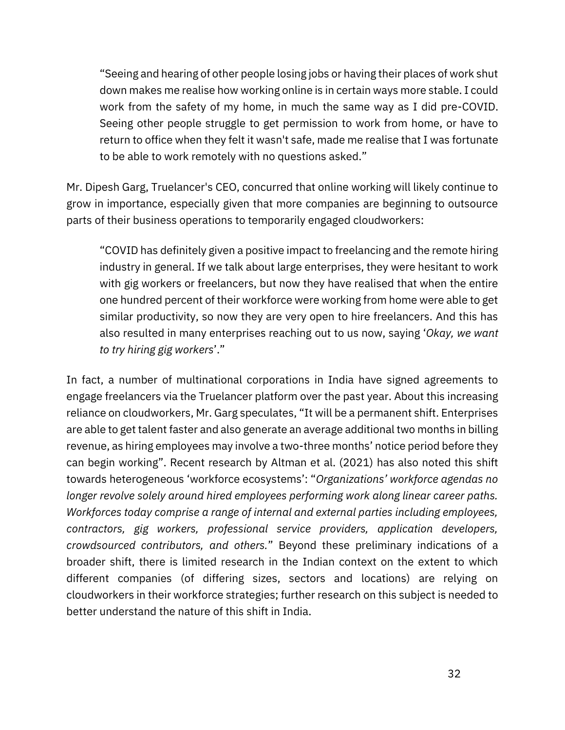> "Seeing and hearing of other people losing jobs or having their places of work shut down makes me realise how working online is in certain ways more stable. I could work from the safety of my home, in much the same way as I did pre-COVID. Seeing other people struggle to get permission to work from home, or have to return to office when they felt it wasn't safe, made me realise that I was fortunate to be able to work remotely with no questions asked."

Mr. Dipesh Garg, Truelancer's CEO, concurred that online working will likely continue to grow in importance, especially given that more companies are beginning to outsource parts of their business operations to temporarily engaged cloudworkers:

> "COVID has definitely given a positive impact to freelancing and the remote hiring industry in general. If we talk about large enterprises, they were hesitant to work with gig workers or freelancers, but now they have realised that when the entire one hundred percent of their workforce were working from home were able to get similar productivity, so now they are very open to hire freelancers. And this has also resulted in many enterprises reaching out to us now, saying '*Okay, we want to try hiring gig workers*'."

In fact, a number of multinational corporations in India have signed agreements to engage freelancers via the Truelancer platform over the past year. About this increasing reliance on cloudworkers, Mr. Garg speculates, "It will be a permanent shift. Enterprises are able to get talent faster and also generate an average additional two months in billing revenue, as hiring employees may involve a two-three months' notice period before they can begin working". Recent research by Altman et al. (2021) has also noted this shift towards heterogeneous 'workforce ecosystems': "*Organizations' workforce agendas no longer revolve solely around hired employees performing work along linear career paths. Workforces today comprise a range of internal and external parties including employees, contractors, gig workers, professional service providers, application developers, crowdsourced contributors, and others.*" Beyond these preliminary indications of a broader shift, there is limited research in the Indian context on the extent to which different companies (of differing sizes, sectors and locations) are relying on cloudworkers in their workforce strategies; further research on this subject is needed to better understand the nature of this shift in India.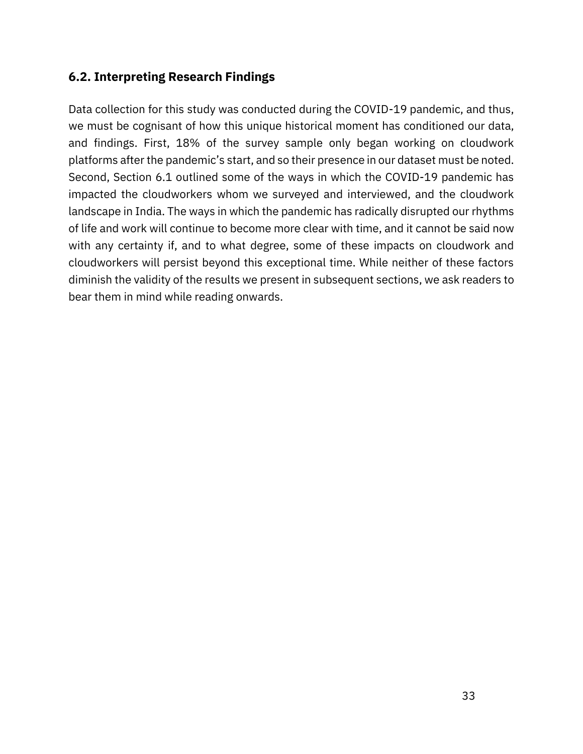### 6.2. Interpreting Research Findings

Data collection for this study was conducted during the COVID-19 pandemic, and thus, we must be cognisant of how this unique historical moment has conditioned our data, and findings. First, 18% of the survey sample only began working on cloudwork platforms after the pandemic's start, and so their presence in our dataset must be noted. Second, Section 6.1 outlined some of the ways in which the COVID-19 pandemic has impacted the cloudworkers whom we surveyed and interviewed, and the cloudwork landscape in India. The ways in which the pandemic has radically disrupted our rhythms of life and work will continue to become more clear with time, and it cannot be said now with any certainty if, and to what degree, some of these impacts on cloudwork and cloudworkers will persist beyond this exceptional time. While neither of these factors diminish the validity of the results we present in subsequent sections, we ask readers to bear them in mind while reading onwards.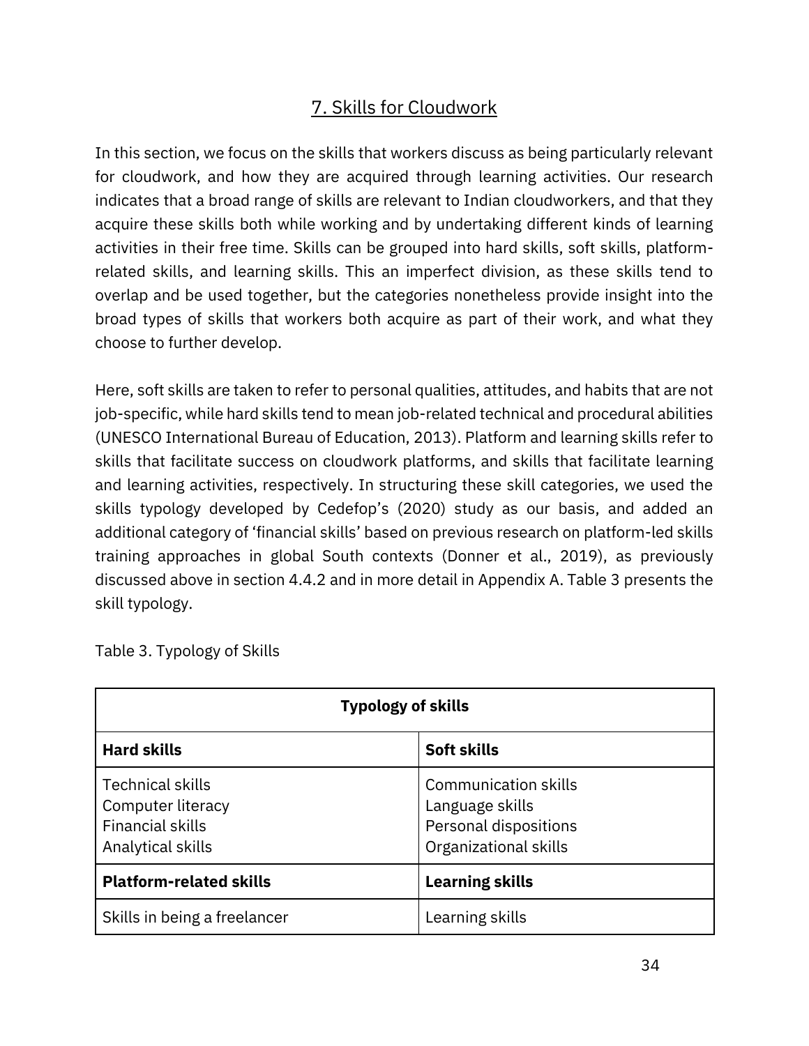## 7. Skills for Cloudwork

In this section, we focus on the skills that workers discuss as being particularly relevant for cloudwork, and how they are acquired through learning activities. Our research indicates that a broad range of skills are relevant to Indian cloudworkers, and that they acquire these skills both while working and by undertaking different kinds of learning activities in their free time. Skills can be grouped into hard skills, soft skills, platform-related skills, and learning skills. This an imperfect division, as these skills tend to overlap and be used together, but the categories nonetheless provide insight into the broad types of skills that workers both acquire as part of their work, and what they choose to further develop.

Here, soft skills are taken to refer to personal qualities, attitudes, and habits that are not job-specific, while hard skills tend to mean job-related technical and procedural abilities (UNESCO International Bureau of Education, 2013). Platform and learning skills refer to skills that facilitate success on cloudwork platforms, and skills that facilitate learning and learning activities, respectively. In structuring these skill categories, we used the skills typology developed by Cedefop's (2020) study as our basis, and added an additional category of 'financial skills' based on previous research on platform-led skills training approaches in global South contexts (Donner et al., 2019), as previously discussed above in section 4.4.2 and in more detail in Appendix A. Table 3 presents the skill typology.

Table 3. Typology of Skills

| **Typology of skills** | |
|---|---|
| **Hard skills** | **Soft skills** |
| Technical skills<br>Computer literacy<br>Financial skills<br>Analytical skills | Communication skills<br>Language skills<br>Personal dispositions<br>Organizational skills |
| **Platform-related skills** | **Learning skills** |
| Skills in being a freelancer | Learning skills |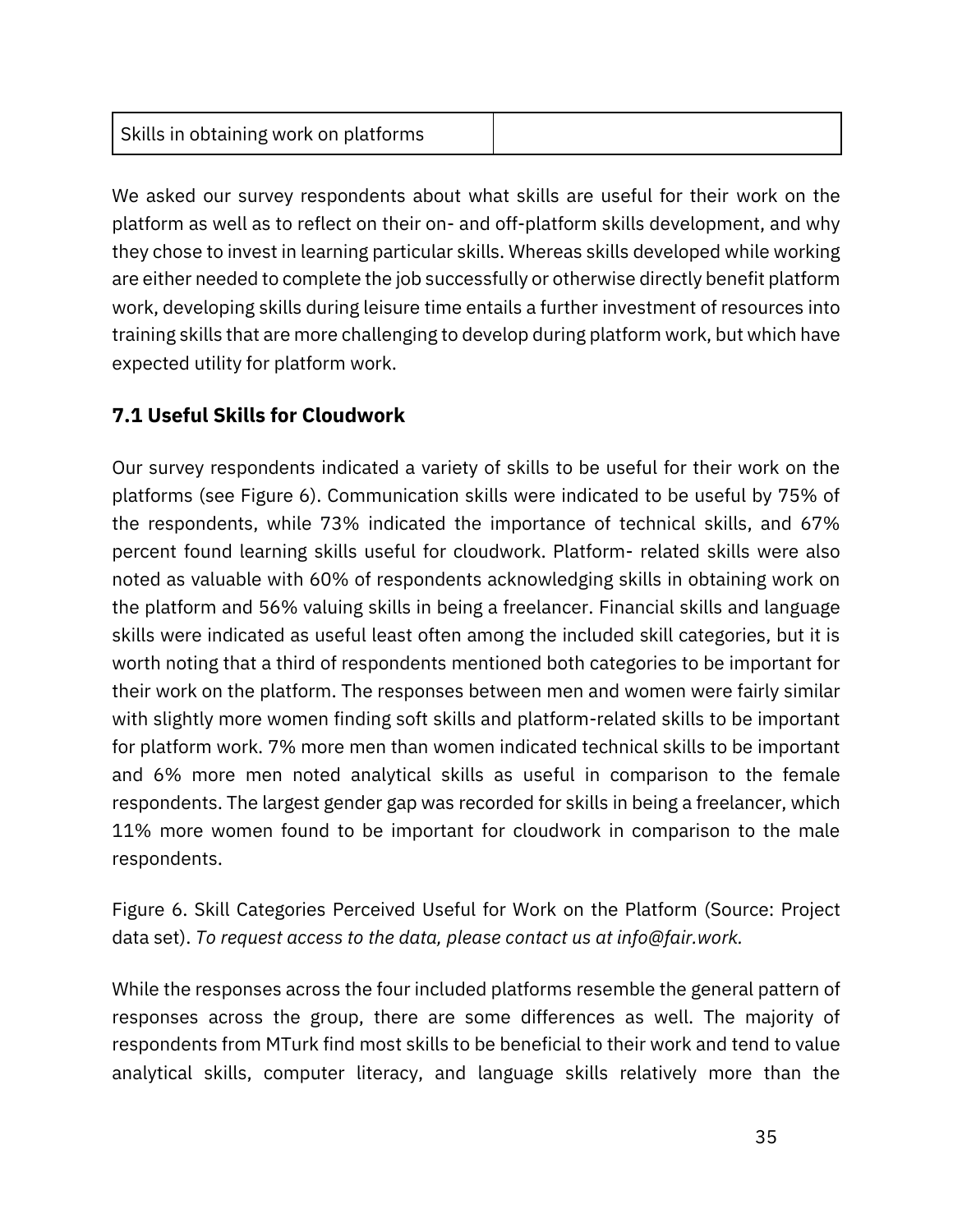| Skills in obtaining work on platforms | |
|---|---|

We asked our survey respondents about what skills are useful for their work on the platform as well as to reflect on their on- and off-platform skills development, and why they chose to invest in learning particular skills. Whereas skills developed while working are either needed to complete the job successfully or otherwise directly benefit platform work, developing skills during leisure time entails a further investment of resources into training skills that are more challenging to develop during platform work, but which have expected utility for platform work.

### 7.1 Useful Skills for Cloudwork

Our survey respondents indicated a variety of skills to be useful for their work on the platforms (see Figure 6). Communication skills were indicated to be useful by 75% of the respondents, while 73% indicated the importance of technical skills, and 67% percent found learning skills useful for cloudwork. Platform- related skills were also noted as valuable with 60% of respondents acknowledging skills in obtaining work on the platform and 56% valuing skills in being a freelancer. Financial skills and language skills were indicated as useful least often among the included skill categories, but it is worth noting that a third of respondents mentioned both categories to be important for their work on the platform. The responses between men and women were fairly similar with slightly more women finding soft skills and platform-related skills to be important for platform work. 7% more men than women indicated technical skills to be important and 6% more men noted analytical skills as useful in comparison to the female respondents. The largest gender gap was recorded for skills in being a freelancer, which 11% more women found to be important for cloudwork in comparison to the male respondents.

Figure 6. Skill Categories Perceived Useful for Work on the Platform (Source: Project data set). *To request access to the data, please contact us at info@fair.work.*

While the responses across the four included platforms resemble the general pattern of responses across the group, there are some differences as well. The majority of respondents from MTurk find most skills to be beneficial to their work and tend to value analytical skills, computer literacy, and language skills relatively more than the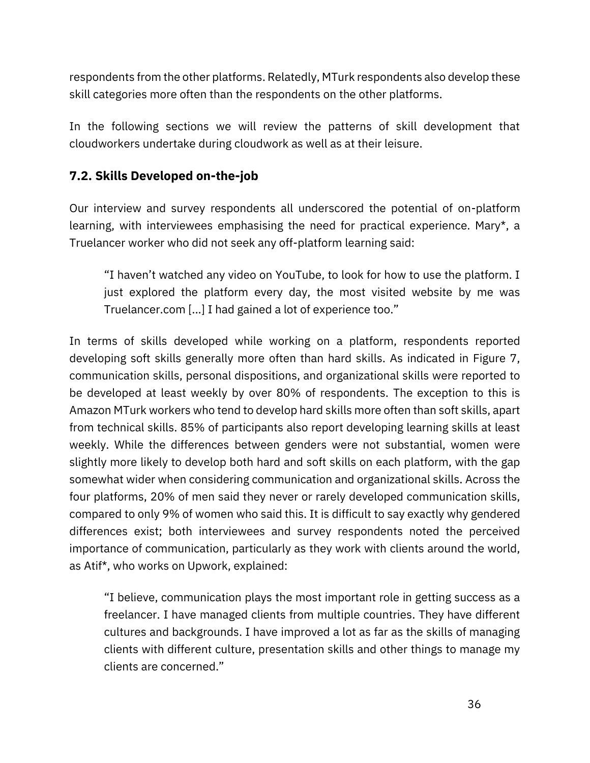respondents from the other platforms. Relatedly, MTurk respondents also develop these skill categories more often than the respondents on the other platforms.

In the following sections we will review the patterns of skill development that cloudworkers undertake during cloudwork as well as at their leisure.

### 7.2. Skills Developed on-the-job

Our interview and survey respondents all underscored the potential of on-platform learning, with interviewees emphasising the need for practical experience. Mary*, a Truelancer worker who did not seek any off-platform learning said:

> "I haven't watched any video on YouTube, to look for how to use the platform. I just explored the platform every day, the most visited website by me was Truelancer.com [...] I had gained a lot of experience too."

In terms of skills developed while working on a platform, respondents reported developing soft skills generally more often than hard skills. As indicated in Figure 7, communication skills, personal dispositions, and organizational skills were reported to be developed at least weekly by over 80% of respondents. The exception to this is Amazon MTurk workers who tend to develop hard skills more often than soft skills, apart from technical skills. 85% of participants also report developing learning skills at least weekly. While the differences between genders were not substantial, women were slightly more likely to develop both hard and soft skills on each platform, with the gap somewhat wider when considering communication and organizational skills. Across the four platforms, 20% of men said they never or rarely developed communication skills, compared to only 9% of women who said this. It is difficult to say exactly why gendered differences exist; both interviewees and survey respondents noted the perceived importance of communication, particularly as they work with clients around the world, as Atif*, who works on Upwork, explained:

> "I believe, communication plays the most important role in getting success as a freelancer. I have managed clients from multiple countries. They have different cultures and backgrounds. I have improved a lot as far as the skills of managing clients with different culture, presentation skills and other things to manage my clients are concerned."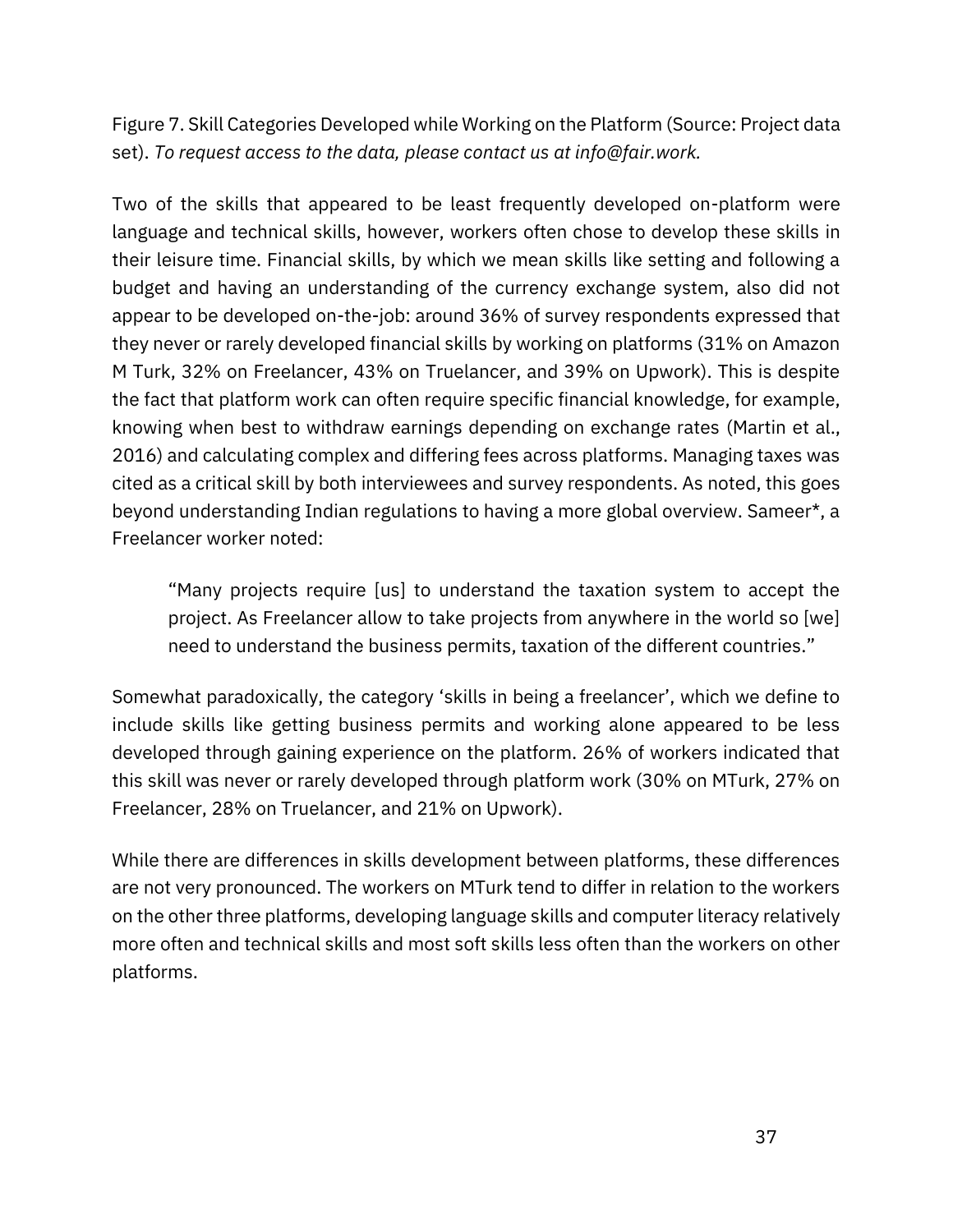Figure 7. Skill Categories Developed while Working on the Platform (Source: Project data set). *To request access to the data, please contact us at info@fair.work.*

Two of the skills that appeared to be least frequently developed on-platform were language and technical skills, however, workers often chose to develop these skills in their leisure time. Financial skills, by which we mean skills like setting and following a budget and having an understanding of the currency exchange system, also did not appear to be developed on-the-job: around 36% of survey respondents expressed that they never or rarely developed financial skills by working on platforms (31% on Amazon M Turk, 32% on Freelancer, 43% on Truelancer, and 39% on Upwork). This is despite the fact that platform work can often require specific financial knowledge, for example, knowing when best to withdraw earnings depending on exchange rates (Martin et al., 2016) and calculating complex and differing fees across platforms. Managing taxes was cited as a critical skill by both interviewees and survey respondents. As noted, this goes beyond understanding Indian regulations to having a more global overview. Sameer*, a Freelancer worker noted:

> "Many projects require [us] to understand the taxation system to accept the project. As Freelancer allow to take projects from anywhere in the world so [we] need to understand the business permits, taxation of the different countries."

Somewhat paradoxically, the category 'skills in being a freelancer', which we define to include skills like getting business permits and working alone appeared to be less developed through gaining experience on the platform. 26% of workers indicated that this skill was never or rarely developed through platform work (30% on MTurk, 27% on Freelancer, 28% on Truelancer, and 21% on Upwork).

While there are differences in skills development between platforms, these differences are not very pronounced. The workers on MTurk tend to differ in relation to the workers on the other three platforms, developing language skills and computer literacy relatively more often and technical skills and most soft skills less often than the workers on other platforms.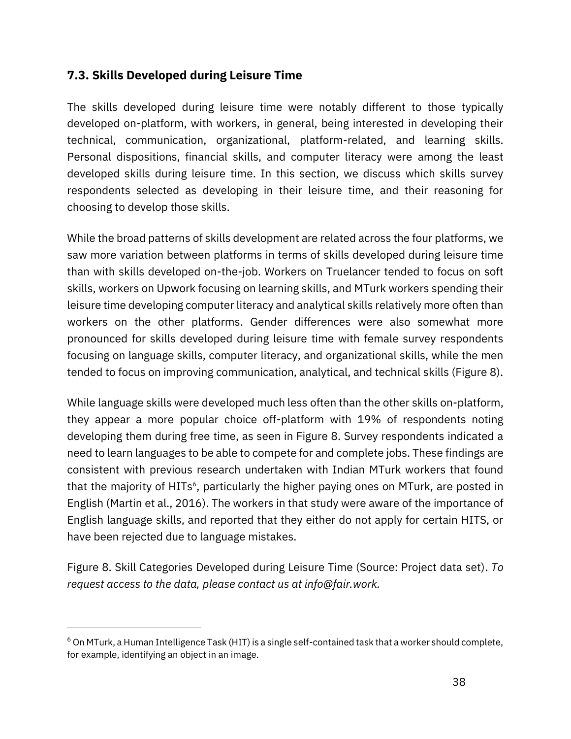### 7.3. Skills Developed during Leisure Time

The skills developed during leisure time were notably different to those typically developed on-platform, with workers, in general, being interested in developing their technical, communication, organizational, platform-related, and learning skills. Personal dispositions, financial skills, and computer literacy were among the least developed skills during leisure time. In this section, we discuss which skills survey respondents selected as developing in their leisure time, and their reasoning for choosing to develop those skills.

While the broad patterns of skills development are related across the four platforms, we saw more variation between platforms in terms of skills developed during leisure time than with skills developed on-the-job. Workers on Truelancer tended to focus on soft skills, workers on Upwork focusing on learning skills, and MTurk workers spending their leisure time developing computer literacy and analytical skills relatively more often than workers on the other platforms. Gender differences were also somewhat more pronounced for skills developed during leisure time with female survey respondents focusing on language skills, computer literacy, and organizational skills, while the men tended to focus on improving communication, analytical, and technical skills (Figure 8).

While language skills were developed much less often than the other skills on-platform, they appear a more popular choice off-platform with 19% of respondents noting developing them during free time, as seen in Figure 8. Survey respondents indicated a need to learn languages to be able to compete for and complete jobs. These findings are consistent with previous research undertaken with Indian MTurk workers that found that the majority of HITs[6], particularly the higher paying ones on MTurk, are posted in English (Martin et al., 2016). The workers in that study were aware of the importance of English language skills, and reported that they either do not apply for certain HITS, or have been rejected due to language mistakes.

Figure 8. Skill Categories Developed during Leisure Time (Source: Project data set). *To request access to the data, please contact us at info@fair.work.*

[6] On MTurk, a Human Intelligence Task (HIT) is a single self-contained task that a worker should complete, for example, identifying an object in an image.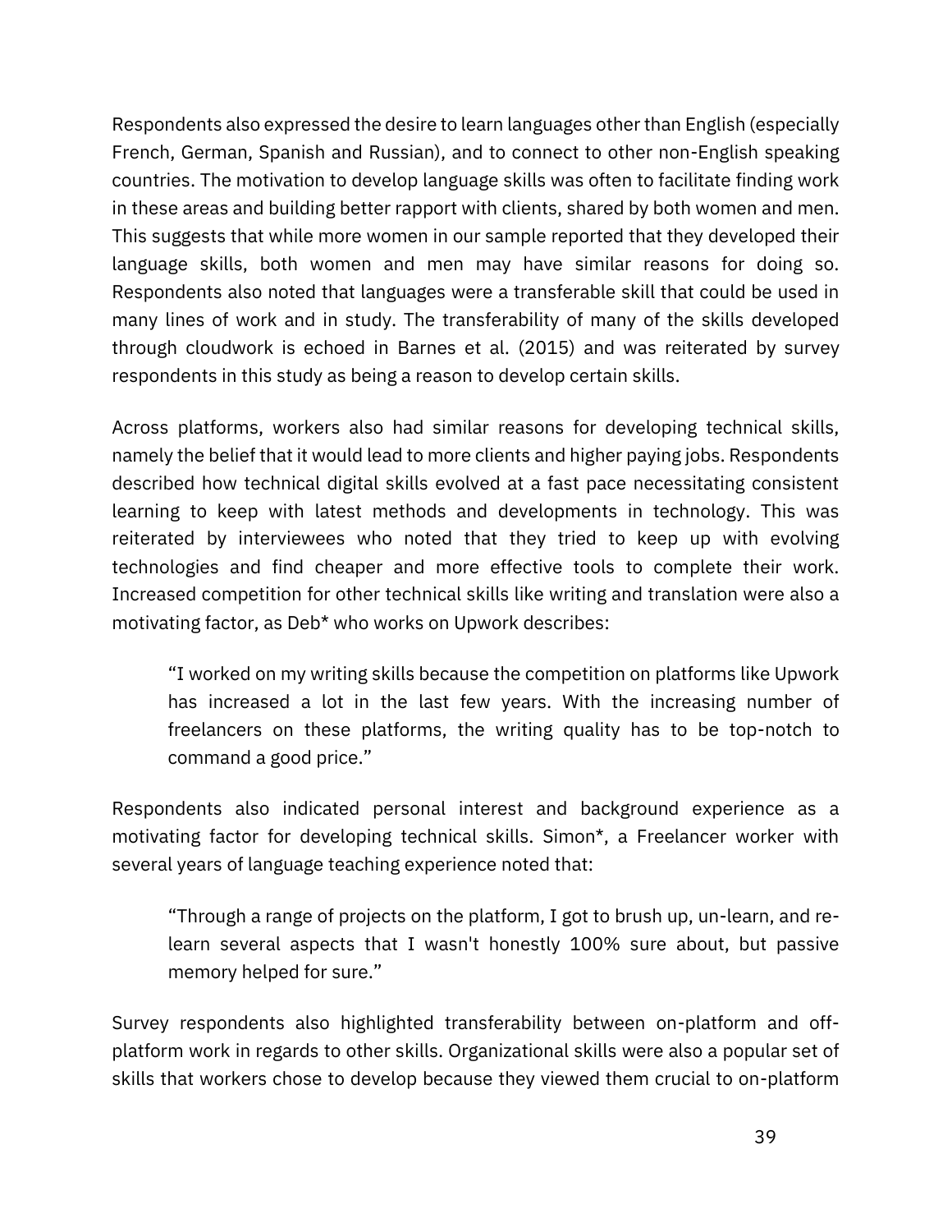Respondents also expressed the desire to learn languages other than English (especially French, German, Spanish and Russian), and to connect to other non-English speaking countries. The motivation to develop language skills was often to facilitate finding work in these areas and building better rapport with clients, shared by both women and men. This suggests that while more women in our sample reported that they developed their language skills, both women and men may have similar reasons for doing so. Respondents also noted that languages were a transferable skill that could be used in many lines of work and in study. The transferability of many of the skills developed through cloudwork is echoed in Barnes et al. (2015) and was reiterated by survey respondents in this study as being a reason to develop certain skills.

Across platforms, workers also had similar reasons for developing technical skills, namely the belief that it would lead to more clients and higher paying jobs. Respondents described how technical digital skills evolved at a fast pace necessitating consistent learning to keep with latest methods and developments in technology. This was reiterated by interviewees who noted that they tried to keep up with evolving technologies and find cheaper and more effective tools to complete their work. Increased competition for other technical skills like writing and translation were also a motivating factor, as Deb* who works on Upwork describes:

> "I worked on my writing skills because the competition on platforms like Upwork has increased a lot in the last few years. With the increasing number of freelancers on these platforms, the writing quality has to be top-notch to command a good price."

Respondents also indicated personal interest and background experience as a motivating factor for developing technical skills. Simon*, a Freelancer worker with several years of language teaching experience noted that:

> "Through a range of projects on the platform, I got to brush up, un-learn, and re-learn several aspects that I wasn't honestly 100% sure about, but passive memory helped for sure."

Survey respondents also highlighted transferability between on-platform and off-platform work in regards to other skills. Organizational skills were also a popular set of skills that workers chose to develop because they viewed them crucial to on-platform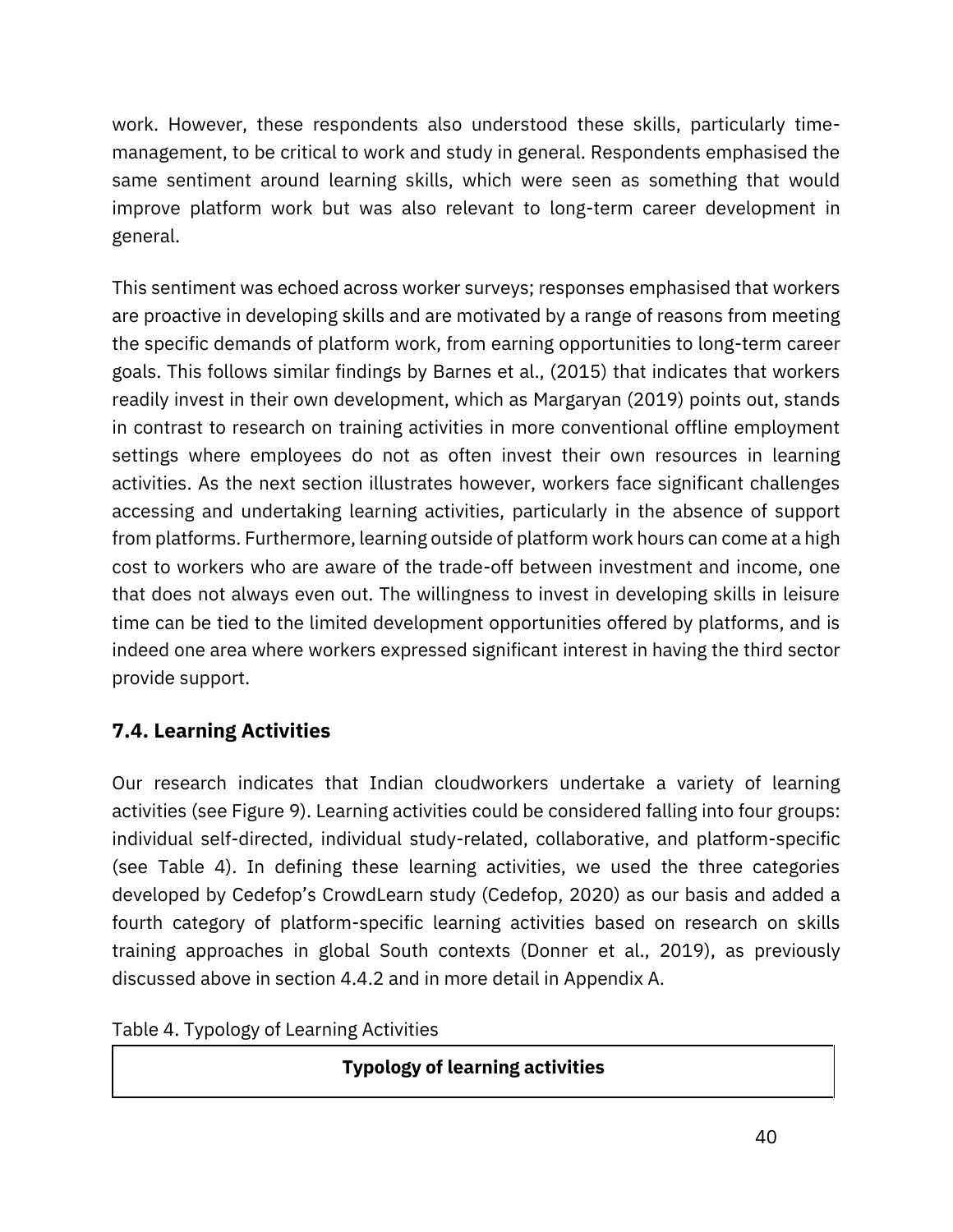work. However, these respondents also understood these skills, particularly time-management, to be critical to work and study in general. Respondents emphasised the same sentiment around learning skills, which were seen as something that would improve platform work but was also relevant to long-term career development in general.

This sentiment was echoed across worker surveys; responses emphasised that workers are proactive in developing skills and are motivated by a range of reasons from meeting the specific demands of platform work, from earning opportunities to long-term career goals. This follows similar findings by Barnes et al., (2015) that indicates that workers readily invest in their own development, which as Margaryan (2019) points out, stands in contrast to research on training activities in more conventional offline employment settings where employees do not as often invest their own resources in learning activities. As the next section illustrates however, workers face significant challenges accessing and undertaking learning activities, particularly in the absence of support from platforms. Furthermore, learning outside of platform work hours can come at a high cost to workers who are aware of the trade-off between investment and income, one that does not always even out. The willingness to invest in developing skills in leisure time can be tied to the limited development opportunities offered by platforms, and is indeed one area where workers expressed significant interest in having the third sector provide support.

## 7.4. Learning Activities

Our research indicates that Indian cloudworkers undertake a variety of learning activities (see Figure 9). Learning activities could be considered falling into four groups: individual self-directed, individual study-related, collaborative, and platform-specific (see Table 4). In defining these learning activities, we used the three categories developed by Cedefop's CrowdLearn study (Cedefop, 2020) as our basis and added a fourth category of platform-specific learning activities based on research on skills training approaches in global South contexts (Donner et al., 2019), as previously discussed above in section 4.4.2 and in more detail in Appendix A.

Table 4. Typology of Learning Activities

| **Typology of learning activities** |
|---|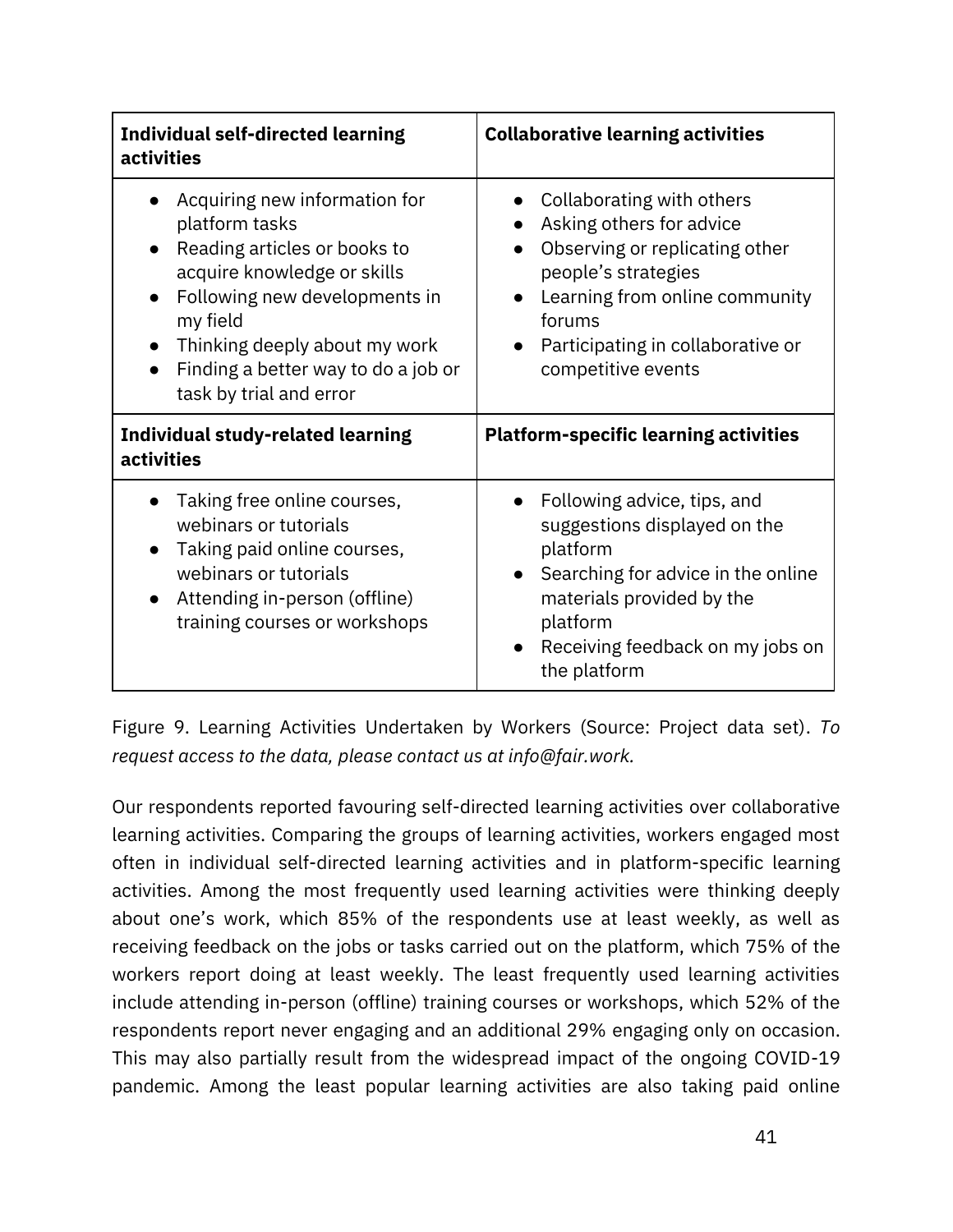| Individual self-directed learning activities | Collaborative learning activities |
|---|---|
| • Acquiring new information for platform tasks<br>• Reading articles or books to acquire knowledge or skills<br>• Following new developments in my field<br>• Thinking deeply about my work<br>• Finding a better way to do a job or task by trial and error | • Collaborating with others<br>• Asking others for advice<br>• Observing or replicating other people's strategies<br>• Learning from online community forums<br>• Participating in collaborative or competitive events |
| **Individual study-related learning activities** | **Platform-specific learning activities** |
| • Taking free online courses, webinars or tutorials<br>• Taking paid online courses, webinars or tutorials<br>• Attending in-person (offline) training courses or workshops | • Following advice, tips, and suggestions displayed on the platform<br>• Searching for advice in the online materials provided by the platform<br>• Receiving feedback on my jobs on the platform |

Figure 9. Learning Activities Undertaken by Workers (Source: Project data set). *To request access to the data, please contact us at info@fair.work.*

Our respondents reported favouring self-directed learning activities over collaborative learning activities. Comparing the groups of learning activities, workers engaged most often in individual self-directed learning activities and in platform-specific learning activities. Among the most frequently used learning activities were thinking deeply about one's work, which 85% of the respondents use at least weekly, as well as receiving feedback on the jobs or tasks carried out on the platform, which 75% of the workers report doing at least weekly. The least frequently used learning activities include attending in-person (offline) training courses or workshops, which 52% of the respondents report never engaging and an additional 29% engaging only on occasion. This may also partially result from the widespread impact of the ongoing COVID-19 pandemic. Among the least popular learning activities are also taking paid online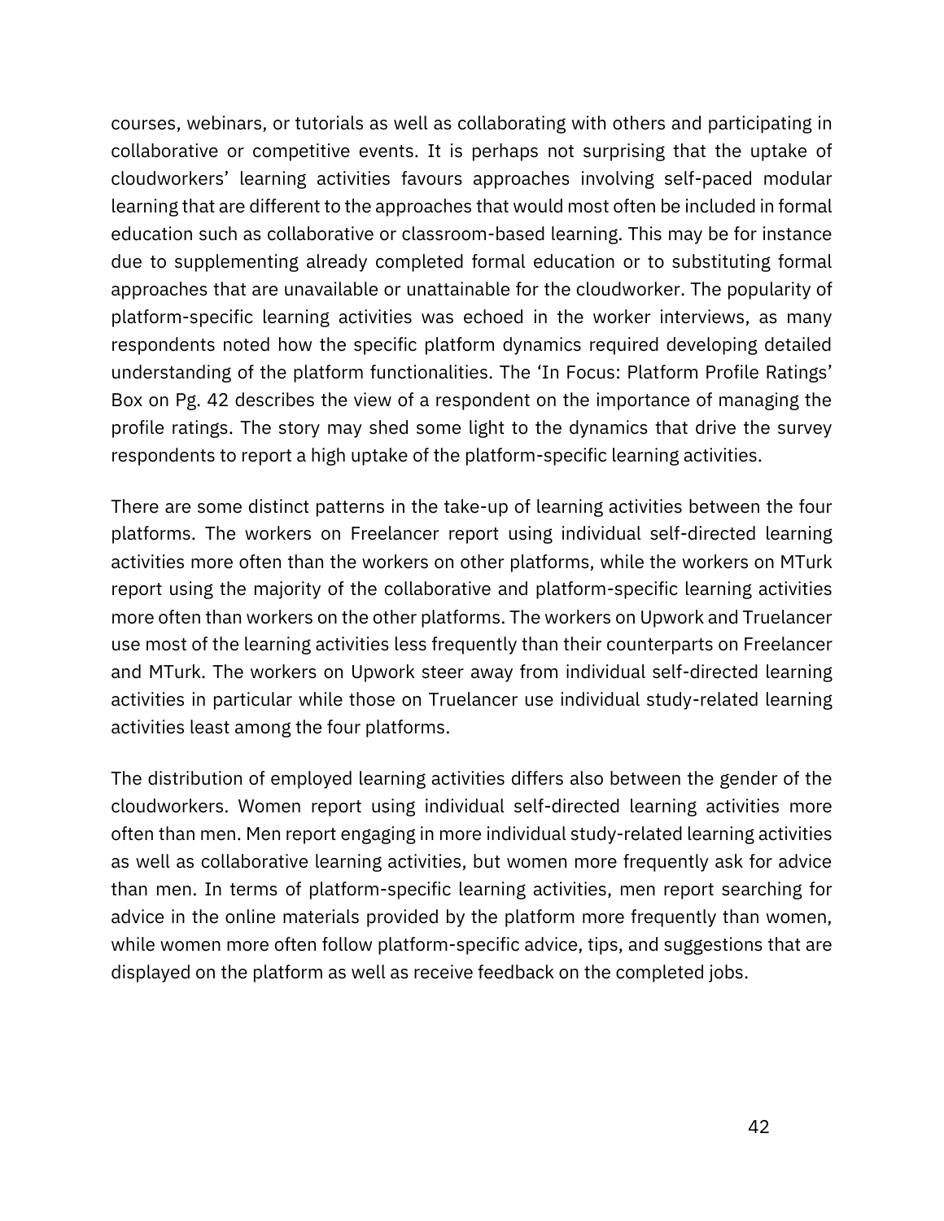courses, webinars, or tutorials as well as collaborating with others and participating in collaborative or competitive events. It is perhaps not surprising that the uptake of cloudworkers' learning activities favours approaches involving self-paced modular learning that are different to the approaches that would most often be included in formal education such as collaborative or classroom-based learning. This may be for instance due to supplementing already completed formal education or to substituting formal approaches that are unavailable or unattainable for the cloudworker. The popularity of platform-specific learning activities was echoed in the worker interviews, as many respondents noted how the specific platform dynamics required developing detailed understanding of the platform functionalities. The 'In Focus: Platform Profile Ratings' Box on Pg. 42 describes the view of a respondent on the importance of managing the profile ratings. The story may shed some light to the dynamics that drive the survey respondents to report a high uptake of the platform-specific learning activities.

There are some distinct patterns in the take-up of learning activities between the four platforms. The workers on Freelancer report using individual self-directed learning activities more often than the workers on other platforms, while the workers on MTurk report using the majority of the collaborative and platform-specific learning activities more often than workers on the other platforms. The workers on Upwork and Truelancer use most of the learning activities less frequently than their counterparts on Freelancer and MTurk. The workers on Upwork steer away from individual self-directed learning activities in particular while those on Truelancer use individual study-related learning activities least among the four platforms.

The distribution of employed learning activities differs also between the gender of the cloudworkers. Women report using individual self-directed learning activities more often than men. Men report engaging in more individual study-related learning activities as well as collaborative learning activities, but women more frequently ask for advice than men. In terms of platform-specific learning activities, men report searching for advice in the online materials provided by the platform more frequently than women, while women more often follow platform-specific advice, tips, and suggestions that are displayed on the platform as well as receive feedback on the completed jobs.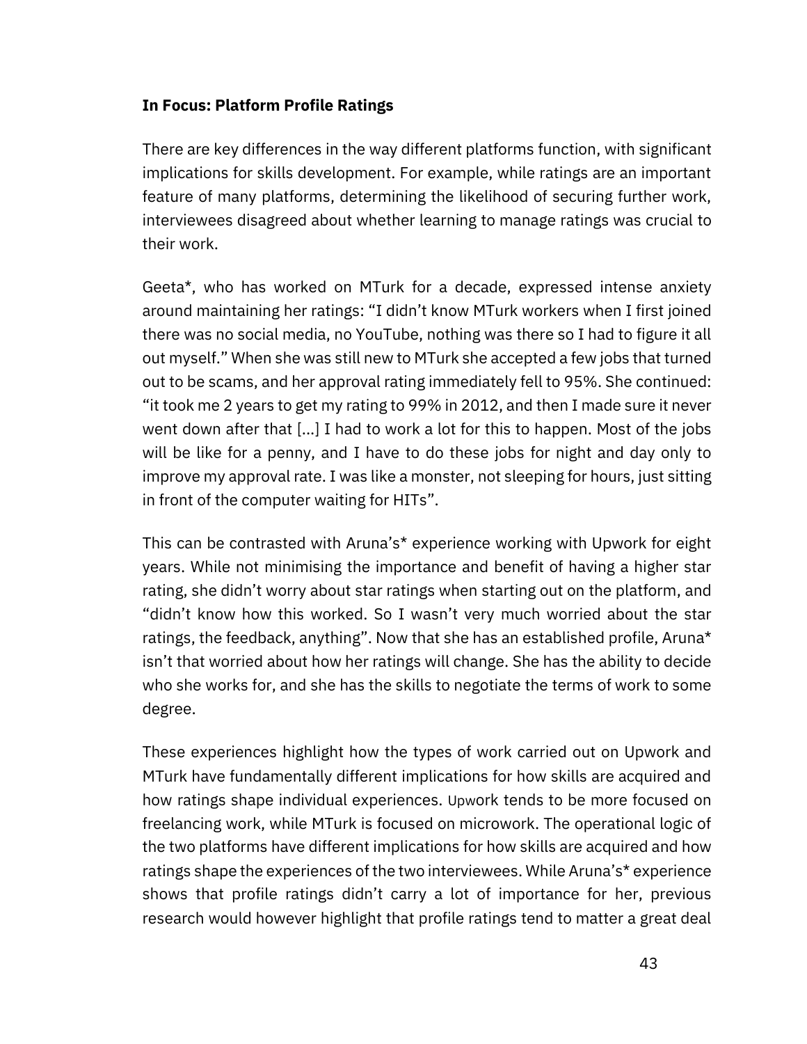### In Focus: Platform Profile Ratings

There are key differences in the way different platforms function, with significant implications for skills development. For example, while ratings are an important feature of many platforms, determining the likelihood of securing further work, interviewees disagreed about whether learning to manage ratings was crucial to their work.

Geeta*, who has worked on MTurk for a decade, expressed intense anxiety around maintaining her ratings: "I didn't know MTurk workers when I first joined there was no social media, no YouTube, nothing was there so I had to figure it all out myself." When she was still new to MTurk she accepted a few jobs that turned out to be scams, and her approval rating immediately fell to 95%. She continued: "it took me 2 years to get my rating to 99% in 2012, and then I made sure it never went down after that [...] I had to work a lot for this to happen. Most of the jobs will be like for a penny, and I have to do these jobs for night and day only to improve my approval rate. I was like a monster, not sleeping for hours, just sitting in front of the computer waiting for HITs".

This can be contrasted with Aruna's* experience working with Upwork for eight years. While not minimising the importance and benefit of having a higher star rating, she didn't worry about star ratings when starting out on the platform, and "didn't know how this worked. So I wasn't very much worried about the star ratings, the feedback, anything". Now that she has an established profile, Aruna* isn't that worried about how her ratings will change. She has the ability to decide who she works for, and she has the skills to negotiate the terms of work to some degree.

These experiences highlight how the types of work carried out on Upwork and MTurk have fundamentally different implications for how skills are acquired and how ratings shape individual experiences. Upwork tends to be more focused on freelancing work, while MTurk is focused on microwork. The operational logic of the two platforms have different implications for how skills are acquired and how ratings shape the experiences of the two interviewees. While Aruna's* experience shows that profile ratings didn't carry a lot of importance for her, previous research would however highlight that profile ratings tend to matter a great deal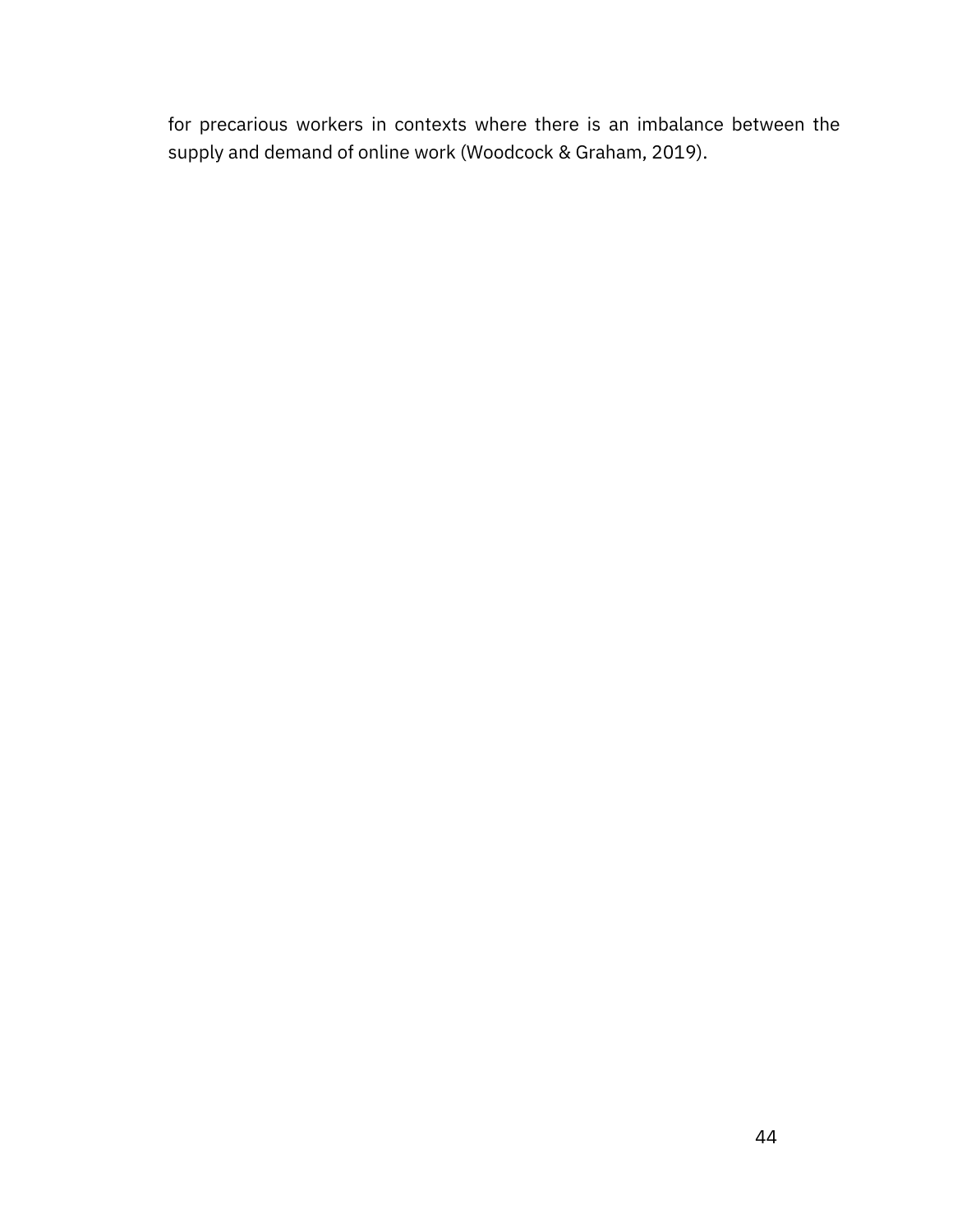for precarious workers in contexts where there is an imbalance between the supply and demand of online work (Woodcock & Graham, 2019).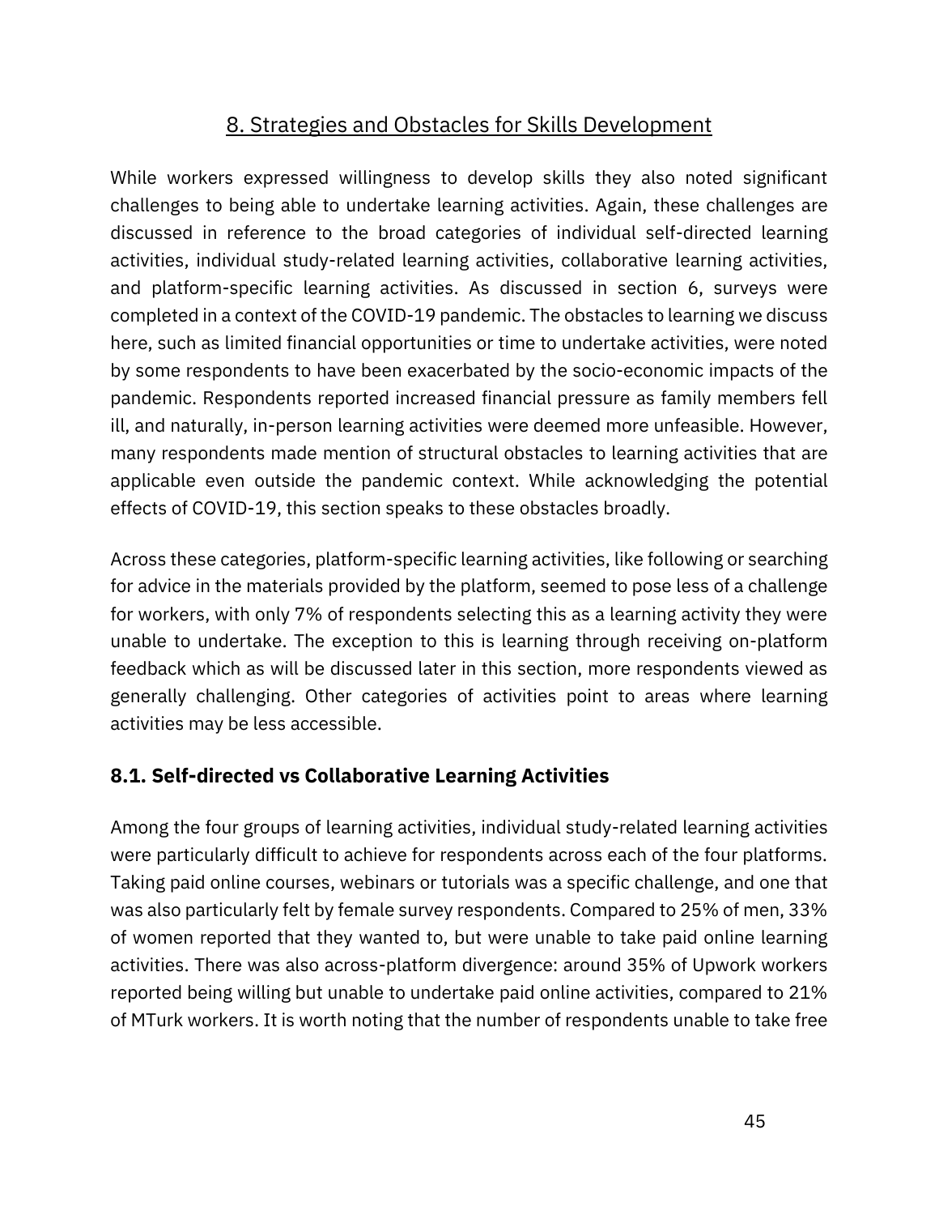## 8. Strategies and Obstacles for Skills Development

While workers expressed willingness to develop skills they also noted significant challenges to being able to undertake learning activities. Again, these challenges are discussed in reference to the broad categories of individual self-directed learning activities, individual study-related learning activities, collaborative learning activities, and platform-specific learning activities. As discussed in section 6, surveys were completed in a context of the COVID-19 pandemic. The obstacles to learning we discuss here, such as limited financial opportunities or time to undertake activities, were noted by some respondents to have been exacerbated by the socio-economic impacts of the pandemic. Respondents reported increased financial pressure as family members fell ill, and naturally, in-person learning activities were deemed more unfeasible. However, many respondents made mention of structural obstacles to learning activities that are applicable even outside the pandemic context. While acknowledging the potential effects of COVID-19, this section speaks to these obstacles broadly.

Across these categories, platform-specific learning activities, like following or searching for advice in the materials provided by the platform, seemed to pose less of a challenge for workers, with only 7% of respondents selecting this as a learning activity they were unable to undertake. The exception to this is learning through receiving on-platform feedback which as will be discussed later in this section, more respondents viewed as generally challenging. Other categories of activities point to areas where learning activities may be less accessible.

### 8.1. Self-directed vs Collaborative Learning Activities

Among the four groups of learning activities, individual study-related learning activities were particularly difficult to achieve for respondents across each of the four platforms. Taking paid online courses, webinars or tutorials was a specific challenge, and one that was also particularly felt by female survey respondents. Compared to 25% of men, 33% of women reported that they wanted to, but were unable to take paid online learning activities. There was also across-platform divergence: around 35% of Upwork workers reported being willing but unable to undertake paid online activities, compared to 21% of MTurk workers. It is worth noting that the number of respondents unable to take free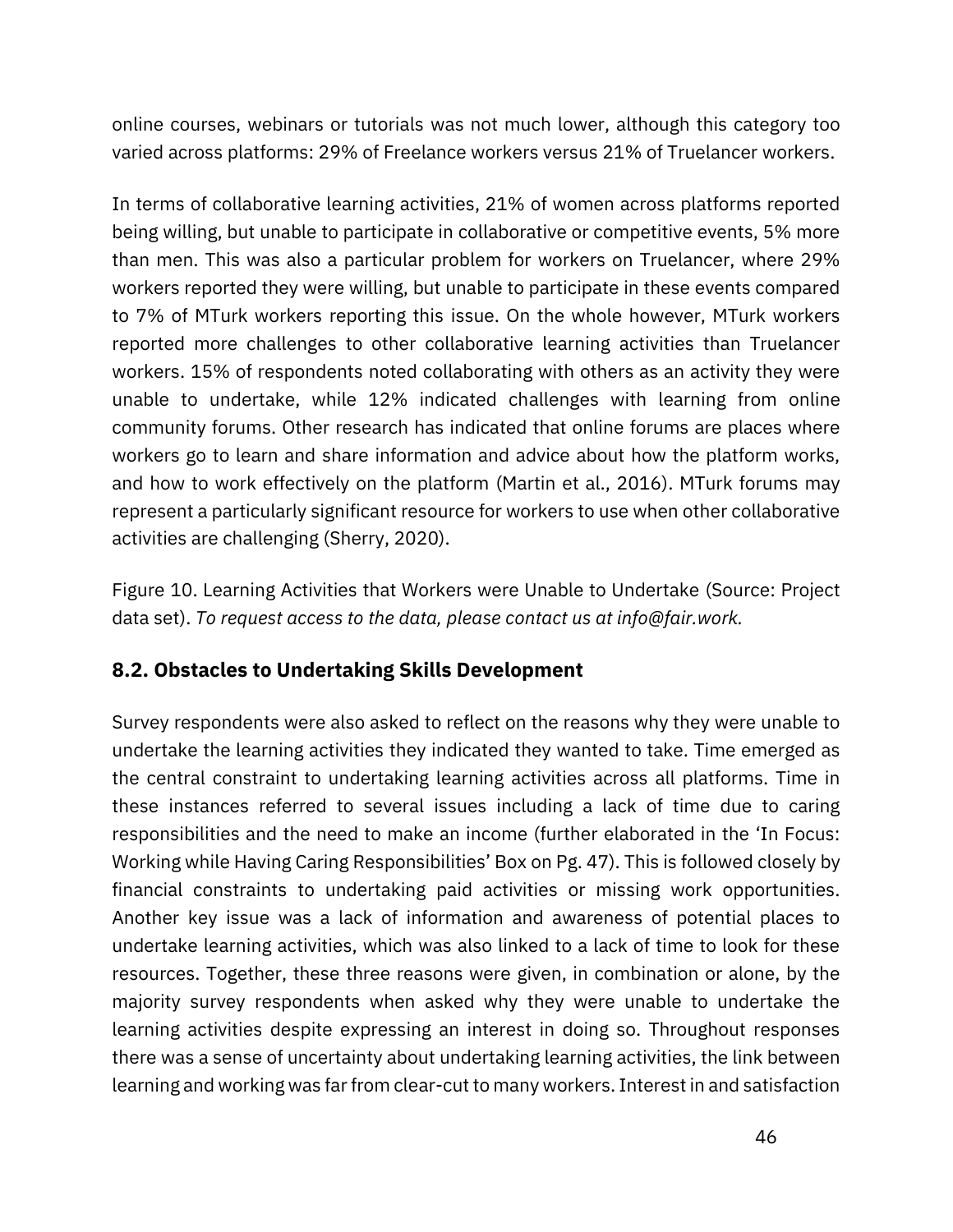online courses, webinars or tutorials was not much lower, although this category too varied across platforms: 29% of Freelance workers versus 21% of Truelancer workers.

In terms of collaborative learning activities, 21% of women across platforms reported being willing, but unable to participate in collaborative or competitive events, 5% more than men. This was also a particular problem for workers on Truelancer, where 29% workers reported they were willing, but unable to participate in these events compared to 7% of MTurk workers reporting this issue. On the whole however, MTurk workers reported more challenges to other collaborative learning activities than Truelancer workers. 15% of respondents noted collaborating with others as an activity they were unable to undertake, while 12% indicated challenges with learning from online community forums. Other research has indicated that online forums are places where workers go to learn and share information and advice about how the platform works, and how to work effectively on the platform (Martin et al., 2016). MTurk forums may represent a particularly significant resource for workers to use when other collaborative activities are challenging (Sherry, 2020).

Figure 10. Learning Activities that Workers were Unable to Undertake (Source: Project data set). *To request access to the data, please contact us at info@fair.work.*

## 8.2. Obstacles to Undertaking Skills Development

Survey respondents were also asked to reflect on the reasons why they were unable to undertake the learning activities they indicated they wanted to take. Time emerged as the central constraint to undertaking learning activities across all platforms. Time in these instances referred to several issues including a lack of time due to caring responsibilities and the need to make an income (further elaborated in the 'In Focus: Working while Having Caring Responsibilities' Box on Pg. 47). This is followed closely by financial constraints to undertaking paid activities or missing work opportunities. Another key issue was a lack of information and awareness of potential places to undertake learning activities, which was also linked to a lack of time to look for these resources. Together, these three reasons were given, in combination or alone, by the majority survey respondents when asked why they were unable to undertake the learning activities despite expressing an interest in doing so. Throughout responses there was a sense of uncertainty about undertaking learning activities, the link between learning and working was far from clear-cut to many workers. Interest in and satisfaction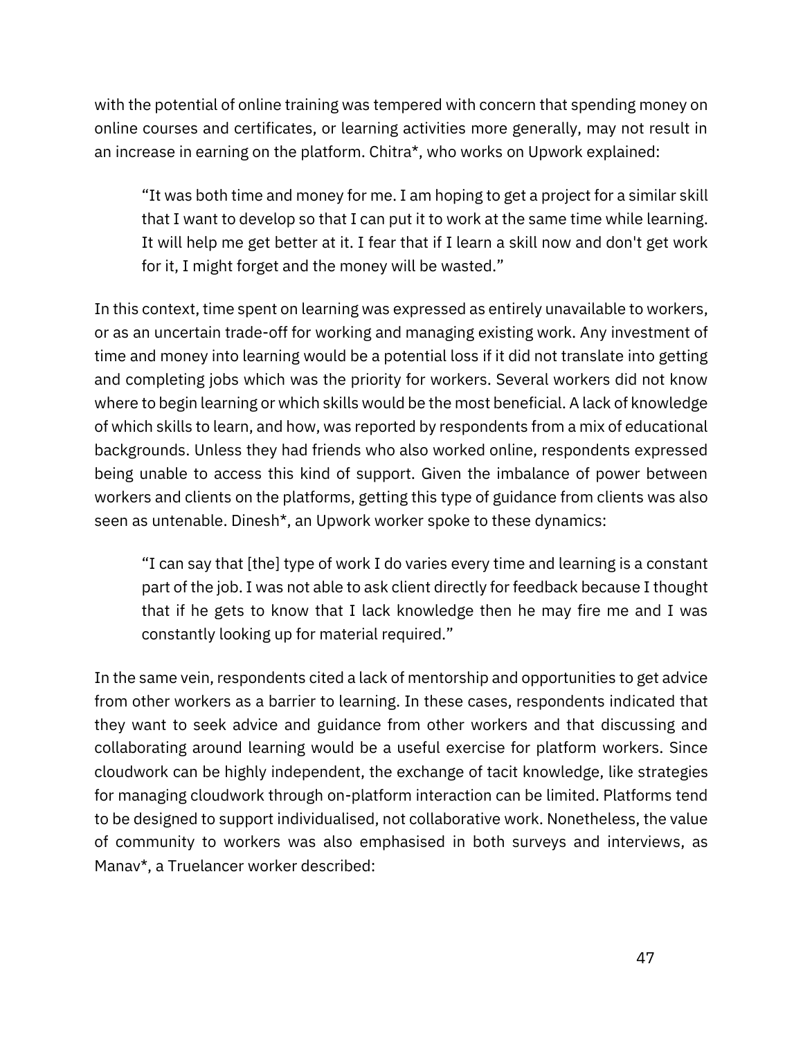with the potential of online training was tempered with concern that spending money on online courses and certificates, or learning activities more generally, may not result in an increase in earning on the platform. Chitra*, who works on Upwork explained:

> "It was both time and money for me. I am hoping to get a project for a similar skill that I want to develop so that I can put it to work at the same time while learning. It will help me get better at it. I fear that if I learn a skill now and don't get work for it, I might forget and the money will be wasted."

In this context, time spent on learning was expressed as entirely unavailable to workers, or as an uncertain trade-off for working and managing existing work. Any investment of time and money into learning would be a potential loss if it did not translate into getting and completing jobs which was the priority for workers. Several workers did not know where to begin learning or which skills would be the most beneficial. A lack of knowledge of which skills to learn, and how, was reported by respondents from a mix of educational backgrounds. Unless they had friends who also worked online, respondents expressed being unable to access this kind of support. Given the imbalance of power between workers and clients on the platforms, getting this type of guidance from clients was also seen as untenable. Dinesh*, an Upwork worker spoke to these dynamics:

> "I can say that [the] type of work I do varies every time and learning is a constant part of the job. I was not able to ask client directly for feedback because I thought that if he gets to know that I lack knowledge then he may fire me and I was constantly looking up for material required."

In the same vein, respondents cited a lack of mentorship and opportunities to get advice from other workers as a barrier to learning. In these cases, respondents indicated that they want to seek advice and guidance from other workers and that discussing and collaborating around learning would be a useful exercise for platform workers. Since cloudwork can be highly independent, the exchange of tacit knowledge, like strategies for managing cloudwork through on-platform interaction can be limited. Platforms tend to be designed to support individualised, not collaborative work. Nonetheless, the value of community to workers was also emphasised in both surveys and interviews, as Manav*, a Truelancer worker described: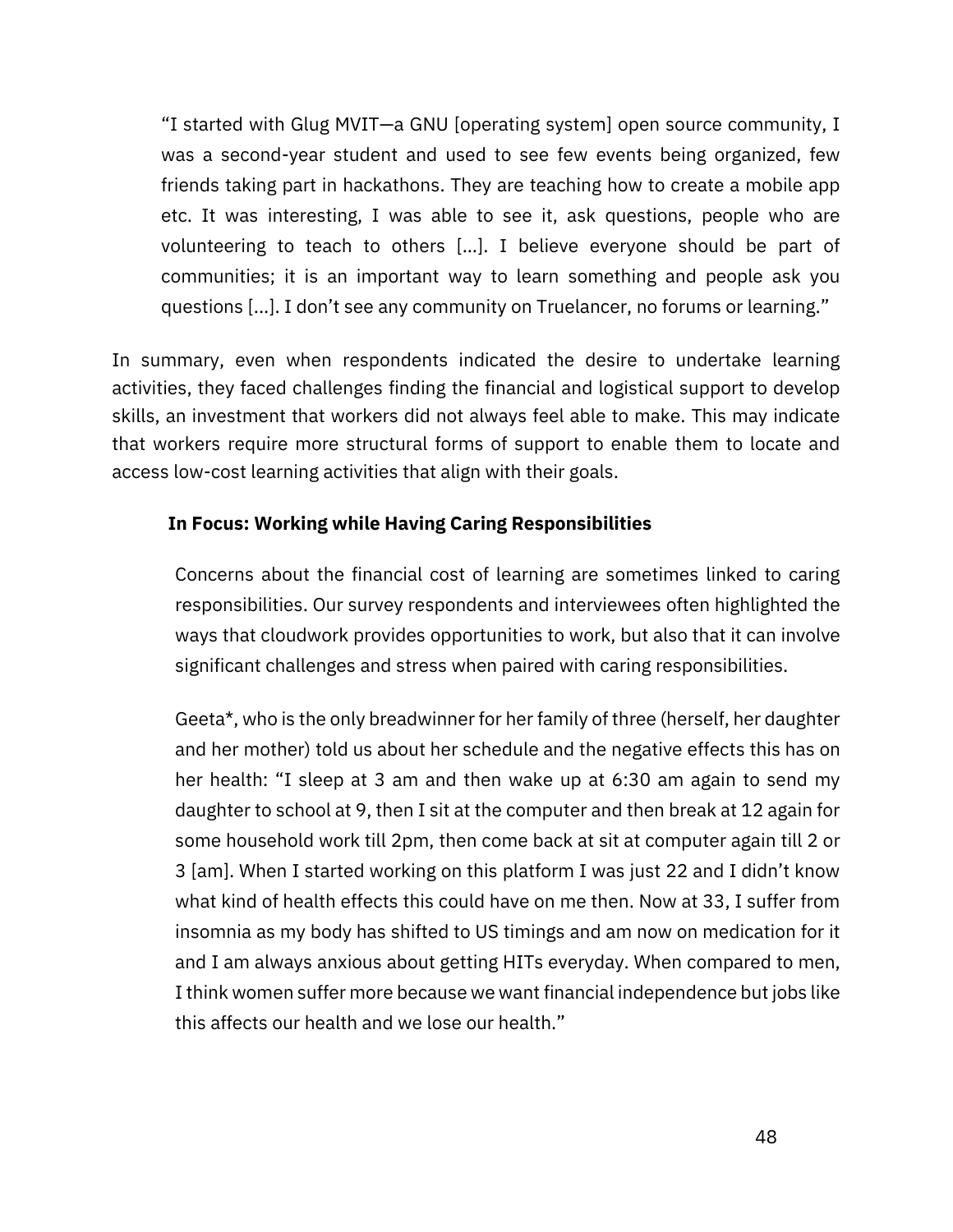> "I started with Glug MVIT—a GNU [operating system] open source community, I was a second-year student and used to see few events being organized, few friends taking part in hackathons. They are teaching how to create a mobile app etc. It was interesting, I was able to see it, ask questions, people who are volunteering to teach to others [...]. I believe everyone should be part of communities; it is an important way to learn something and people ask you questions [...]. I don't see any community on Truelancer, no forums or learning."

In summary, even when respondents indicated the desire to undertake learning activities, they faced challenges finding the financial and logistical support to develop skills, an investment that workers did not always feel able to make. This may indicate that workers require more structural forms of support to enable them to locate and access low-cost learning activities that align with their goals.

### In Focus: Working while Having Caring Responsibilities

Concerns about the financial cost of learning are sometimes linked to caring responsibilities. Our survey respondents and interviewees often highlighted the ways that cloudwork provides opportunities to work, but also that it can involve significant challenges and stress when paired with caring responsibilities.

Geeta*, who is the only breadwinner for her family of three (herself, her daughter and her mother) told us about her schedule and the negative effects this has on her health: "I sleep at 3 am and then wake up at 6:30 am again to send my daughter to school at 9, then I sit at the computer and then break at 12 again for some household work till 2pm, then come back at sit at computer again till 2 or 3 [am]. When I started working on this platform I was just 22 and I didn't know what kind of health effects this could have on me then. Now at 33, I suffer from insomnia as my body has shifted to US timings and am now on medication for it and I am always anxious about getting HITs everyday. When compared to men, I think women suffer more because we want financial independence but jobs like this affects our health and we lose our health."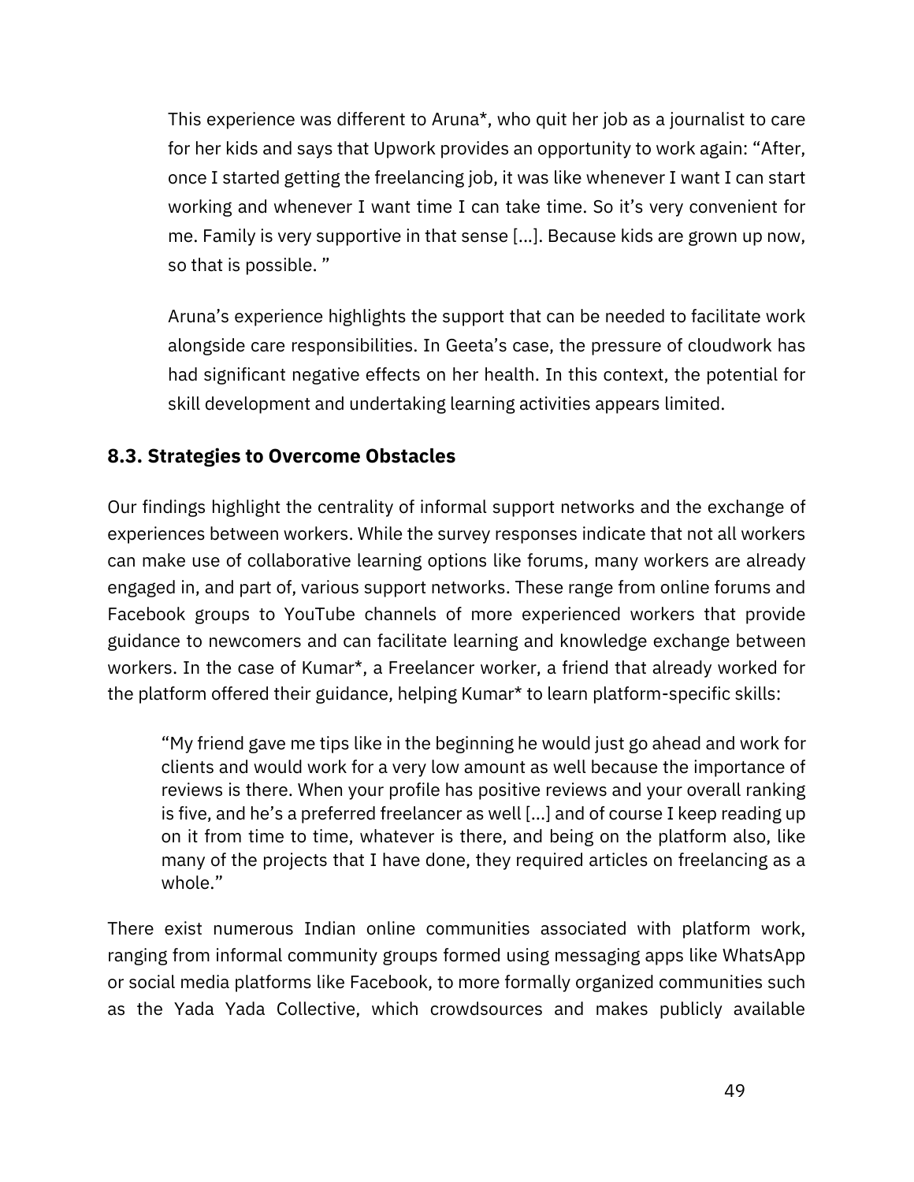> This experience was different to Aruna*, who quit her job as a journalist to care for her kids and says that Upwork provides an opportunity to work again: "After, once I started getting the freelancing job, it was like whenever I want I can start working and whenever I want time I can take time. So it's very convenient for me. Family is very supportive in that sense [...]. Because kids are grown up now, so that is possible. "
>
> Aruna's experience highlights the support that can be needed to facilitate work alongside care responsibilities. In Geeta's case, the pressure of cloudwork has had significant negative effects on her health. In this context, the potential for skill development and undertaking learning activities appears limited.

### 8.3. Strategies to Overcome Obstacles

Our findings highlight the centrality of informal support networks and the exchange of experiences between workers. While the survey responses indicate that not all workers can make use of collaborative learning options like forums, many workers are already engaged in, and part of, various support networks. These range from online forums and Facebook groups to YouTube channels of more experienced workers that provide guidance to newcomers and can facilitate learning and knowledge exchange between workers. In the case of Kumar*, a Freelancer worker, a friend that already worked for the platform offered their guidance, helping Kumar* to learn platform-specific skills:

> "My friend gave me tips like in the beginning he would just go ahead and work for clients and would work for a very low amount as well because the importance of reviews is there. When your profile has positive reviews and your overall ranking is five, and he's a preferred freelancer as well [...] and of course I keep reading up on it from time to time, whatever is there, and being on the platform also, like many of the projects that I have done, they required articles on freelancing as a whole."

There exist numerous Indian online communities associated with platform work, ranging from informal community groups formed using messaging apps like WhatsApp or social media platforms like Facebook, to more formally organized communities such as the Yada Yada Collective, which crowdsources and makes publicly available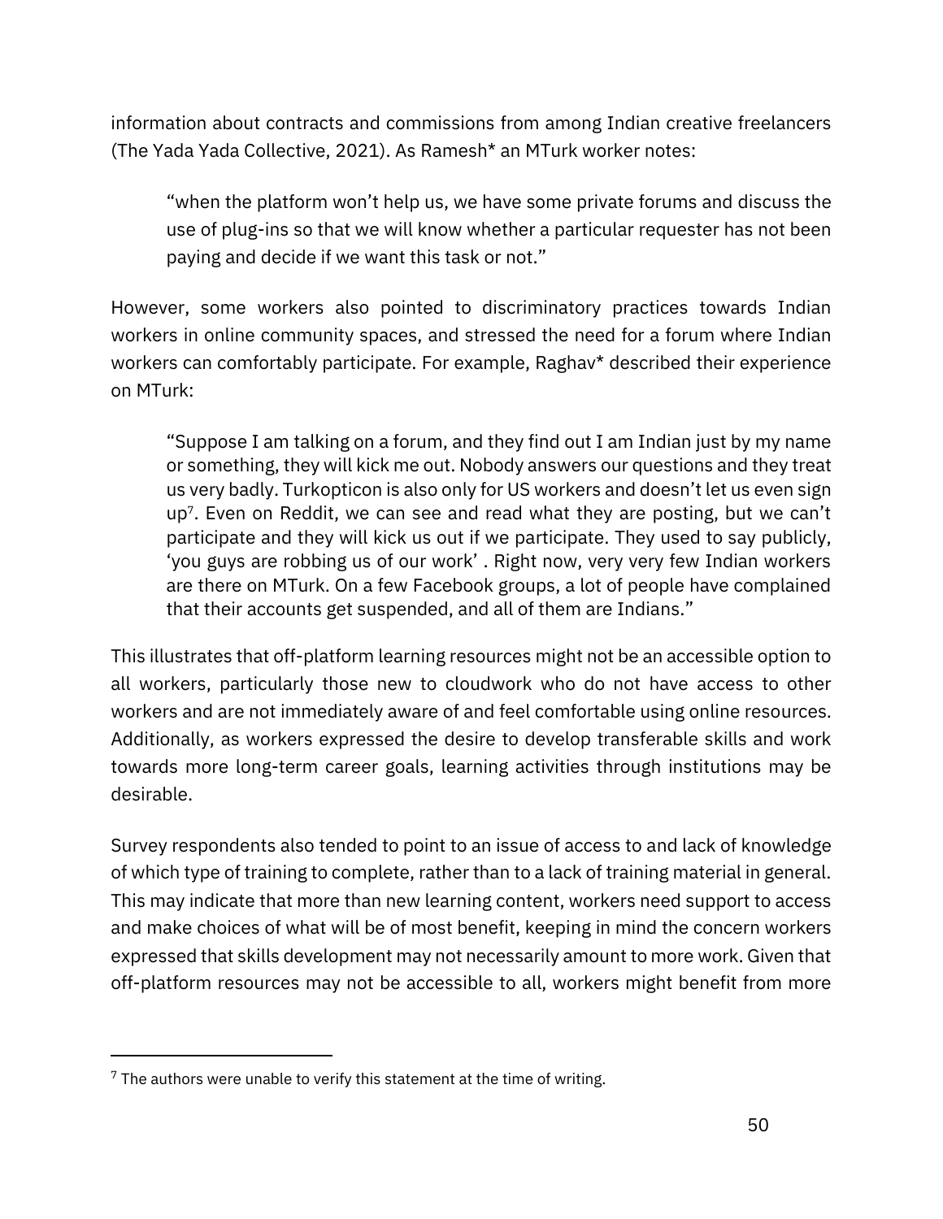information about contracts and commissions from among Indian creative freelancers (The Yada Yada Collective, 2021). As Ramesh* an MTurk worker notes:

> "when the platform won't help us, we have some private forums and discuss the use of plug-ins so that we will know whether a particular requester has not been paying and decide if we want this task or not."

However, some workers also pointed to discriminatory practices towards Indian workers in online community spaces, and stressed the need for a forum where Indian workers can comfortably participate. For example, Raghav* described their experience on MTurk:

> "Suppose I am talking on a forum, and they find out I am Indian just by my name or something, they will kick me out. Nobody answers our questions and they treat us very badly. Turkopticon is also only for US workers and doesn't let us even sign up[7]. Even on Reddit, we can see and read what they are posting, but we can't participate and they will kick us out if we participate. They used to say publicly, 'you guys are robbing us of our work' . Right now, very very few Indian workers are there on MTurk. On a few Facebook groups, a lot of people have complained that their accounts get suspended, and all of them are Indians."

This illustrates that off-platform learning resources might not be an accessible option to all workers, particularly those new to cloudwork who do not have access to other workers and are not immediately aware of and feel comfortable using online resources. Additionally, as workers expressed the desire to develop transferable skills and work towards more long-term career goals, learning activities through institutions may be desirable.

Survey respondents also tended to point to an issue of access to and lack of knowledge of which type of training to complete, rather than to a lack of training material in general. This may indicate that more than new learning content, workers need support to access and make choices of what will be of most benefit, keeping in mind the concern workers expressed that skills development may not necessarily amount to more work. Given that off-platform resources may not be accessible to all, workers might benefit from more

[7] The authors were unable to verify this statement at the time of writing.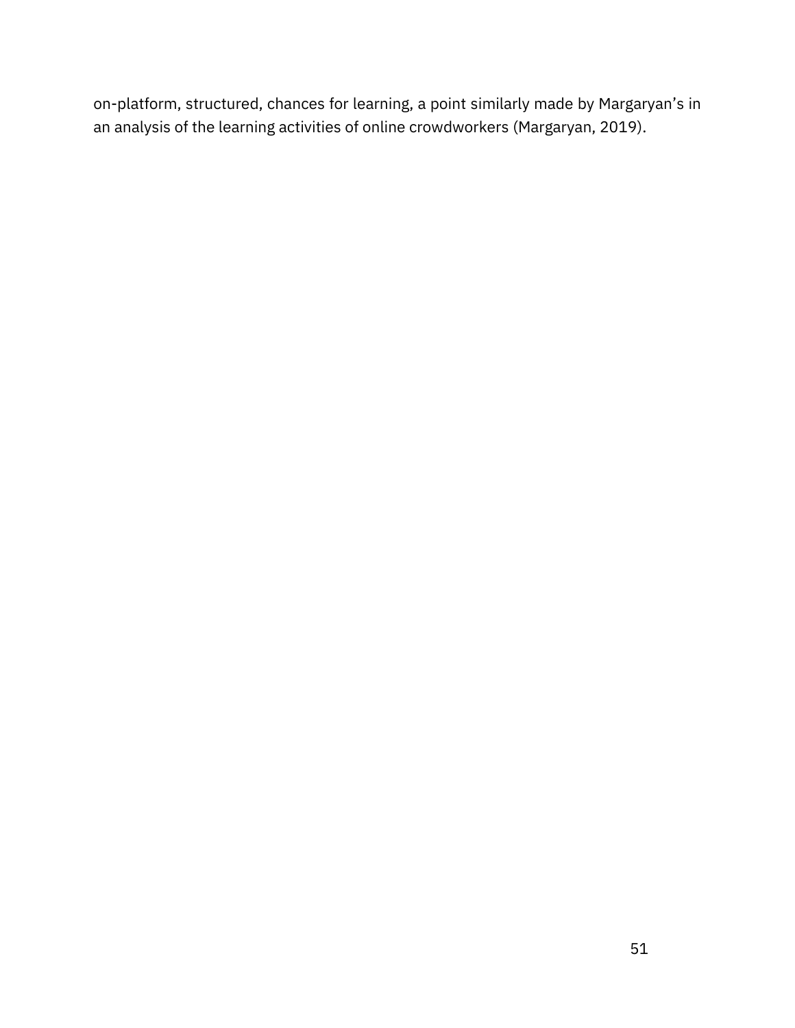on-platform, structured, chances for learning, a point similarly made by Margaryan's in an analysis of the learning activities of online crowdworkers (Margaryan, 2019).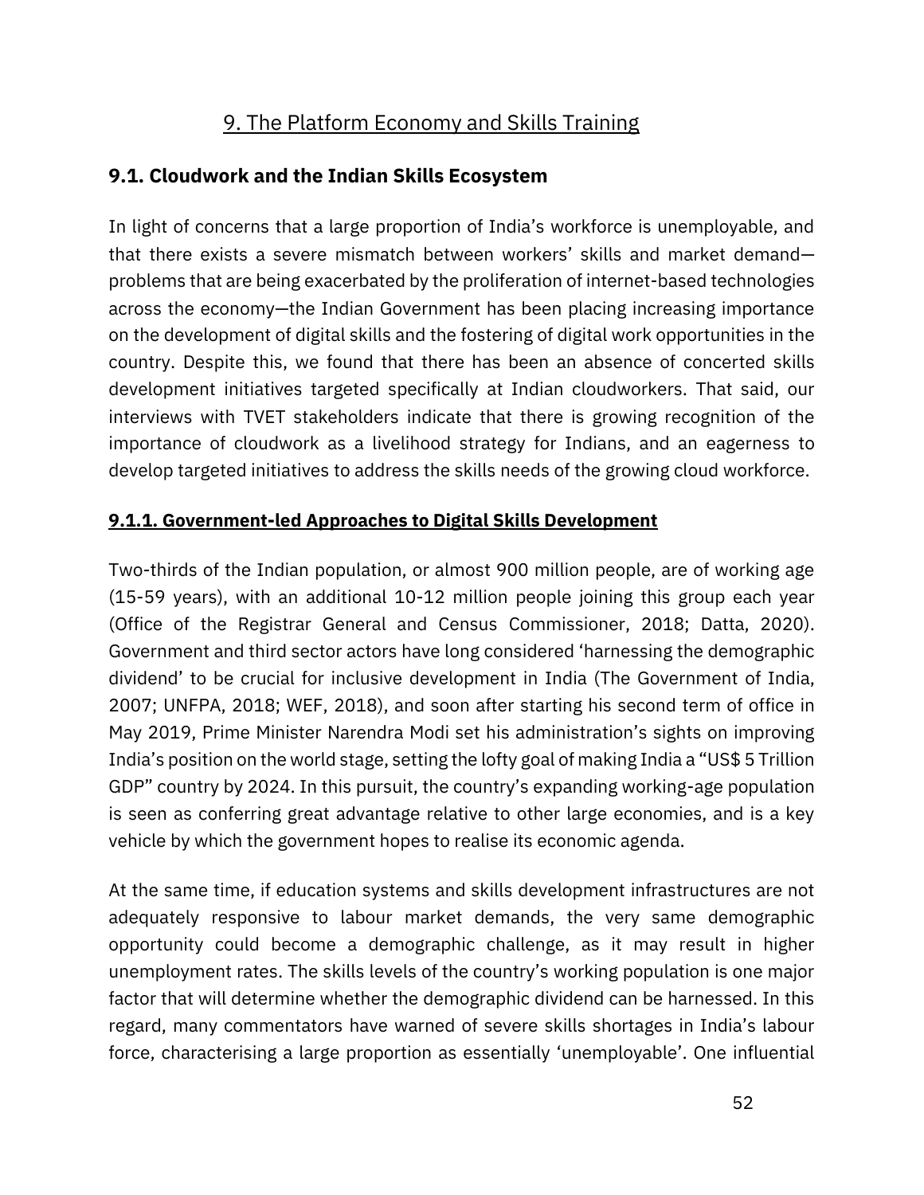# 9. The Platform Economy and Skills Training

## 9.1. Cloudwork and the Indian Skills Ecosystem

In light of concerns that a large proportion of India's workforce is unemployable, and that there exists a severe mismatch between workers' skills and market demand—problems that are being exacerbated by the proliferation of internet-based technologies across the economy—the Indian Government has been placing increasing importance on the development of digital skills and the fostering of digital work opportunities in the country. Despite this, we found that there has been an absence of concerted skills development initiatives targeted specifically at Indian cloudworkers. That said, our interviews with TVET stakeholders indicate that there is growing recognition of the importance of cloudwork as a livelihood strategy for Indians, and an eagerness to develop targeted initiatives to address the skills needs of the growing cloud workforce.

### 9.1.1. Government-led Approaches to Digital Skills Development

Two-thirds of the Indian population, or almost 900 million people, are of working age (15-59 years), with an additional 10-12 million people joining this group each year (Office of the Registrar General and Census Commissioner, 2018; Datta, 2020). Government and third sector actors have long considered 'harnessing the demographic dividend' to be crucial for inclusive development in India (The Government of India, 2007; UNFPA, 2018; WEF, 2018), and soon after starting his second term of office in May 2019, Prime Minister Narendra Modi set his administration's sights on improving India's position on the world stage, setting the lofty goal of making India a "US$ 5 Trillion GDP" country by 2024. In this pursuit, the country's expanding working-age population is seen as conferring great advantage relative to other large economies, and is a key vehicle by which the government hopes to realise its economic agenda.

At the same time, if education systems and skills development infrastructures are not adequately responsive to labour market demands, the very same demographic opportunity could become a demographic challenge, as it may result in higher unemployment rates. The skills levels of the country's working population is one major factor that will determine whether the demographic dividend can be harnessed. In this regard, many commentators have warned of severe skills shortages in India's labour force, characterising a large proportion as essentially 'unemployable'. One influential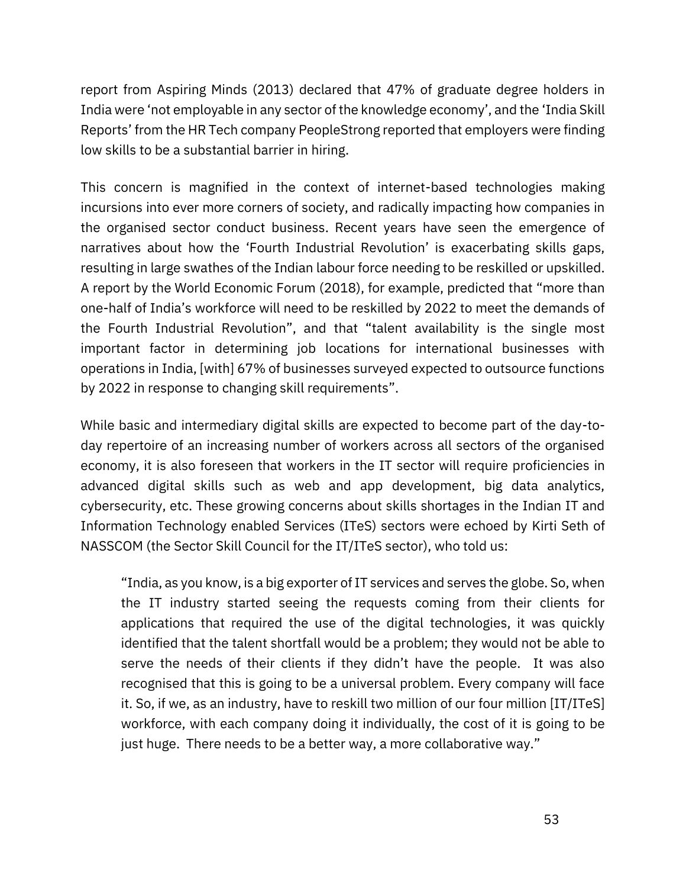report from Aspiring Minds (2013) declared that 47% of graduate degree holders in India were 'not employable in any sector of the knowledge economy', and the 'India Skill Reports' from the HR Tech company PeopleStrong reported that employers were finding low skills to be a substantial barrier in hiring.

This concern is magnified in the context of internet-based technologies making incursions into ever more corners of society, and radically impacting how companies in the organised sector conduct business. Recent years have seen the emergence of narratives about how the 'Fourth Industrial Revolution' is exacerbating skills gaps, resulting in large swathes of the Indian labour force needing to be reskilled or upskilled. A report by the World Economic Forum (2018), for example, predicted that "more than one-half of India's workforce will need to be reskilled by 2022 to meet the demands of the Fourth Industrial Revolution", and that "talent availability is the single most important factor in determining job locations for international businesses with operations in India, [with] 67% of businesses surveyed expected to outsource functions by 2022 in response to changing skill requirements".

While basic and intermediary digital skills are expected to become part of the day-to-day repertoire of an increasing number of workers across all sectors of the organised economy, it is also foreseen that workers in the IT sector will require proficiencies in advanced digital skills such as web and app development, big data analytics, cybersecurity, etc. These growing concerns about skills shortages in the Indian IT and Information Technology enabled Services (ITeS) sectors were echoed by Kirti Seth of NASSCOM (the Sector Skill Council for the IT/ITeS sector), who told us:

> "India, as you know, is a big exporter of IT services and serves the globe. So, when the IT industry started seeing the requests coming from their clients for applications that required the use of the digital technologies, it was quickly identified that the talent shortfall would be a problem; they would not be able to serve the needs of their clients if they didn't have the people. It was also recognised that this is going to be a universal problem. Every company will face it. So, if we, as an industry, have to reskill two million of our four million [IT/ITeS] workforce, with each company doing it individually, the cost of it is going to be just huge. There needs to be a better way, a more collaborative way."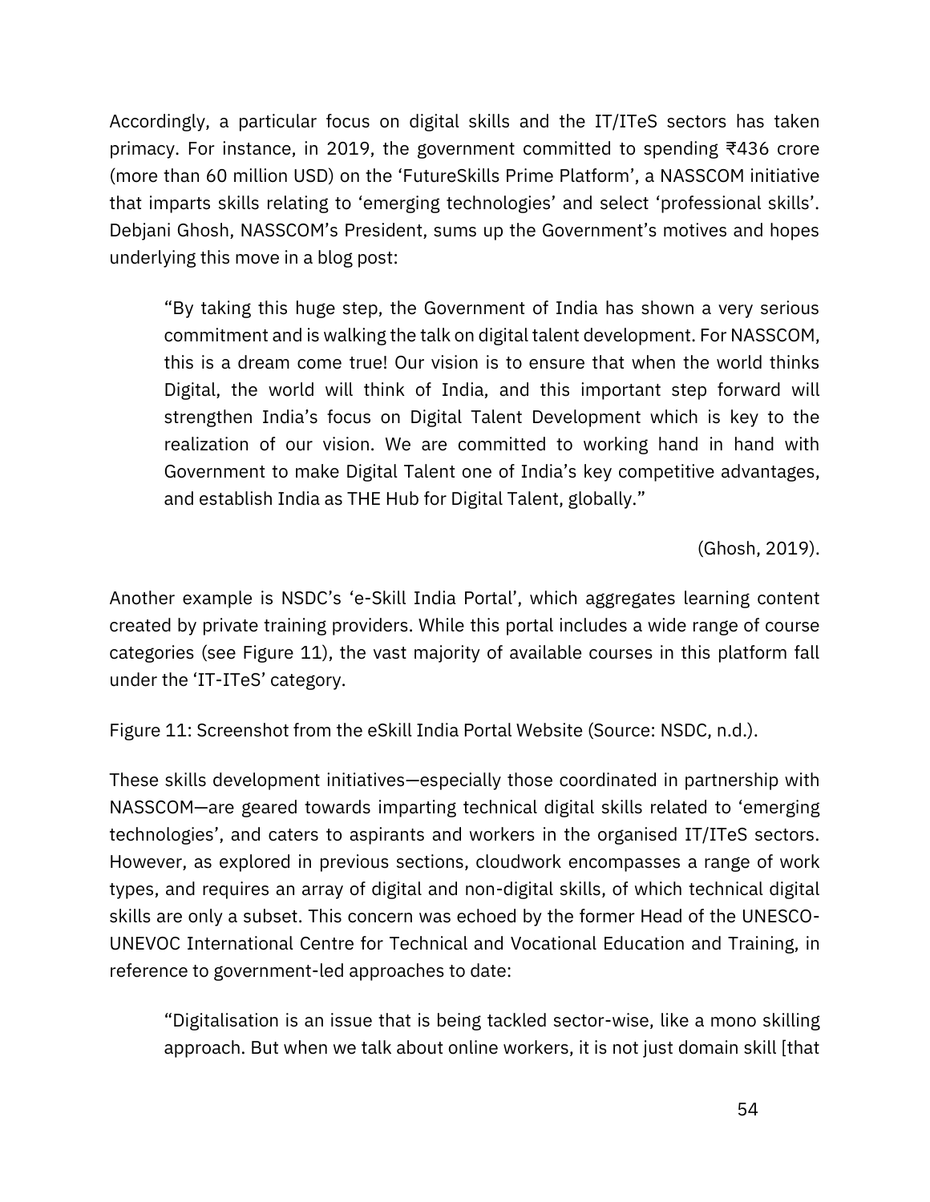Accordingly, a particular focus on digital skills and the IT/ITeS sectors has taken primacy. For instance, in 2019, the government committed to spending ₹436 crore (more than 60 million USD) on the 'FutureSkills Prime Platform', a NASSCOM initiative that imparts skills relating to 'emerging technologies' and select 'professional skills'. Debjani Ghosh, NASSCOM's President, sums up the Government's motives and hopes underlying this move in a blog post:

> "By taking this huge step, the Government of India has shown a very serious commitment and is walking the talk on digital talent development. For NASSCOM, this is a dream come true! Our vision is to ensure that when the world thinks Digital, the world will think of India, and this important step forward will strengthen India's focus on Digital Talent Development which is key to the realization of our vision. We are committed to working hand in hand with Government to make Digital Talent one of India's key competitive advantages, and establish India as THE Hub for Digital Talent, globally."
>
> (Ghosh, 2019).

Another example is NSDC's 'e-Skill India Portal', which aggregates learning content created by private training providers. While this portal includes a wide range of course categories (see Figure 11), the vast majority of available courses in this platform fall under the 'IT-ITeS' category.

Figure 11: Screenshot from the eSkill India Portal Website (Source: NSDC, n.d.).

These skills development initiatives—especially those coordinated in partnership with NASSCOM—are geared towards imparting technical digital skills related to 'emerging technologies', and caters to aspirants and workers in the organised IT/ITeS sectors. However, as explored in previous sections, cloudwork encompasses a range of work types, and requires an array of digital and non-digital skills, of which technical digital skills are only a subset. This concern was echoed by the former Head of the UNESCO-UNEVOC International Centre for Technical and Vocational Education and Training, in reference to government-led approaches to date:

> "Digitalisation is an issue that is being tackled sector-wise, like a mono skilling approach. But when we talk about online workers, it is not just domain skill [that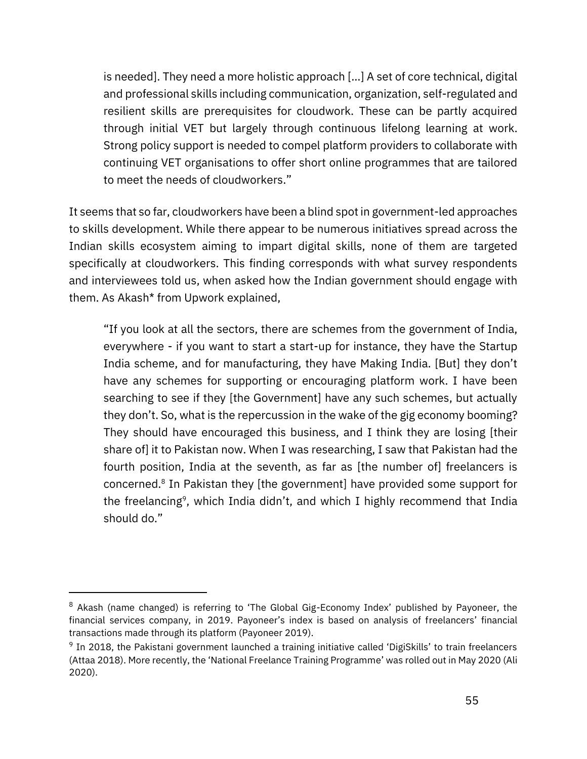> is needed]. They need a more holistic approach [...] A set of core technical, digital and professional skills including communication, organization, self-regulated and resilient skills are prerequisites for cloudwork. These can be partly acquired through initial VET but largely through continuous lifelong learning at work. Strong policy support is needed to compel platform providers to collaborate with continuing VET organisations to offer short online programmes that are tailored to meet the needs of cloudworkers."

It seems that so far, cloudworkers have been a blind spot in government-led approaches to skills development. While there appear to be numerous initiatives spread across the Indian skills ecosystem aiming to impart digital skills, none of them are targeted specifically at cloudworkers. This finding corresponds with what survey respondents and interviewees told us, when asked how the Indian government should engage with them. As Akash* from Upwork explained,

> "If you look at all the sectors, there are schemes from the government of India, everywhere - if you want to start a start-up for instance, they have the Startup India scheme, and for manufacturing, they have Making India. [But] they don't have any schemes for supporting or encouraging platform work. I have been searching to see if they [the Government] have any such schemes, but actually they don't. So, what is the repercussion in the wake of the gig economy booming? They should have encouraged this business, and I think they are losing [their share of] it to Pakistan now. When I was researching, I saw that Pakistan had the fourth position, India at the seventh, as far as [the number of] freelancers is concerned.[8] In Pakistan they [the government] have provided some support for the freelancing[9], which India didn't, and which I highly recommend that India should do."

---

[8] Akash (name changed) is referring to 'The Global Gig-Economy Index' published by Payoneer, the financial services company, in 2019. Payoneer's index is based on analysis of freelancers' financial transactions made through its platform (Payoneer 2019).

[9] In 2018, the Pakistani government launched a training initiative called 'DigiSkills' to train freelancers (Attaa 2018). More recently, the 'National Freelance Training Programme' was rolled out in May 2020 (Ali 2020).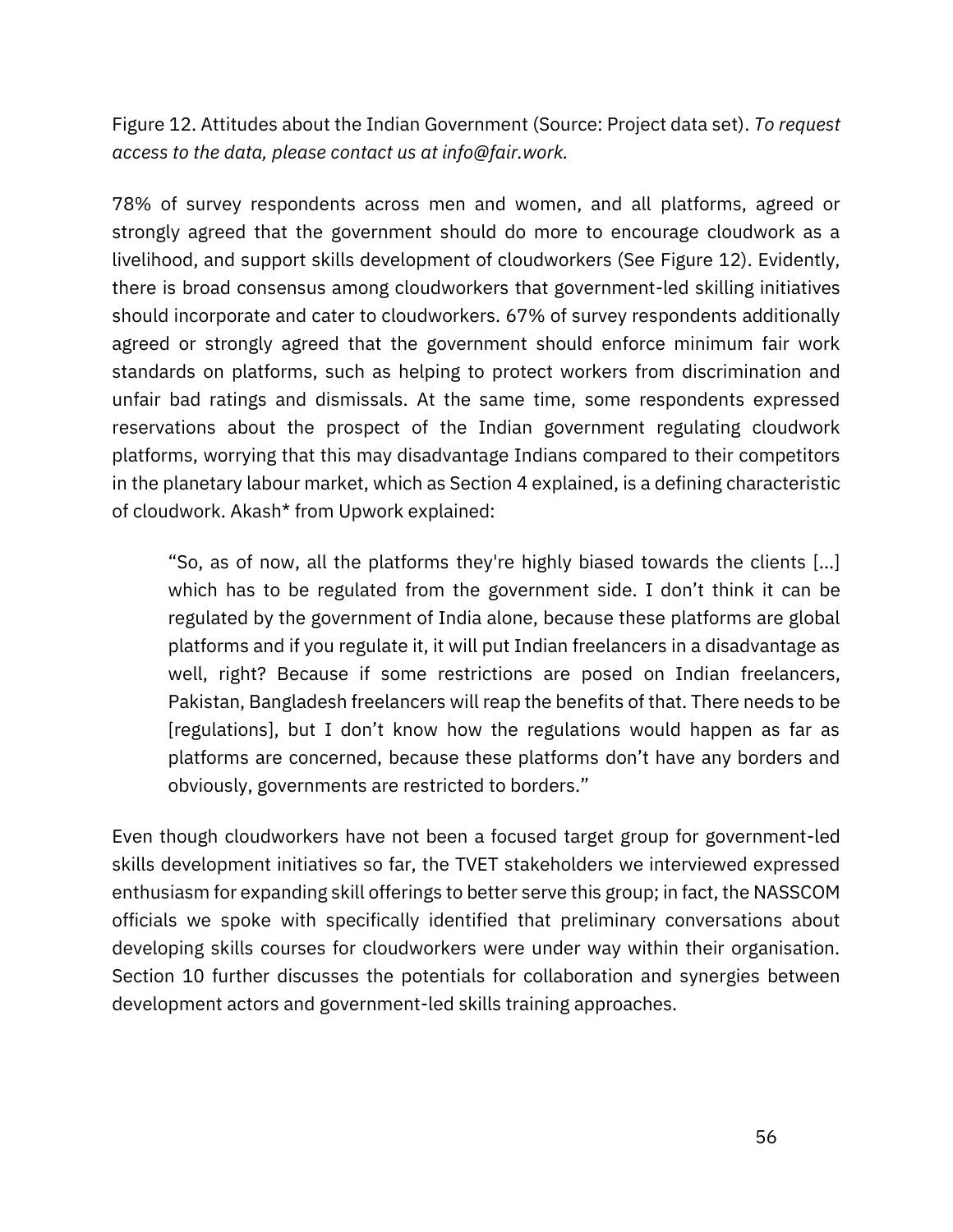Figure 12. Attitudes about the Indian Government (Source: Project data set). *To request access to the data, please contact us at info@fair.work.*

78% of survey respondents across men and women, and all platforms, agreed or strongly agreed that the government should do more to encourage cloudwork as a livelihood, and support skills development of cloudworkers (See Figure 12). Evidently, there is broad consensus among cloudworkers that government-led skilling initiatives should incorporate and cater to cloudworkers. 67% of survey respondents additionally agreed or strongly agreed that the government should enforce minimum fair work standards on platforms, such as helping to protect workers from discrimination and unfair bad ratings and dismissals. At the same time, some respondents expressed reservations about the prospect of the Indian government regulating cloudwork platforms, worrying that this may disadvantage Indians compared to their competitors in the planetary labour market, which as Section 4 explained, is a defining characteristic of cloudwork. Akash* from Upwork explained:

> "So, as of now, all the platforms they're highly biased towards the clients [...] which has to be regulated from the government side. I don't think it can be regulated by the government of India alone, because these platforms are global platforms and if you regulate it, it will put Indian freelancers in a disadvantage as well, right? Because if some restrictions are posed on Indian freelancers, Pakistan, Bangladesh freelancers will reap the benefits of that. There needs to be [regulations], but I don't know how the regulations would happen as far as platforms are concerned, because these platforms don't have any borders and obviously, governments are restricted to borders."

Even though cloudworkers have not been a focused target group for government-led skills development initiatives so far, the TVET stakeholders we interviewed expressed enthusiasm for expanding skill offerings to better serve this group; in fact, the NASSCOM officials we spoke with specifically identified that preliminary conversations about developing skills courses for cloudworkers were under way within their organisation. Section 10 further discusses the potentials for collaboration and synergies between development actors and government-led skills training approaches.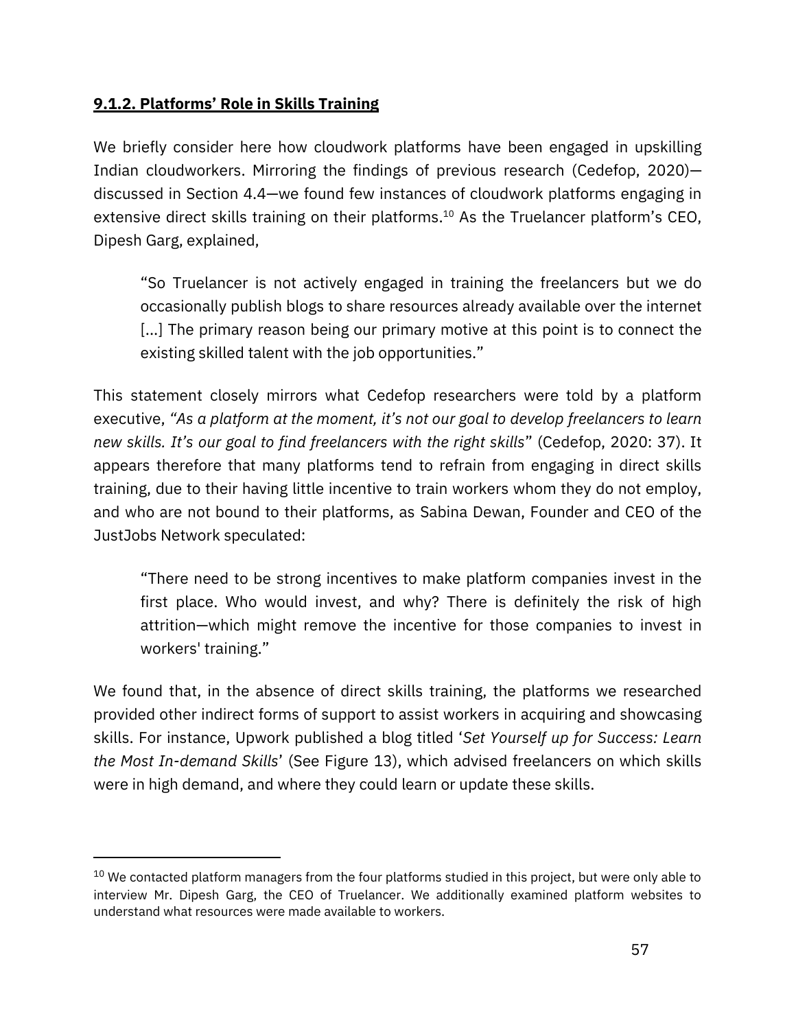### **9.1.2. Platforms' Role in Skills Training**

We briefly consider here how cloudwork platforms have been engaged in upskilling Indian cloudworkers. Mirroring the findings of previous research (Cedefop, 2020)—discussed in Section 4.4—we found few instances of cloudwork platforms engaging in extensive direct skills training on their platforms.[10] As the Truelancer platform's CEO, Dipesh Garg, explained,

> "So Truelancer is not actively engaged in training the freelancers but we do occasionally publish blogs to share resources already available over the internet [...] The primary reason being our primary motive at this point is to connect the existing skilled talent with the job opportunities."

This statement closely mirrors what Cedefop researchers were told by a platform executive, *"As a platform at the moment, it's not our goal to develop freelancers to learn new skills. It's our goal to find freelancers with the right skills"* (Cedefop, 2020: 37). It appears therefore that many platforms tend to refrain from engaging in direct skills training, due to their having little incentive to train workers whom they do not employ, and who are not bound to their platforms, as Sabina Dewan, Founder and CEO of the JustJobs Network speculated:

> "There need to be strong incentives to make platform companies invest in the first place. Who would invest, and why? There is definitely the risk of high attrition—which might remove the incentive for those companies to invest in workers' training."

We found that, in the absence of direct skills training, the platforms we researched provided other indirect forms of support to assist workers in acquiring and showcasing skills. For instance, Upwork published a blog titled '*Set Yourself up for Success: Learn the Most In-demand Skills*' (See Figure 13), which advised freelancers on which skills were in high demand, and where they could learn or update these skills.

---

[10] We contacted platform managers from the four platforms studied in this project, but were only able to interview Mr. Dipesh Garg, the CEO of Truelancer. We additionally examined platform websites to understand what resources were made available to workers.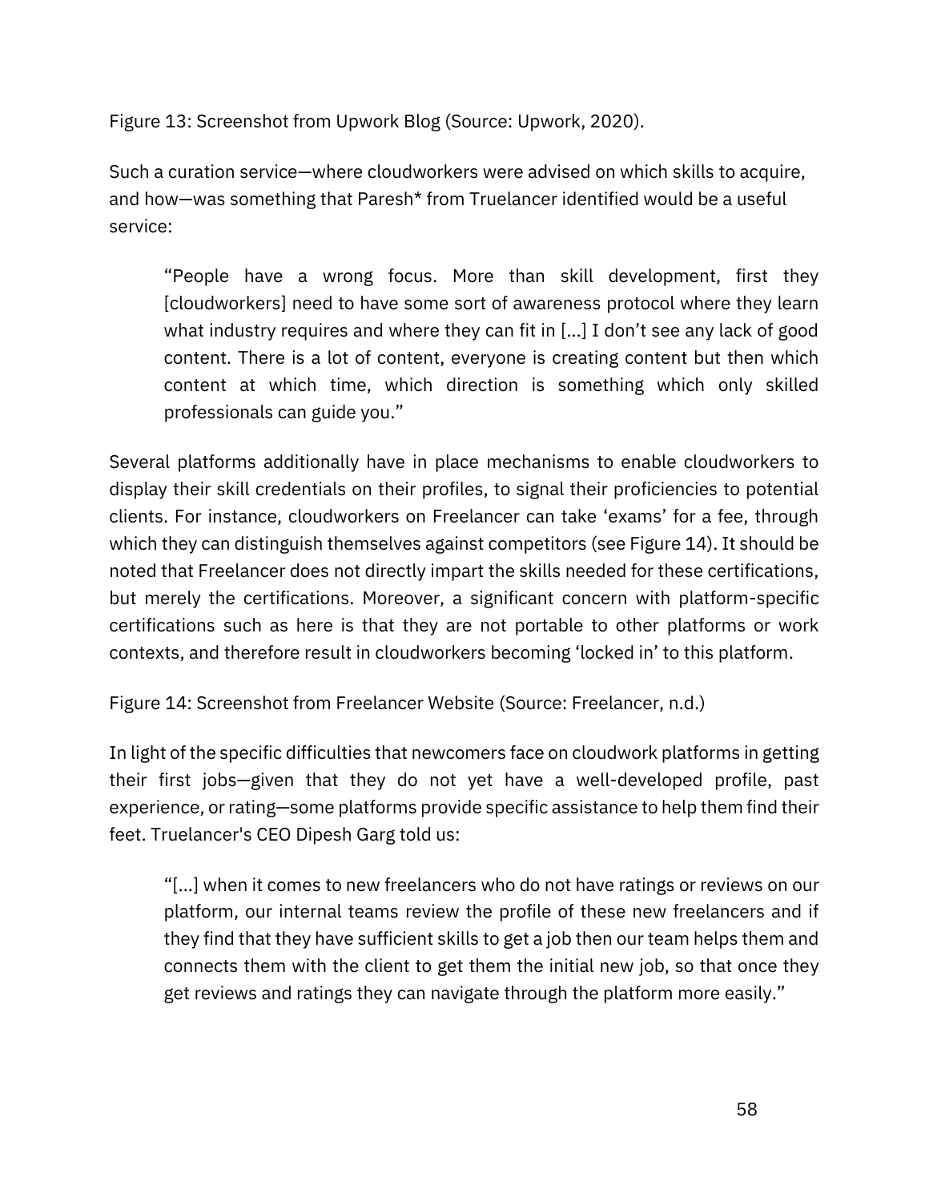Figure 13: Screenshot from Upwork Blog (Source: Upwork, 2020).

Such a curation service—where cloudworkers were advised on which skills to acquire, and how—was something that Paresh* from Truelancer identified would be a useful service:

> "People have a wrong focus. More than skill development, first they [cloudworkers] need to have some sort of awareness protocol where they learn what industry requires and where they can fit in [...] I don't see any lack of good content. There is a lot of content, everyone is creating content but then which content at which time, which direction is something which only skilled professionals can guide you."

Several platforms additionally have in place mechanisms to enable cloudworkers to display their skill credentials on their profiles, to signal their proficiencies to potential clients. For instance, cloudworkers on Freelancer can take 'exams' for a fee, through which they can distinguish themselves against competitors (see Figure 14). It should be noted that Freelancer does not directly impart the skills needed for these certifications, but merely the certifications. Moreover, a significant concern with platform-specific certifications such as here is that they are not portable to other platforms or work contexts, and therefore result in cloudworkers becoming 'locked in' to this platform.

Figure 14: Screenshot from Freelancer Website (Source: Freelancer, n.d.)

In light of the specific difficulties that newcomers face on cloudwork platforms in getting their first jobs—given that they do not yet have a well-developed profile, past experience, or rating—some platforms provide specific assistance to help them find their feet. Truelancer's CEO Dipesh Garg told us:

> "[...] when it comes to new freelancers who do not have ratings or reviews on our platform, our internal teams review the profile of these new freelancers and if they find that they have sufficient skills to get a job then our team helps them and connects them with the client to get them the initial new job, so that once they get reviews and ratings they can navigate through the platform more easily."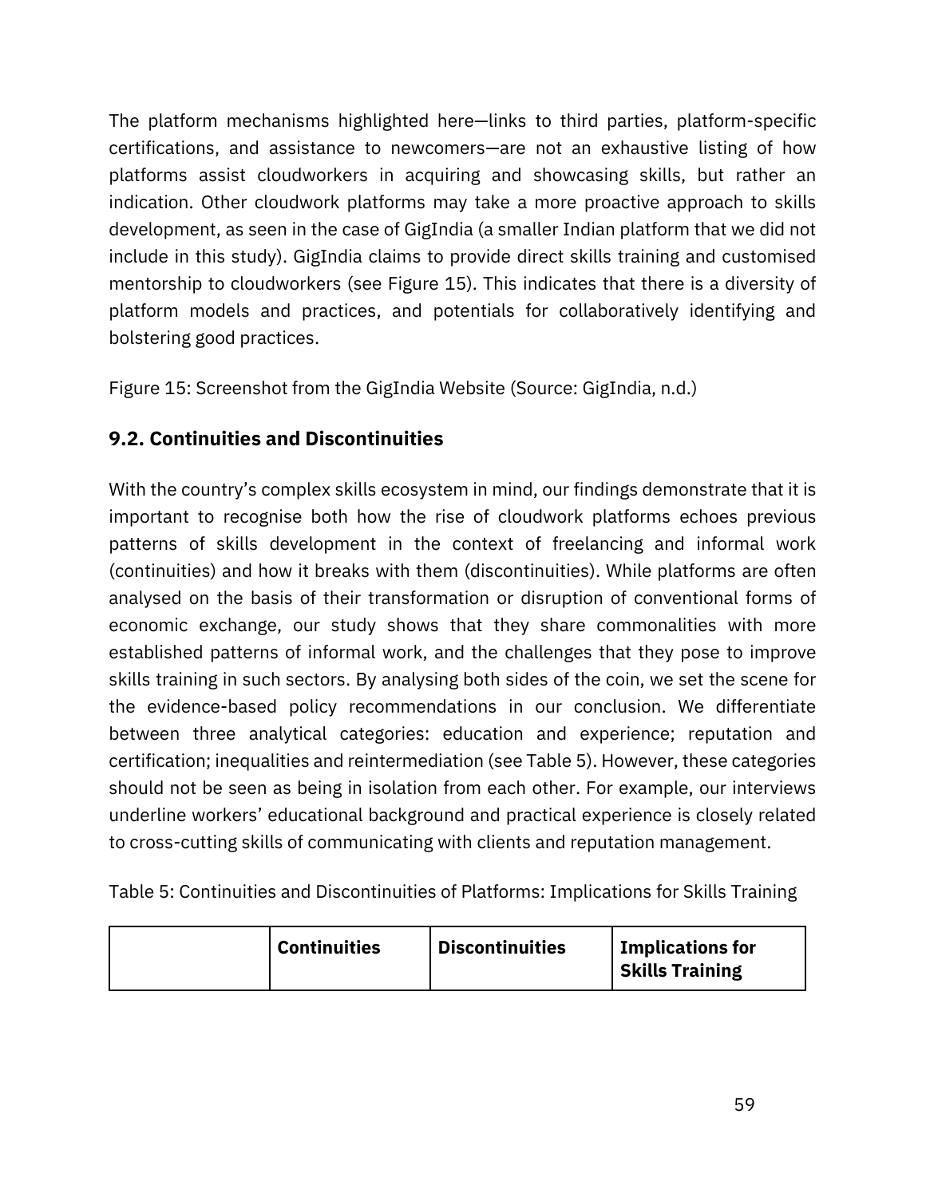The platform mechanisms highlighted here—links to third parties, platform-specific certifications, and assistance to newcomers—are not an exhaustive listing of how platforms assist cloudworkers in acquiring and showcasing skills, but rather an indication. Other cloudwork platforms may take a more proactive approach to skills development, as seen in the case of GigIndia (a smaller Indian platform that we did not include in this study). GigIndia claims to provide direct skills training and customised mentorship to cloudworkers (see Figure 15). This indicates that there is a diversity of platform models and practices, and potentials for collaboratively identifying and bolstering good practices.

Figure 15: Screenshot from the GigIndia Website (Source: GigIndia, n.d.)

### 9.2. Continuities and Discontinuities

With the country's complex skills ecosystem in mind, our findings demonstrate that it is important to recognise both how the rise of cloudwork platforms echoes previous patterns of skills development in the context of freelancing and informal work (continuities) and how it breaks with them (discontinuities). While platforms are often analysed on the basis of their transformation or disruption of conventional forms of economic exchange, our study shows that they share commonalities with more established patterns of informal work, and the challenges that they pose to improve skills training in such sectors. By analysing both sides of the coin, we set the scene for the evidence-based policy recommendations in our conclusion. We differentiate between three analytical categories: education and experience; reputation and certification; inequalities and reintermediation (see Table 5). However, these categories should not be seen as being in isolation from each other. For example, our interviews underline workers' educational background and practical experience is closely related to cross-cutting skills of communicating with clients and reputation management.

Table 5: Continuities and Discontinuities of Platforms: Implications for Skills Training

| | **Continuities** | **Discontinuities** | **Implications for Skills Training** |
|---|---|---|---|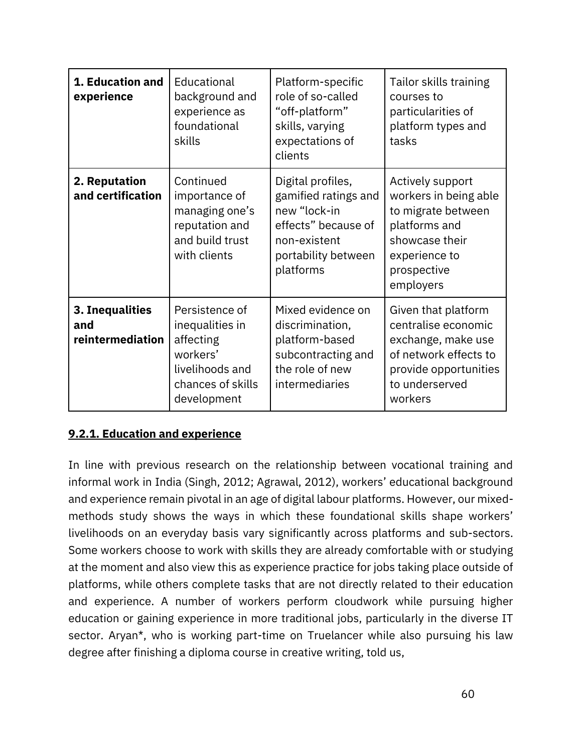| 1. Education and experience | Educational background and experience as foundational skills | Platform-specific role of so-called "off-platform" skills, varying expectations of clients | Tailor skills training courses to particularities of platform types and tasks |
|---|---|---|---|
| **2. Reputation and certification** | Continued importance of managing one's reputation and and build trust with clients | Digital profiles, gamified ratings and new "lock-in effects" because of non-existent portability between platforms | Actively support workers in being able to migrate between platforms and showcase their experience to prospective employers |
| **3. Inequalities and reintermediation** | Persistence of inequalities in affecting workers' livelihoods and chances of skills development | Mixed evidence on discrimination, platform-based subcontracting and the role of new intermediaries | Given that platform centralise economic exchange, make use of network effects to provide opportunities to underserved workers |

### 9.2.1. Education and experience

In line with previous research on the relationship between vocational training and informal work in India (Singh, 2012; Agrawal, 2012), workers' educational background and experience remain pivotal in an age of digital labour platforms. However, our mixed-methods study shows the ways in which these foundational skills shape workers' livelihoods on an everyday basis vary significantly across platforms and sub-sectors. Some workers choose to work with skills they are already comfortable with or studying at the moment and also view this as experience practice for jobs taking place outside of platforms, while others complete tasks that are not directly related to their education and experience. A number of workers perform cloudwork while pursuing higher education or gaining experience in more traditional jobs, particularly in the diverse IT sector. Aryan*, who is working part-time on Truelancer while also pursuing his law degree after finishing a diploma course in creative writing, told us,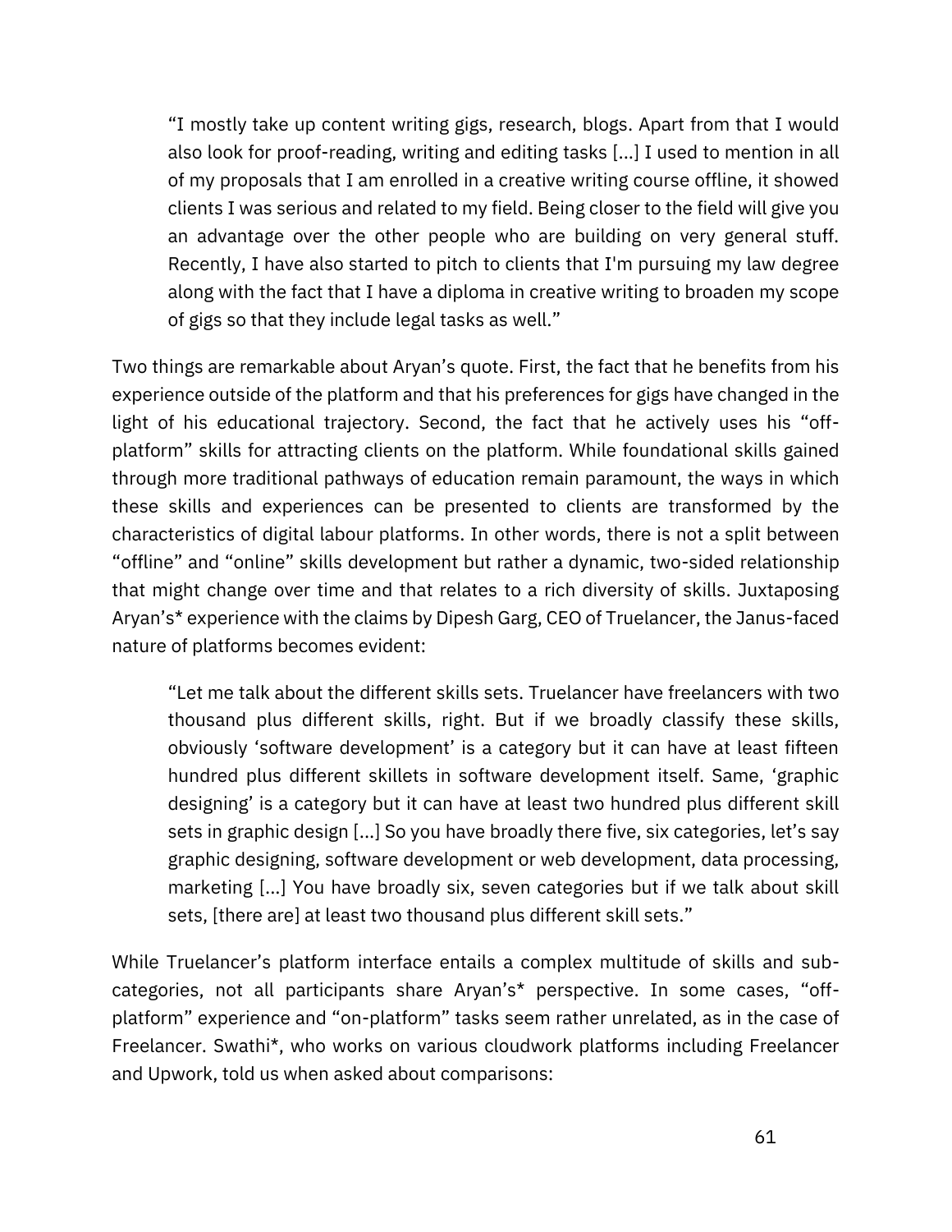> "I mostly take up content writing gigs, research, blogs. Apart from that I would also look for proof-reading, writing and editing tasks [...] I used to mention in all of my proposals that I am enrolled in a creative writing course offline, it showed clients I was serious and related to my field. Being closer to the field will give you an advantage over the other people who are building on very general stuff. Recently, I have also started to pitch to clients that I'm pursuing my law degree along with the fact that I have a diploma in creative writing to broaden my scope of gigs so that they include legal tasks as well."

Two things are remarkable about Aryan's quote. First, the fact that he benefits from his experience outside of the platform and that his preferences for gigs have changed in the light of his educational trajectory. Second, the fact that he actively uses his "off-platform" skills for attracting clients on the platform. While foundational skills gained through more traditional pathways of education remain paramount, the ways in which these skills and experiences can be presented to clients are transformed by the characteristics of digital labour platforms. In other words, there is not a split between "offline" and "online" skills development but rather a dynamic, two-sided relationship that might change over time and that relates to a rich diversity of skills. Juxtaposing Aryan's* experience with the claims by Dipesh Garg, CEO of Truelancer, the Janus-faced nature of platforms becomes evident:

> "Let me talk about the different skills sets. Truelancer have freelancers with two thousand plus different skills, right. But if we broadly classify these skills, obviously 'software development' is a category but it can have at least fifteen hundred plus different skillets in software development itself. Same, 'graphic designing' is a category but it can have at least two hundred plus different skill sets in graphic design [...] So you have broadly there five, six categories, let's say graphic designing, software development or web development, data processing, marketing [...] You have broadly six, seven categories but if we talk about skill sets, [there are] at least two thousand plus different skill sets."

While Truelancer's platform interface entails a complex multitude of skills and sub-categories, not all participants share Aryan's* perspective. In some cases, "off-platform" experience and "on-platform" tasks seem rather unrelated, as in the case of Freelancer. Swathi*, who works on various cloudwork platforms including Freelancer and Upwork, told us when asked about comparisons: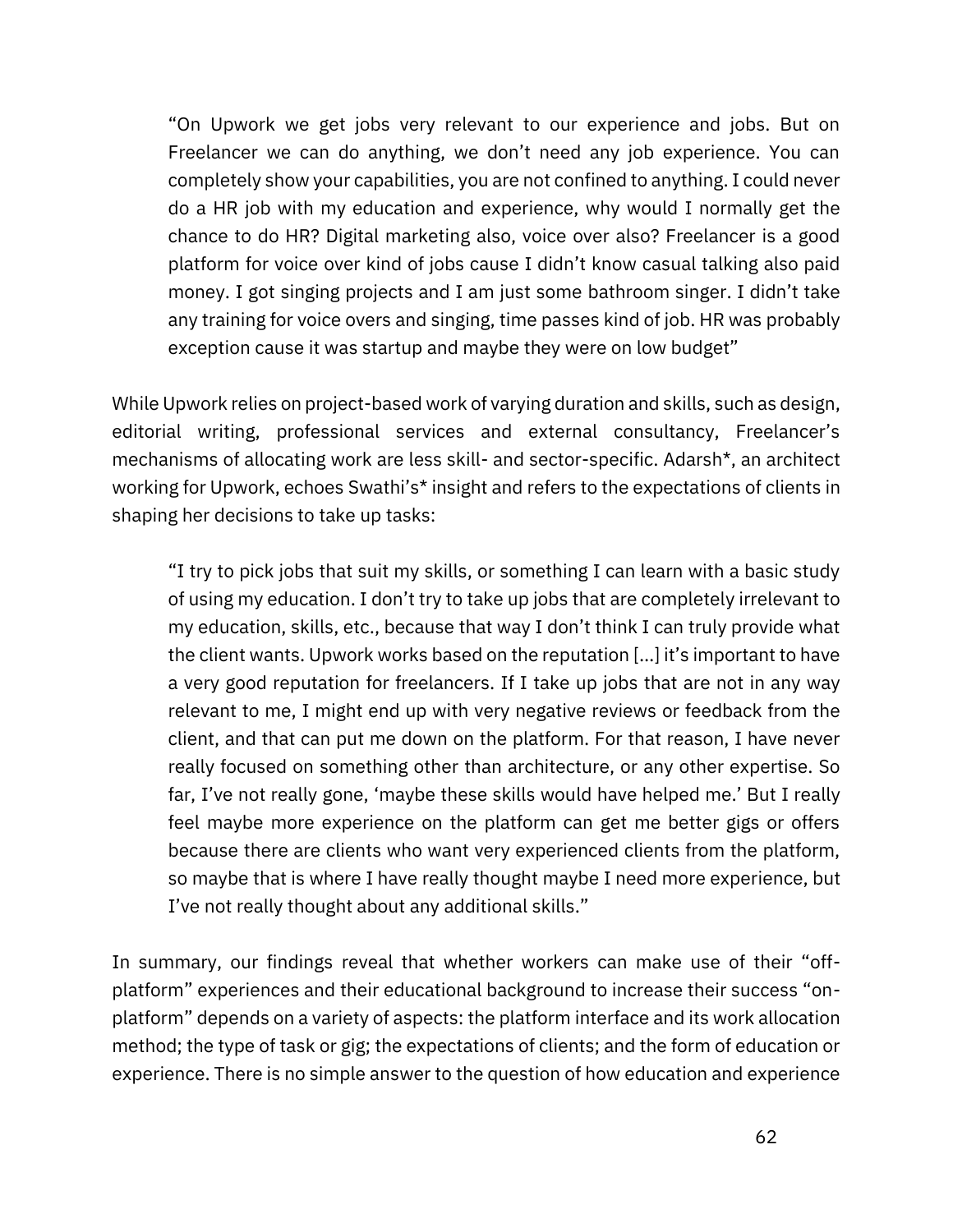> "On Upwork we get jobs very relevant to our experience and jobs. But on Freelancer we can do anything, we don't need any job experience. You can completely show your capabilities, you are not confined to anything. I could never do a HR job with my education and experience, why would I normally get the chance to do HR? Digital marketing also, voice over also? Freelancer is a good platform for voice over kind of jobs cause I didn't know casual talking also paid money. I got singing projects and I am just some bathroom singer. I didn't take any training for voice overs and singing, time passes kind of job. HR was probably exception cause it was startup and maybe they were on low budget"

While Upwork relies on project-based work of varying duration and skills, such as design, editorial writing, professional services and external consultancy, Freelancer's mechanisms of allocating work are less skill- and sector-specific. Adarsh*, an architect working for Upwork, echoes Swathi's* insight and refers to the expectations of clients in shaping her decisions to take up tasks:

> "I try to pick jobs that suit my skills, or something I can learn with a basic study of using my education. I don't try to take up jobs that are completely irrelevant to my education, skills, etc., because that way I don't think I can truly provide what the client wants. Upwork works based on the reputation [...] it's important to have a very good reputation for freelancers. If I take up jobs that are not in any way relevant to me, I might end up with very negative reviews or feedback from the client, and that can put me down on the platform. For that reason, I have never really focused on something other than architecture, or any other expertise. So far, I've not really gone, 'maybe these skills would have helped me.' But I really feel maybe more experience on the platform can get me better gigs or offers because there are clients who want very experienced clients from the platform, so maybe that is where I have really thought maybe I need more experience, but I've not really thought about any additional skills."

In summary, our findings reveal that whether workers can make use of their "off-platform" experiences and their educational background to increase their success "on-platform" depends on a variety of aspects: the platform interface and its work allocation method; the type of task or gig; the expectations of clients; and the form of education or experience. There is no simple answer to the question of how education and experience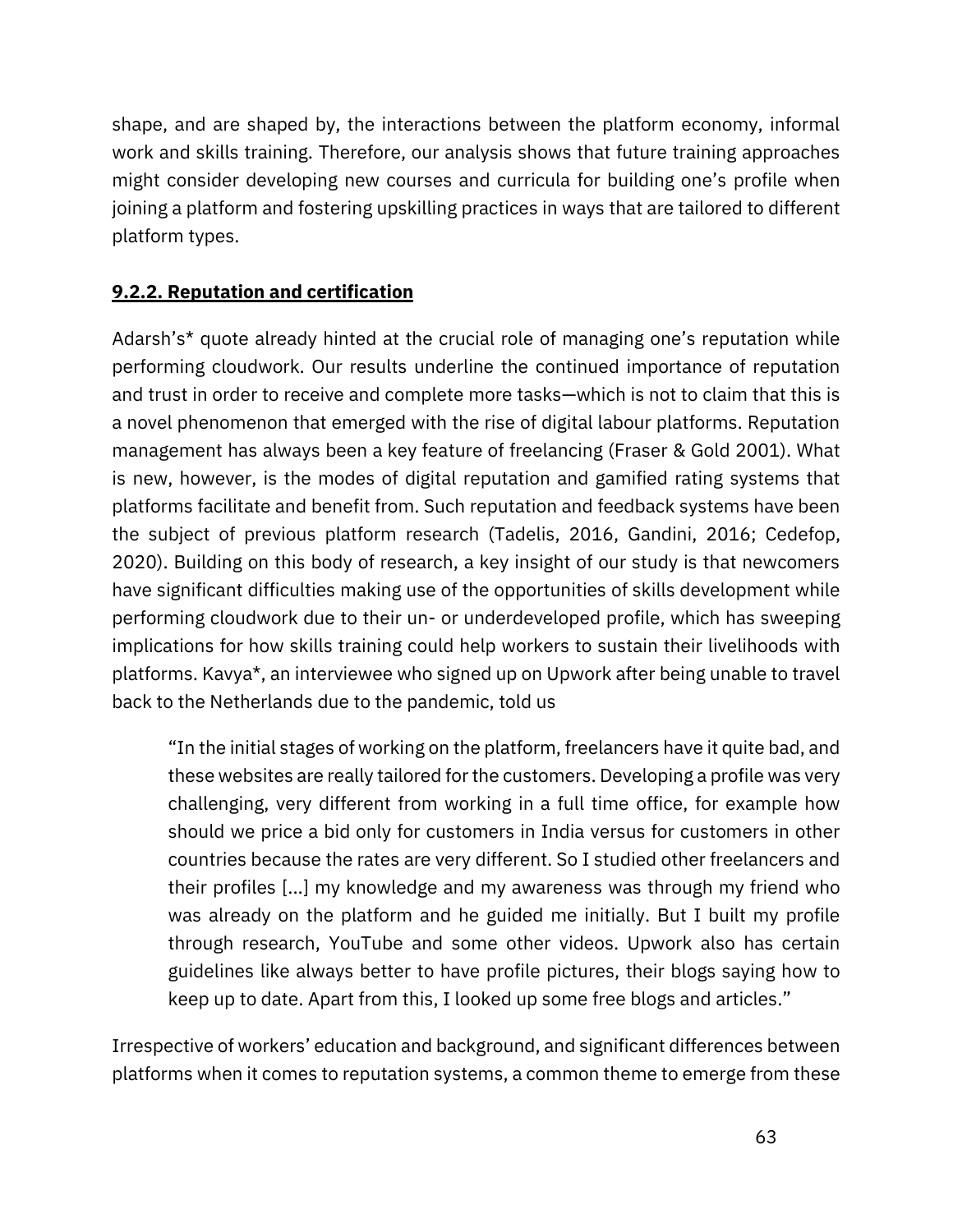shape, and are shaped by, the interactions between the platform economy, informal work and skills training. Therefore, our analysis shows that future training approaches might consider developing new courses and curricula for building one's profile when joining a platform and fostering upskilling practices in ways that are tailored to different platform types.

#### **9.2.2. Reputation and certification**

Adarsh's* quote already hinted at the crucial role of managing one's reputation while performing cloudwork. Our results underline the continued importance of reputation and trust in order to receive and complete more tasks—which is not to claim that this is a novel phenomenon that emerged with the rise of digital labour platforms. Reputation management has always been a key feature of freelancing (Fraser & Gold 2001). What is new, however, is the modes of digital reputation and gamified rating systems that platforms facilitate and benefit from. Such reputation and feedback systems have been the subject of previous platform research (Tadelis, 2016, Gandini, 2016; Cedefop, 2020). Building on this body of research, a key insight of our study is that newcomers have significant difficulties making use of the opportunities of skills development while performing cloudwork due to their un- or underdeveloped profile, which has sweeping implications for how skills training could help workers to sustain their livelihoods with platforms. Kavya*, an interviewee who signed up on Upwork after being unable to travel back to the Netherlands due to the pandemic, told us

> "In the initial stages of working on the platform, freelancers have it quite bad, and these websites are really tailored for the customers. Developing a profile was very challenging, very different from working in a full time office, for example how should we price a bid only for customers in India versus for customers in other countries because the rates are very different. So I studied other freelancers and their profiles [...] my knowledge and my awareness was through my friend who was already on the platform and he guided me initially. But I built my profile through research, YouTube and some other videos. Upwork also has certain guidelines like always better to have profile pictures, their blogs saying how to keep up to date. Apart from this, I looked up some free blogs and articles."

Irrespective of workers' education and background, and significant differences between platforms when it comes to reputation systems, a common theme to emerge from these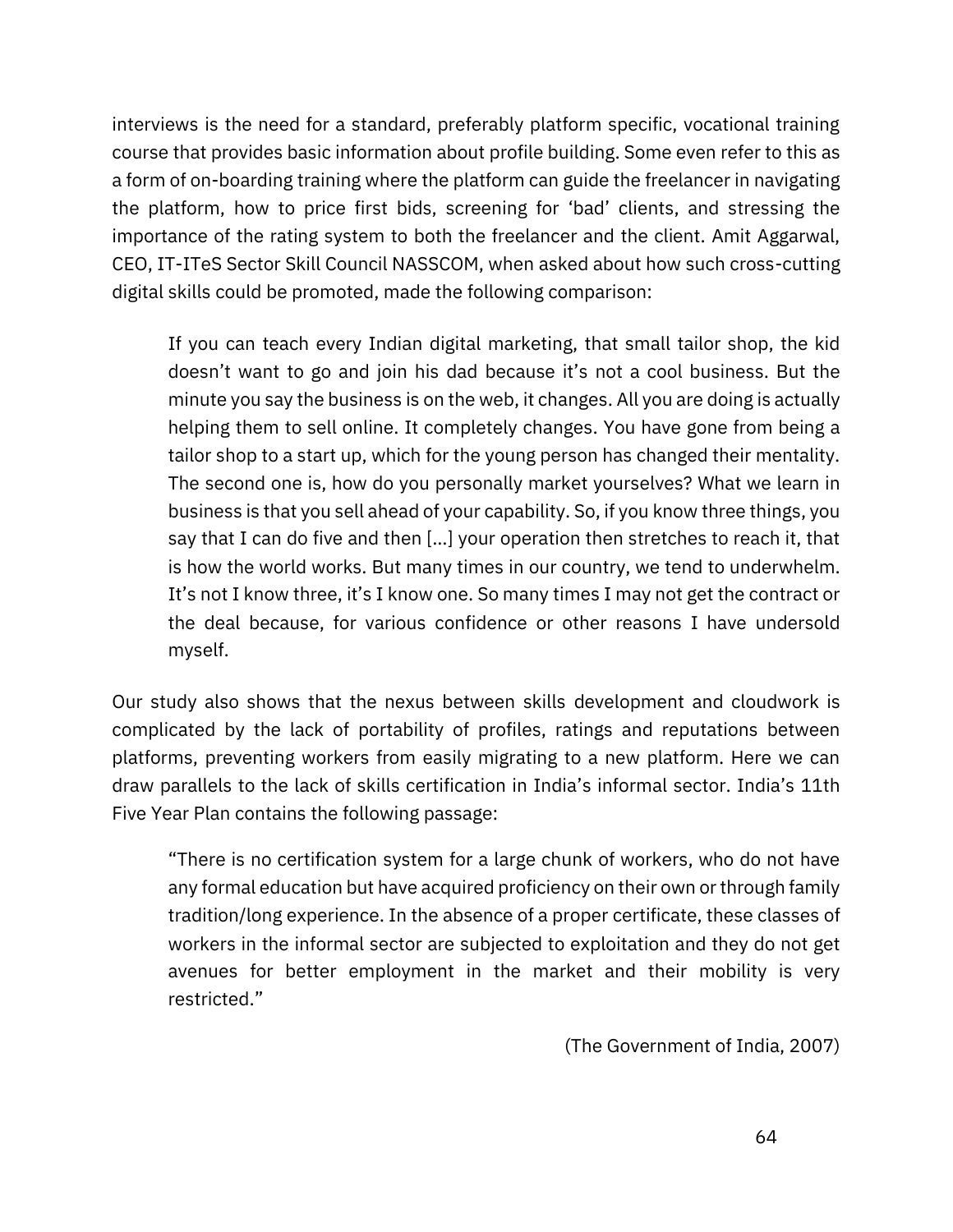interviews is the need for a standard, preferably platform specific, vocational training course that provides basic information about profile building. Some even refer to this as a form of on-boarding training where the platform can guide the freelancer in navigating the platform, how to price first bids, screening for 'bad' clients, and stressing the importance of the rating system to both the freelancer and the client. Amit Aggarwal, CEO, IT-ITeS Sector Skill Council NASSCOM, when asked about how such cross-cutting digital skills could be promoted, made the following comparison:

> If you can teach every Indian digital marketing, that small tailor shop, the kid doesn't want to go and join his dad because it's not a cool business. But the minute you say the business is on the web, it changes. All you are doing is actually helping them to sell online. It completely changes. You have gone from being a tailor shop to a start up, which for the young person has changed their mentality. The second one is, how do you personally market yourselves? What we learn in business is that you sell ahead of your capability. So, if you know three things, you say that I can do five and then [...] your operation then stretches to reach it, that is how the world works. But many times in our country, we tend to underwhelm. It's not I know three, it's I know one. So many times I may not get the contract or the deal because, for various confidence or other reasons I have undersold myself.

Our study also shows that the nexus between skills development and cloudwork is complicated by the lack of portability of profiles, ratings and reputations between platforms, preventing workers from easily migrating to a new platform. Here we can draw parallels to the lack of skills certification in India's informal sector. India's 11th Five Year Plan contains the following passage:

> "There is no certification system for a large chunk of workers, who do not have any formal education but have acquired proficiency on their own or through family tradition/long experience. In the absence of a proper certificate, these classes of workers in the informal sector are subjected to exploitation and they do not get avenues for better employment in the market and their mobility is very restricted."
>
> (The Government of India, 2007)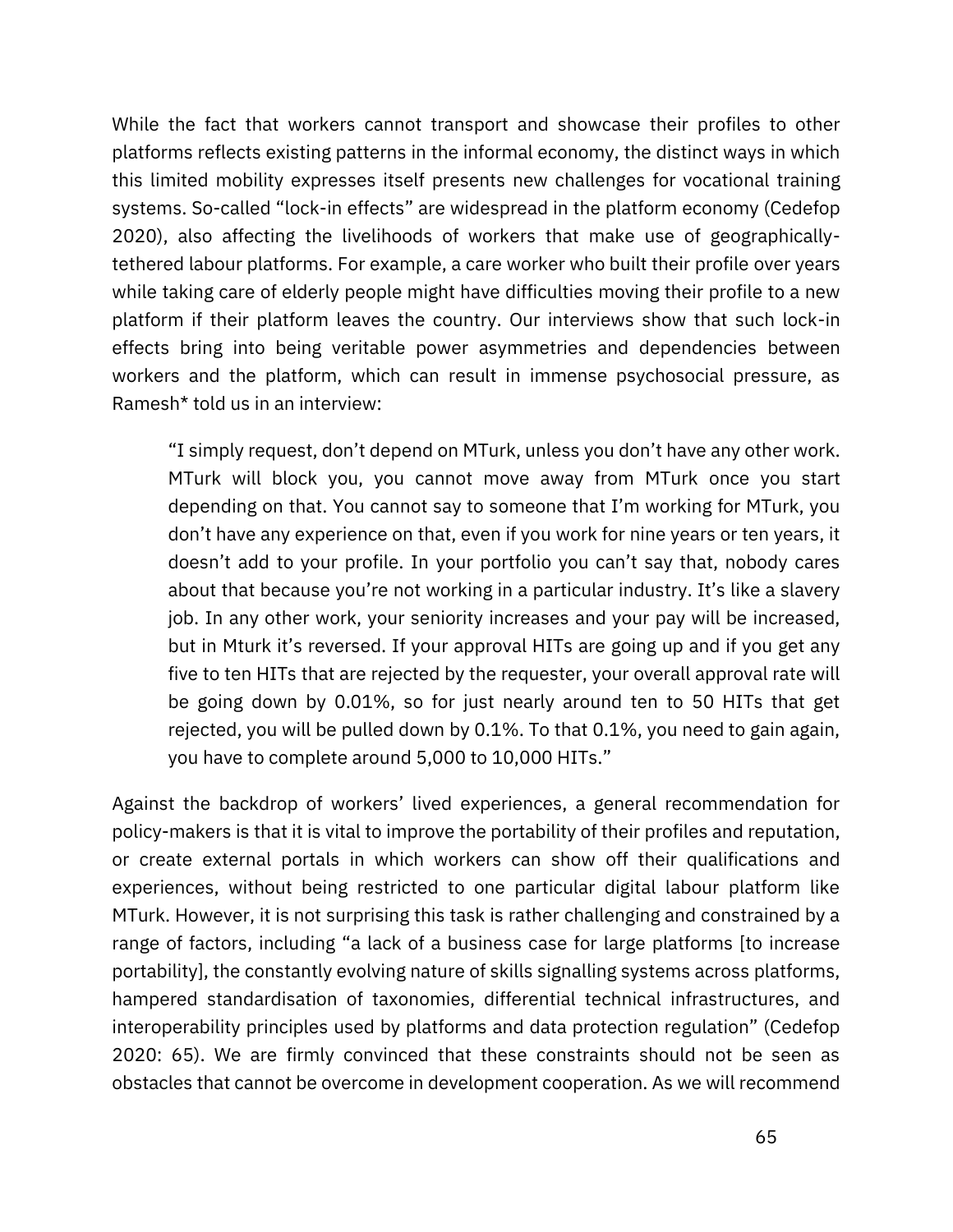While the fact that workers cannot transport and showcase their profiles to other platforms reflects existing patterns in the informal economy, the distinct ways in which this limited mobility expresses itself presents new challenges for vocational training systems. So-called "lock-in effects" are widespread in the platform economy (Cedefop 2020), also affecting the livelihoods of workers that make use of geographically-tethered labour platforms. For example, a care worker who built their profile over years while taking care of elderly people might have difficulties moving their profile to a new platform if their platform leaves the country. Our interviews show that such lock-in effects bring into being veritable power asymmetries and dependencies between workers and the platform, which can result in immense psychosocial pressure, as Ramesh* told us in an interview:

> "I simply request, don't depend on MTurk, unless you don't have any other work. MTurk will block you, you cannot move away from MTurk once you start depending on that. You cannot say to someone that I'm working for MTurk, you don't have any experience on that, even if you work for nine years or ten years, it doesn't add to your profile. In your portfolio you can't say that, nobody cares about that because you're not working in a particular industry. It's like a slavery job. In any other work, your seniority increases and your pay will be increased, but in Mturk it's reversed. If your approval HITs are going up and if you get any five to ten HITs that are rejected by the requester, your overall approval rate will be going down by 0.01%, so for just nearly around ten to 50 HITs that get rejected, you will be pulled down by 0.1%. To that 0.1%, you need to gain again, you have to complete around 5,000 to 10,000 HITs."

Against the backdrop of workers' lived experiences, a general recommendation for policy-makers is that it is vital to improve the portability of their profiles and reputation, or create external portals in which workers can show off their qualifications and experiences, without being restricted to one particular digital labour platform like MTurk. However, it is not surprising this task is rather challenging and constrained by a range of factors, including "a lack of a business case for large platforms [to increase portability], the constantly evolving nature of skills signalling systems across platforms, hampered standardisation of taxonomies, differential technical infrastructures, and interoperability principles used by platforms and data protection regulation" (Cedefop 2020: 65). We are firmly convinced that these constraints should not be seen as obstacles that cannot be overcome in development cooperation. As we will recommend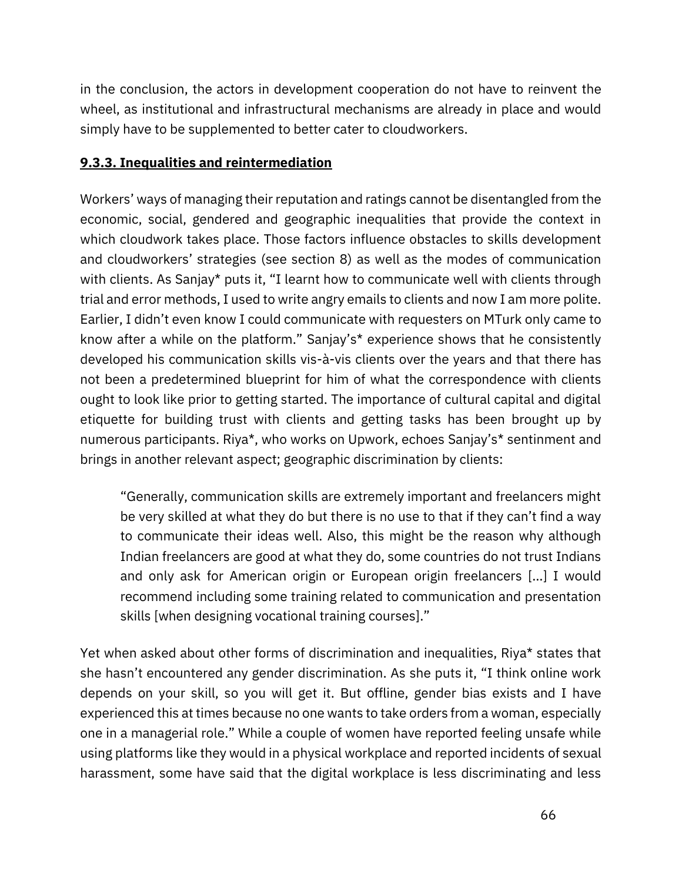in the conclusion, the actors in development cooperation do not have to reinvent the wheel, as institutional and infrastructural mechanisms are already in place and would simply have to be supplemented to better cater to cloudworkers.

### 9.3.3. Inequalities and reintermediation

Workers' ways of managing their reputation and ratings cannot be disentangled from the economic, social, gendered and geographic inequalities that provide the context in which cloudwork takes place. Those factors influence obstacles to skills development and cloudworkers' strategies (see section 8) as well as the modes of communication with clients. As Sanjay* puts it, "I learnt how to communicate well with clients through trial and error methods, I used to write angry emails to clients and now I am more polite. Earlier, I didn't even know I could communicate with requesters on MTurk only came to know after a while on the platform." Sanjay's* experience shows that he consistently developed his communication skills vis-à-vis clients over the years and that there has not been a predetermined blueprint for him of what the correspondence with clients ought to look like prior to getting started. The importance of cultural capital and digital etiquette for building trust with clients and getting tasks has been brought up by numerous participants. Riya*, who works on Upwork, echoes Sanjay's* sentiment and brings in another relevant aspect; geographic discrimination by clients:

> "Generally, communication skills are extremely important and freelancers might be very skilled at what they do but there is no use to that if they can't find a way to communicate their ideas well. Also, this might be the reason why although Indian freelancers are good at what they do, some countries do not trust Indians and only ask for American origin or European origin freelancers [...] I would recommend including some training related to communication and presentation skills [when designing vocational training courses]."

Yet when asked about other forms of discrimination and inequalities, Riya* states that she hasn't encountered any gender discrimination. As she puts it, "I think online work depends on your skill, so you will get it. But offline, gender bias exists and I have experienced this at times because no one wants to take orders from a woman, especially one in a managerial role." While a couple of women have reported feeling unsafe while using platforms like they would in a physical workplace and reported incidents of sexual harassment, some have said that the digital workplace is less discriminating and less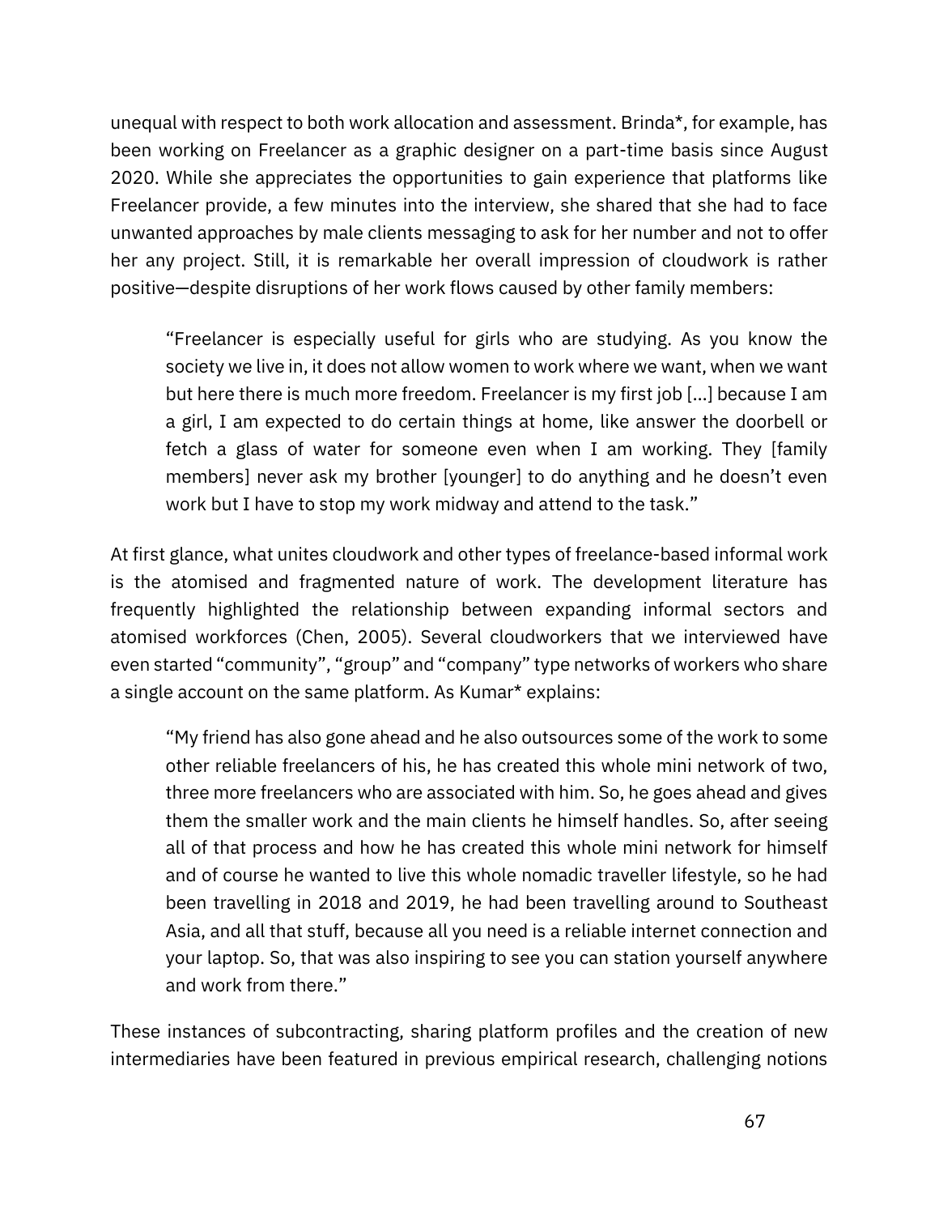unequal with respect to both work allocation and assessment. Brinda*, for example, has been working on Freelancer as a graphic designer on a part-time basis since August 2020. While she appreciates the opportunities to gain experience that platforms like Freelancer provide, a few minutes into the interview, she shared that she had to face unwanted approaches by male clients messaging to ask for her number and not to offer her any project. Still, it is remarkable her overall impression of cloudwork is rather positive—despite disruptions of her work flows caused by other family members:

> "Freelancer is especially useful for girls who are studying. As you know the society we live in, it does not allow women to work where we want, when we want but here there is much more freedom. Freelancer is my first job [...] because I am a girl, I am expected to do certain things at home, like answer the doorbell or fetch a glass of water for someone even when I am working. They [family members] never ask my brother [younger] to do anything and he doesn't even work but I have to stop my work midway and attend to the task."

At first glance, what unites cloudwork and other types of freelance-based informal work is the atomised and fragmented nature of work. The development literature has frequently highlighted the relationship between expanding informal sectors and atomised workforces (Chen, 2005). Several cloudworkers that we interviewed have even started "community", "group" and "company" type networks of workers who share a single account on the same platform. As Kumar* explains:

> "My friend has also gone ahead and he also outsources some of the work to some other reliable freelancers of his, he has created this whole mini network of two, three more freelancers who are associated with him. So, he goes ahead and gives them the smaller work and the main clients he himself handles. So, after seeing all of that process and how he has created this whole mini network for himself and of course he wanted to live this whole nomadic traveller lifestyle, so he had been travelling in 2018 and 2019, he had been travelling around to Southeast Asia, and all that stuff, because all you need is a reliable internet connection and your laptop. So, that was also inspiring to see you can station yourself anywhere and work from there."

These instances of subcontracting, sharing platform profiles and the creation of new intermediaries have been featured in previous empirical research, challenging notions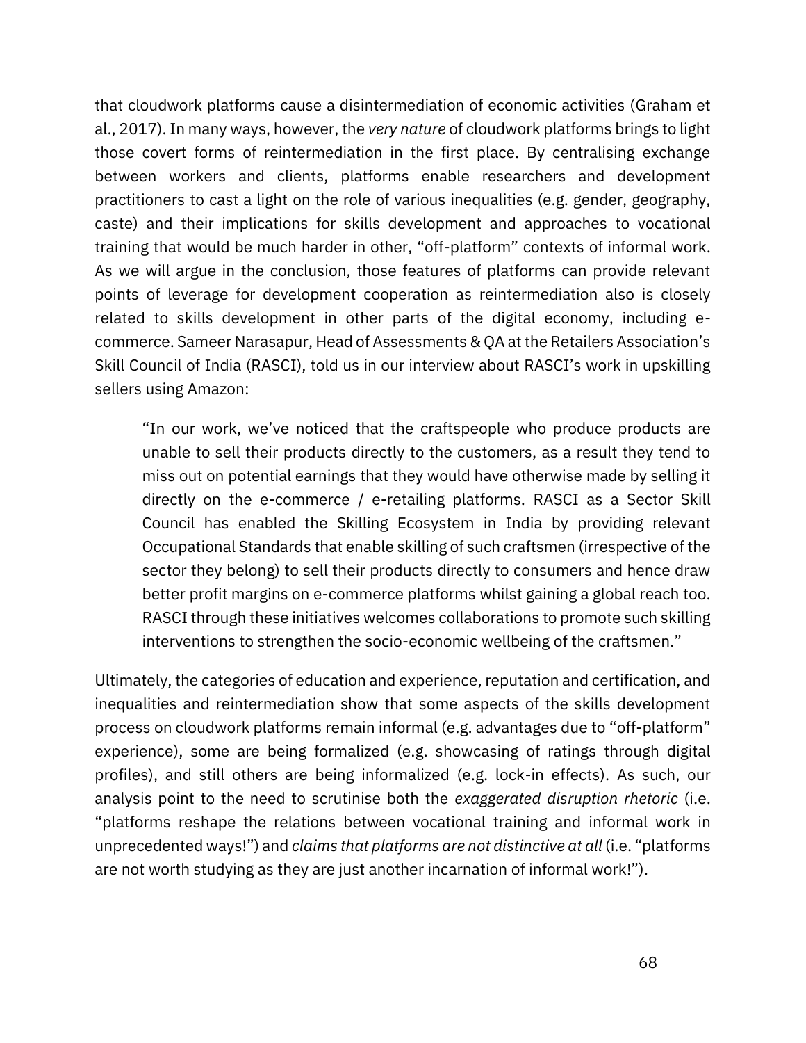that cloudwork platforms cause a disintermediation of economic activities (Graham et al., 2017). In many ways, however, the *very nature* of cloudwork platforms brings to light those covert forms of reintermediation in the first place. By centralising exchange between workers and clients, platforms enable researchers and development practitioners to cast a light on the role of various inequalities (e.g. gender, geography, caste) and their implications for skills development and approaches to vocational training that would be much harder in other, "off-platform" contexts of informal work. As we will argue in the conclusion, those features of platforms can provide relevant points of leverage for development cooperation as reintermediation also is closely related to skills development in other parts of the digital economy, including e-commerce. Sameer Narasapur, Head of Assessments & QA at the Retailers Association's Skill Council of India (RASCI), told us in our interview about RASCI's work in upskilling sellers using Amazon:

> "In our work, we've noticed that the craftspeople who produce products are unable to sell their products directly to the customers, as a result they tend to miss out on potential earnings that they would have otherwise made by selling it directly on the e-commerce / e-retailing platforms. RASCI as a Sector Skill Council has enabled the Skilling Ecosystem in India by providing relevant Occupational Standards that enable skilling of such craftsmen (irrespective of the sector they belong) to sell their products directly to consumers and hence draw better profit margins on e-commerce platforms whilst gaining a global reach too. RASCI through these initiatives welcomes collaborations to promote such skilling interventions to strengthen the socio-economic wellbeing of the craftsmen."

Ultimately, the categories of education and experience, reputation and certification, and inequalities and reintermediation show that some aspects of the skills development process on cloudwork platforms remain informal (e.g. advantages due to "off-platform" experience), some are being formalized (e.g. showcasing of ratings through digital profiles), and still others are being informalized (e.g. lock-in effects). As such, our analysis point to the need to scrutinise both the *exaggerated disruption rhetoric* (i.e. "platforms reshape the relations between vocational training and informal work in unprecedented ways!") and *claims that platforms are not distinctive at all* (i.e. "platforms are not worth studying as they are just another incarnation of informal work!").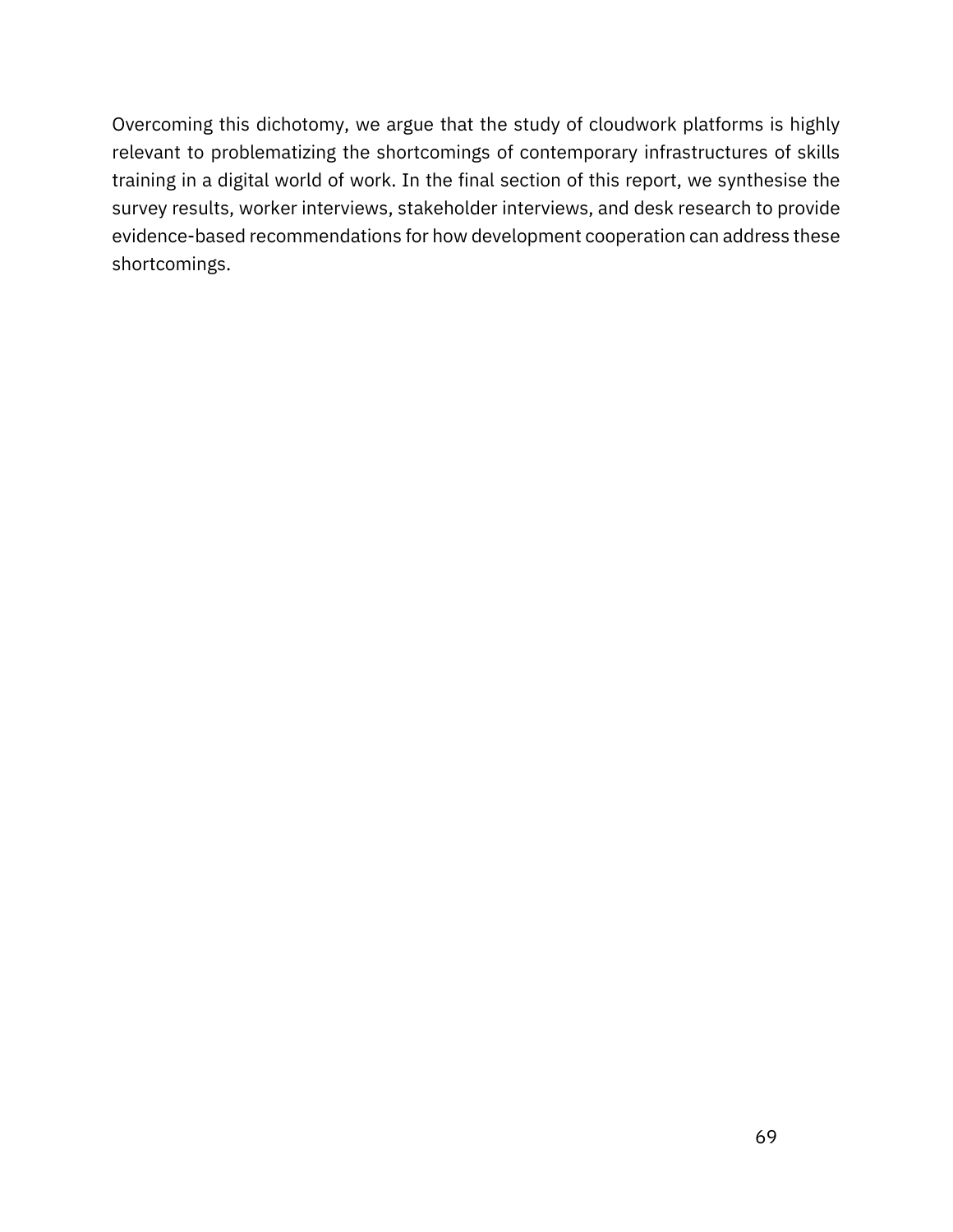Overcoming this dichotomy, we argue that the study of cloudwork platforms is highly relevant to problematizing the shortcomings of contemporary infrastructures of skills training in a digital world of work. In the final section of this report, we synthesise the survey results, worker interviews, stakeholder interviews, and desk research to provide evidence-based recommendations for how development cooperation can address these shortcomings.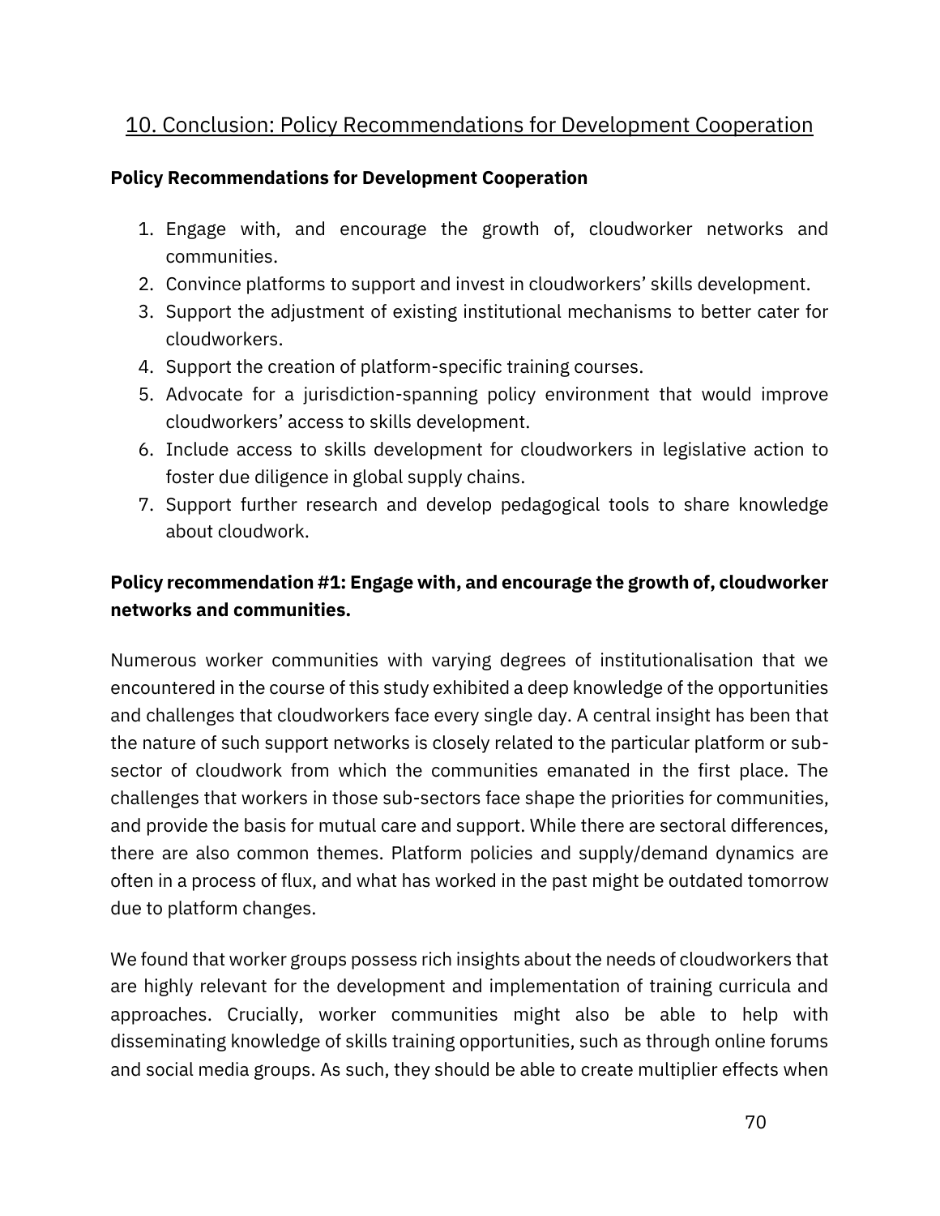## 10. Conclusion: Policy Recommendations for Development Cooperation

**Policy Recommendations for Development Cooperation**

1. Engage with, and encourage the growth of, cloudworker networks and communities.
2. Convince platforms to support and invest in cloudworkers' skills development.
3. Support the adjustment of existing institutional mechanisms to better cater for cloudworkers.
4. Support the creation of platform-specific training courses.
5. Advocate for a jurisdiction-spanning policy environment that would improve cloudworkers' access to skills development.
6. Include access to skills development for cloudworkers in legislative action to foster due diligence in global supply chains.
7. Support further research and develop pedagogical tools to share knowledge about cloudwork.

**Policy recommendation #1: Engage with, and encourage the growth of, cloudworker networks and communities.**

Numerous worker communities with varying degrees of institutionalisation that we encountered in the course of this study exhibited a deep knowledge of the opportunities and challenges that cloudworkers face every single day. A central insight has been that the nature of such support networks is closely related to the particular platform or sub-sector of cloudwork from which the communities emanated in the first place. The challenges that workers in those sub-sectors face shape the priorities for communities, and provide the basis for mutual care and support. While there are sectoral differences, there are also common themes. Platform policies and supply/demand dynamics are often in a process of flux, and what has worked in the past might be outdated tomorrow due to platform changes.

We found that worker groups possess rich insights about the needs of cloudworkers that are highly relevant for the development and implementation of training curricula and approaches. Crucially, worker communities might also be able to help with disseminating knowledge of skills training opportunities, such as through online forums and social media groups. As such, they should be able to create multiplier effects when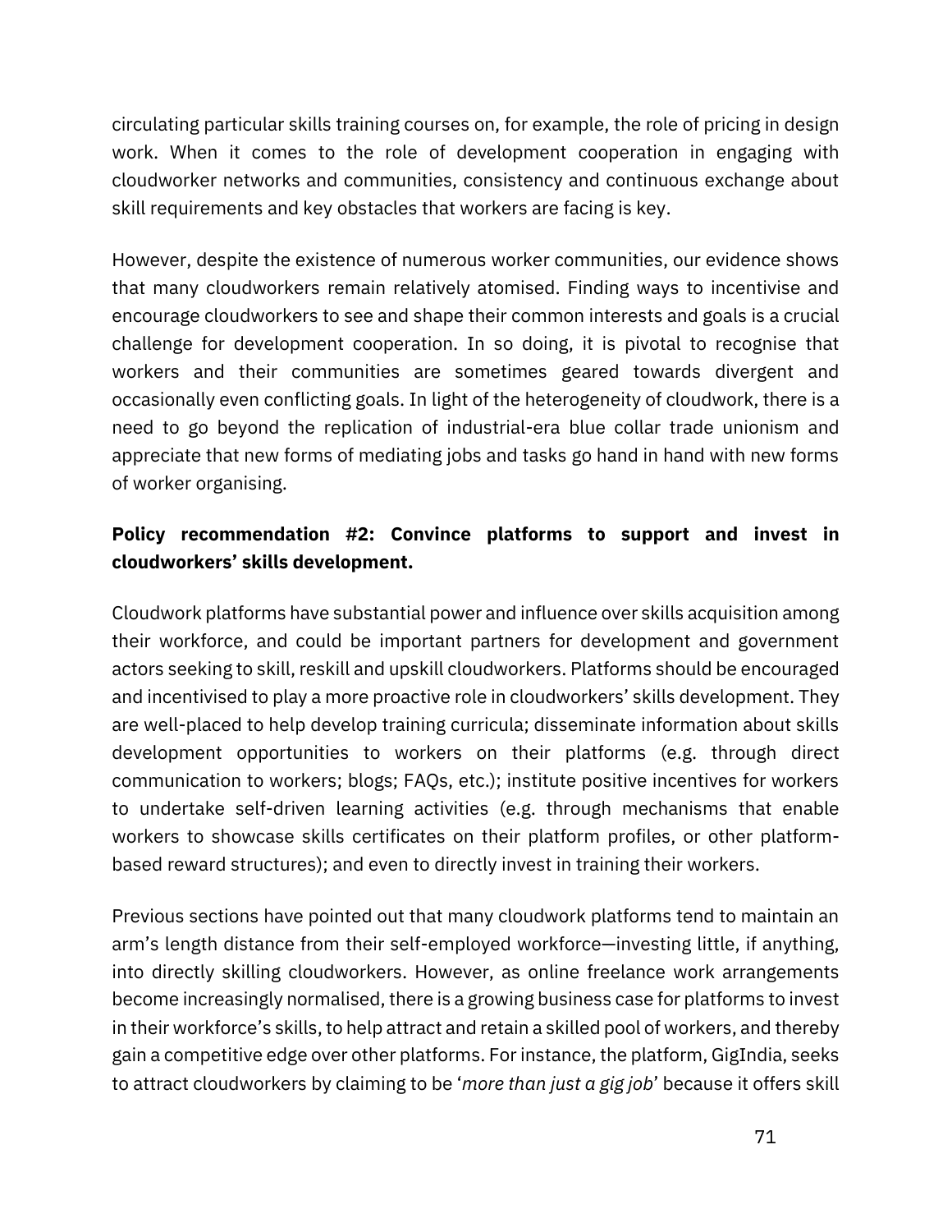circulating particular skills training courses on, for example, the role of pricing in design work. When it comes to the role of development cooperation in engaging with cloudworker networks and communities, consistency and continuous exchange about skill requirements and key obstacles that workers are facing is key.

However, despite the existence of numerous worker communities, our evidence shows that many cloudworkers remain relatively atomised. Finding ways to incentivise and encourage cloudworkers to see and shape their common interests and goals is a crucial challenge for development cooperation. In so doing, it is pivotal to recognise that workers and their communities are sometimes geared towards divergent and occasionally even conflicting goals. In light of the heterogeneity of cloudwork, there is a need to go beyond the replication of industrial-era blue collar trade unionism and appreciate that new forms of mediating jobs and tasks go hand in hand with new forms of worker organising.

**Policy recommendation #2: Convince platforms to support and invest in cloudworkers' skills development.**

Cloudwork platforms have substantial power and influence over skills acquisition among their workforce, and could be important partners for development and government actors seeking to skill, reskill and upskill cloudworkers. Platforms should be encouraged and incentivised to play a more proactive role in cloudworkers' skills development. They are well-placed to help develop training curricula; disseminate information about skills development opportunities to workers on their platforms (e.g. through direct communication to workers; blogs; FAQs, etc.); institute positive incentives for workers to undertake self-driven learning activities (e.g. through mechanisms that enable workers to showcase skills certificates on their platform profiles, or other platform-based reward structures); and even to directly invest in training their workers.

Previous sections have pointed out that many cloudwork platforms tend to maintain an arm's length distance from their self-employed workforce—investing little, if anything, into directly skilling cloudworkers. However, as online freelance work arrangements become increasingly normalised, there is a growing business case for platforms to invest in their workforce's skills, to help attract and retain a skilled pool of workers, and thereby gain a competitive edge over other platforms. For instance, the platform, GigIndia, seeks to attract cloudworkers by claiming to be '*more than just a gig job*' because it offers skill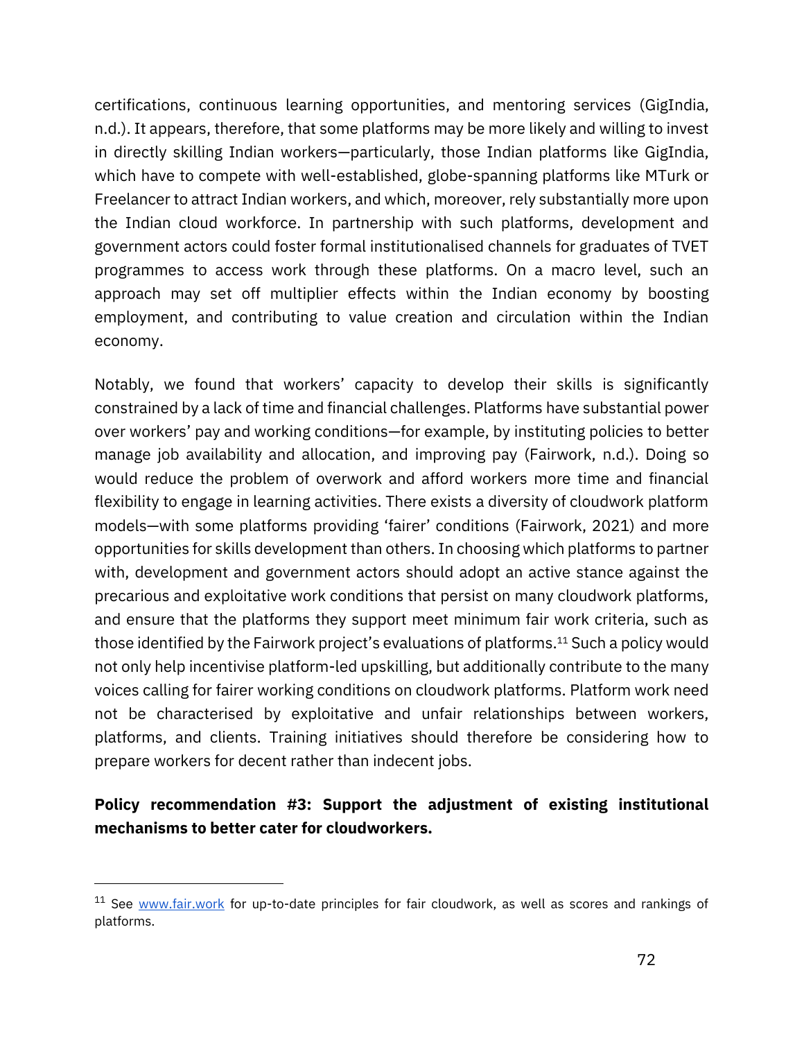certifications, continuous learning opportunities, and mentoring services (GigIndia, n.d.). It appears, therefore, that some platforms may be more likely and willing to invest in directly skilling Indian workers—particularly, those Indian platforms like GigIndia, which have to compete with well-established, globe-spanning platforms like MTurk or Freelancer to attract Indian workers, and which, moreover, rely substantially more upon the Indian cloud workforce. In partnership with such platforms, development and government actors could foster formal institutionalised channels for graduates of TVET programmes to access work through these platforms. On a macro level, such an approach may set off multiplier effects within the Indian economy by boosting employment, and contributing to value creation and circulation within the Indian economy.

Notably, we found that workers' capacity to develop their skills is significantly constrained by a lack of time and financial challenges. Platforms have substantial power over workers' pay and working conditions—for example, by instituting policies to better manage job availability and allocation, and improving pay (Fairwork, n.d.). Doing so would reduce the problem of overwork and afford workers more time and financial flexibility to engage in learning activities. There exists a diversity of cloudwork platform models—with some platforms providing 'fairer' conditions (Fairwork, 2021) and more opportunities for skills development than others. In choosing which platforms to partner with, development and government actors should adopt an active stance against the precarious and exploitative work conditions that persist on many cloudwork platforms, and ensure that the platforms they support meet minimum fair work criteria, such as those identified by the Fairwork project's evaluations of platforms.[11] Such a policy would not only help incentivise platform-led upskilling, but additionally contribute to the many voices calling for fairer working conditions on cloudwork platforms. Platform work need not be characterised by exploitative and unfair relationships between workers, platforms, and clients. Training initiatives should therefore be considering how to prepare workers for decent rather than indecent jobs.

**Policy recommendation #3: Support the adjustment of existing institutional mechanisms to better cater for cloudworkers.**

---

[11] See [www.fair.work](www.fair.work) for up-to-date principles for fair cloudwork, as well as scores and rankings of platforms.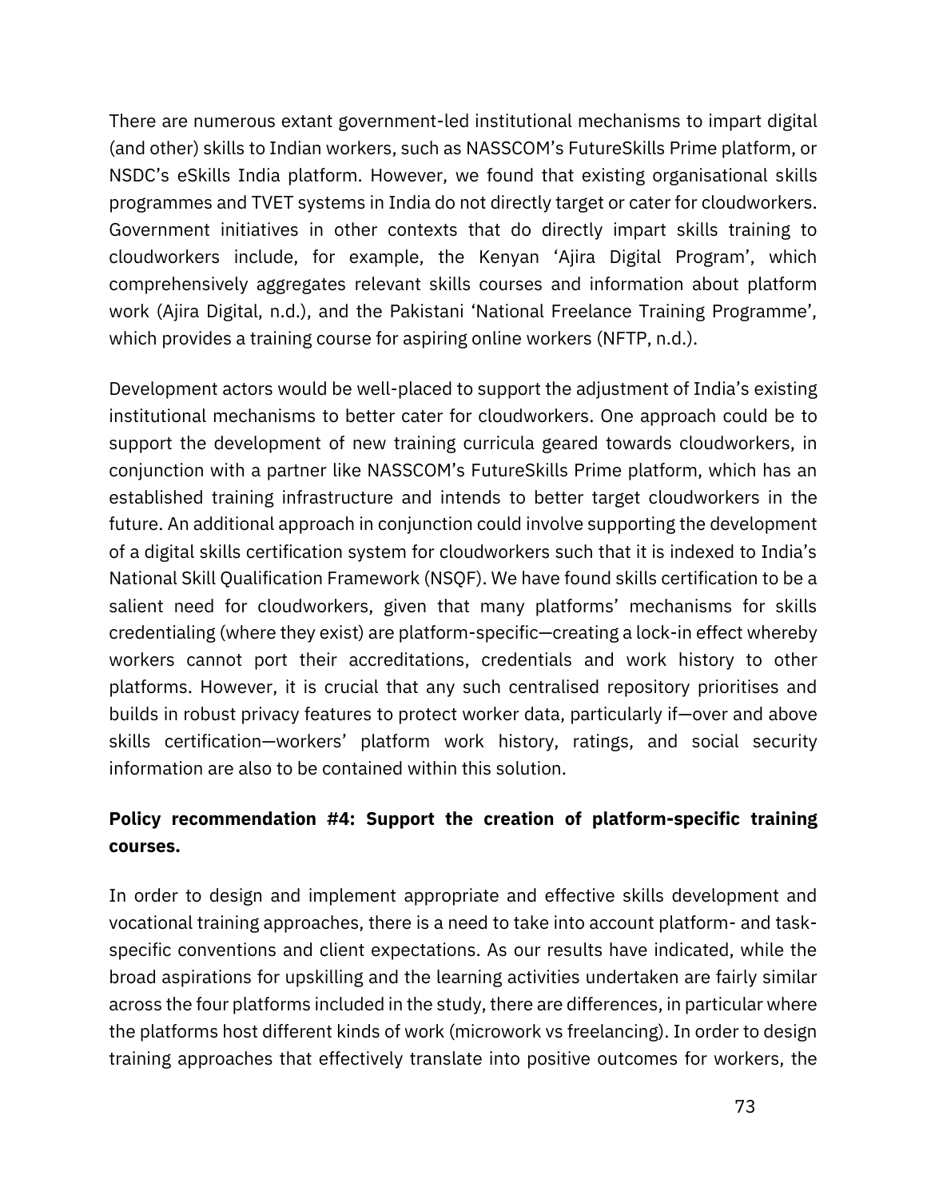There are numerous extant government-led institutional mechanisms to impart digital (and other) skills to Indian workers, such as NASSCOM's FutureSkills Prime platform, or NSDC's eSkills India platform. However, we found that existing organisational skills programmes and TVET systems in India do not directly target or cater for cloudworkers. Government initiatives in other contexts that do directly impart skills training to cloudworkers include, for example, the Kenyan 'Ajira Digital Program', which comprehensively aggregates relevant skills courses and information about platform work (Ajira Digital, n.d.), and the Pakistani 'National Freelance Training Programme', which provides a training course for aspiring online workers (NFTP, n.d.).

Development actors would be well-placed to support the adjustment of India's existing institutional mechanisms to better cater for cloudworkers. One approach could be to support the development of new training curricula geared towards cloudworkers, in conjunction with a partner like NASSCOM's FutureSkills Prime platform, which has an established training infrastructure and intends to better target cloudworkers in the future. An additional approach in conjunction could involve supporting the development of a digital skills certification system for cloudworkers such that it is indexed to India's National Skill Qualification Framework (NSQF). We have found skills certification to be a salient need for cloudworkers, given that many platforms' mechanisms for skills credentialing (where they exist) are platform-specific—creating a lock-in effect whereby workers cannot port their accreditations, credentials and work history to other platforms. However, it is crucial that any such centralised repository prioritises and builds in robust privacy features to protect worker data, particularly if—over and above skills certification—workers' platform work history, ratings, and social security information are also to be contained within this solution.

**Policy recommendation #4: Support the creation of platform-specific training courses.**

In order to design and implement appropriate and effective skills development and vocational training approaches, there is a need to take into account platform- and task-specific conventions and client expectations. As our results have indicated, while the broad aspirations for upskilling and the learning activities undertaken are fairly similar across the four platforms included in the study, there are differences, in particular where the platforms host different kinds of work (microwork vs freelancing). In order to design training approaches that effectively translate into positive outcomes for workers, the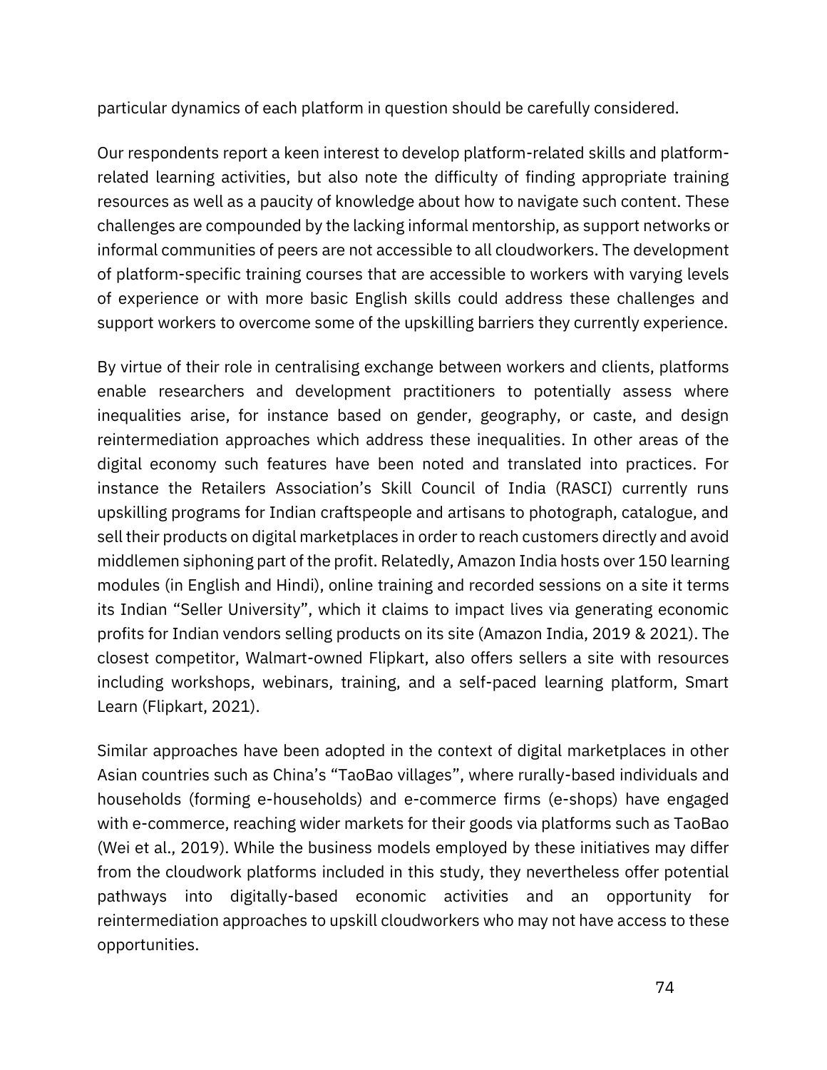particular dynamics of each platform in question should be carefully considered.

Our respondents report a keen interest to develop platform-related skills and platform-related learning activities, but also note the difficulty of finding appropriate training resources as well as a paucity of knowledge about how to navigate such content. These challenges are compounded by the lacking informal mentorship, as support networks or informal communities of peers are not accessible to all cloudworkers. The development of platform-specific training courses that are accessible to workers with varying levels of experience or with more basic English skills could address these challenges and support workers to overcome some of the upskilling barriers they currently experience.

By virtue of their role in centralising exchange between workers and clients, platforms enable researchers and development practitioners to potentially assess where inequalities arise, for instance based on gender, geography, or caste, and design reintermediation approaches which address these inequalities. In other areas of the digital economy such features have been noted and translated into practices. For instance the Retailers Association's Skill Council of India (RASCI) currently runs upskilling programs for Indian craftspeople and artisans to photograph, catalogue, and sell their products on digital marketplaces in order to reach customers directly and avoid middlemen siphoning part of the profit. Relatedly, Amazon India hosts over 150 learning modules (in English and Hindi), online training and recorded sessions on a site it terms its Indian "Seller University", which it claims to impact lives via generating economic profits for Indian vendors selling products on its site (Amazon India, 2019 & 2021). The closest competitor, Walmart-owned Flipkart, also offers sellers a site with resources including workshops, webinars, training, and a self-paced learning platform, Smart Learn (Flipkart, 2021).

Similar approaches have been adopted in the context of digital marketplaces in other Asian countries such as China's "TaoBao villages", where rurally-based individuals and households (forming e-households) and e-commerce firms (e-shops) have engaged with e-commerce, reaching wider markets for their goods via platforms such as TaoBao (Wei et al., 2019). While the business models employed by these initiatives may differ from the cloudwork platforms included in this study, they nevertheless offer potential pathways into digitally-based economic activities and an opportunity for reintermediation approaches to upskill cloudworkers who may not have access to these opportunities.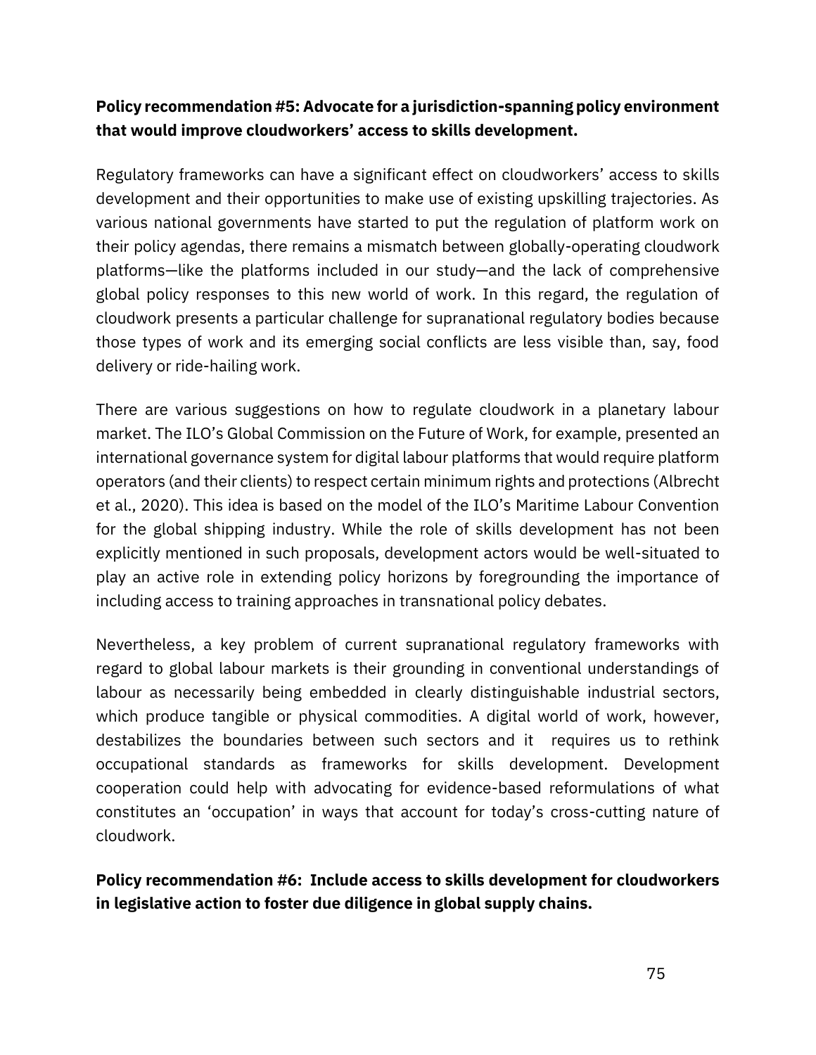**Policy recommendation #5: Advocate for a jurisdiction-spanning policy environment that would improve cloudworkers' access to skills development.**

Regulatory frameworks can have a significant effect on cloudworkers' access to skills development and their opportunities to make use of existing upskilling trajectories. As various national governments have started to put the regulation of platform work on their policy agendas, there remains a mismatch between globally-operating cloudwork platforms—like the platforms included in our study—and the lack of comprehensive global policy responses to this new world of work. In this regard, the regulation of cloudwork presents a particular challenge for supranational regulatory bodies because those types of work and its emerging social conflicts are less visible than, say, food delivery or ride-hailing work.

There are various suggestions on how to regulate cloudwork in a planetary labour market. The ILO's Global Commission on the Future of Work, for example, presented an international governance system for digital labour platforms that would require platform operators (and their clients) to respect certain minimum rights and protections (Albrecht et al., 2020). This idea is based on the model of the ILO's Maritime Labour Convention for the global shipping industry. While the role of skills development has not been explicitly mentioned in such proposals, development actors would be well-situated to play an active role in extending policy horizons by foregrounding the importance of including access to training approaches in transnational policy debates.

Nevertheless, a key problem of current supranational regulatory frameworks with regard to global labour markets is their grounding in conventional understandings of labour as necessarily being embedded in clearly distinguishable industrial sectors, which produce tangible or physical commodities. A digital world of work, however, destabilizes the boundaries between such sectors and it requires us to rethink occupational standards as frameworks for skills development. Development cooperation could help with advocating for evidence-based reformulations of what constitutes an 'occupation' in ways that account for today's cross-cutting nature of cloudwork.

**Policy recommendation #6: Include access to skills development for cloudworkers in legislative action to foster due diligence in global supply chains.**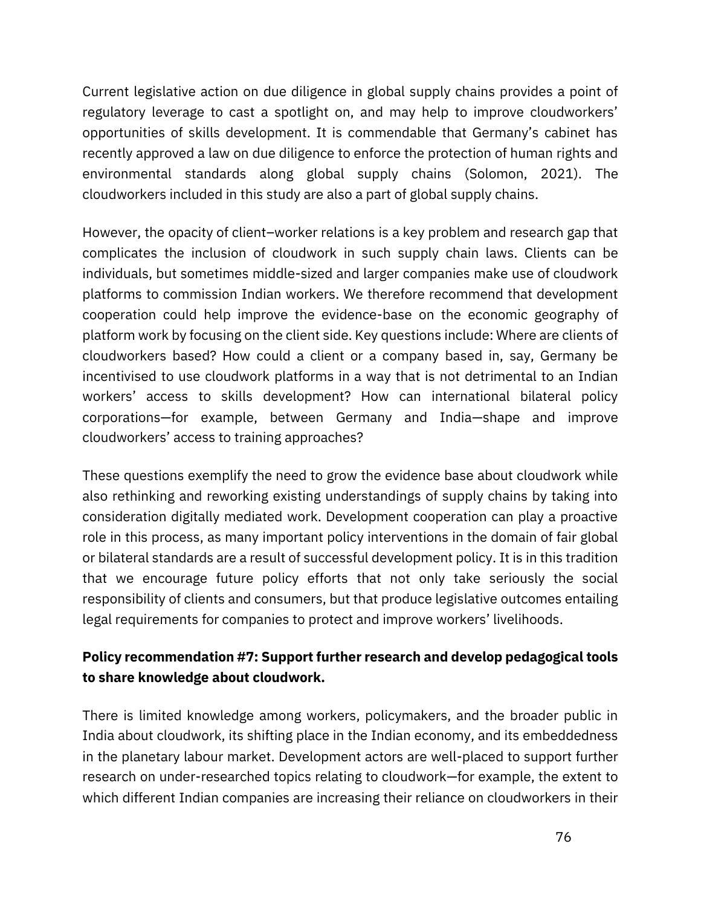Current legislative action on due diligence in global supply chains provides a point of regulatory leverage to cast a spotlight on, and may help to improve cloudworkers' opportunities of skills development. It is commendable that Germany's cabinet has recently approved a law on due diligence to enforce the protection of human rights and environmental standards along global supply chains (Solomon, 2021). The cloudworkers included in this study are also a part of global supply chains.

However, the opacity of client–worker relations is a key problem and research gap that complicates the inclusion of cloudwork in such supply chain laws. Clients can be individuals, but sometimes middle-sized and larger companies make use of cloudwork platforms to commission Indian workers. We therefore recommend that development cooperation could help improve the evidence-base on the economic geography of platform work by focusing on the client side. Key questions include: Where are clients of cloudworkers based? How could a client or a company based in, say, Germany be incentivised to use cloudwork platforms in a way that is not detrimental to an Indian workers' access to skills development? How can international bilateral policy corporations—for example, between Germany and India—shape and improve cloudworkers' access to training approaches?

These questions exemplify the need to grow the evidence base about cloudwork while also rethinking and reworking existing understandings of supply chains by taking into consideration digitally mediated work. Development cooperation can play a proactive role in this process, as many important policy interventions in the domain of fair global or bilateral standards are a result of successful development policy. It is in this tradition that we encourage future policy efforts that not only take seriously the social responsibility of clients and consumers, but that produce legislative outcomes entailing legal requirements for companies to protect and improve workers' livelihoods.

**Policy recommendation #7: Support further research and develop pedagogical tools to share knowledge about cloudwork.**

There is limited knowledge among workers, policymakers, and the broader public in India about cloudwork, its shifting place in the Indian economy, and its embeddedness in the planetary labour market. Development actors are well-placed to support further research on under-researched topics relating to cloudwork—for example, the extent to which different Indian companies are increasing their reliance on cloudworkers in their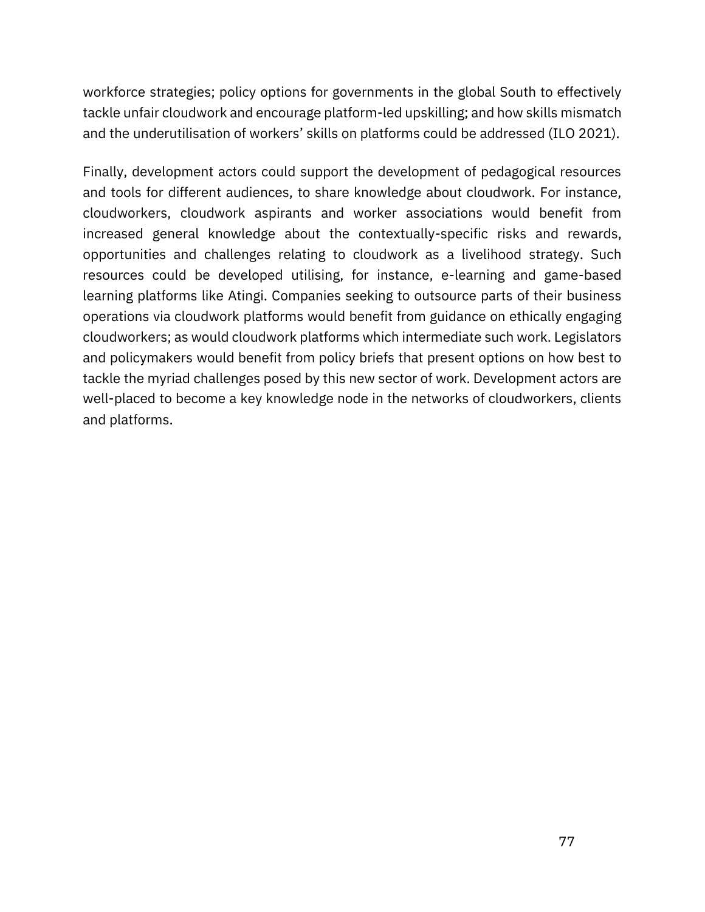workforce strategies; policy options for governments in the global South to effectively tackle unfair cloudwork and encourage platform-led upskilling; and how skills mismatch and the underutilisation of workers' skills on platforms could be addressed (ILO 2021).

Finally, development actors could support the development of pedagogical resources and tools for different audiences, to share knowledge about cloudwork. For instance, cloudworkers, cloudwork aspirants and worker associations would benefit from increased general knowledge about the contextually-specific risks and rewards, opportunities and challenges relating to cloudwork as a livelihood strategy. Such resources could be developed utilising, for instance, e-learning and game-based learning platforms like Atingi. Companies seeking to outsource parts of their business operations via cloudwork platforms would benefit from guidance on ethically engaging cloudworkers; as would cloudwork platforms which intermediate such work. Legislators and policymakers would benefit from policy briefs that present options on how best to tackle the myriad challenges posed by this new sector of work. Development actors are well-placed to become a key knowledge node in the networks of cloudworkers, clients and platforms.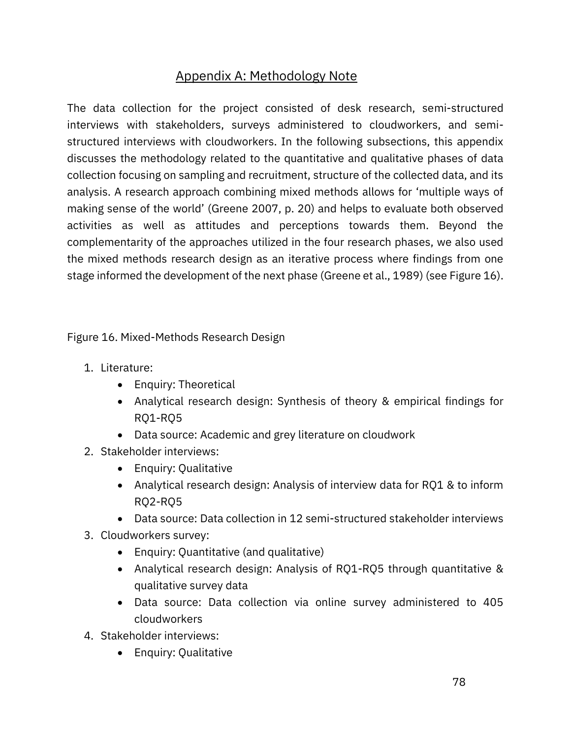## Appendix A: Methodology Note

The data collection for the project consisted of desk research, semi-structured interviews with stakeholders, surveys administered to cloudworkers, and semi-structured interviews with cloudworkers. In the following subsections, this appendix discusses the methodology related to the quantitative and qualitative phases of data collection focusing on sampling and recruitment, structure of the collected data, and its analysis. A research approach combining mixed methods allows for 'multiple ways of making sense of the world' (Greene 2007, p. 20) and helps to evaluate both observed activities as well as attitudes and perceptions towards them. Beyond the complementarity of the approaches utilized in the four research phases, we also used the mixed methods research design as an iterative process where findings from one stage informed the development of the next phase (Greene et al., 1989) (see Figure 16).

Figure 16. Mixed-Methods Research Design

1. Literature:
    - Enquiry: Theoretical
    - Analytical research design: Synthesis of theory & empirical findings for RQ1-RQ5
    - Data source: Academic and grey literature on cloudwork
2. Stakeholder interviews:
    - Enquiry: Qualitative
    - Analytical research design: Analysis of interview data for RQ1 & to inform RQ2-RQ5
    - Data source: Data collection in 12 semi-structured stakeholder interviews
3. Cloudworkers survey:
    - Enquiry: Quantitative (and qualitative)
    - Analytical research design: Analysis of RQ1-RQ5 through quantitative & qualitative survey data
    - Data source: Data collection via online survey administered to 405 cloudworkers
4. Stakeholder interviews:
    - Enquiry: Qualitative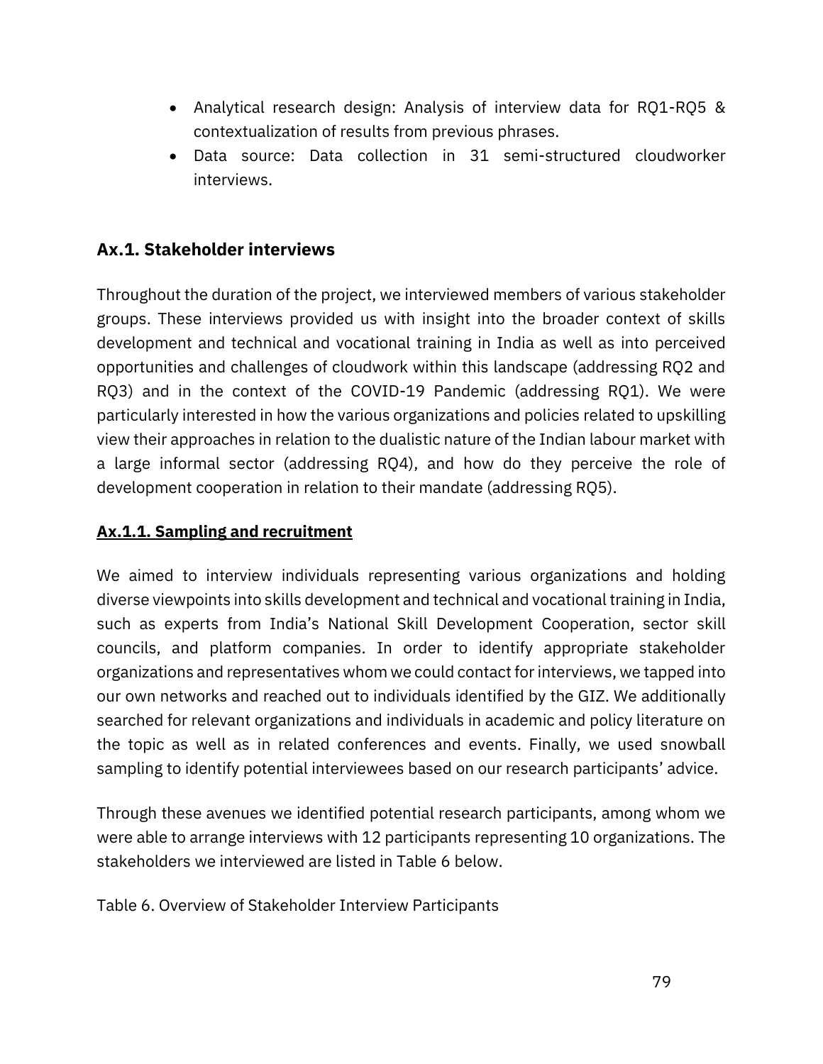- Analytical research design: Analysis of interview data for RQ1-RQ5 & contextualization of results from previous phrases.
- Data source: Data collection in 31 semi-structured cloudworker interviews.

## Ax.1. Stakeholder interviews

Throughout the duration of the project, we interviewed members of various stakeholder groups. These interviews provided us with insight into the broader context of skills development and technical and vocational training in India as well as into perceived opportunities and challenges of cloudwork within this landscape (addressing RQ2 and RQ3) and in the context of the COVID-19 Pandemic (addressing RQ1). We were particularly interested in how the various organizations and policies related to upskilling view their approaches in relation to the dualistic nature of the Indian labour market with a large informal sector (addressing RQ4), and how do they perceive the role of development cooperation in relation to their mandate (addressing RQ5).

### Ax.1.1. Sampling and recruitment

We aimed to interview individuals representing various organizations and holding diverse viewpoints into skills development and technical and vocational training in India, such as experts from India's National Skill Development Cooperation, sector skill councils, and platform companies. In order to identify appropriate stakeholder organizations and representatives whom we could contact for interviews, we tapped into our own networks and reached out to individuals identified by the GIZ. We additionally searched for relevant organizations and individuals in academic and policy literature on the topic as well as in related conferences and events. Finally, we used snowball sampling to identify potential interviewees based on our research participants' advice.

Through these avenues we identified potential research participants, among whom we were able to arrange interviews with 12 participants representing 10 organizations. The stakeholders we interviewed are listed in Table 6 below.

Table 6. Overview of Stakeholder Interview Participants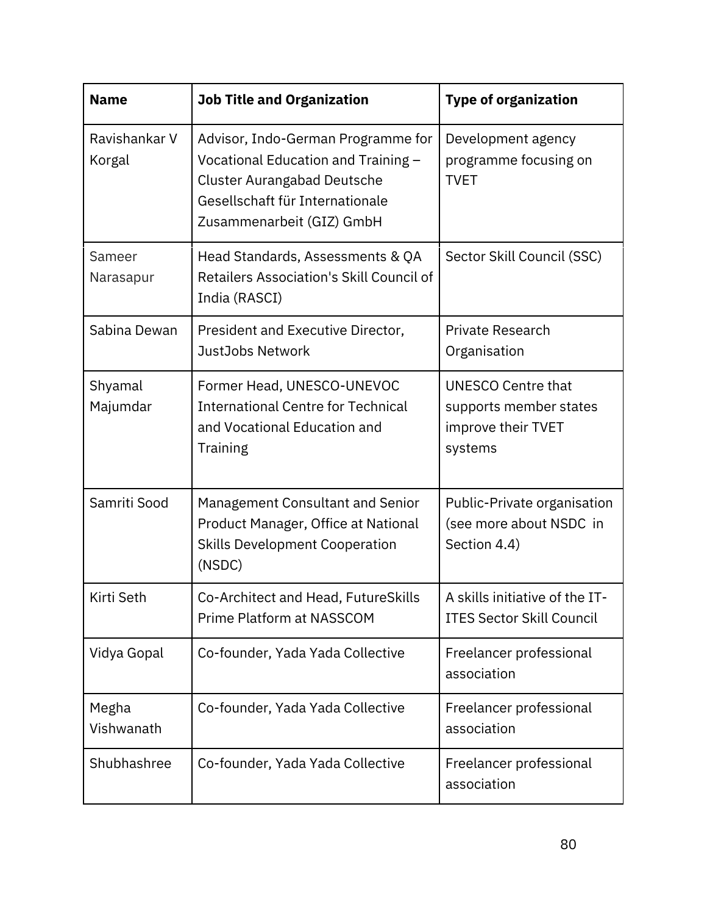| Name | Job Title and Organization | Type of organization |
|---|---|---|
| Ravishankar V Korgal | Advisor, Indo-German Programme for Vocational Education and Training – Cluster Aurangabad Deutsche Gesellschaft für Internationale Zusammenarbeit (GIZ) GmbH | Development agency programme focusing on TVET |
| Sameer Narasapur | Head Standards, Assessments & QA Retailers Association's Skill Council of India (RASCI) | Sector Skill Council (SSC) |
| Sabina Dewan | President and Executive Director, JustJobs Network | Private Research Organisation |
| Shyamal Majumdar | Former Head, UNESCO-UNEVOC International Centre for Technical and Vocational Education and Training | UNESCO Centre that supports member states improve their TVET systems |
| Samriti Sood | Management Consultant and Senior Product Manager, Office at National Skills Development Cooperation (NSDC) | Public-Private organisation (see more about NSDC in Section 4.4) |
| Kirti Seth | Co-Architect and Head, FutureSkills Prime Platform at NASSCOM | A skills initiative of the IT-ITES Sector Skill Council |
| Vidya Gopal | Co-founder, Yada Yada Collective | Freelancer professional association |
| Megha Vishwanath | Co-founder, Yada Yada Collective | Freelancer professional association |
| Shubhashree | Co-founder, Yada Yada Collective | Freelancer professional association |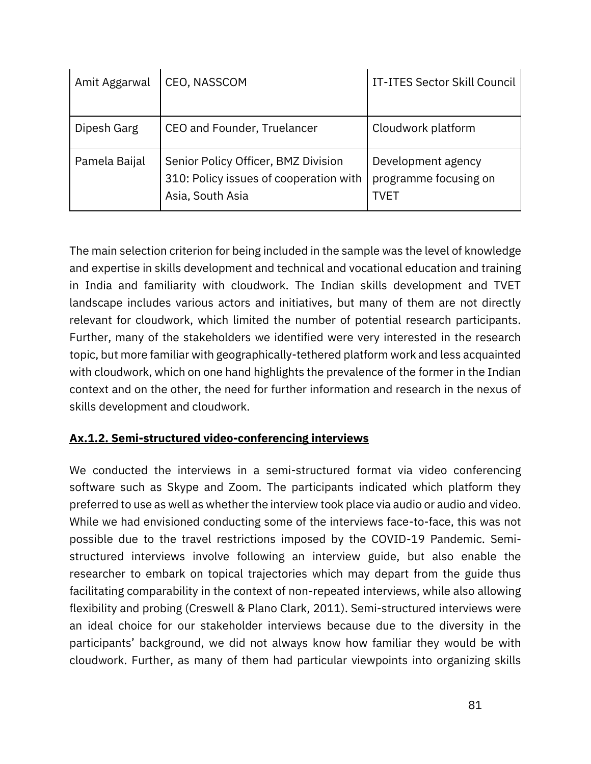| Amit Aggarwal | CEO, NASSCOM | IT-ITES Sector Skill Council |
|---|---|---|
| Dipesh Garg | CEO and Founder, Truelancer | Cloudwork platform |
| Pamela Baijal | Senior Policy Officer, BMZ Division 310: Policy issues of cooperation with Asia, South Asia | Development agency programme focusing on TVET |

The main selection criterion for being included in the sample was the level of knowledge and expertise in skills development and technical and vocational education and training in India and familiarity with cloudwork. The Indian skills development and TVET landscape includes various actors and initiatives, but many of them are not directly relevant for cloudwork, which limited the number of potential research participants. Further, many of the stakeholders we identified were very interested in the research topic, but more familiar with geographically-tethered platform work and less acquainted with cloudwork, which on one hand highlights the prevalence of the former in the Indian context and on the other, the need for further information and research in the nexus of skills development and cloudwork.

### Ax.1.2. Semi-structured video-conferencing interviews

We conducted the interviews in a semi-structured format via video conferencing software such as Skype and Zoom. The participants indicated which platform they preferred to use as well as whether the interview took place via audio or audio and video. While we had envisioned conducting some of the interviews face-to-face, this was not possible due to the travel restrictions imposed by the COVID-19 Pandemic. Semi-structured interviews involve following an interview guide, but also enable the researcher to embark on topical trajectories which may depart from the guide thus facilitating comparability in the context of non-repeated interviews, while also allowing flexibility and probing (Creswell & Plano Clark, 2011). Semi-structured interviews were an ideal choice for our stakeholder interviews because due to the diversity in the participants' background, we did not always know how familiar they would be with cloudwork. Further, as many of them had particular viewpoints into organizing skills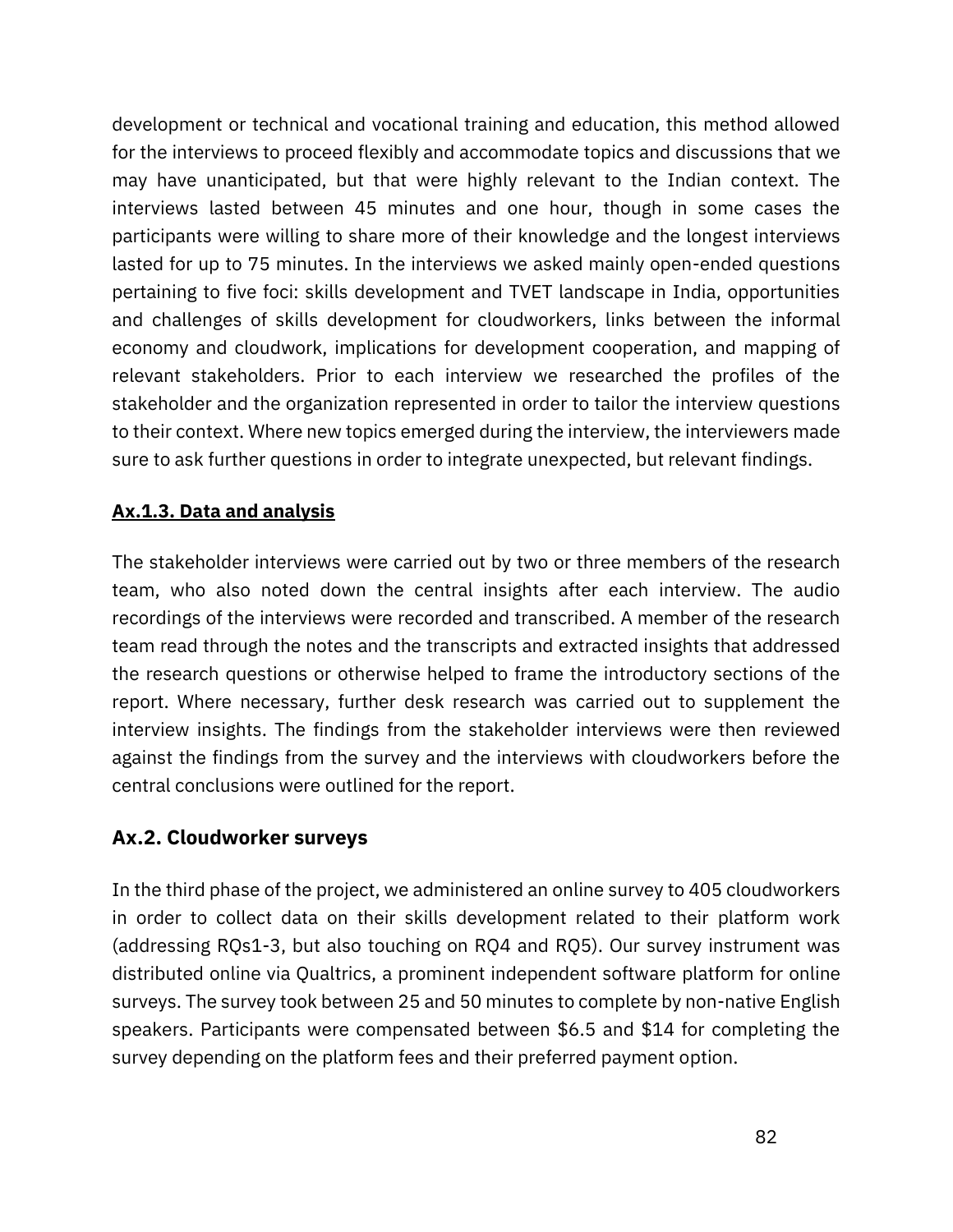development or technical and vocational training and education, this method allowed for the interviews to proceed flexibly and accommodate topics and discussions that we may have unanticipated, but that were highly relevant to the Indian context. The interviews lasted between 45 minutes and one hour, though in some cases the participants were willing to share more of their knowledge and the longest interviews lasted for up to 75 minutes. In the interviews we asked mainly open-ended questions pertaining to five foci: skills development and TVET landscape in India, opportunities and challenges of skills development for cloudworkers, links between the informal economy and cloudwork, implications for development cooperation, and mapping of relevant stakeholders. Prior to each interview we researched the profiles of the stakeholder and the organization represented in order to tailor the interview questions to their context. Where new topics emerged during the interview, the interviewers made sure to ask further questions in order to integrate unexpected, but relevant findings.

### **Ax.1.3. Data and analysis**

The stakeholder interviews were carried out by two or three members of the research team, who also noted down the central insights after each interview. The audio recordings of the interviews were recorded and transcribed. A member of the research team read through the notes and the transcripts and extracted insights that addressed the research questions or otherwise helped to frame the introductory sections of the report. Where necessary, further desk research was carried out to supplement the interview insights. The findings from the stakeholder interviews were then reviewed against the findings from the survey and the interviews with cloudworkers before the central conclusions were outlined for the report.

## Ax.2. Cloudworker surveys

In the third phase of the project, we administered an online survey to 405 cloudworkers in order to collect data on their skills development related to their platform work (addressing RQs1-3, but also touching on RQ4 and RQ5). Our survey instrument was distributed online via Qualtrics, a prominent independent software platform for online surveys. The survey took between 25 and 50 minutes to complete by non-native English speakers. Participants were compensated between $6.5 and $14 for completing the survey depending on the platform fees and their preferred payment option.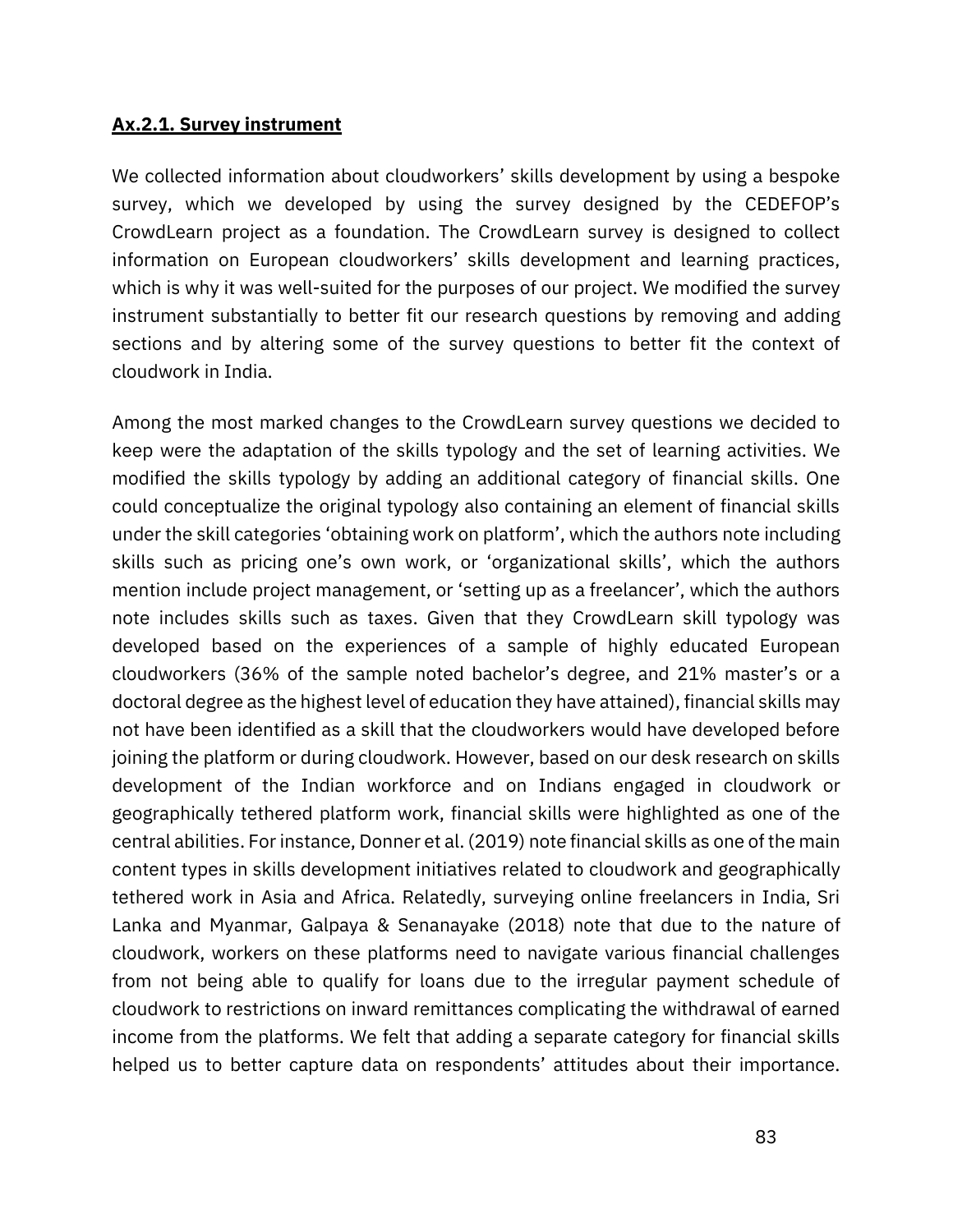**Ax.2.1. Survey instrument**

We collected information about cloudworkers' skills development by using a bespoke survey, which we developed by using the survey designed by the CEDEFOP's CrowdLearn project as a foundation. The CrowdLearn survey is designed to collect information on European cloudworkers' skills development and learning practices, which is why it was well-suited for the purposes of our project. We modified the survey instrument substantially to better fit our research questions by removing and adding sections and by altering some of the survey questions to better fit the context of cloudwork in India.

Among the most marked changes to the CrowdLearn survey questions we decided to keep were the adaptation of the skills typology and the set of learning activities. We modified the skills typology by adding an additional category of financial skills. One could conceptualize the original typology also containing an element of financial skills under the skill categories 'obtaining work on platform', which the authors note including skills such as pricing one's own work, or 'organizational skills', which the authors mention include project management, or 'setting up as a freelancer', which the authors note includes skills such as taxes. Given that they CrowdLearn skill typology was developed based on the experiences of a sample of highly educated European cloudworkers (36% of the sample noted bachelor's degree, and 21% master's or a doctoral degree as the highest level of education they have attained), financial skills may not have been identified as a skill that the cloudworkers would have developed before joining the platform or during cloudwork. However, based on our desk research on skills development of the Indian workforce and on Indians engaged in cloudwork or geographically tethered platform work, financial skills were highlighted as one of the central abilities. For instance, Donner et al. (2019) note financial skills as one of the main content types in skills development initiatives related to cloudwork and geographically tethered work in Asia and Africa. Relatedly, surveying online freelancers in India, Sri Lanka and Myanmar, Galpaya & Senanayake (2018) note that due to the nature of cloudwork, workers on these platforms need to navigate various financial challenges from not being able to qualify for loans due to the irregular payment schedule of cloudwork to restrictions on inward remittances complicating the withdrawal of earned income from the platforms. We felt that adding a separate category for financial skills helped us to better capture data on respondents' attitudes about their importance.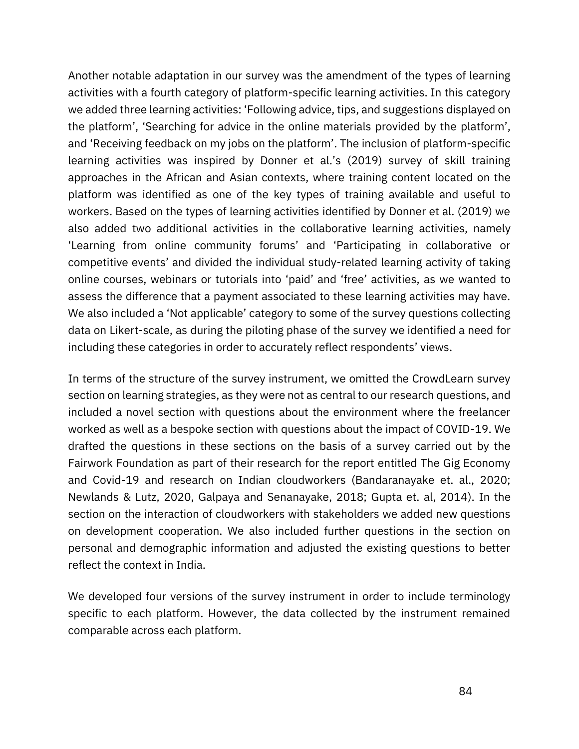Another notable adaptation in our survey was the amendment of the types of learning activities with a fourth category of platform-specific learning activities. In this category we added three learning activities: 'Following advice, tips, and suggestions displayed on the platform', 'Searching for advice in the online materials provided by the platform', and 'Receiving feedback on my jobs on the platform'. The inclusion of platform-specific learning activities was inspired by Donner et al.'s (2019) survey of skill training approaches in the African and Asian contexts, where training content located on the platform was identified as one of the key types of training available and useful to workers. Based on the types of learning activities identified by Donner et al. (2019) we also added two additional activities in the collaborative learning activities, namely 'Learning from online community forums' and 'Participating in collaborative or competitive events' and divided the individual study-related learning activity of taking online courses, webinars or tutorials into 'paid' and 'free' activities, as we wanted to assess the difference that a payment associated to these learning activities may have. We also included a 'Not applicable' category to some of the survey questions collecting data on Likert-scale, as during the piloting phase of the survey we identified a need for including these categories in order to accurately reflect respondents' views.

In terms of the structure of the survey instrument, we omitted the CrowdLearn survey section on learning strategies, as they were not as central to our research questions, and included a novel section with questions about the environment where the freelancer worked as well as a bespoke section with questions about the impact of COVID-19. We drafted the questions in these sections on the basis of a survey carried out by the Fairwork Foundation as part of their research for the report entitled The Gig Economy and Covid-19 and research on Indian cloudworkers (Bandaranayake et. al., 2020; Newlands & Lutz, 2020, Galpaya and Senanayake, 2018; Gupta et. al, 2014). In the section on the interaction of cloudworkers with stakeholders we added new questions on development cooperation. We also included further questions in the section on personal and demographic information and adjusted the existing questions to better reflect the context in India.

We developed four versions of the survey instrument in order to include terminology specific to each platform. However, the data collected by the instrument remained comparable across each platform.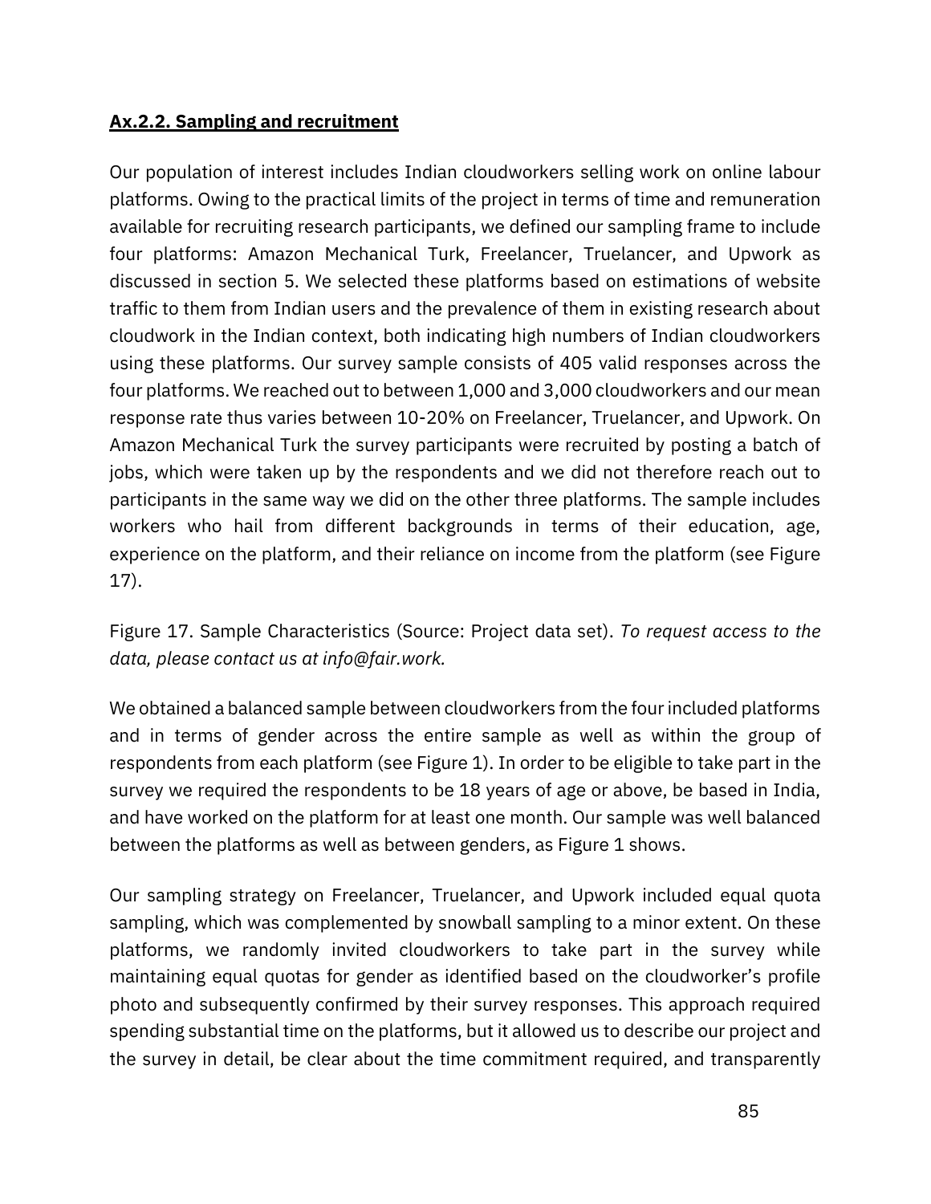### Ax.2.2. Sampling and recruitment

Our population of interest includes Indian cloudworkers selling work on online labour platforms. Owing to the practical limits of the project in terms of time and remuneration available for recruiting research participants, we defined our sampling frame to include four platforms: Amazon Mechanical Turk, Freelancer, Truelancer, and Upwork as discussed in section 5. We selected these platforms based on estimations of website traffic to them from Indian users and the prevalence of them in existing research about cloudwork in the Indian context, both indicating high numbers of Indian cloudworkers using these platforms. Our survey sample consists of 405 valid responses across the four platforms. We reached out to between 1,000 and 3,000 cloudworkers and our mean response rate thus varies between 10-20% on Freelancer, Truelancer, and Upwork. On Amazon Mechanical Turk the survey participants were recruited by posting a batch of jobs, which were taken up by the respondents and we did not therefore reach out to participants in the same way we did on the other three platforms. The sample includes workers who hail from different backgrounds in terms of their education, age, experience on the platform, and their reliance on income from the platform (see Figure 17).

Figure 17. Sample Characteristics (Source: Project data set). *To request access to the data, please contact us at info@fair.work.*

We obtained a balanced sample between cloudworkers from the four included platforms and in terms of gender across the entire sample as well as within the group of respondents from each platform (see Figure 1). In order to be eligible to take part in the survey we required the respondents to be 18 years of age or above, be based in India, and have worked on the platform for at least one month. Our sample was well balanced between the platforms as well as between genders, as Figure 1 shows.

Our sampling strategy on Freelancer, Truelancer, and Upwork included equal quota sampling, which was complemented by snowball sampling to a minor extent. On these platforms, we randomly invited cloudworkers to take part in the survey while maintaining equal quotas for gender as identified based on the cloudworker's profile photo and subsequently confirmed by their survey responses. This approach required spending substantial time on the platforms, but it allowed us to describe our project and the survey in detail, be clear about the time commitment required, and transparently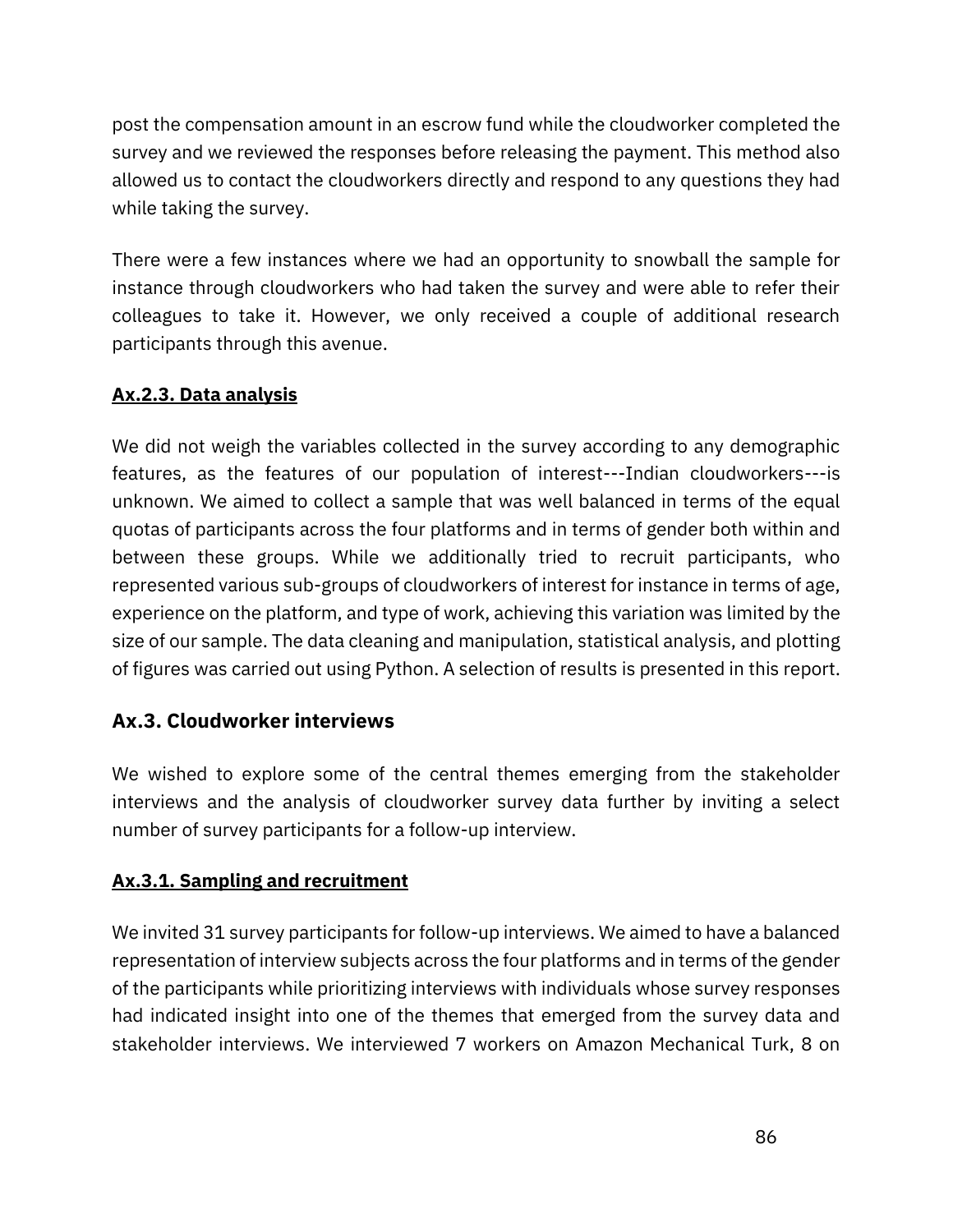post the compensation amount in an escrow fund while the cloudworker completed the survey and we reviewed the responses before releasing the payment. This method also allowed us to contact the cloudworkers directly and respond to any questions they had while taking the survey.

There were a few instances where we had an opportunity to snowball the sample for instance through cloudworkers who had taken the survey and were able to refer their colleagues to take it. However, we only received a couple of additional research participants through this avenue.

#### **Ax.2.3. Data analysis**

We did not weigh the variables collected in the survey according to any demographic features, as the features of our population of interest---Indian cloudworkers---is unknown. We aimed to collect a sample that was well balanced in terms of the equal quotas of participants across the four platforms and in terms of gender both within and between these groups. While we additionally tried to recruit participants, who represented various sub-groups of cloudworkers of interest for instance in terms of age, experience on the platform, and type of work, achieving this variation was limited by the size of our sample. The data cleaning and manipulation, statistical analysis, and plotting of figures was carried out using Python. A selection of results is presented in this report.

### Ax.3. Cloudworker interviews

We wished to explore some of the central themes emerging from the stakeholder interviews and the analysis of cloudworker survey data further by inviting a select number of survey participants for a follow-up interview.

#### **Ax.3.1. Sampling and recruitment**

We invited 31 survey participants for follow-up interviews. We aimed to have a balanced representation of interview subjects across the four platforms and in terms of the gender of the participants while prioritizing interviews with individuals whose survey responses had indicated insight into one of the themes that emerged from the survey data and stakeholder interviews. We interviewed 7 workers on Amazon Mechanical Turk, 8 on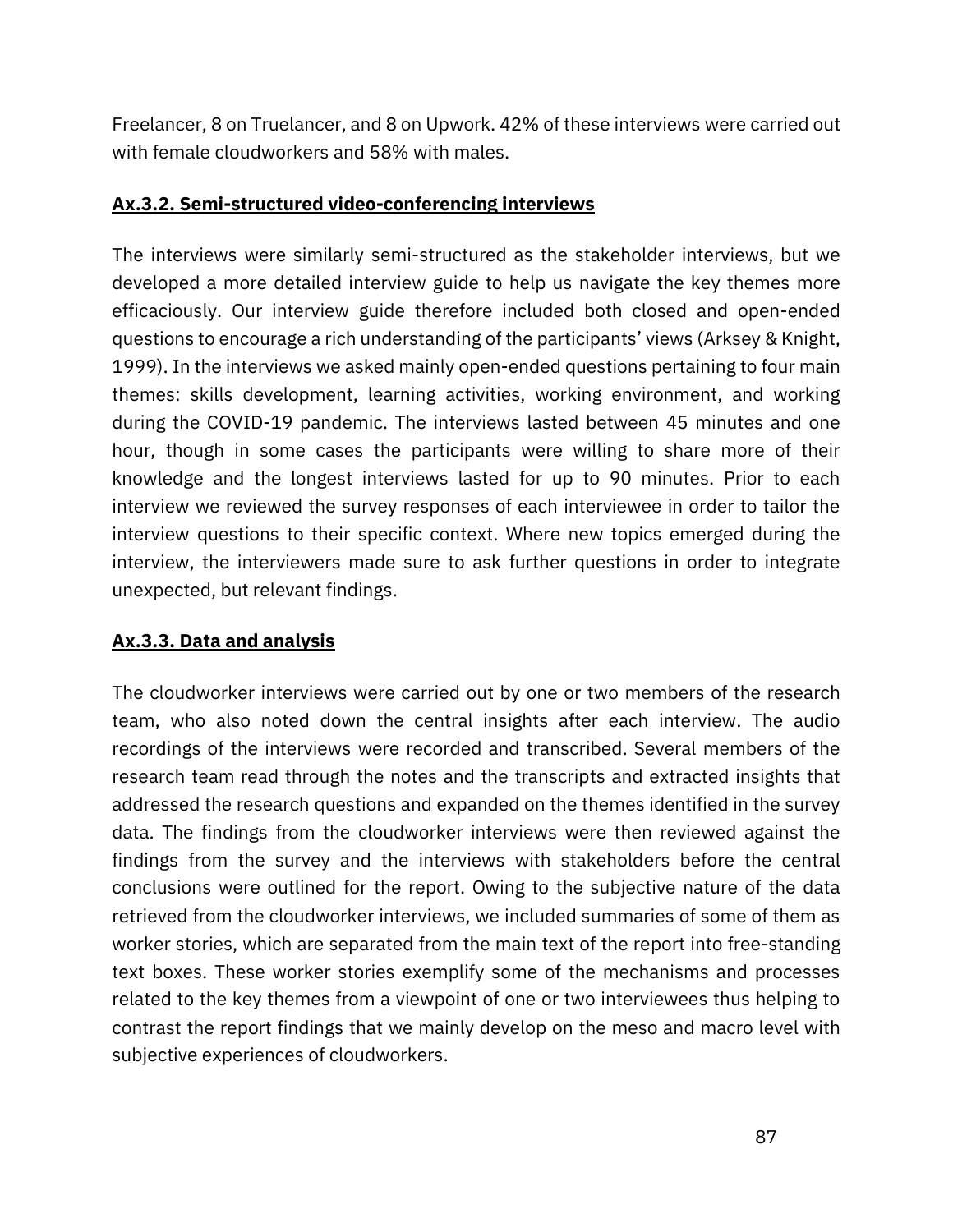Freelancer, 8 on Truelancer, and 8 on Upwork. 42% of these interviews were carried out with female cloudworkers and 58% with males.

### Ax.3.2. Semi-structured video-conferencing interviews

The interviews were similarly semi-structured as the stakeholder interviews, but we developed a more detailed interview guide to help us navigate the key themes more efficaciously. Our interview guide therefore included both closed and open-ended questions to encourage a rich understanding of the participants' views (Arksey & Knight, 1999). In the interviews we asked mainly open-ended questions pertaining to four main themes: skills development, learning activities, working environment, and working during the COVID-19 pandemic. The interviews lasted between 45 minutes and one hour, though in some cases the participants were willing to share more of their knowledge and the longest interviews lasted for up to 90 minutes. Prior to each interview we reviewed the survey responses of each interviewee in order to tailor the interview questions to their specific context. Where new topics emerged during the interview, the interviewers made sure to ask further questions in order to integrate unexpected, but relevant findings.

### Ax.3.3. Data and analysis

The cloudworker interviews were carried out by one or two members of the research team, who also noted down the central insights after each interview. The audio recordings of the interviews were recorded and transcribed. Several members of the research team read through the notes and the transcripts and extracted insights that addressed the research questions and expanded on the themes identified in the survey data. The findings from the cloudworker interviews were then reviewed against the findings from the survey and the interviews with stakeholders before the central conclusions were outlined for the report. Owing to the subjective nature of the data retrieved from the cloudworker interviews, we included summaries of some of them as worker stories, which are separated from the main text of the report into free-standing text boxes. These worker stories exemplify some of the mechanisms and processes related to the key themes from a viewpoint of one or two interviewees thus helping to contrast the report findings that we mainly develop on the meso and macro level with subjective experiences of cloudworkers.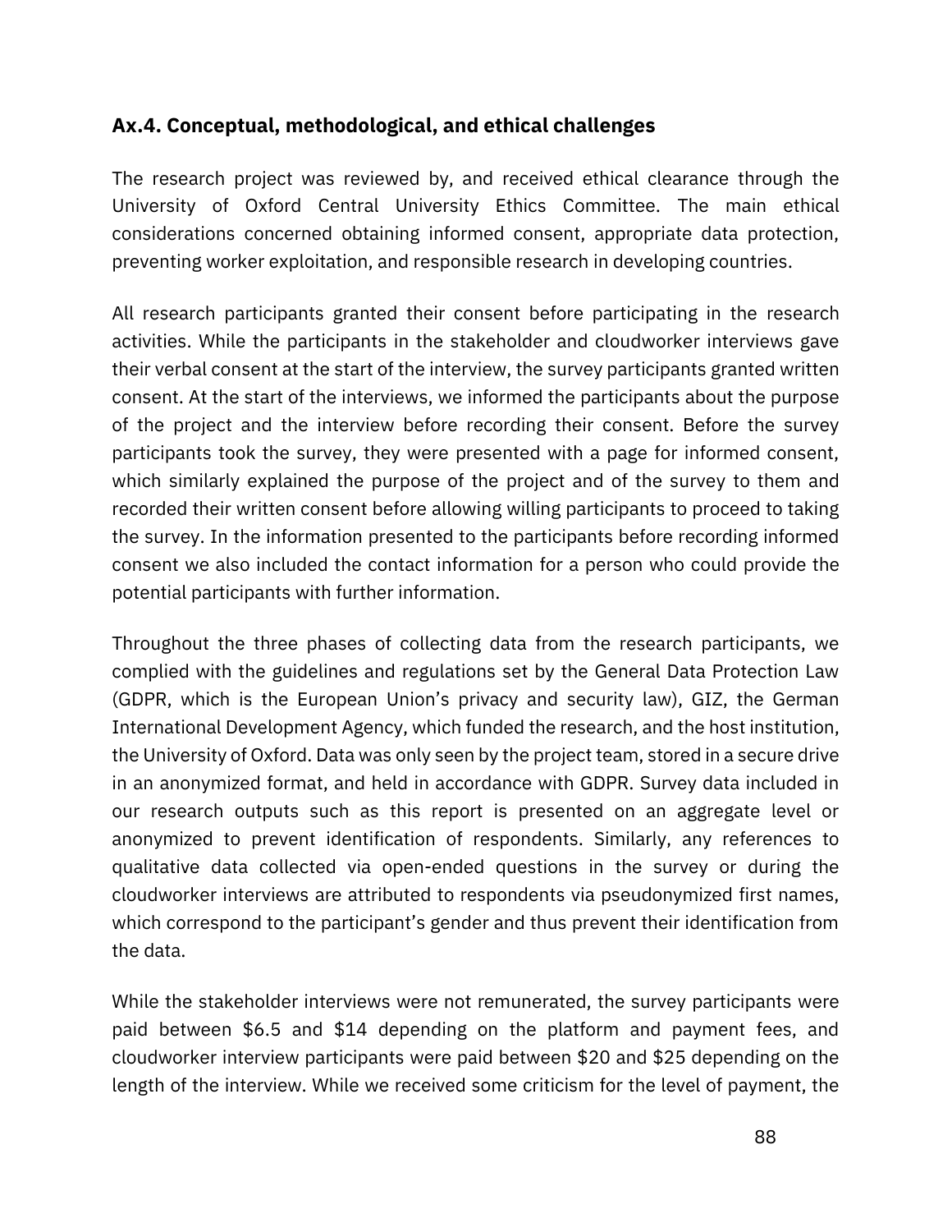### Ax.4. Conceptual, methodological, and ethical challenges

The research project was reviewed by, and received ethical clearance through the University of Oxford Central University Ethics Committee. The main ethical considerations concerned obtaining informed consent, appropriate data protection, preventing worker exploitation, and responsible research in developing countries.

All research participants granted their consent before participating in the research activities. While the participants in the stakeholder and cloudworker interviews gave their verbal consent at the start of the interview, the survey participants granted written consent. At the start of the interviews, we informed the participants about the purpose of the project and the interview before recording their consent. Before the survey participants took the survey, they were presented with a page for informed consent, which similarly explained the purpose of the project and of the survey to them and recorded their written consent before allowing willing participants to proceed to taking the survey. In the information presented to the participants before recording informed consent we also included the contact information for a person who could provide the potential participants with further information.

Throughout the three phases of collecting data from the research participants, we complied with the guidelines and regulations set by the General Data Protection Law (GDPR, which is the European Union's privacy and security law), GIZ, the German International Development Agency, which funded the research, and the host institution, the University of Oxford. Data was only seen by the project team, stored in a secure drive in an anonymized format, and held in accordance with GDPR. Survey data included in our research outputs such as this report is presented on an aggregate level or anonymized to prevent identification of respondents. Similarly, any references to qualitative data collected via open-ended questions in the survey or during the cloudworker interviews are attributed to respondents via pseudonymized first names, which correspond to the participant's gender and thus prevent their identification from the data.

While the stakeholder interviews were not remunerated, the survey participants were paid between $6.5 and $14 depending on the platform and payment fees, and cloudworker interview participants were paid between $20 and $25 depending on the length of the interview. While we received some criticism for the level of payment, the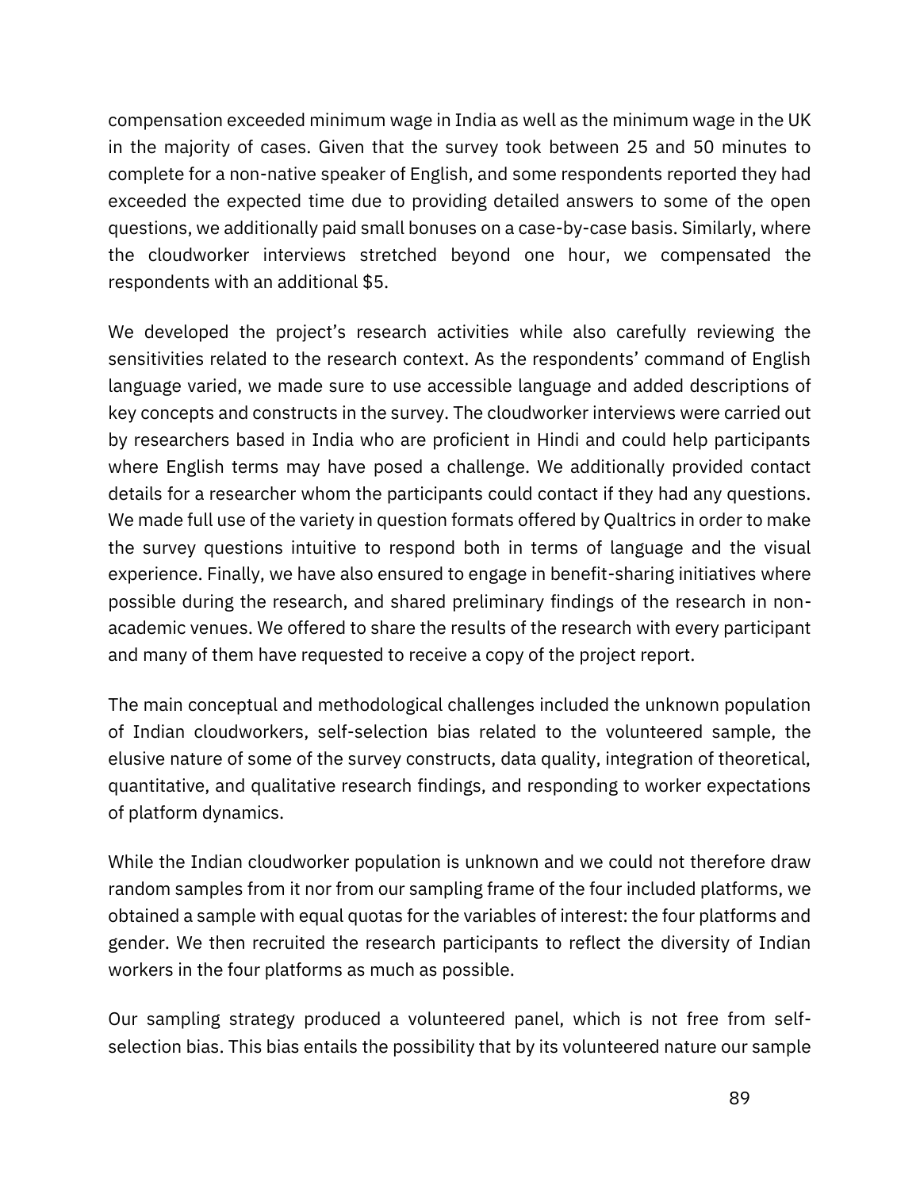compensation exceeded minimum wage in India as well as the minimum wage in the UK in the majority of cases. Given that the survey took between 25 and 50 minutes to complete for a non-native speaker of English, and some respondents reported they had exceeded the expected time due to providing detailed answers to some of the open questions, we additionally paid small bonuses on a case-by-case basis. Similarly, where the cloudworker interviews stretched beyond one hour, we compensated the respondents with an additional $5.

We developed the project's research activities while also carefully reviewing the sensitivities related to the research context. As the respondents' command of English language varied, we made sure to use accessible language and added descriptions of key concepts and constructs in the survey. The cloudworker interviews were carried out by researchers based in India who are proficient in Hindi and could help participants where English terms may have posed a challenge. We additionally provided contact details for a researcher whom the participants could contact if they had any questions. We made full use of the variety in question formats offered by Qualtrics in order to make the survey questions intuitive to respond both in terms of language and the visual experience. Finally, we have also ensured to engage in benefit-sharing initiatives where possible during the research, and shared preliminary findings of the research in non-academic venues. We offered to share the results of the research with every participant and many of them have requested to receive a copy of the project report.

The main conceptual and methodological challenges included the unknown population of Indian cloudworkers, self-selection bias related to the volunteered sample, the elusive nature of some of the survey constructs, data quality, integration of theoretical, quantitative, and qualitative research findings, and responding to worker expectations of platform dynamics.

While the Indian cloudworker population is unknown and we could not therefore draw random samples from it nor from our sampling frame of the four included platforms, we obtained a sample with equal quotas for the variables of interest: the four platforms and gender. We then recruited the research participants to reflect the diversity of Indian workers in the four platforms as much as possible.

Our sampling strategy produced a volunteered panel, which is not free from self-selection bias. This bias entails the possibility that by its volunteered nature our sample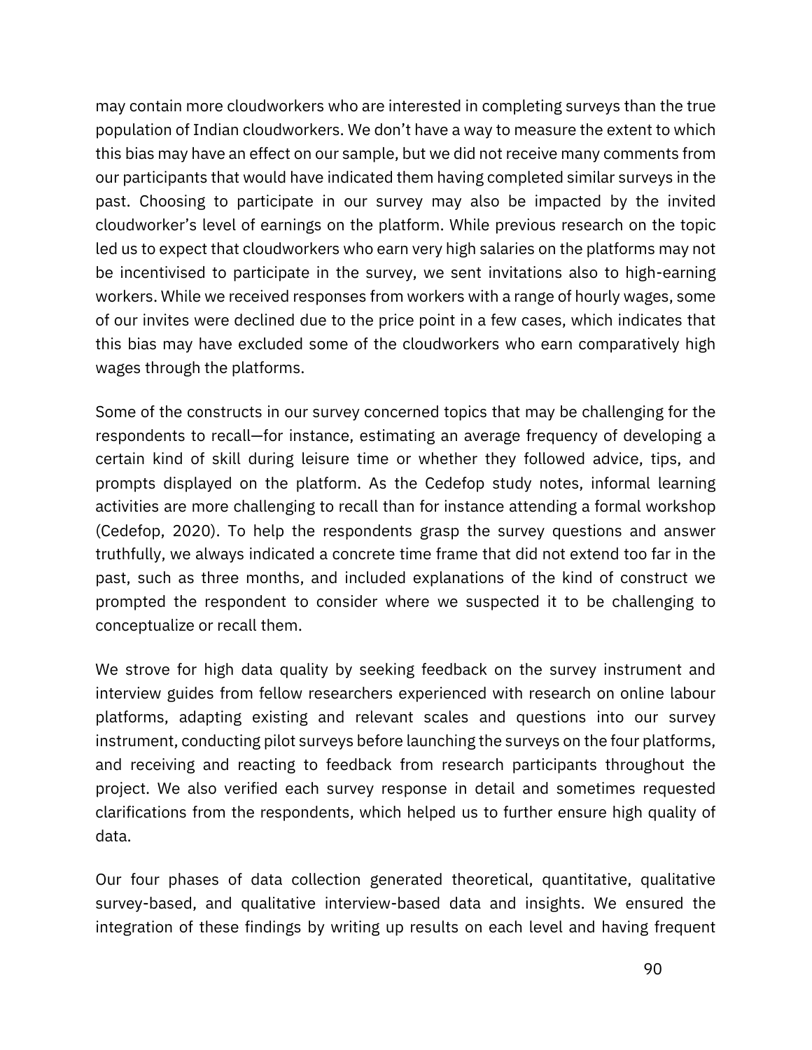may contain more cloudworkers who are interested in completing surveys than the true population of Indian cloudworkers. We don't have a way to measure the extent to which this bias may have an effect on our sample, but we did not receive many comments from our participants that would have indicated them having completed similar surveys in the past. Choosing to participate in our survey may also be impacted by the invited cloudworker's level of earnings on the platform. While previous research on the topic led us to expect that cloudworkers who earn very high salaries on the platforms may not be incentivised to participate in the survey, we sent invitations also to high-earning workers. While we received responses from workers with a range of hourly wages, some of our invites were declined due to the price point in a few cases, which indicates that this bias may have excluded some of the cloudworkers who earn comparatively high wages through the platforms.

Some of the constructs in our survey concerned topics that may be challenging for the respondents to recall—for instance, estimating an average frequency of developing a certain kind of skill during leisure time or whether they followed advice, tips, and prompts displayed on the platform. As the Cedefop study notes, informal learning activities are more challenging to recall than for instance attending a formal workshop (Cedefop, 2020). To help the respondents grasp the survey questions and answer truthfully, we always indicated a concrete time frame that did not extend too far in the past, such as three months, and included explanations of the kind of construct we prompted the respondent to consider where we suspected it to be challenging to conceptualize or recall them.

We strove for high data quality by seeking feedback on the survey instrument and interview guides from fellow researchers experienced with research on online labour platforms, adapting existing and relevant scales and questions into our survey instrument, conducting pilot surveys before launching the surveys on the four platforms, and receiving and reacting to feedback from research participants throughout the project. We also verified each survey response in detail and sometimes requested clarifications from the respondents, which helped us to further ensure high quality of data.

Our four phases of data collection generated theoretical, quantitative, qualitative survey-based, and qualitative interview-based data and insights. We ensured the integration of these findings by writing up results on each level and having frequent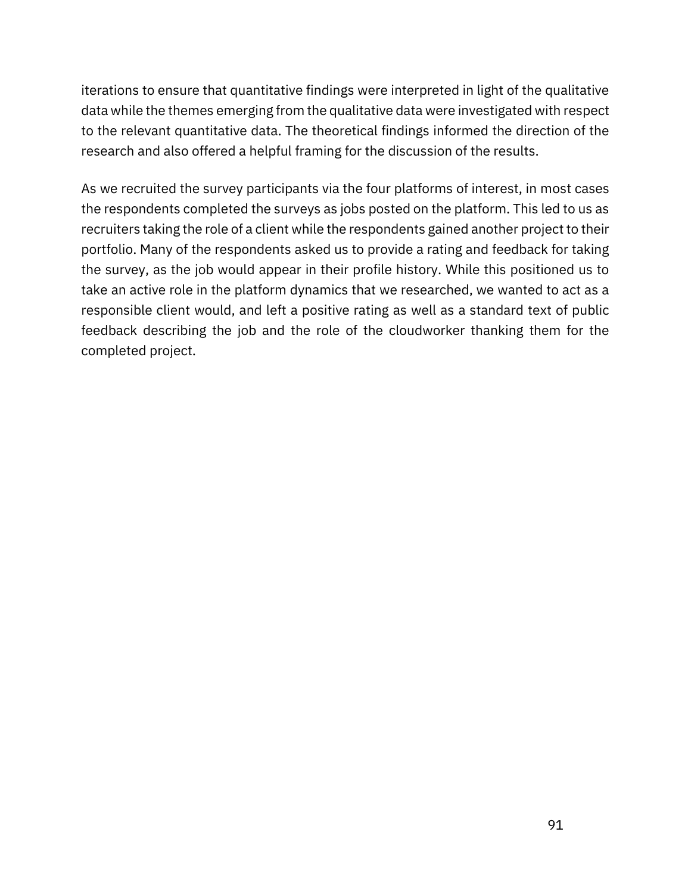iterations to ensure that quantitative findings were interpreted in light of the qualitative data while the themes emerging from the qualitative data were investigated with respect to the relevant quantitative data. The theoretical findings informed the direction of the research and also offered a helpful framing for the discussion of the results.

As we recruited the survey participants via the four platforms of interest, in most cases the respondents completed the surveys as jobs posted on the platform. This led to us as recruiters taking the role of a client while the respondents gained another project to their portfolio. Many of the respondents asked us to provide a rating and feedback for taking the survey, as the job would appear in their profile history. While this positioned us to take an active role in the platform dynamics that we researched, we wanted to act as a responsible client would, and left a positive rating as well as a standard text of public feedback describing the job and the role of the cloudworker thanking them for the completed project.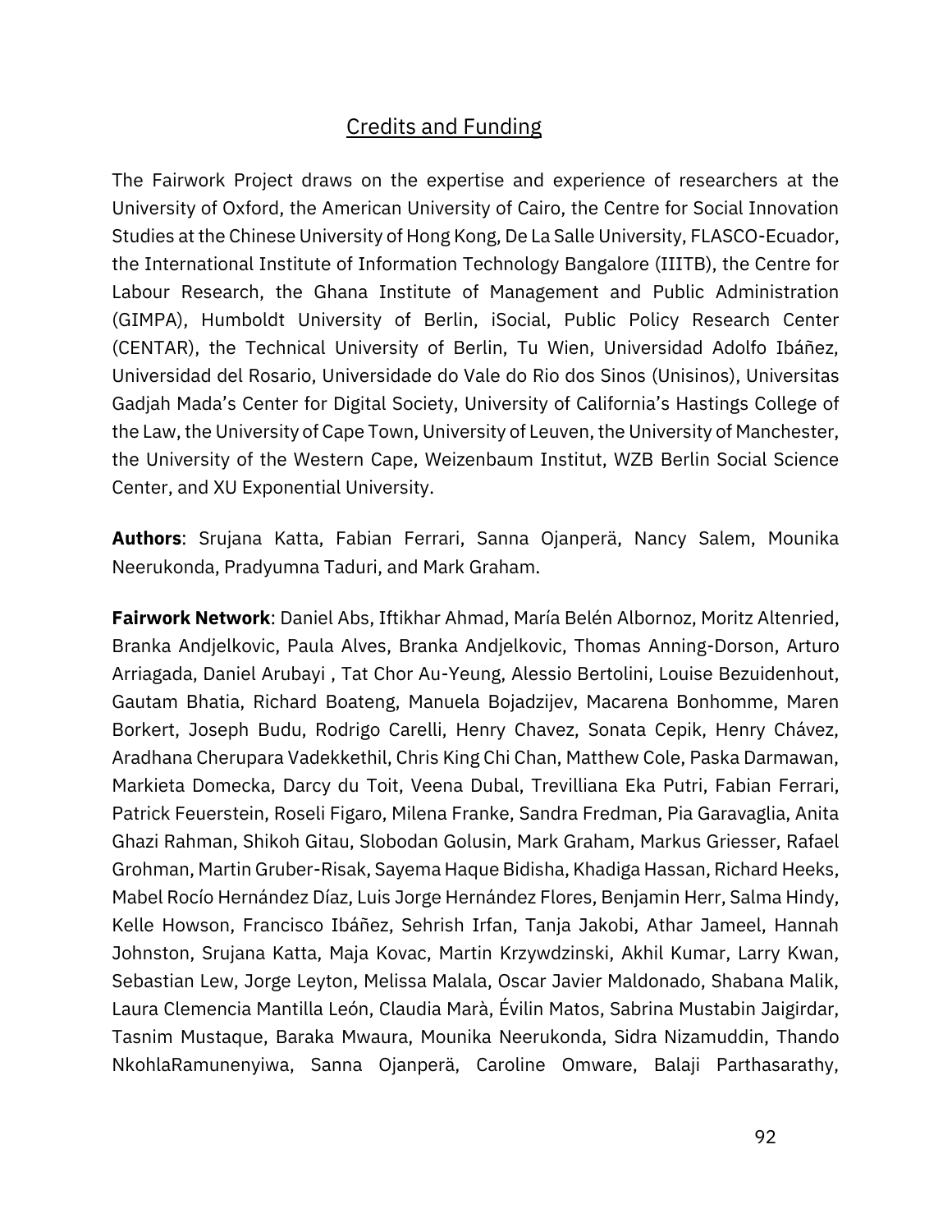## Credits and Funding

The Fairwork Project draws on the expertise and experience of researchers at the University of Oxford, the American University of Cairo, the Centre for Social Innovation Studies at the Chinese University of Hong Kong, De La Salle University, FLASCO-Ecuador, the International Institute of Information Technology Bangalore (IIITB), the Centre for Labour Research, the Ghana Institute of Management and Public Administration (GIMPA), Humboldt University of Berlin, iSocial, Public Policy Research Center (CENTAR), the Technical University of Berlin, Tu Wien, Universidad Adolfo Ibáñez, Universidad del Rosario, Universidade do Vale do Rio dos Sinos (Unisinos), Universitas Gadjah Mada's Center for Digital Society, University of California's Hastings College of the Law, the University of Cape Town, University of Leuven, the University of Manchester, the University of the Western Cape, Weizenbaum Institut, WZB Berlin Social Science Center, and XU Exponential University.

**Authors**: Srujana Katta, Fabian Ferrari, Sanna Ojanperä, Nancy Salem, Mounika Neerukonda, Pradyumna Taduri, and Mark Graham.

**Fairwork Network**: Daniel Abs, Iftikhar Ahmad, María Belén Albornoz, Moritz Altenried, Branka Andjelkovic, Paula Alves, Branka Andjelkovic, Thomas Anning-Dorson, Arturo Arriagada, Daniel Arubayi , Tat Chor Au-Yeung, Alessio Bertolini, Louise Bezuidenhout, Gautam Bhatia, Richard Boateng, Manuela Bojadzijev, Macarena Bonhomme, Maren Borkert, Joseph Budu, Rodrigo Carelli, Henry Chavez, Sonata Cepik, Henry Chávez, Aradhana Cherupara Vadekkethil, Chris King Chi Chan, Matthew Cole, Paska Darmawan, Markieta Domecka, Darcy du Toit, Veena Dubal, Trevilliana Eka Putri, Fabian Ferrari, Patrick Feuerstein, Roseli Figaro, Milena Franke, Sandra Fredman, Pia Garavaglia, Anita Ghazi Rahman, Shikoh Gitau, Slobodan Golusin, Mark Graham, Markus Griesser, Rafael Grohman, Martin Gruber-Risak, Sayema Haque Bidisha, Khadiga Hassan, Richard Heeks, Mabel Rocío Hernández Díaz, Luis Jorge Hernández Flores, Benjamin Herr, Salma Hindy, Kelle Howson, Francisco Ibáñez, Sehrish Irfan, Tanja Jakobi, Athar Jameel, Hannah Johnston, Srujana Katta, Maja Kovac, Martin Krzywdzinski, Akhil Kumar, Larry Kwan, Sebastian Lew, Jorge Leyton, Melissa Malala, Oscar Javier Maldonado, Shabana Malik, Laura Clemencia Mantilla León, Claudia Marà, Évilin Matos, Sabrina Mustabin Jaigirdar, Tasnim Mustaque, Baraka Mwaura, Mounika Neerukonda, Sidra Nizamuddin, Thando NkohlaRamunenyiwa, Sanna Ojanperä, Caroline Omware, Balaji Parthasarathy,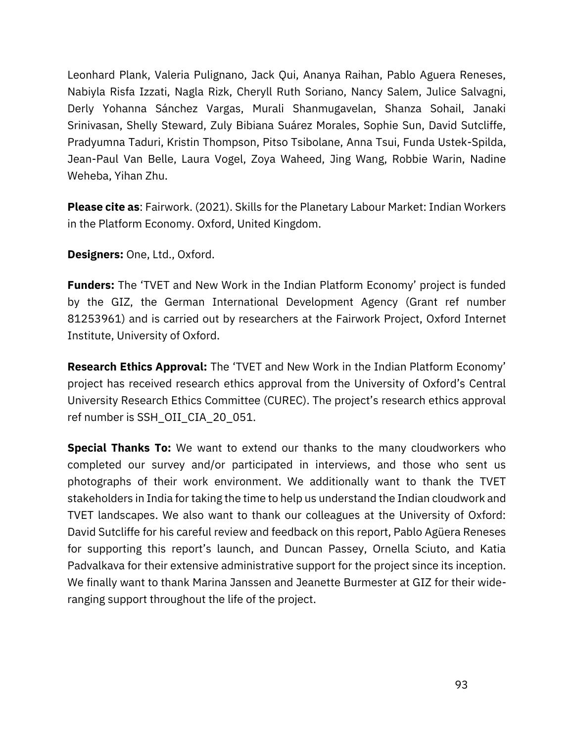Leonhard Plank, Valeria Pulignano, Jack Qui, Ananya Raihan, Pablo Aguera Reneses, Nabiyla Risfa Izzati, Nagla Rizk, Cheryll Ruth Soriano, Nancy Salem, Julice Salvagni, Derly Yohanna Sánchez Vargas, Murali Shanmugavelan, Shanza Sohail, Janaki Srinivasan, Shelly Steward, Zuly Bibiana Suárez Morales, Sophie Sun, David Sutcliffe, Pradyumna Taduri, Kristin Thompson, Pitso Tsibolane, Anna Tsui, Funda Ustek-Spilda, Jean-Paul Van Belle, Laura Vogel, Zoya Waheed, Jing Wang, Robbie Warin, Nadine Weheba, Yihan Zhu.

**Please cite as**: Fairwork. (2021). Skills for the Planetary Labour Market: Indian Workers in the Platform Economy. Oxford, United Kingdom.

**Designers:** One, Ltd., Oxford.

**Funders:** The 'TVET and New Work in the Indian Platform Economy' project is funded by the GIZ, the German International Development Agency (Grant ref number 81253961) and is carried out by researchers at the Fairwork Project, Oxford Internet Institute, University of Oxford.

**Research Ethics Approval:** The 'TVET and New Work in the Indian Platform Economy' project has received research ethics approval from the University of Oxford's Central University Research Ethics Committee (CUREC). The project's research ethics approval ref number is SSH_OII_CIA_20_051.

**Special Thanks To:** We want to extend our thanks to the many cloudworkers who completed our survey and/or participated in interviews, and those who sent us photographs of their work environment. We additionally want to thank the TVET stakeholders in India for taking the time to help us understand the Indian cloudwork and TVET landscapes. We also want to thank our colleagues at the University of Oxford: David Sutcliffe for his careful review and feedback on this report, Pablo Agüera Reneses for supporting this report's launch, and Duncan Passey, Ornella Sciuto, and Katia Padvalkava for their extensive administrative support for the project since its inception. We finally want to thank Marina Janssen and Jeanette Burmester at GIZ for their wide-ranging support throughout the life of the project.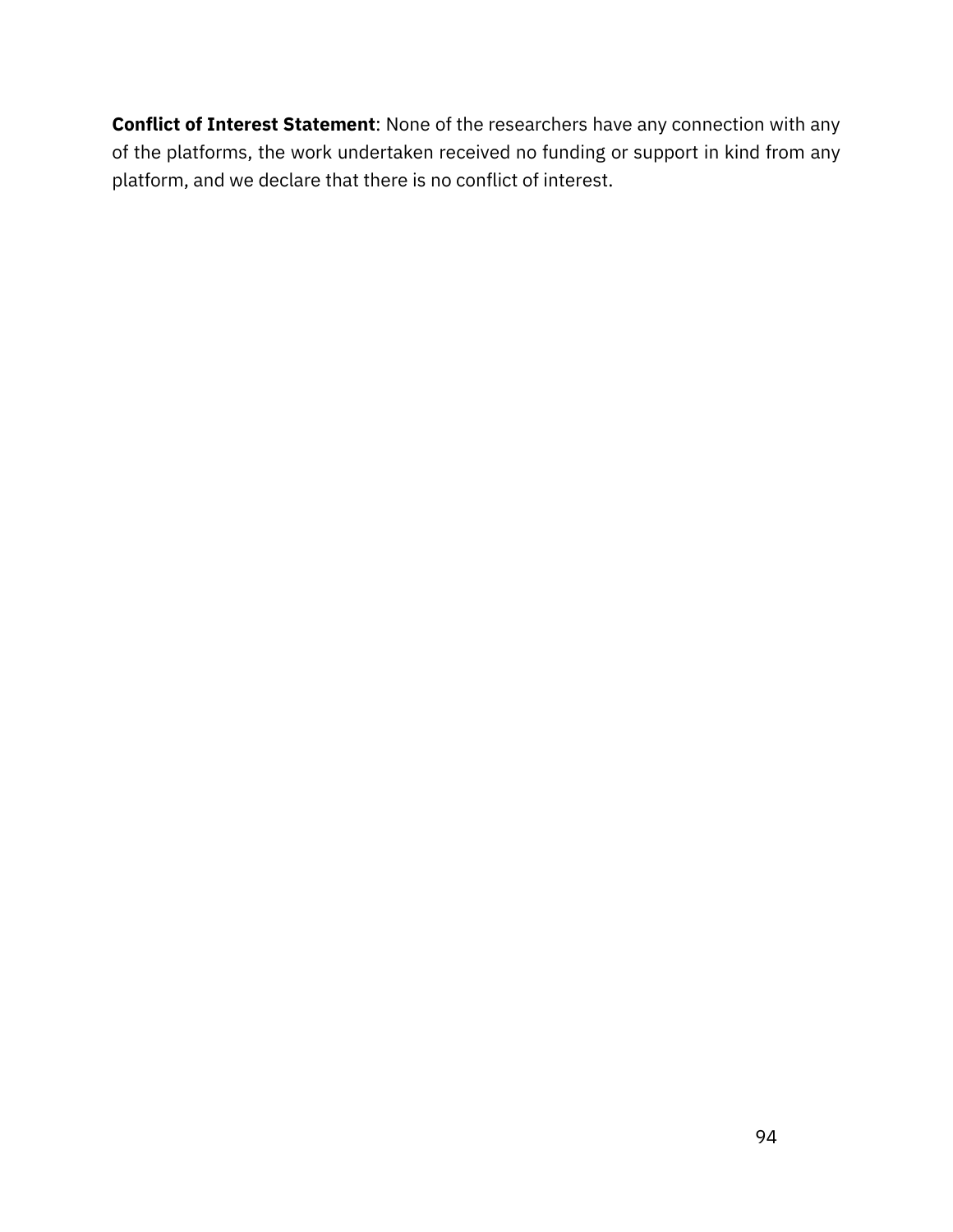**Conflict of Interest Statement**: None of the researchers have any connection with any of the platforms, the work undertaken received no funding or support in kind from any platform, and we declare that there is no conflict of interest.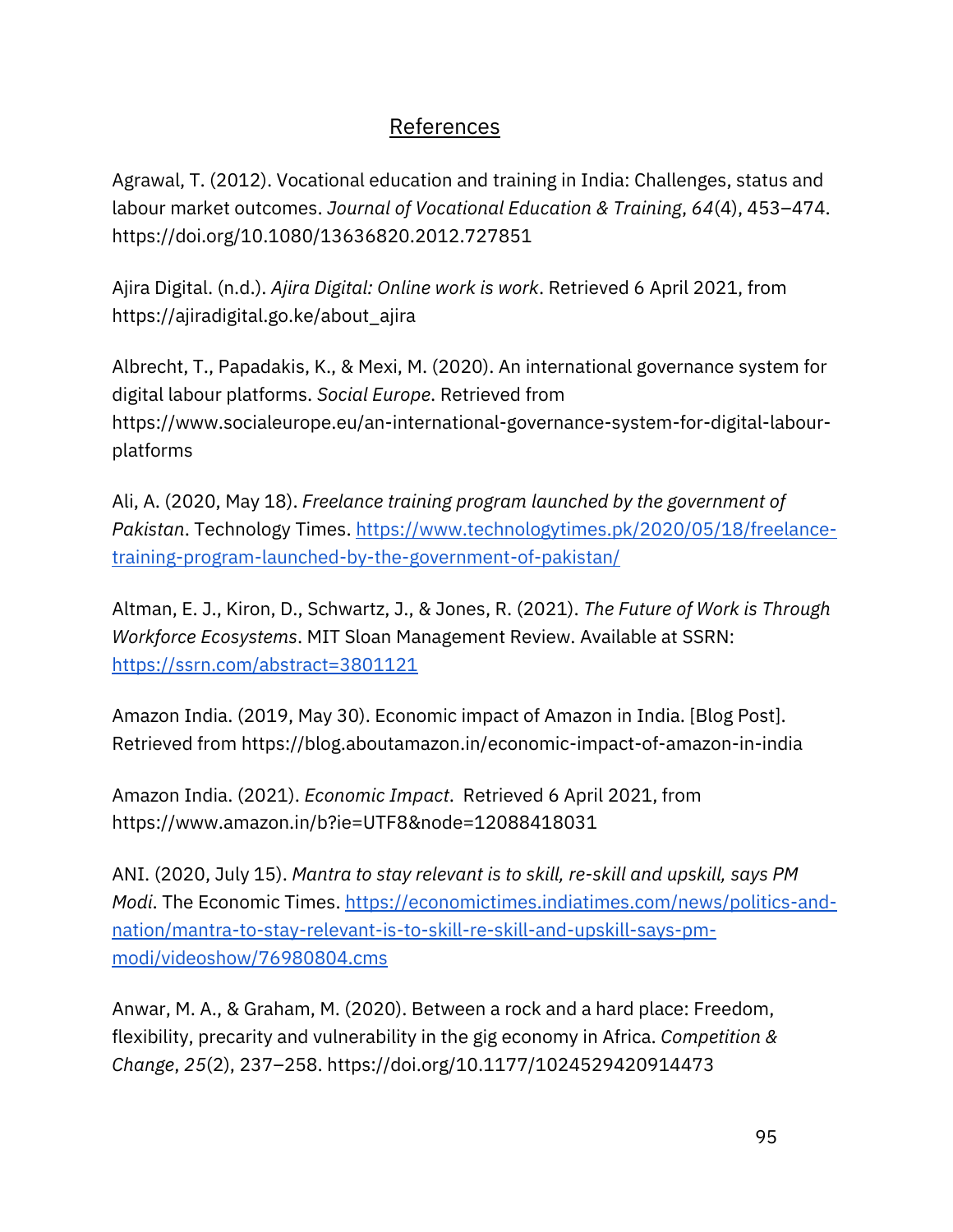## References

Agrawal, T. (2012). Vocational education and training in India: Challenges, status and labour market outcomes. *Journal of Vocational Education & Training*, *64*(4), 453–474. https://doi.org/10.1080/13636820.2012.727851

Ajira Digital. (n.d.). *Ajira Digital: Online work is work*. Retrieved 6 April 2021, from https://ajiradigital.go.ke/about_ajira

Albrecht, T., Papadakis, K., & Mexi, M. (2020). An international governance system for digital labour platforms. *Social Europe*. Retrieved from https://www.socialeurope.eu/an-international-governance-system-for-digital-labour-platforms

Ali, A. (2020, May 18). *Freelance training program launched by the government of Pakistan*. Technology Times. https://www.technologytimes.pk/2020/05/18/freelance-training-program-launched-by-the-government-of-pakistan/

Altman, E. J., Kiron, D., Schwartz, J., & Jones, R. (2021). *The Future of Work is Through Workforce Ecosystems*. MIT Sloan Management Review. Available at SSRN: https://ssrn.com/abstract=3801121

Amazon India. (2019, May 30). Economic impact of Amazon in India. [Blog Post]. Retrieved from https://blog.aboutamazon.in/economic-impact-of-amazon-in-india

Amazon India. (2021). *Economic Impact*. Retrieved 6 April 2021, from https://www.amazon.in/b?ie=UTF8&node=12088418031

ANI. (2020, July 15). *Mantra to stay relevant is to skill, re-skill and upskill, says PM Modi*. The Economic Times. https://economictimes.indiatimes.com/news/politics-and-nation/mantra-to-stay-relevant-is-to-skill-re-skill-and-upskill-says-pm-modi/videoshow/76980804.cms

Anwar, M. A., & Graham, M. (2020). Between a rock and a hard place: Freedom, flexibility, precarity and vulnerability in the gig economy in Africa. *Competition & Change*, *25*(2), 237–258. https://doi.org/10.1177/1024529420914473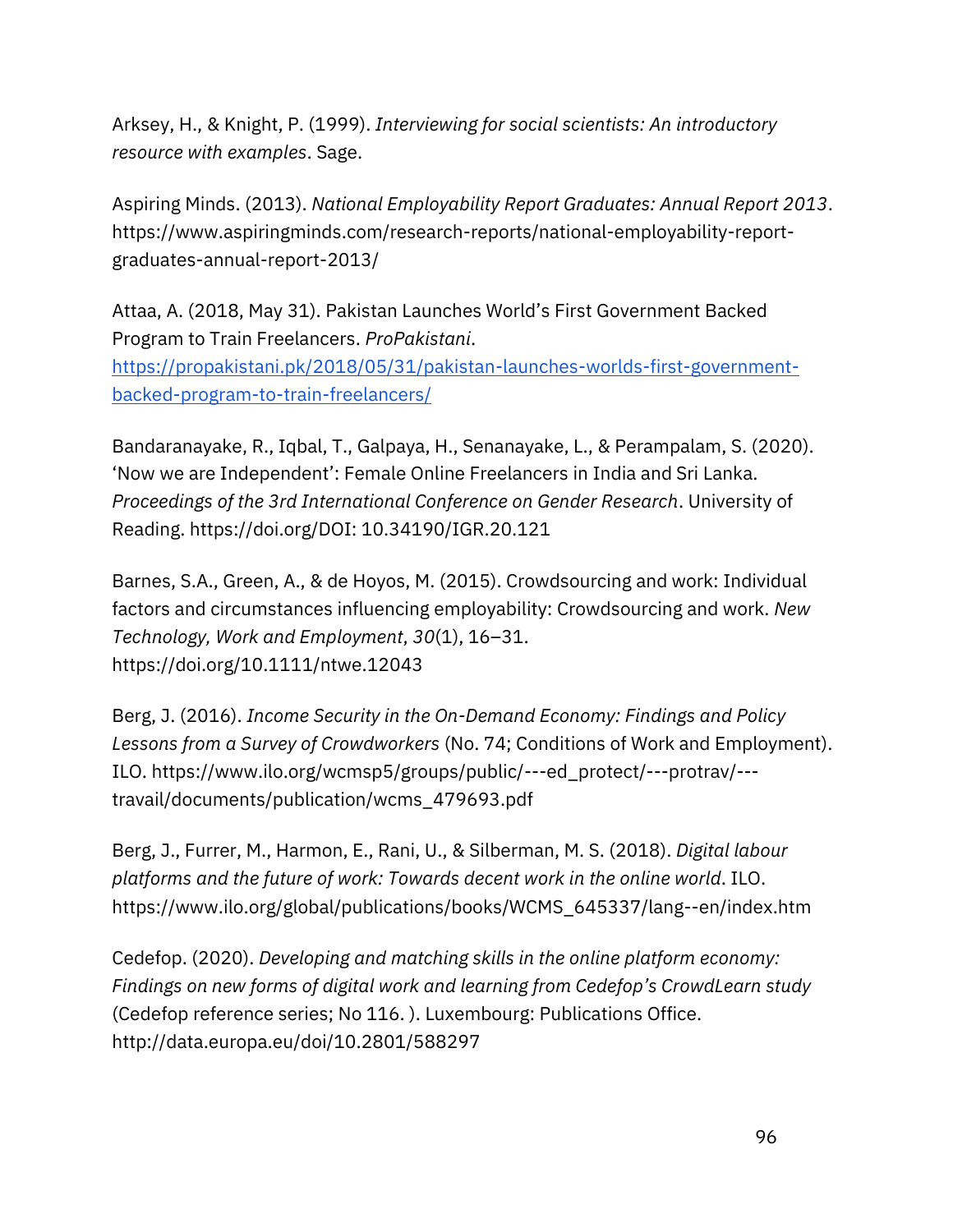Arksey, H., & Knight, P. (1999). *Interviewing for social scientists: An introductory resource with examples*. Sage.

Aspiring Minds. (2013). *National Employability Report Graduates: Annual Report 2013*. https://www.aspiringminds.com/research-reports/national-employability-report-graduates-annual-report-2013/

Attaa, A. (2018, May 31). Pakistan Launches World's First Government Backed Program to Train Freelancers. *ProPakistani*. https://propakistani.pk/2018/05/31/pakistan-launches-worlds-first-government-backed-program-to-train-freelancers/

Bandaranayake, R., Iqbal, T., Galpaya, H., Senanayake, L., & Perampalam, S. (2020). 'Now we are Independent': Female Online Freelancers in India and Sri Lanka. *Proceedings of the 3rd International Conference on Gender Research*. University of Reading. https://doi.org/DOI: 10.34190/IGR.20.121

Barnes, S.A., Green, A., & de Hoyos, M. (2015). Crowdsourcing and work: Individual factors and circumstances influencing employability: Crowdsourcing and work. *New Technology, Work and Employment*, *30*(1), 16–31. https://doi.org/10.1111/ntwe.12043

Berg, J. (2016). *Income Security in the On-Demand Economy: Findings and Policy Lessons from a Survey of Crowdworkers* (No. 74; Conditions of Work and Employment). ILO. https://www.ilo.org/wcmsp5/groups/public/---ed_protect/---protrav/---travail/documents/publication/wcms_479693.pdf

Berg, J., Furrer, M., Harmon, E., Rani, U., & Silberman, M. S. (2018). *Digital labour platforms and the future of work: Towards decent work in the online world*. ILO. https://www.ilo.org/global/publications/books/WCMS_645337/lang--en/index.htm

Cedefop. (2020). *Developing and matching skills in the online platform economy: Findings on new forms of digital work and learning from Cedefop's CrowdLearn study* (Cedefop reference series; No 116. ). Luxembourg: Publications Office. http://data.europa.eu/doi/10.2801/588297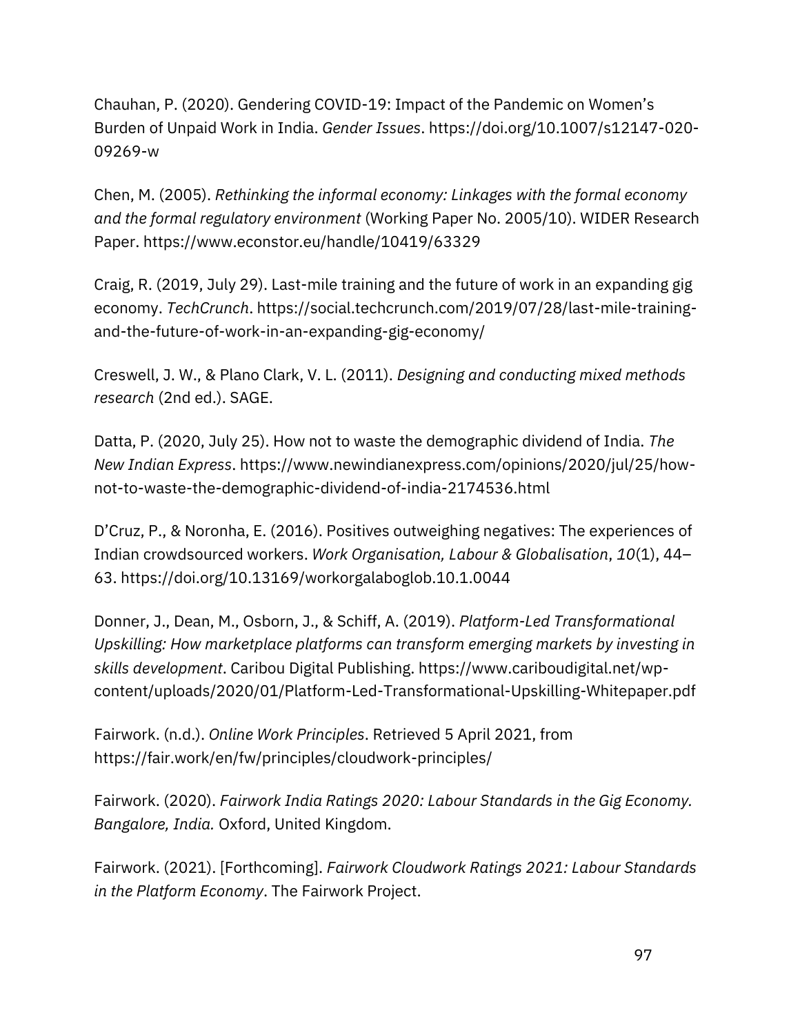Chauhan, P. (2020). Gendering COVID-19: Impact of the Pandemic on Women's Burden of Unpaid Work in India. *Gender Issues*. https://doi.org/10.1007/s12147-020-09269-w

Chen, M. (2005). *Rethinking the informal economy: Linkages with the formal economy and the formal regulatory environment* (Working Paper No. 2005/10). WIDER Research Paper. https://www.econstor.eu/handle/10419/63329

Craig, R. (2019, July 29). Last-mile training and the future of work in an expanding gig economy. *TechCrunch*. https://social.techcrunch.com/2019/07/28/last-mile-training-and-the-future-of-work-in-an-expanding-gig-economy/

Creswell, J. W., & Plano Clark, V. L. (2011). *Designing and conducting mixed methods research* (2nd ed.). SAGE.

Datta, P. (2020, July 25). How not to waste the demographic dividend of India. *The New Indian Express*. https://www.newindianexpress.com/opinions/2020/jul/25/how-not-to-waste-the-demographic-dividend-of-india-2174536.html

D'Cruz, P., & Noronha, E. (2016). Positives outweighing negatives: The experiences of Indian crowdsourced workers. *Work Organisation, Labour & Globalisation*, *10*(1), 44–63. https://doi.org/10.13169/workorgalaboglob.10.1.0044

Donner, J., Dean, M., Osborn, J., & Schiff, A. (2019). *Platform-Led Transformational Upskilling: How marketplace platforms can transform emerging markets by investing in skills development*. Caribou Digital Publishing. https://www.cariboudigital.net/wp-content/uploads/2020/01/Platform-Led-Transformational-Upskilling-Whitepaper.pdf

Fairwork. (n.d.). *Online Work Principles*. Retrieved 5 April 2021, from https://fair.work/en/fw/principles/cloudwork-principles/

Fairwork. (2020). *Fairwork India Ratings 2020: Labour Standards in the Gig Economy. Bangalore, India.* Oxford, United Kingdom.

Fairwork. (2021). [Forthcoming]. *Fairwork Cloudwork Ratings 2021: Labour Standards in the Platform Economy*. The Fairwork Project.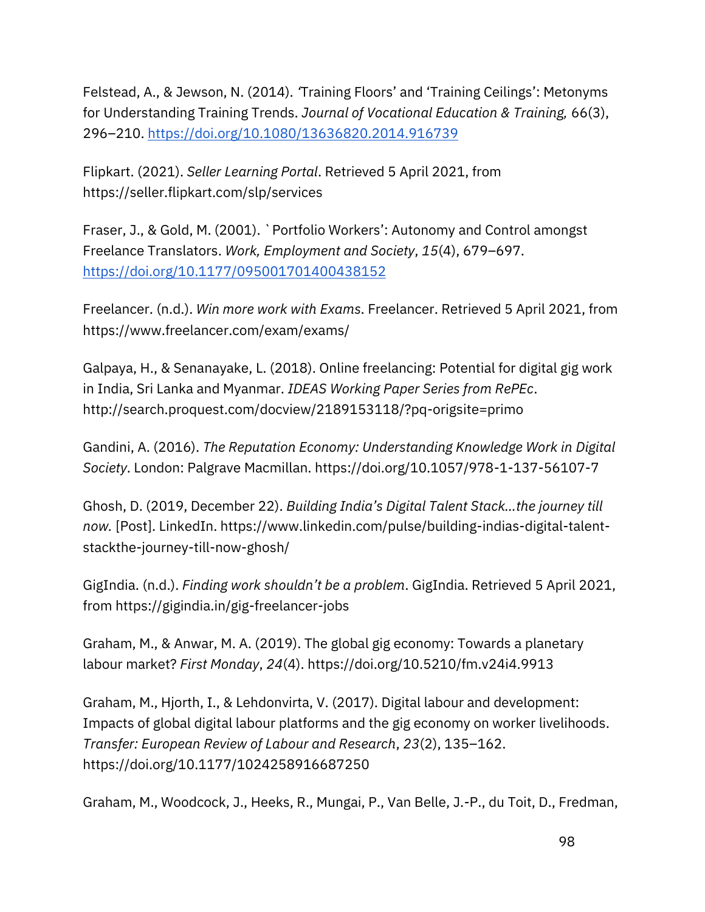Felstead, A., & Jewson, N. (2014). 'Training Floors' and 'Training Ceilings': Metonyms for Understanding Training Trends. *Journal of Vocational Education & Training,* 66(3), 296–210. https://doi.org/10.1080/13636820.2014.916739

Flipkart. (2021). *Seller Learning Portal*. Retrieved 5 April 2021, from https://seller.flipkart.com/slp/services

Fraser, J., & Gold, M. (2001). `Portfolio Workers': Autonomy and Control amongst Freelance Translators. *Work, Employment and Society*, *15*(4), 679–697. https://doi.org/10.1177/095001701400438152

Freelancer. (n.d.). *Win more work with Exams*. Freelancer. Retrieved 5 April 2021, from https://www.freelancer.com/exam/exams/

Galpaya, H., & Senanayake, L. (2018). Online freelancing: Potential for digital gig work in India, Sri Lanka and Myanmar. *IDEAS Working Paper Series from RePEc*. http://search.proquest.com/docview/2189153118/?pq-origsite=primo

Gandini, A. (2016). *The Reputation Economy: Understanding Knowledge Work in Digital Society*. London: Palgrave Macmillan. https://doi.org/10.1057/978-1-137-56107-7

Ghosh, D. (2019, December 22). *Building India's Digital Talent Stack…the journey till now.* [Post]. LinkedIn. https://www.linkedin.com/pulse/building-indias-digital-talent-stackthe-journey-till-now-ghosh/

GigIndia. (n.d.). *Finding work shouldn't be a problem*. GigIndia. Retrieved 5 April 2021, from https://gigindia.in/gig-freelancer-jobs

Graham, M., & Anwar, M. A. (2019). The global gig economy: Towards a planetary labour market? *First Monday*, *24*(4). https://doi.org/10.5210/fm.v24i4.9913

Graham, M., Hjorth, I., & Lehdonvirta, V. (2017). Digital labour and development: Impacts of global digital labour platforms and the gig economy on worker livelihoods. *Transfer: European Review of Labour and Research*, *23*(2), 135–162. https://doi.org/10.1177/1024258916687250

Graham, M., Woodcock, J., Heeks, R., Mungai, P., Van Belle, J.-P., du Toit, D., Fredman,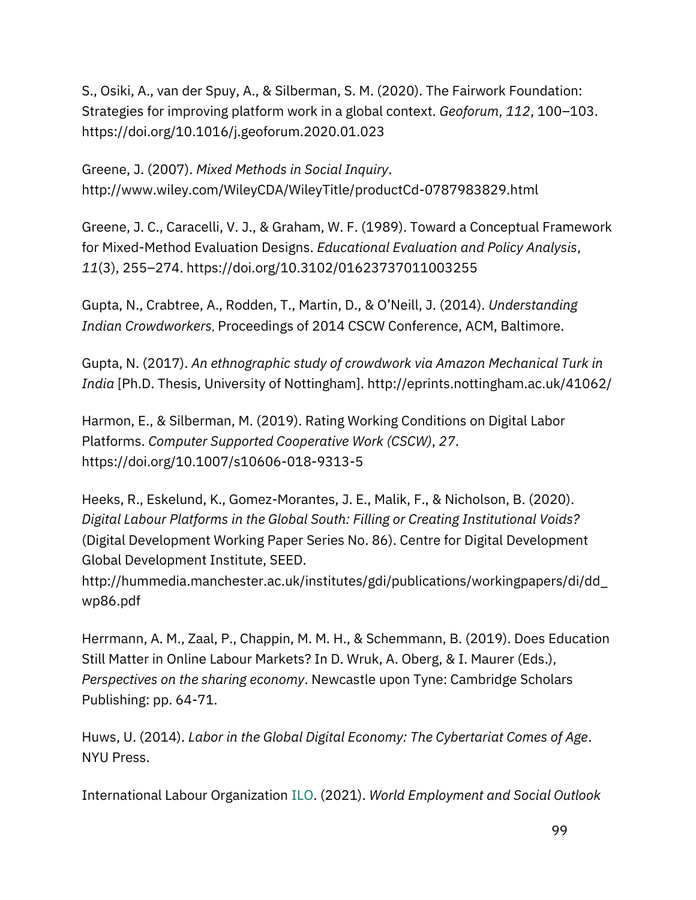S., Osiki, A., van der Spuy, A., & Silberman, S. M. (2020). The Fairwork Foundation: Strategies for improving platform work in a global context. *Geoforum*, *112*, 100–103. https://doi.org/10.1016/j.geoforum.2020.01.023

Greene, J. (2007). *Mixed Methods in Social Inquiry*. http://www.wiley.com/WileyCDA/WileyTitle/productCd-0787983829.html

Greene, J. C., Caracelli, V. J., & Graham, W. F. (1989). Toward a Conceptual Framework for Mixed-Method Evaluation Designs. *Educational Evaluation and Policy Analysis*, *11*(3), 255–274. https://doi.org/10.3102/01623737011003255

Gupta, N., Crabtree, A., Rodden, T., Martin, D., & O'Neill, J. (2014). *Understanding Indian Crowdworkers,* Proceedings of 2014 CSCW Conference, ACM, Baltimore.

Gupta, N. (2017). *An ethnographic study of crowdwork via Amazon Mechanical Turk in India* [Ph.D. Thesis, University of Nottingham]. http://eprints.nottingham.ac.uk/41062/

Harmon, E., & Silberman, M. (2019). Rating Working Conditions on Digital Labor Platforms. *Computer Supported Cooperative Work (CSCW)*, *27*. https://doi.org/10.1007/s10606-018-9313-5

Heeks, R., Eskelund, K., Gomez-Morantes, J. E., Malik, F., & Nicholson, B. (2020). *Digital Labour Platforms in the Global South: Filling or Creating Institutional Voids?* (Digital Development Working Paper Series No. 86). Centre for Digital Development Global Development Institute, SEED. http://hummedia.manchester.ac.uk/institutes/gdi/publications/workingpapers/di/dd_wp86.pdf

Herrmann, A. M., Zaal, P., Chappin, M. M. H., & Schemmann, B. (2019). Does Education Still Matter in Online Labour Markets? In D. Wruk, A. Oberg, & I. Maurer (Eds.), *Perspectives on the sharing economy*. Newcastle upon Tyne: Cambridge Scholars Publishing: pp. 64-71.

Huws, U. (2014). *Labor in the Global Digital Economy: The Cybertariat Comes of Age*. NYU Press.

International Labour Organization ILO. (2021). *World Employment and Social Outlook*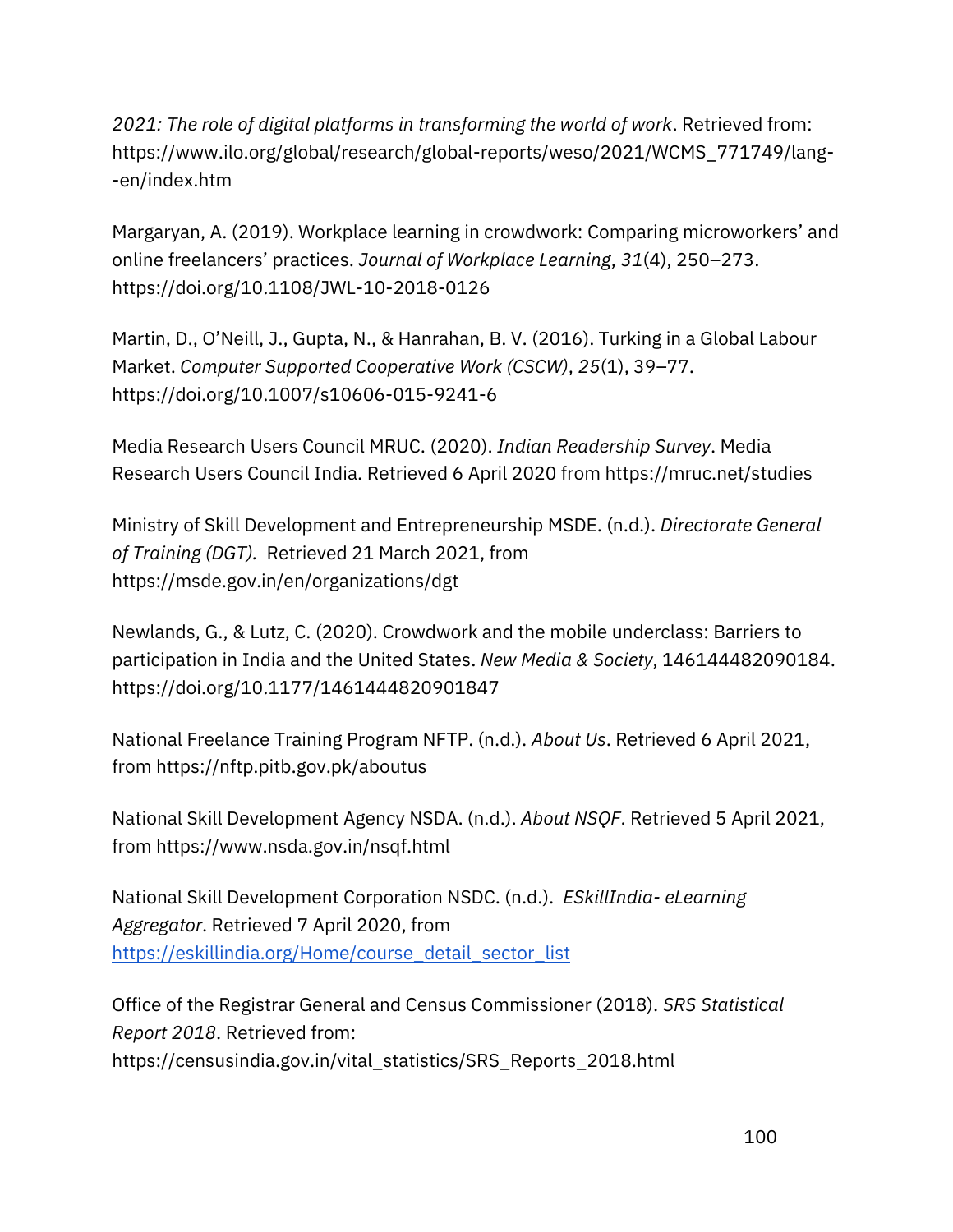*2021: The role of digital platforms in transforming the world of work*. Retrieved from: https://www.ilo.org/global/research/global-reports/weso/2021/WCMS_771749/lang--en/index.htm

Margaryan, A. (2019). Workplace learning in crowdwork: Comparing microworkers' and online freelancers' practices. *Journal of Workplace Learning*, *31*(4), 250–273. https://doi.org/10.1108/JWL-10-2018-0126

Martin, D., O'Neill, J., Gupta, N., & Hanrahan, B. V. (2016). Turking in a Global Labour Market. *Computer Supported Cooperative Work (CSCW)*, *25*(1), 39–77. https://doi.org/10.1007/s10606-015-9241-6

Media Research Users Council MRUC. (2020). *Indian Readership Survey*. Media Research Users Council India. Retrieved 6 April 2020 from https://mruc.net/studies

Ministry of Skill Development and Entrepreneurship MSDE. (n.d.). *Directorate General of Training (DGT).* Retrieved 21 March 2021, from https://msde.gov.in/en/organizations/dgt

Newlands, G., & Lutz, C. (2020). Crowdwork and the mobile underclass: Barriers to participation in India and the United States. *New Media & Society*, 146144482090184. https://doi.org/10.1177/1461444820901847

National Freelance Training Program NFTP. (n.d.). *About Us*. Retrieved 6 April 2021, from https://nftp.pitb.gov.pk/aboutus

National Skill Development Agency NSDA. (n.d.). *About NSQF*. Retrieved 5 April 2021, from https://www.nsda.gov.in/nsqf.html

National Skill Development Corporation NSDC. (n.d.). *ESkillIndia- eLearning Aggregator*. Retrieved 7 April 2020, from https://eskillindia.org/Home/course_detail_sector_list

Office of the Registrar General and Census Commissioner (2018). *SRS Statistical Report 2018*. Retrieved from: https://censusindia.gov.in/vital_statistics/SRS_Reports_2018.html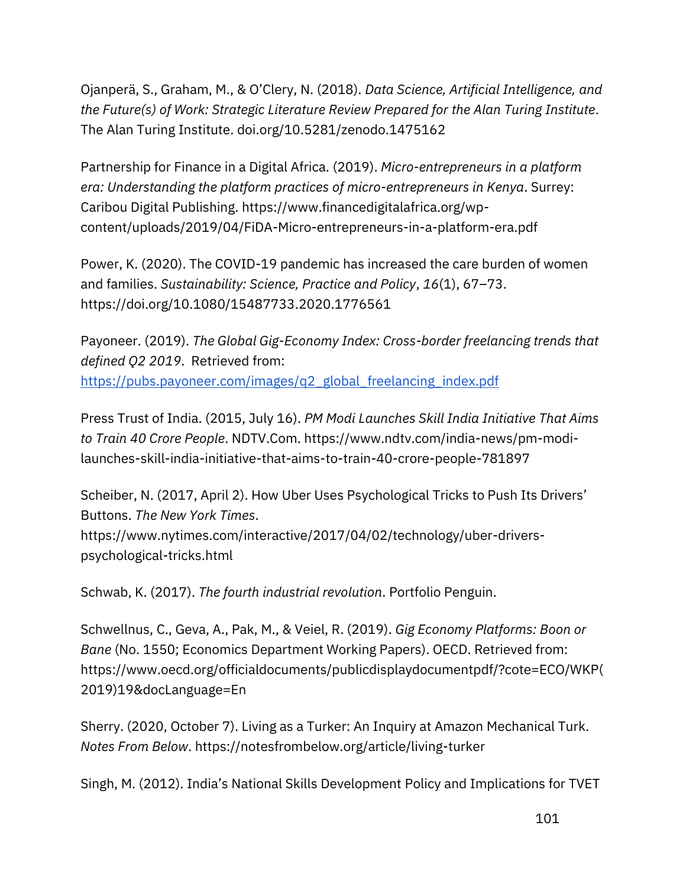Ojanperä, S., Graham, M., & O'Clery, N. (2018). *Data Science, Artificial Intelligence, and the Future(s) of Work: Strategic Literature Review Prepared for the Alan Turing Institute*. The Alan Turing Institute. doi.org/10.5281/zenodo.1475162

Partnership for Finance in a Digital Africa. (2019). *Micro-entrepreneurs in a platform era: Understanding the platform practices of micro-entrepreneurs in Kenya*. Surrey: Caribou Digital Publishing. https://www.financedigitalafrica.org/wp-content/uploads/2019/04/FiDA-Micro-entrepreneurs-in-a-platform-era.pdf

Power, K. (2020). The COVID-19 pandemic has increased the care burden of women and families. *Sustainability: Science, Practice and Policy*, *16*(1), 67–73. https://doi.org/10.1080/15487733.2020.1776561

Payoneer. (2019). *The Global Gig-Economy Index: Cross-border freelancing trends that defined Q2 2019*. Retrieved from: https://pubs.payoneer.com/images/q2_global_freelancing_index.pdf

Press Trust of India. (2015, July 16). *PM Modi Launches Skill India Initiative That Aims to Train 40 Crore People*. NDTV.Com. https://www.ndtv.com/india-news/pm-modi-launches-skill-india-initiative-that-aims-to-train-40-crore-people-781897

Scheiber, N. (2017, April 2). How Uber Uses Psychological Tricks to Push Its Drivers' Buttons. *The New York Times*. https://www.nytimes.com/interactive/2017/04/02/technology/uber-drivers-psychological-tricks.html

Schwab, K. (2017). *The fourth industrial revolution*. Portfolio Penguin.

Schwellnus, C., Geva, A., Pak, M., & Veiel, R. (2019). *Gig Economy Platforms: Boon or Bane* (No. 1550; Economics Department Working Papers). OECD. Retrieved from: https://www.oecd.org/officialdocuments/publicdisplaydocumentpdf/?cote=ECO/WKP(2019)19&docLanguage=En

Sherry. (2020, October 7). Living as a Turker: An Inquiry at Amazon Mechanical Turk. *Notes From Below*. https://notesfrombelow.org/article/living-turker

Singh, M. (2012). India's National Skills Development Policy and Implications for TVET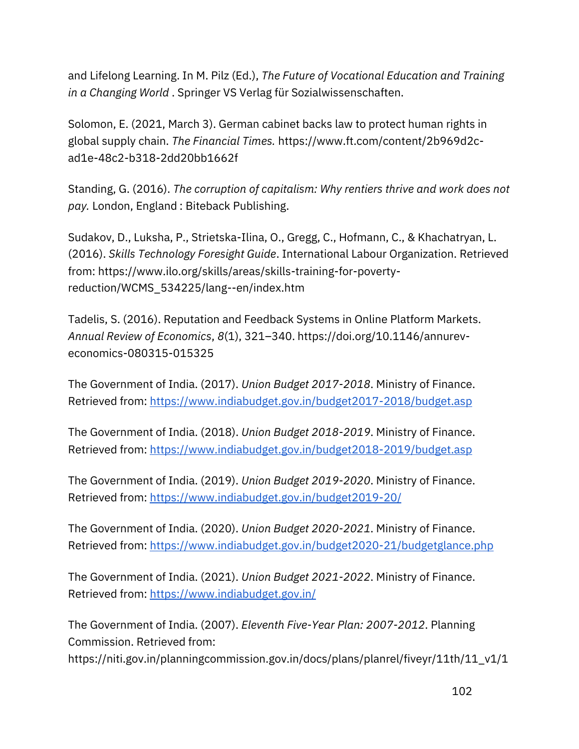and Lifelong Learning. In M. Pilz (Ed.), *The Future of Vocational Education and Training in a Changing World* . Springer VS Verlag für Sozialwissenschaften.

Solomon, E. (2021, March 3). German cabinet backs law to protect human rights in global supply chain. *The Financial Times.* https://www.ft.com/content/2b969d2c-ad1e-48c2-b318-2dd20bb1662f

Standing, G. (2016). *The corruption of capitalism: Why rentiers thrive and work does not pay.* London, England : Biteback Publishing.

Sudakov, D., Luksha, P., Strietska-Ilina, O., Gregg, C., Hofmann, C., & Khachatryan, L. (2016). *Skills Technology Foresight Guide*. International Labour Organization. Retrieved from: https://www.ilo.org/skills/areas/skills-training-for-poverty-reduction/WCMS_534225/lang--en/index.htm

Tadelis, S. (2016). Reputation and Feedback Systems in Online Platform Markets. *Annual Review of Economics*, *8*(1), 321–340. https://doi.org/10.1146/annurev-economics-080315-015325

The Government of India. (2017). *Union Budget 2017-2018*. Ministry of Finance. Retrieved from: https://www.indiabudget.gov.in/budget2017-2018/budget.asp

The Government of India. (2018). *Union Budget 2018-2019*. Ministry of Finance. Retrieved from: https://www.indiabudget.gov.in/budget2018-2019/budget.asp

The Government of India. (2019). *Union Budget 2019-2020*. Ministry of Finance. Retrieved from: https://www.indiabudget.gov.in/budget2019-20/

The Government of India. (2020). *Union Budget 2020-2021*. Ministry of Finance. Retrieved from: https://www.indiabudget.gov.in/budget2020-21/budgetglance.php

The Government of India. (2021). *Union Budget 2021-2022*. Ministry of Finance. Retrieved from: https://www.indiabudget.gov.in/

The Government of India. (2007). *Eleventh Five-Year Plan: 2007-2012*. Planning Commission. Retrieved from: https://niti.gov.in/planningcommission.gov.in/docs/plans/planrel/fiveyr/11th/11_v1/1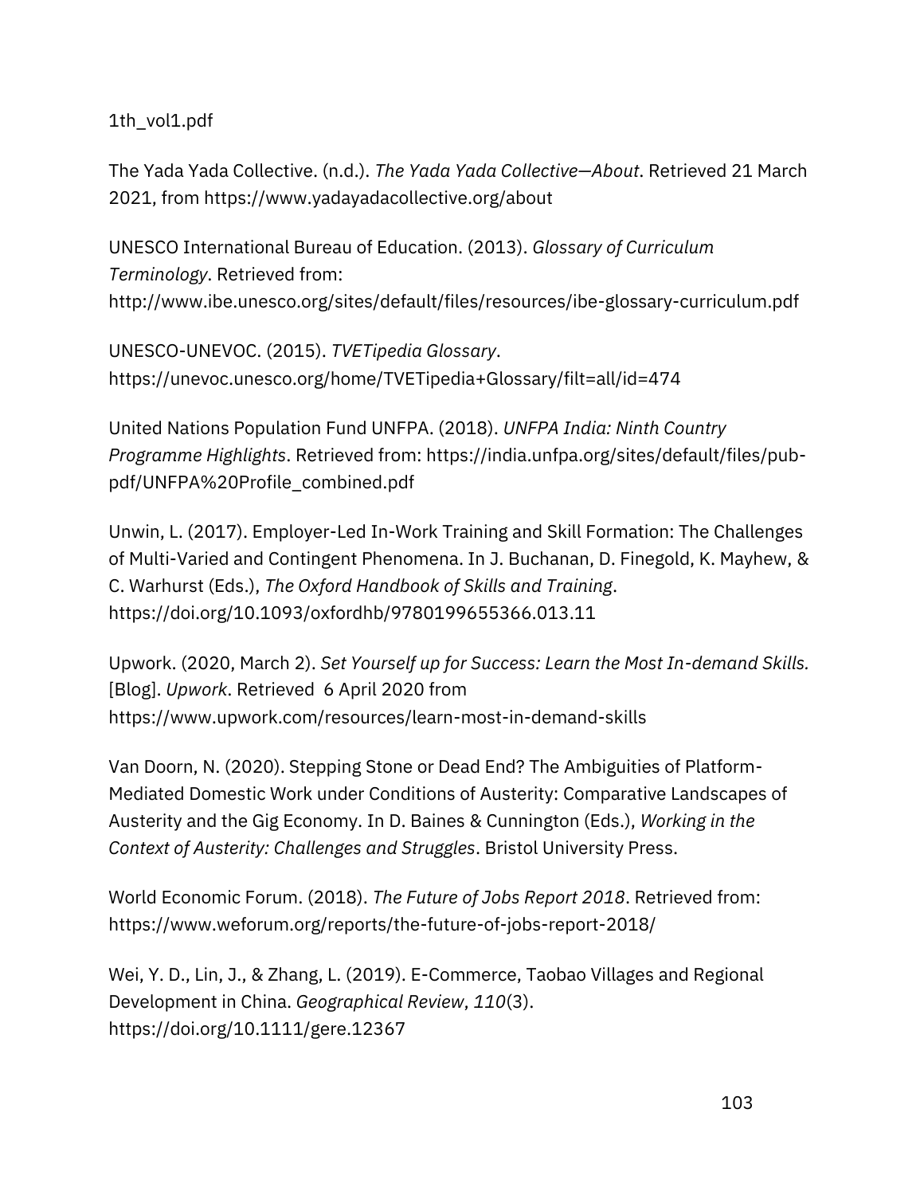1th_vol1.pdf

The Yada Yada Collective. (n.d.). *The Yada Yada Collective—About*. Retrieved 21 March 2021, from https://www.yadayadacollective.org/about

UNESCO International Bureau of Education. (2013). *Glossary of Curriculum Terminology*. Retrieved from: http://www.ibe.unesco.org/sites/default/files/resources/ibe-glossary-curriculum.pdf

UNESCO-UNEVOC. (2015). *TVETipedia Glossary*. https://unevoc.unesco.org/home/TVETipedia+Glossary/filt=all/id=474

United Nations Population Fund UNFPA. (2018). *UNFPA India: Ninth Country Programme Highlights*. Retrieved from: https://india.unfpa.org/sites/default/files/pub-pdf/UNFPA%20Profile_combined.pdf

Unwin, L. (2017). Employer-Led In-Work Training and Skill Formation: The Challenges of Multi-Varied and Contingent Phenomena. In J. Buchanan, D. Finegold, K. Mayhew, & C. Warhurst (Eds.), *The Oxford Handbook of Skills and Training*. https://doi.org/10.1093/oxfordhb/9780199655366.013.11

Upwork. (2020, March 2). *Set Yourself up for Success: Learn the Most In-demand Skills.* [Blog]. *Upwork*. Retrieved 6 April 2020 from https://www.upwork.com/resources/learn-most-in-demand-skills

Van Doorn, N. (2020). Stepping Stone or Dead End? The Ambiguities of Platform-Mediated Domestic Work under Conditions of Austerity: Comparative Landscapes of Austerity and the Gig Economy. In D. Baines & Cunnington (Eds.), *Working in the Context of Austerity: Challenges and Struggles*. Bristol University Press.

World Economic Forum. (2018). *The Future of Jobs Report 2018*. Retrieved from: https://www.weforum.org/reports/the-future-of-jobs-report-2018/

Wei, Y. D., Lin, J., & Zhang, L. (2019). E-Commerce, Taobao Villages and Regional Development in China. *Geographical Review*, *110*(3). https://doi.org/10.1111/gere.12367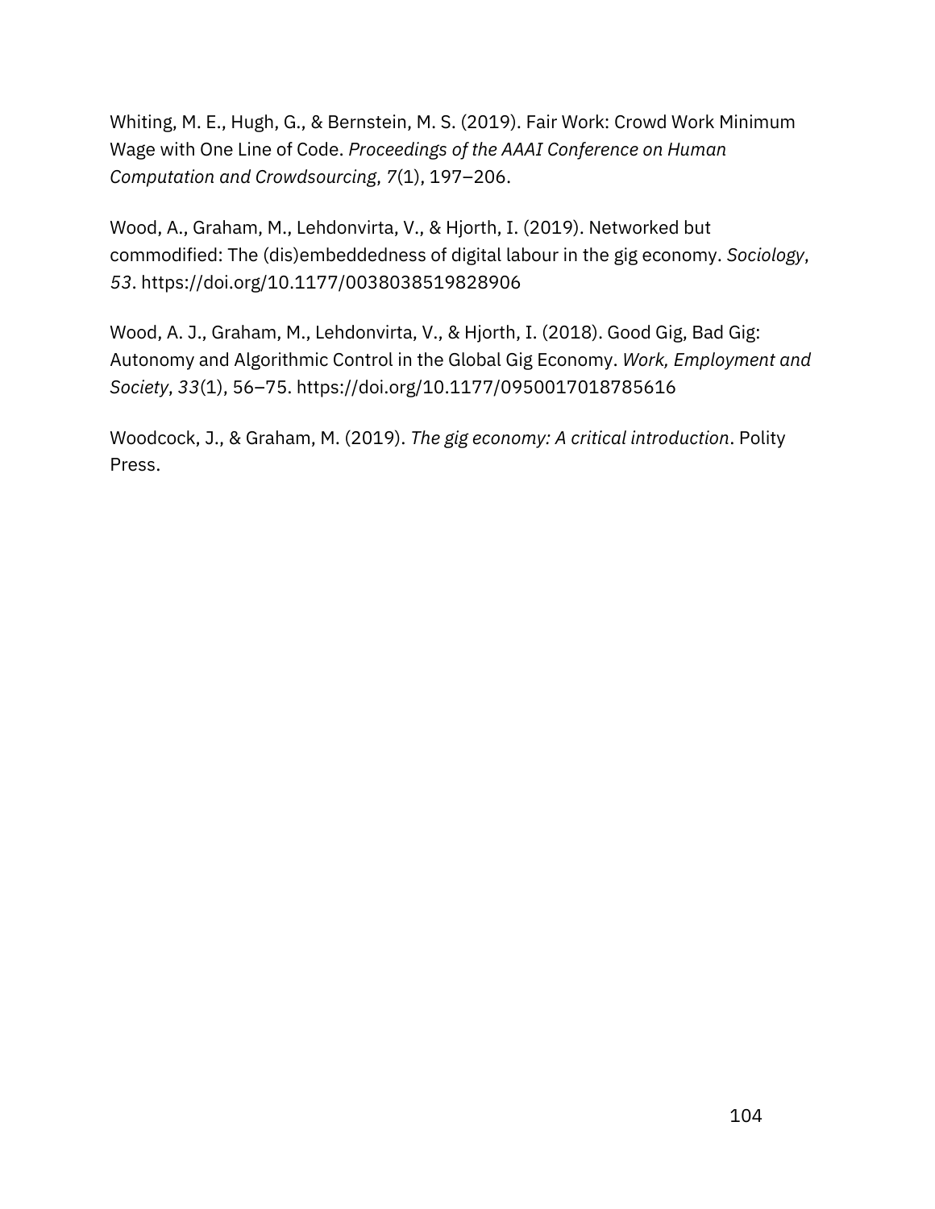Whiting, M. E., Hugh, G., & Bernstein, M. S. (2019). Fair Work: Crowd Work Minimum Wage with One Line of Code. *Proceedings of the AAAI Conference on Human Computation and Crowdsourcing*, *7*(1), 197–206.

Wood, A., Graham, M., Lehdonvirta, V., & Hjorth, I. (2019). Networked but commodified: The (dis)embeddedness of digital labour in the gig economy. *Sociology*, *53*. https://doi.org/10.1177/0038038519828906

Wood, A. J., Graham, M., Lehdonvirta, V., & Hjorth, I. (2018). Good Gig, Bad Gig: Autonomy and Algorithmic Control in the Global Gig Economy. *Work, Employment and Society*, *33*(1), 56–75. https://doi.org/10.1177/0950017018785616

Woodcock, J., & Graham, M. (2019). *The gig economy: A critical introduction*. Polity Press.